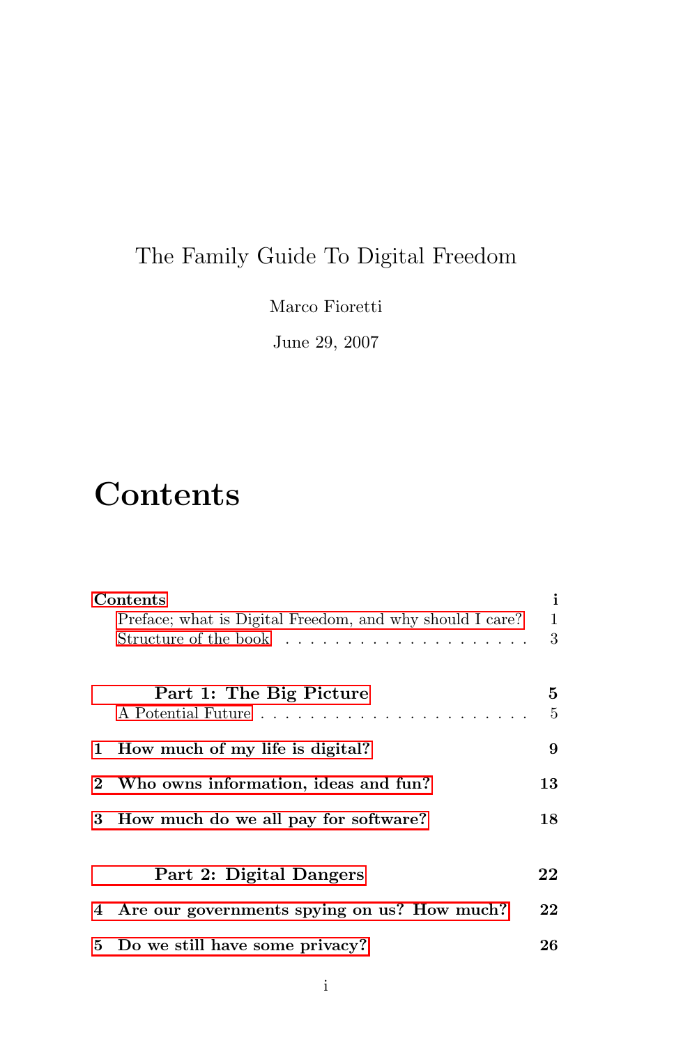The Family Guide To Digital Freedom

Marco Fioretti

June 29, 2007

# Contents

**Contents** **i**

- Preface; what is Digital Freedom, and why should I care? 1
- Structure of the book . . . . . . . . . . . . . . . . . . . . . 3

**Part 1: The Big Picture** **5**

- A Potential Future . . . . . . . . . . . . . . . . . . . . . . 5

**1 How much of my life is digital?** **9**

**2 Who owns information, ideas and fun?** **13**

**3 How much do we all pay for software?** **18**

**Part 2: Digital Dangers** **22**

**4 Are our governments spying on us? How much?** **22**

**5 Do we still have some privacy?** **26**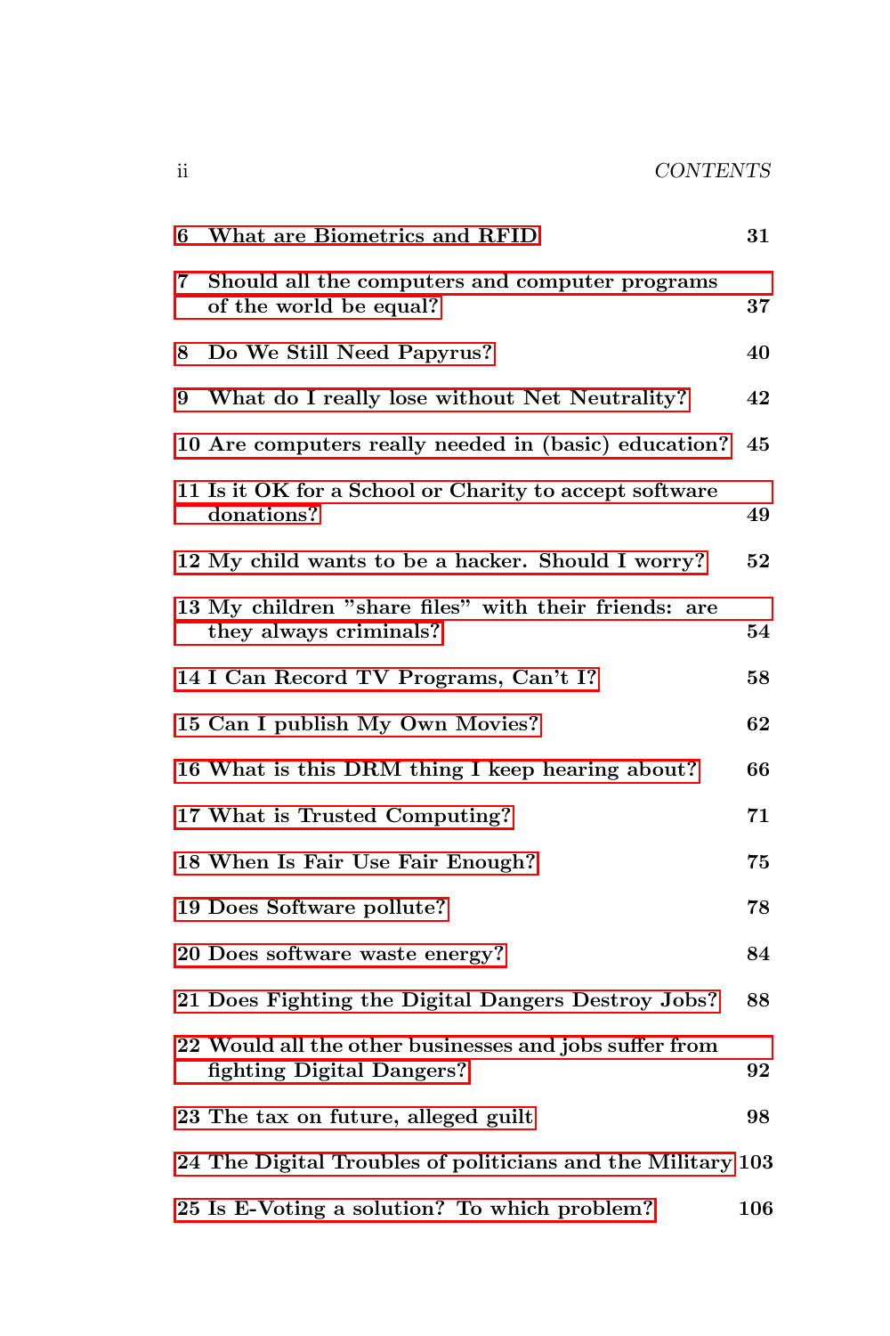**6 What are Biometrics and RFID** **31**

**7 Should all the computers and computer programs of the world be equal?** **37**

**8 Do We Still Need Papyrus?** **40**

**9 What do I really lose without Net Neutrality?** **42**

**10 Are computers really needed in (basic) education?** **45**

**11 Is it OK for a School or Charity to accept software donations?** **49**

**12 My child wants to be a hacker. Should I worry?** **52**

**13 My children "share files" with their friends: are they always criminals?** **54**

**14 I Can Record TV Programs, Can't I?** **58**

**15 Can I publish My Own Movies?** **62**

**16 What is this DRM thing I keep hearing about?** **66**

**17 What is Trusted Computing?** **71**

**18 When Is Fair Use Fair Enough?** **75**

**19 Does Software pollute?** **78**

**20 Does software waste energy?** **84**

**21 Does Fighting the Digital Dangers Destroy Jobs?** **88**

**22 Would all the other businesses and jobs suffer from fighting Digital Dangers?** **92**

**23 The tax on future, alleged guilt** **98**

**24 The Digital Troubles of politicians and the Military** **103**

**25 Is E-Voting a solution? To which problem?** **106**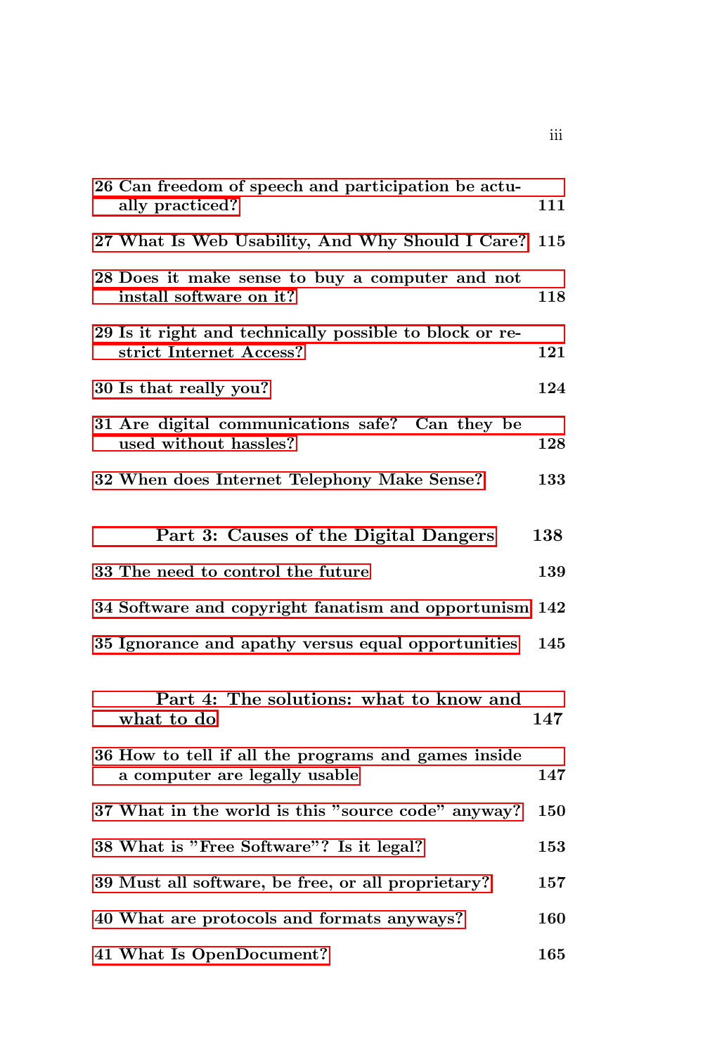26 Can freedom of speech and participation be actually practiced? 111

27 What Is Web Usability, And Why Should I Care? 115

28 Does it make sense to buy a computer and not install software on it? 118

29 Is it right and technically possible to block or restrict Internet Access? 121

30 Is that really you? 124

31 Are digital communications safe? Can they be used without hassles? 128

32 When does Internet Telephony Make Sense? 133

**Part 3: Causes of the Digital Dangers** 138

33 The need to control the future 139

34 Software and copyright fanatism and opportunism 142

35 Ignorance and apathy versus equal opportunities 145

**Part 4: The solutions: what to know and what to do** 147

36 How to tell if all the programs and games inside a computer are legally usable 147

37 What in the world is this "source code" anyway? 150

38 What is "Free Software"? Is it legal? 153

39 Must all software, be free, or all proprietary? 157

40 What are protocols and formats anyways? 160

41 What Is OpenDocument? 165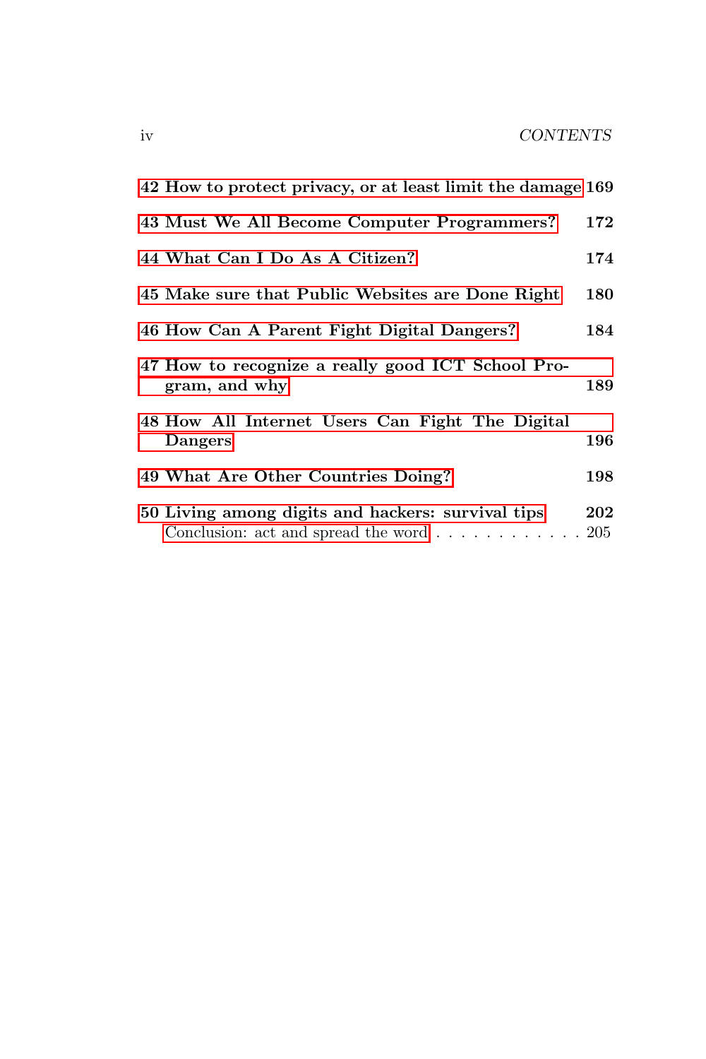**42 How to protect privacy, or at least limit the damage** **169**

**43 Must We All Become Computer Programmers?** **172**

**44 What Can I Do As A Citizen?** **174**

**45 Make sure that Public Websites are Done Right** **180**

**46 How Can A Parent Fight Digital Dangers?** **184**

**47 How to recognize a really good ICT School Program, and why** **189**

**48 How All Internet Users Can Fight The Digital Dangers** **196**

**49 What Are Other Countries Doing?** **198**

**50 Living among digits and hackers: survival tips** **202**

Conclusion: act and spread the word . . . . . . . . . . . . 205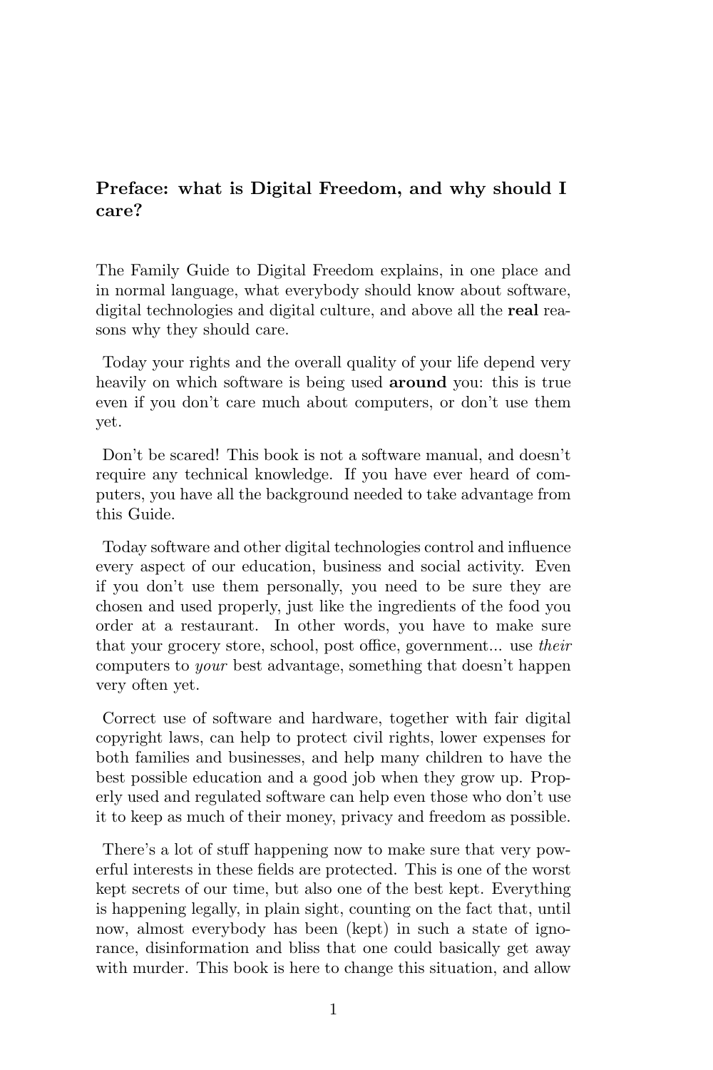## Preface: what is Digital Freedom, and why should I care?

The Family Guide to Digital Freedom explains, in one place and in normal language, what everybody should know about software, digital technologies and digital culture, and above all the **real** reasons why they should care.

Today your rights and the overall quality of your life depend very heavily on which software is being used **around** you: this is true even if you don't care much about computers, or don't use them yet.

Don't be scared! This book is not a software manual, and doesn't require any technical knowledge. If you have ever heard of computers, you have all the background needed to take advantage from this Guide.

Today software and other digital technologies control and influence every aspect of our education, business and social activity. Even if you don't use them personally, you need to be sure they are chosen and used properly, just like the ingredients of the food you order at a restaurant. In other words, you have to make sure that your grocery store, school, post office, government... use *their* computers to *your* best advantage, something that doesn't happen very often yet.

Correct use of software and hardware, together with fair digital copyright laws, can help to protect civil rights, lower expenses for both families and businesses, and help many children to have the best possible education and a good job when they grow up. Properly used and regulated software can help even those who don't use it to keep as much of their money, privacy and freedom as possible.

There's a lot of stuff happening now to make sure that very powerful interests in these fields are protected. This is one of the worst kept secrets of our time, but also one of the best kept. Everything is happening legally, in plain sight, counting on the fact that, until now, almost everybody has been (kept) in such a state of ignorance, disinformation and bliss that one could basically get away with murder. This book is here to change this situation, and allow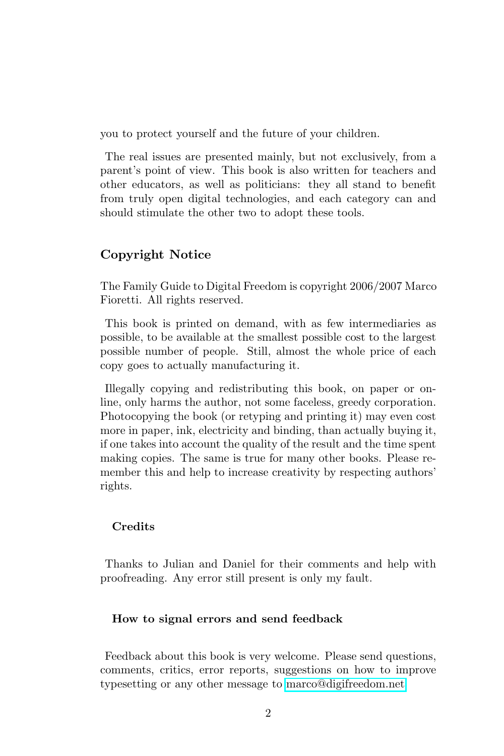you to protect yourself and the future of your children.

The real issues are presented mainly, but not exclusively, from a parent's point of view. This book is also written for teachers and other educators, as well as politicians: they all stand to benefit from truly open digital technologies, and each category can and should stimulate the other two to adopt these tools.

## Copyright Notice

The Family Guide to Digital Freedom is copyright 2006/2007 Marco Fioretti. All rights reserved.

This book is printed on demand, with as few intermediaries as possible, to be available at the smallest possible cost to the largest possible number of people. Still, almost the whole price of each copy goes to actually manufacturing it.

Illegally copying and redistributing this book, on paper or online, only harms the author, not some faceless, greedy corporation. Photocopying the book (or retyping and printing it) may even cost more in paper, ink, electricity and binding, than actually buying it, if one takes into account the quality of the result and the time spent making copies. The same is true for many other books. Please remember this and help to increase creativity by respecting authors' rights.

### Credits

Thanks to Julian and Daniel for their comments and help with proofreading. Any error still present is only my fault.

### How to signal errors and send feedback

Feedback about this book is very welcome. Please send questions, comments, critics, error reports, suggestions on how to improve typesetting or any other message to marco@digifreedom.net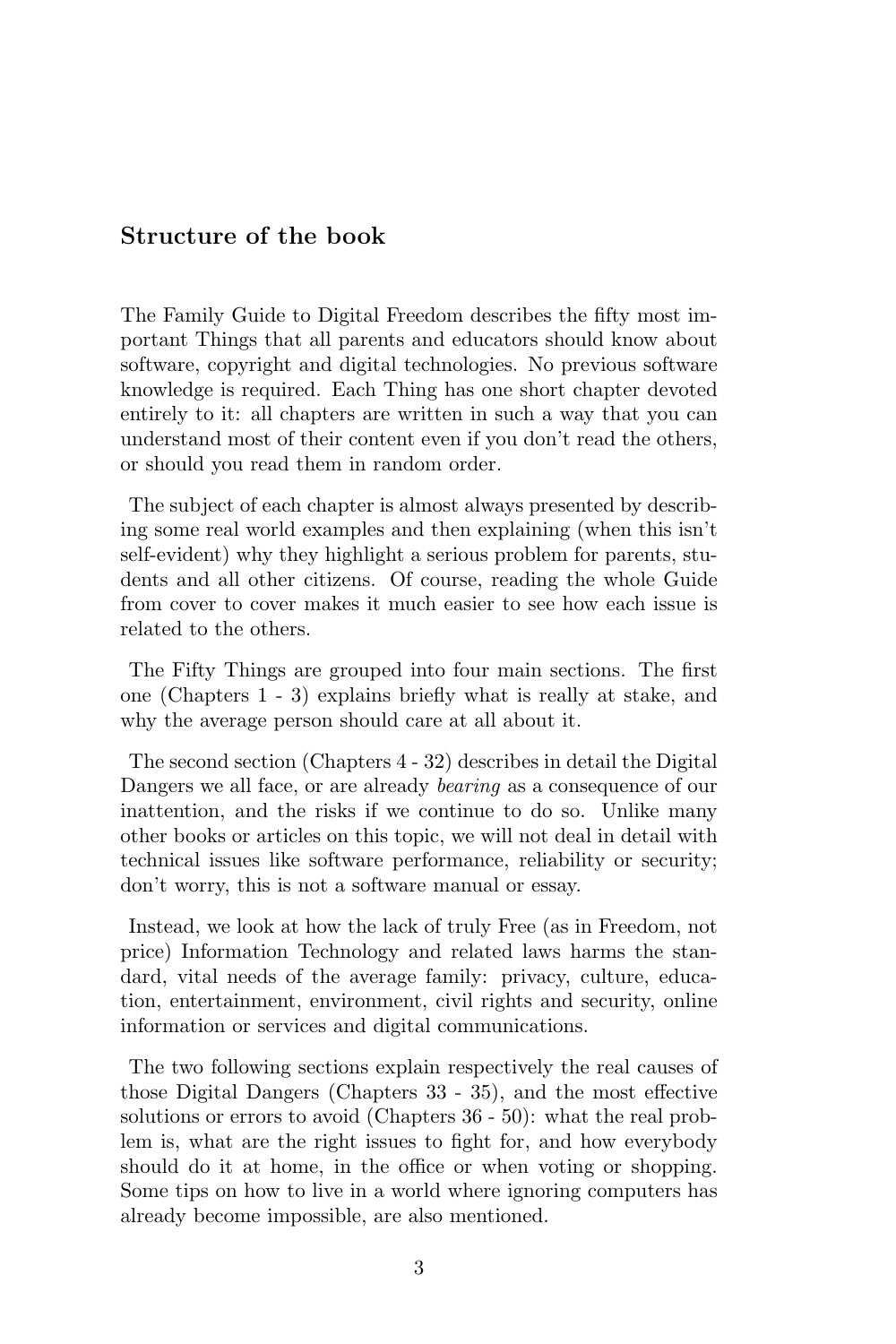## Structure of the book

The Family Guide to Digital Freedom describes the fifty most important Things that all parents and educators should know about software, copyright and digital technologies. No previous software knowledge is required. Each Thing has one short chapter devoted entirely to it: all chapters are written in such a way that you can understand most of their content even if you don't read the others, or should you read them in random order.

The subject of each chapter is almost always presented by describing some real world examples and then explaining (when this isn't self-evident) why they highlight a serious problem for parents, students and all other citizens. Of course, reading the whole Guide from cover to cover makes it much easier to see how each issue is related to the others.

The Fifty Things are grouped into four main sections. The first one (Chapters 1 - 3) explains briefly what is really at stake, and why the average person should care at all about it.

The second section (Chapters 4 - 32) describes in detail the Digital Dangers we all face, or are already *bearing* as a consequence of our inattention, and the risks if we continue to do so. Unlike many other books or articles on this topic, we will not deal in detail with technical issues like software performance, reliability or security; don't worry, this is not a software manual or essay.

Instead, we look at how the lack of truly Free (as in Freedom, not price) Information Technology and related laws harms the standard, vital needs of the average family: privacy, culture, education, entertainment, environment, civil rights and security, online information or services and digital communications.

The two following sections explain respectively the real causes of those Digital Dangers (Chapters 33 - 35), and the most effective solutions or errors to avoid (Chapters 36 - 50): what the real problem is, what are the right issues to fight for, and how everybody should do it at home, in the office or when voting or shopping. Some tips on how to live in a world where ignoring computers has already become impossible, are also mentioned.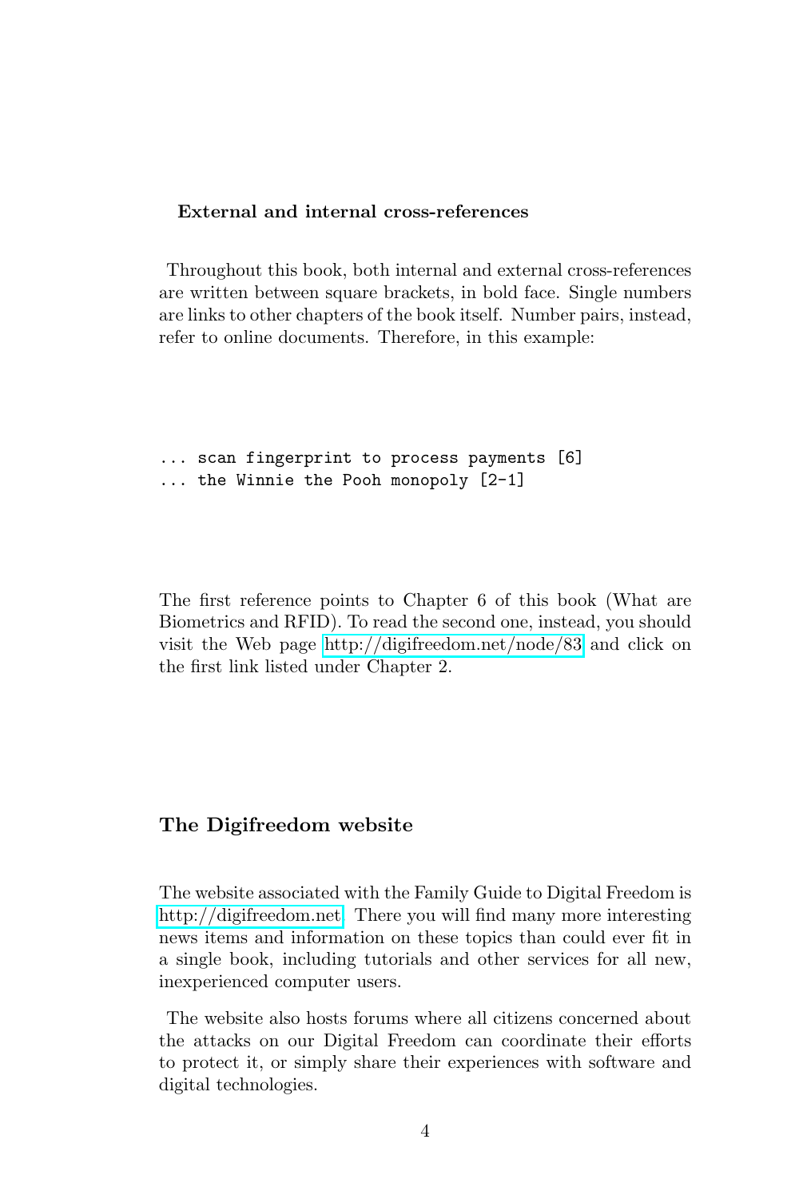### External and internal cross-references

Throughout this book, both internal and external cross-references are written between square brackets, in bold face. Single numbers are links to other chapters of the book itself. Number pairs, instead, refer to online documents. Therefore, in this example:

```
... scan fingerprint to process payments [6]
... the Winnie the Pooh monopoly [2-1]
```

The first reference points to Chapter 6 of this book (What are Biometrics and RFID). To read the second one, instead, you should visit the Web page http://digifreedom.net/node/83 and click on the first link listed under Chapter 2.

### The Digifreedom website

The website associated with the Family Guide to Digital Freedom is http://digifreedom.net. There you will find many more interesting news items and information on these topics than could ever fit in a single book, including tutorials and other services for all new, inexperienced computer users.

The website also hosts forums where all citizens concerned about the attacks on our Digital Freedom can coordinate their efforts to protect it, or simply share their experiences with software and digital technologies.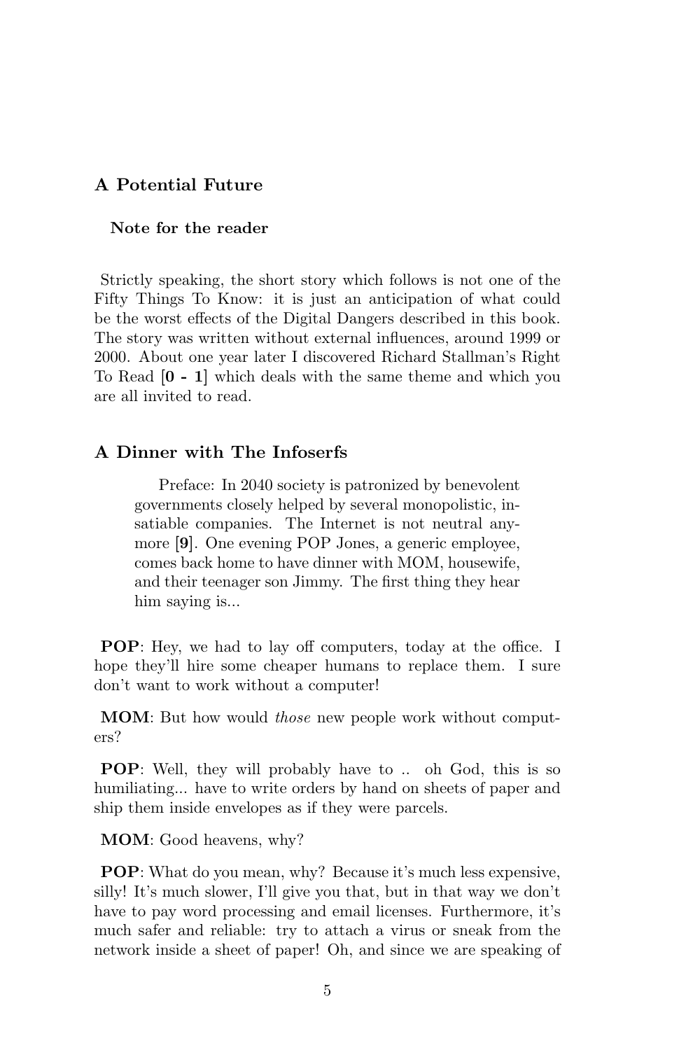## A Potential Future

### Note for the reader

Strictly speaking, the short story which follows is not one of the Fifty Things To Know: it is just an anticipation of what could be the worst effects of the Digital Dangers described in this book. The story was written without external influences, around 1999 or 2000. About one year later I discovered Richard Stallman's Right To Read [**0 - 1**] which deals with the same theme and which you are all invited to read.

## A Dinner with The Infoserfs

> Preface: In 2040 society is patronized by benevolent governments closely helped by several monopolistic, insatiable companies. The Internet is not neutral anymore [**9**]. One evening POP Jones, a generic employee, comes back home to have dinner with MOM, housewife, and their teenager son Jimmy. The first thing they hear him saying is...

**POP**: Hey, we had to lay off computers, today at the office. I hope they'll hire some cheaper humans to replace them. I sure don't want to work without a computer!

**MOM**: But how would *those* new people work without computers?

**POP**: Well, they will probably have to .. oh God, this is so humiliating... have to write orders by hand on sheets of paper and ship them inside envelopes as if they were parcels.

**MOM**: Good heavens, why?

**POP**: What do you mean, why? Because it's much less expensive, silly! It's much slower, I'll give you that, but in that way we don't have to pay word processing and email licenses. Furthermore, it's much safer and reliable: try to attach a virus or sneak from the network inside a sheet of paper! Oh, and since we are speaking of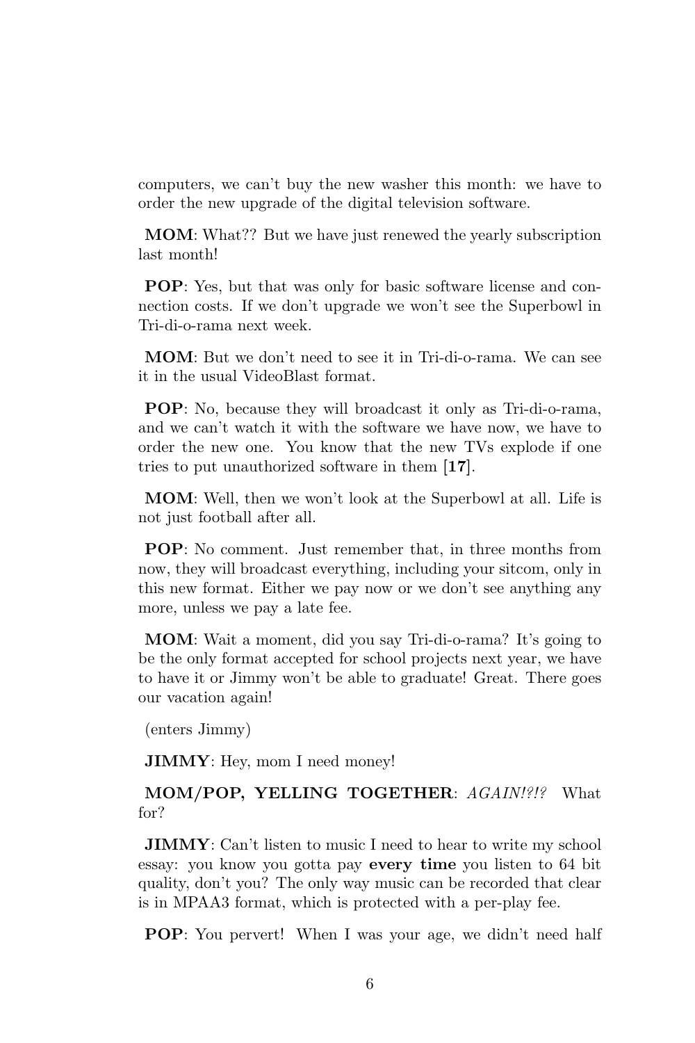computers, we can't buy the new washer this month: we have to order the new upgrade of the digital television software.

**MOM**: What?? But we have just renewed the yearly subscription last month!

**POP**: Yes, but that was only for basic software license and connection costs. If we don't upgrade we won't see the Superbowl in Tri-di-o-rama next week.

**MOM**: But we don't need to see it in Tri-di-o-rama. We can see it in the usual VideoBlast format.

**POP**: No, because they will broadcast it only as Tri-di-o-rama, and we can't watch it with the software we have now, we have to order the new one. You know that the new TVs explode if one tries to put unauthorized software in them **[17]**.

**MOM**: Well, then we won't look at the Superbowl at all. Life is not just football after all.

**POP**: No comment. Just remember that, in three months from now, they will broadcast everything, including your sitcom, only in this new format. Either we pay now or we don't see anything any more, unless we pay a late fee.

**MOM**: Wait a moment, did you say Tri-di-o-rama? It's going to be the only format accepted for school projects next year, we have to have it or Jimmy won't be able to graduate! Great. There goes our vacation again!

(enters Jimmy)

**JIMMY**: Hey, mom I need money!

**MOM/POP, YELLING TOGETHER**: *AGAIN!?!?* What for?

**JIMMY**: Can't listen to music I need to hear to write my school essay: you know you gotta pay **every time** you listen to 64 bit quality, don't you? The only way music can be recorded that clear is in MPAA3 format, which is protected with a per-play fee.

**POP**: You pervert! When I was your age, we didn't need half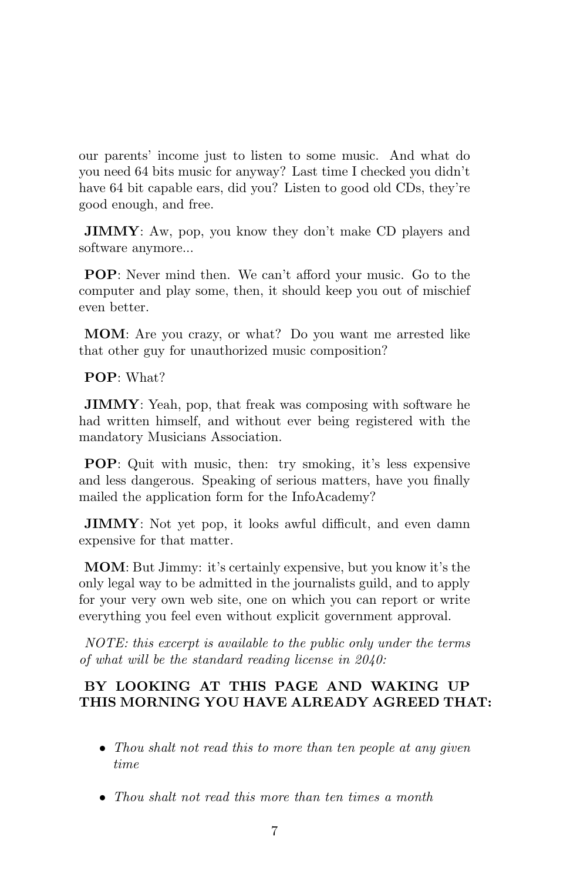our parents' income just to listen to some music. And what do you need 64 bits music for anyway? Last time I checked you didn't have 64 bit capable ears, did you? Listen to good old CDs, they're good enough, and free.

**JIMMY**: Aw, pop, you know they don't make CD players and software anymore...

**POP**: Never mind then. We can't afford your music. Go to the computer and play some, then, it should keep you out of mischief even better.

**MOM**: Are you crazy, or what? Do you want me arrested like that other guy for unauthorized music composition?

**POP**: What?

**JIMMY**: Yeah, pop, that freak was composing with software he had written himself, and without ever being registered with the mandatory Musicians Association.

**POP**: Quit with music, then: try smoking, it's less expensive and less dangerous. Speaking of serious matters, have you finally mailed the application form for the InfoAcademy?

**JIMMY**: Not yet pop, it looks awful difficult, and even damn expensive for that matter.

**MOM**: But Jimmy: it's certainly expensive, but you know it's the only legal way to be admitted in the journalists guild, and to apply for your very own web site, one on which you can report or write everything you feel even without explicit government approval.

*NOTE: this excerpt is available to the public only under the terms of what will be the standard reading license in 2040:*

**BY LOOKING AT THIS PAGE AND WAKING UP THIS MORNING YOU HAVE ALREADY AGREED THAT:**

- *Thou shalt not read this to more than ten people at any given time*
- *Thou shalt not read this more than ten times a month*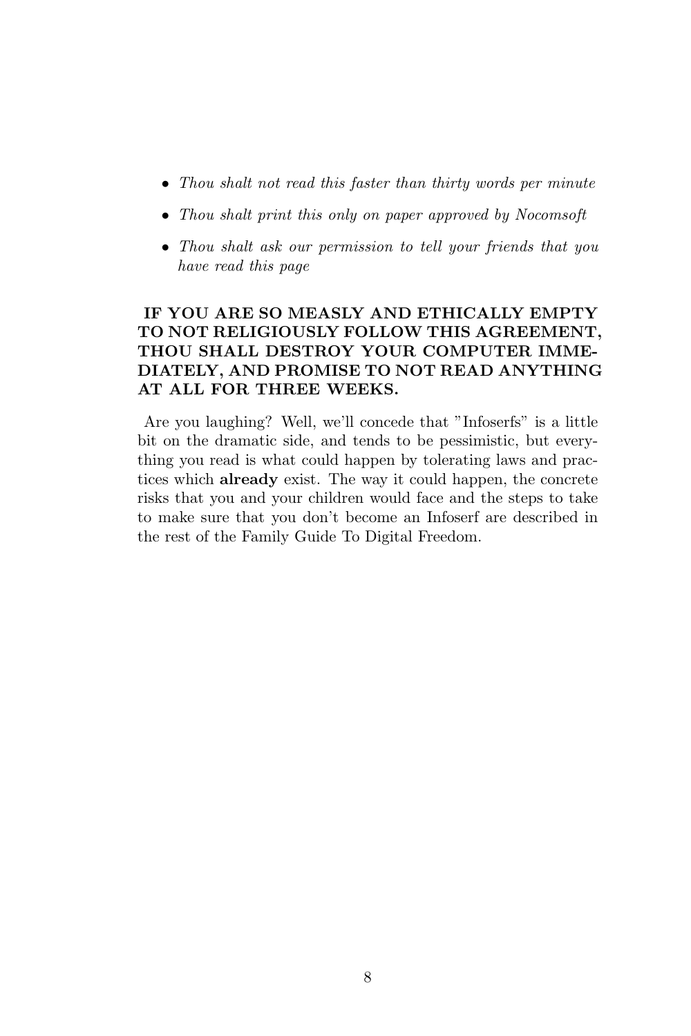- *Thou shalt not read this faster than thirty words per minute*
- *Thou shalt print this only on paper approved by Nocomsoft*
- *Thou shalt ask our permission to tell your friends that you have read this page*

**IF YOU ARE SO MEASLY AND ETHICALLY EMPTY TO NOT RELIGIOUSLY FOLLOW THIS AGREEMENT, THOU SHALL DESTROY YOUR COMPUTER IMMEDIATELY, AND PROMISE TO NOT READ ANYTHING AT ALL FOR THREE WEEKS.**

Are you laughing? Well, we'll concede that "Infoserfs" is a little bit on the dramatic side, and tends to be pessimistic, but everything you read is what could happen by tolerating laws and practices which **already** exist. The way it could happen, the concrete risks that you and your children would face and the steps to take to make sure that you don't become an Infoserf are described in the rest of the Family Guide To Digital Freedom.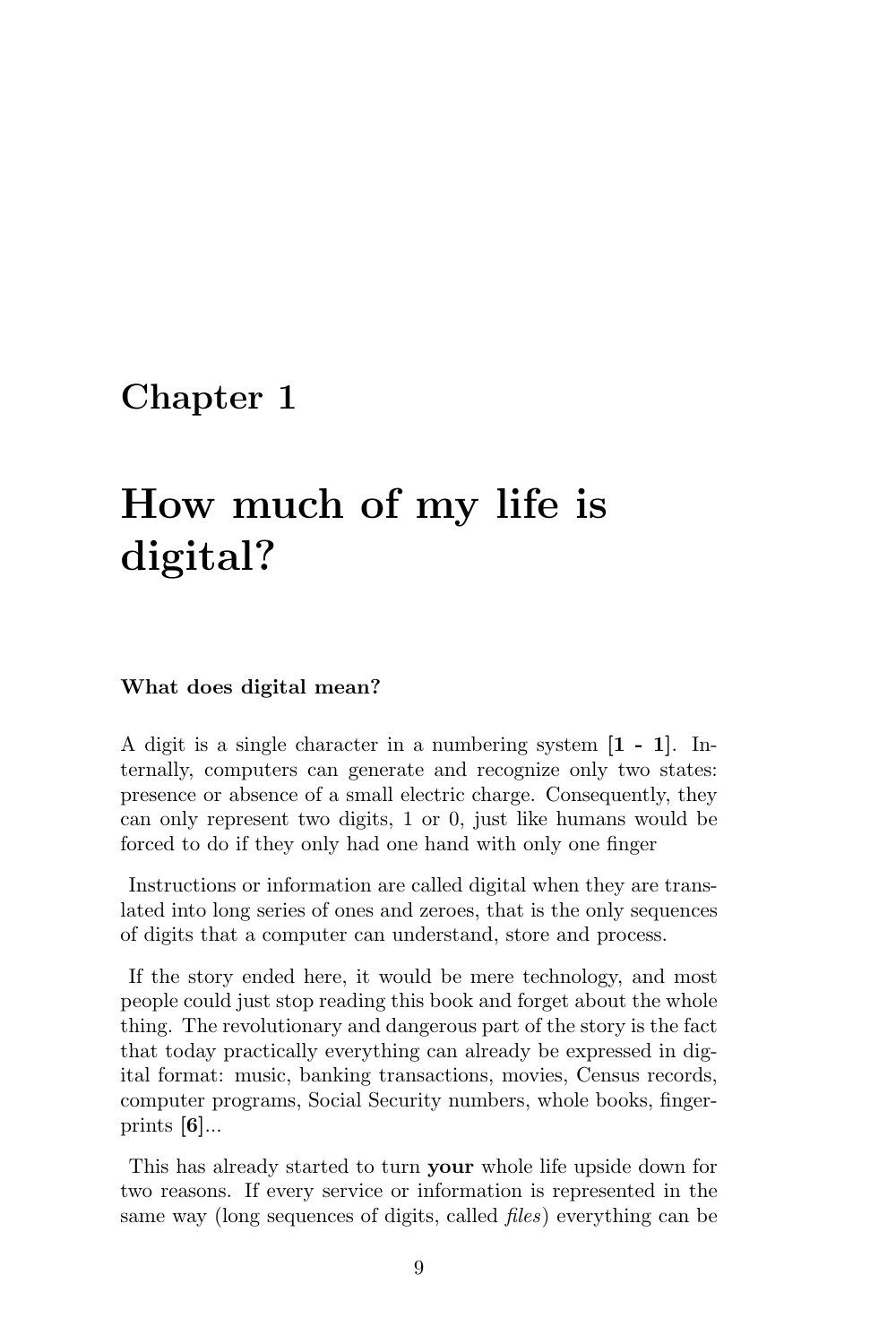# Chapter 1

# How much of my life is digital?

### What does digital mean?

A digit is a single character in a numbering system [**1 - 1**]. Internally, computers can generate and recognize only two states: presence or absence of a small electric charge. Consequently, they can only represent two digits, 1 or 0, just like humans would be forced to do if they only had one hand with only one finger

Instructions or information are called digital when they are translated into long series of ones and zeroes, that is the only sequences of digits that a computer can understand, store and process.

If the story ended here, it would be mere technology, and most people could just stop reading this book and forget about the whole thing. The revolutionary and dangerous part of the story is the fact that today practically everything can already be expressed in digital format: music, banking transactions, movies, Census records, computer programs, Social Security numbers, whole books, fingerprints [**6**]...

This has already started to turn **your** whole life upside down for two reasons. If every service or information is represented in the same way (long sequences of digits, called *files*) everything can be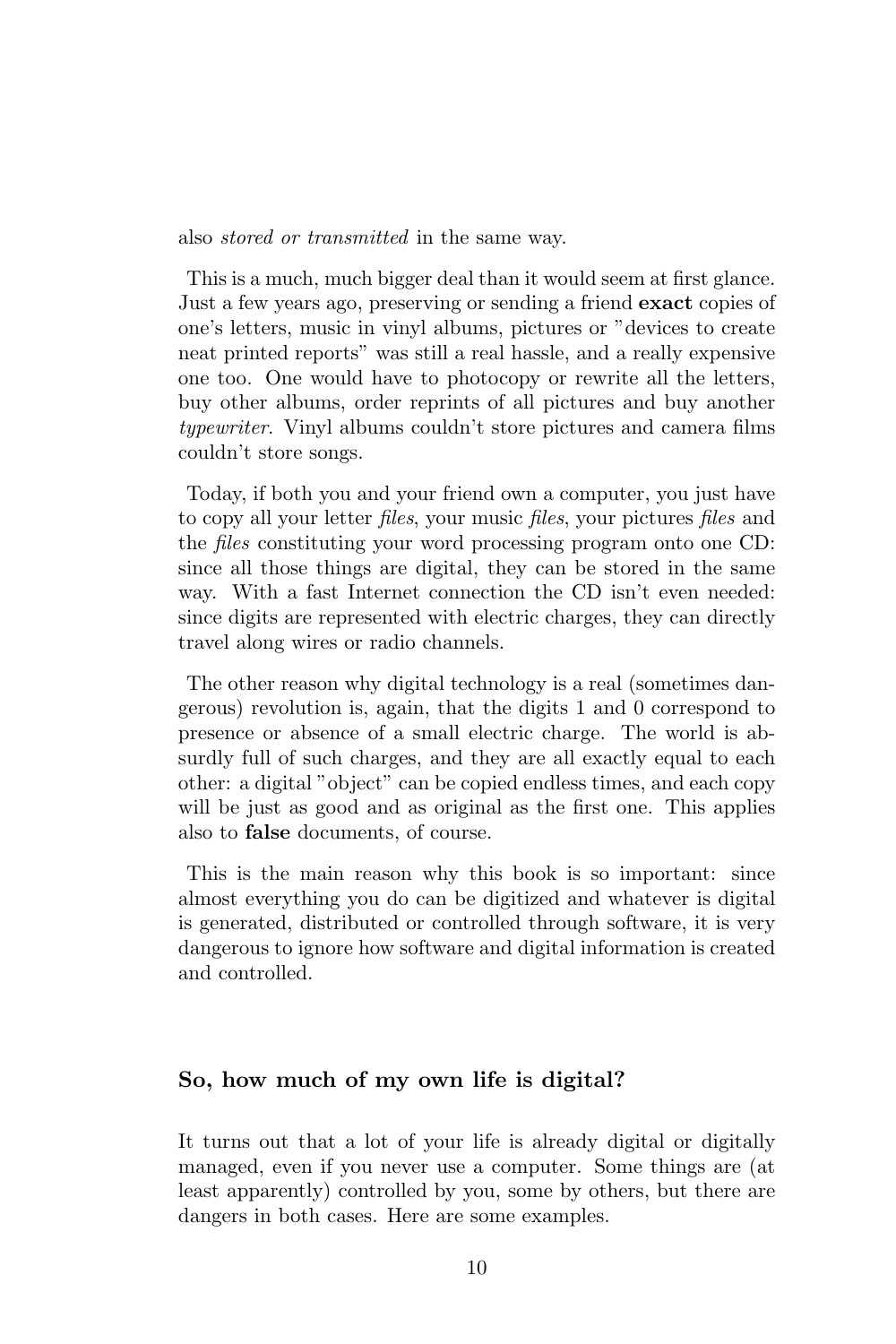also *stored or transmitted* in the same way.

This is a much, much bigger deal than it would seem at first glance. Just a few years ago, preserving or sending a friend **exact** copies of one's letters, music in vinyl albums, pictures or "devices to create neat printed reports" was still a real hassle, and a really expensive one too. One would have to photocopy or rewrite all the letters, buy other albums, order reprints of all pictures and buy another *typewriter*. Vinyl albums couldn't store pictures and camera films couldn't store songs.

Today, if both you and your friend own a computer, you just have to copy all your letter *files*, your music *files*, your pictures *files* and the *files* constituting your word processing program onto one CD: since all those things are digital, they can be stored in the same way. With a fast Internet connection the CD isn't even needed: since digits are represented with electric charges, they can directly travel along wires or radio channels.

The other reason why digital technology is a real (sometimes dangerous) revolution is, again, that the digits 1 and 0 correspond to presence or absence of a small electric charge. The world is absurdly full of such charges, and they are all exactly equal to each other: a digital "object" can be copied endless times, and each copy will be just as good and as original as the first one. This applies also to **false** documents, of course.

This is the main reason why this book is so important: since almost everything you do can be digitized and whatever is digital is generated, distributed or controlled through software, it is very dangerous to ignore how software and digital information is created and controlled.

### So, how much of my own life is digital?

It turns out that a lot of your life is already digital or digitally managed, even if you never use a computer. Some things are (at least apparently) controlled by you, some by others, but there are dangers in both cases. Here are some examples.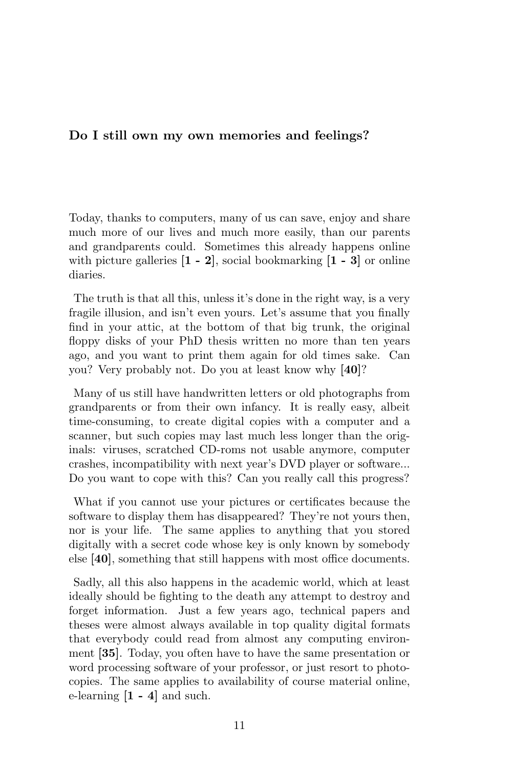## Do I still own my own memories and feelings?

Today, thanks to computers, many of us can save, enjoy and share much more of our lives and much more easily, than our parents and grandparents could. Sometimes this already happens online with picture galleries **[1 - 2]**, social bookmarking **[1 - 3]** or online diaries.

The truth is that all this, unless it's done in the right way, is a very fragile illusion, and isn't even yours. Let's assume that you finally find in your attic, at the bottom of that big trunk, the original floppy disks of your PhD thesis written no more than ten years ago, and you want to print them again for old times sake. Can you? Very probably not. Do you at least know why **[40]**?

Many of us still have handwritten letters or old photographs from grandparents or from their own infancy. It is really easy, albeit time-consuming, to create digital copies with a computer and a scanner, but such copies may last much less longer than the originals: viruses, scratched CD-roms not usable anymore, computer crashes, incompatibility with next year's DVD player or software... Do you want to cope with this? Can you really call this progress?

What if you cannot use your pictures or certificates because the software to display them has disappeared? They're not yours then, nor is your life. The same applies to anything that you stored digitally with a secret code whose key is only known by somebody else **[40]**, something that still happens with most office documents.

Sadly, all this also happens in the academic world, which at least ideally should be fighting to the death any attempt to destroy and forget information. Just a few years ago, technical papers and theses were almost always available in top quality digital formats that everybody could read from almost any computing environment **[35]**. Today, you often have to have the same presentation or word processing software of your professor, or just resort to photocopies. The same applies to availability of course material online, e-learning **[1 - 4]** and such.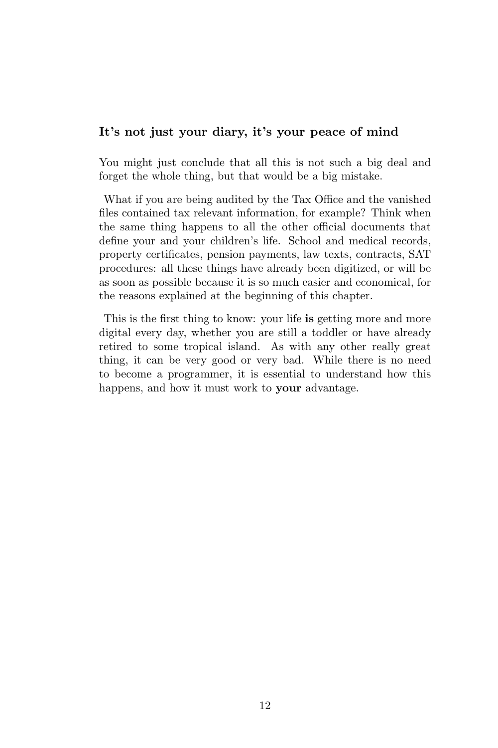### It's not just your diary, it's your peace of mind

You might just conclude that all this is not such a big deal and forget the whole thing, but that would be a big mistake.

What if you are being audited by the Tax Office and the vanished files contained tax relevant information, for example? Think when the same thing happens to all the other official documents that define your and your children's life. School and medical records, property certificates, pension payments, law texts, contracts, SAT procedures: all these things have already been digitized, or will be as soon as possible because it is so much easier and economical, for the reasons explained at the beginning of this chapter.

This is the first thing to know: your life **is** getting more and more digital every day, whether you are still a toddler or have already retired to some tropical island. As with any other really great thing, it can be very good or very bad. While there is no need to become a programmer, it is essential to understand how this happens, and how it must work to **your** advantage.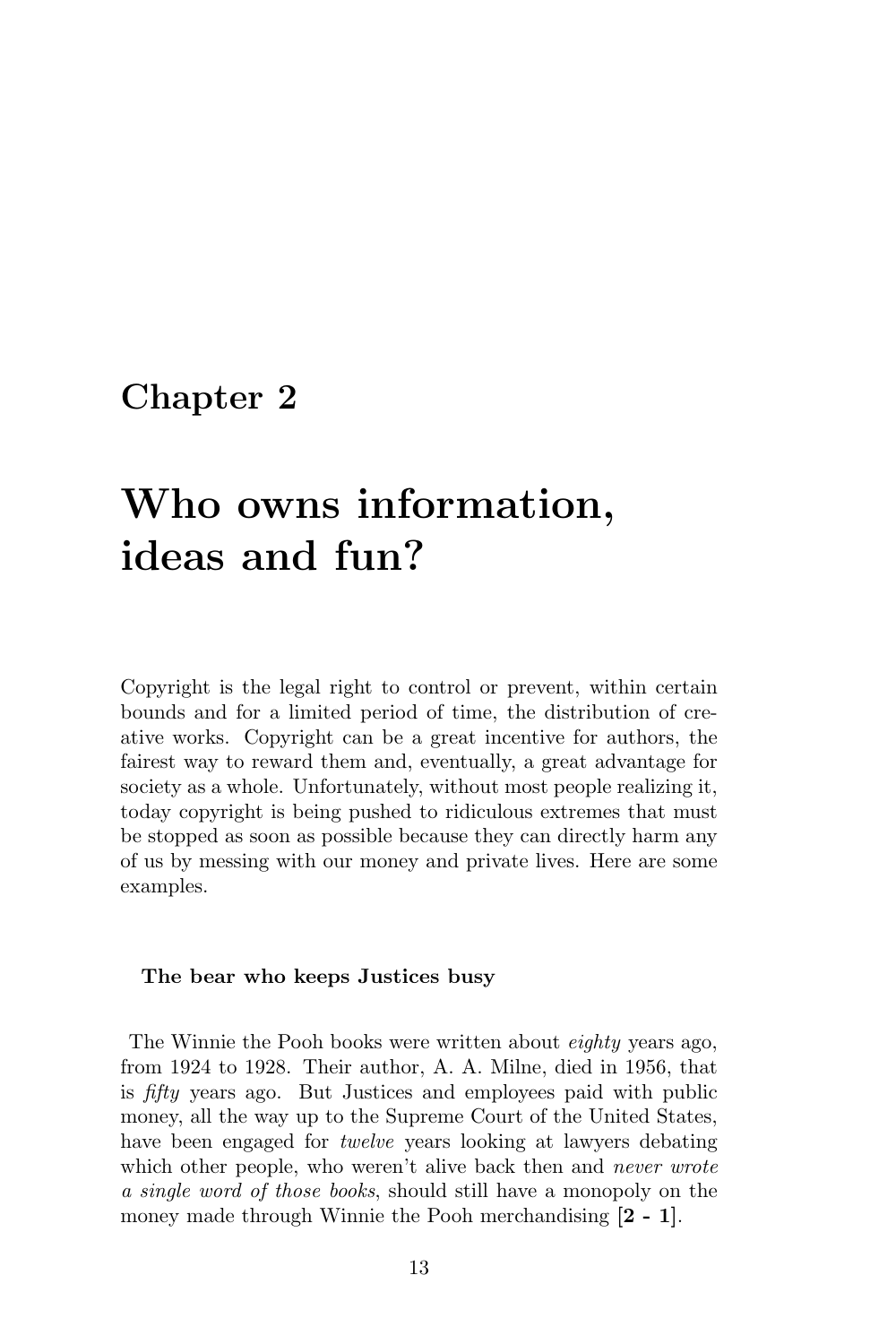# Chapter 2

# Who owns information, ideas and fun?

Copyright is the legal right to control or prevent, within certain bounds and for a limited period of time, the distribution of creative works. Copyright can be a great incentive for authors, the fairest way to reward them and, eventually, a great advantage for society as a whole. Unfortunately, without most people realizing it, today copyright is being pushed to ridiculous extremes that must be stopped as soon as possible because they can directly harm any of us by messing with our money and private lives. Here are some examples.

### The bear who keeps Justices busy

The Winnie the Pooh books were written about *eighty* years ago, from 1924 to 1928. Their author, A. A. Milne, died in 1956, that is *fifty* years ago. But Justices and employees paid with public money, all the way up to the Supreme Court of the United States, have been engaged for *twelve* years looking at lawyers debating which other people, who weren't alive back then and *never wrote a single word of those books*, should still have a monopoly on the money made through Winnie the Pooh merchandising [**2 - 1**].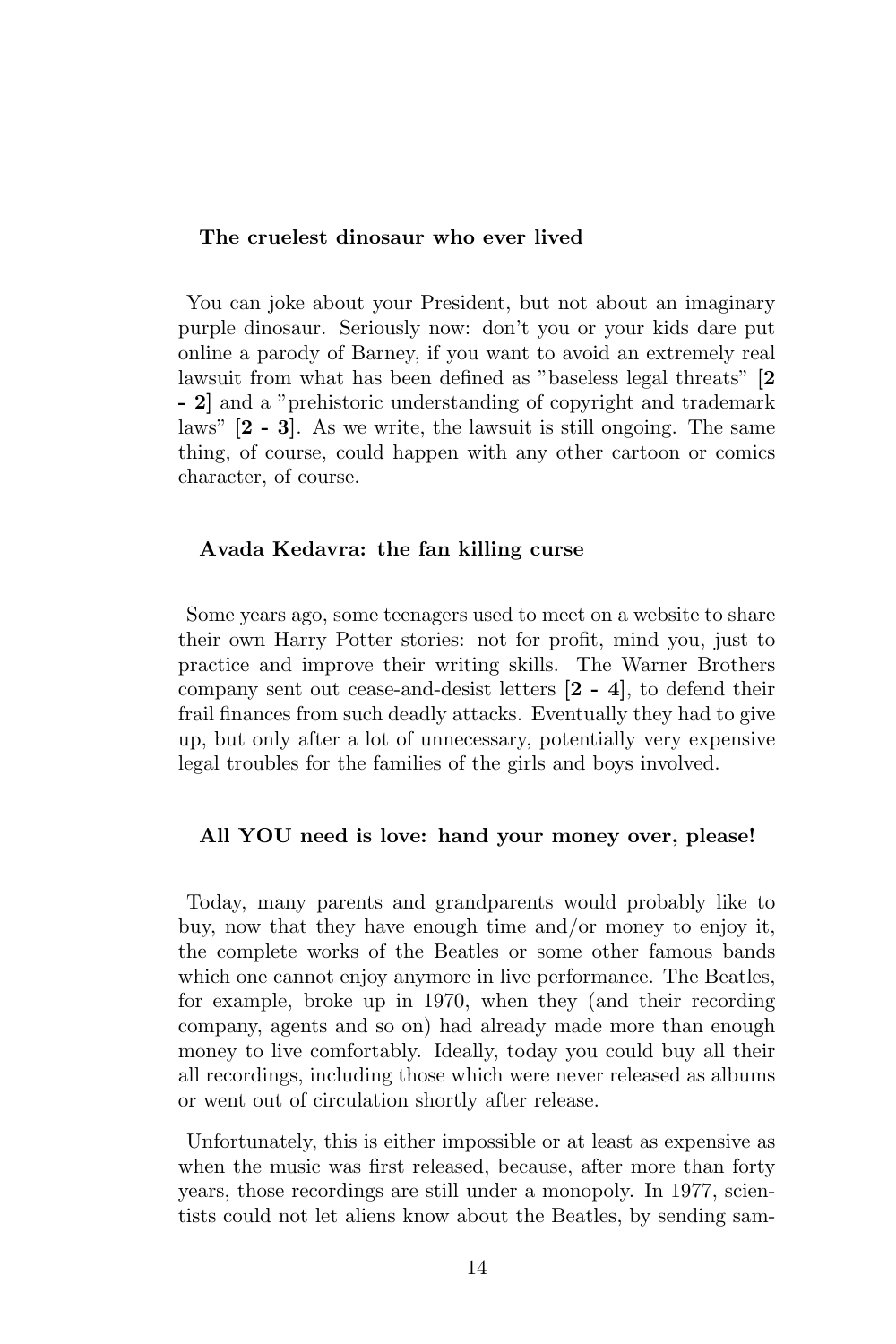### The cruelest dinosaur who ever lived

You can joke about your President, but not about an imaginary purple dinosaur. Seriously now: don't you or your kids dare put online a parody of Barney, if you want to avoid an extremely real lawsuit from what has been defined as "baseless legal threats" [**2 - 2**] and a "prehistoric understanding of copyright and trademark laws" [**2 - 3**]. As we write, the lawsuit is still ongoing. The same thing, of course, could happen with any other cartoon or comics character, of course.

### Avada Kedavra: the fan killing curse

Some years ago, some teenagers used to meet on a website to share their own Harry Potter stories: not for profit, mind you, just to practice and improve their writing skills. The Warner Brothers company sent out cease-and-desist letters [**2 - 4**], to defend their frail finances from such deadly attacks. Eventually they had to give up, but only after a lot of unnecessary, potentially very expensive legal troubles for the families of the girls and boys involved.

### All YOU need is love: hand your money over, please!

Today, many parents and grandparents would probably like to buy, now that they have enough time and/or money to enjoy it, the complete works of the Beatles or some other famous bands which one cannot enjoy anymore in live performance. The Beatles, for example, broke up in 1970, when they (and their recording company, agents and so on) had already made more than enough money to live comfortably. Ideally, today you could buy all their all recordings, including those which were never released as albums or went out of circulation shortly after release.

Unfortunately, this is either impossible or at least as expensive as when the music was first released, because, after more than forty years, those recordings are still under a monopoly. In 1977, scientists could not let aliens know about the Beatles, by sending sam-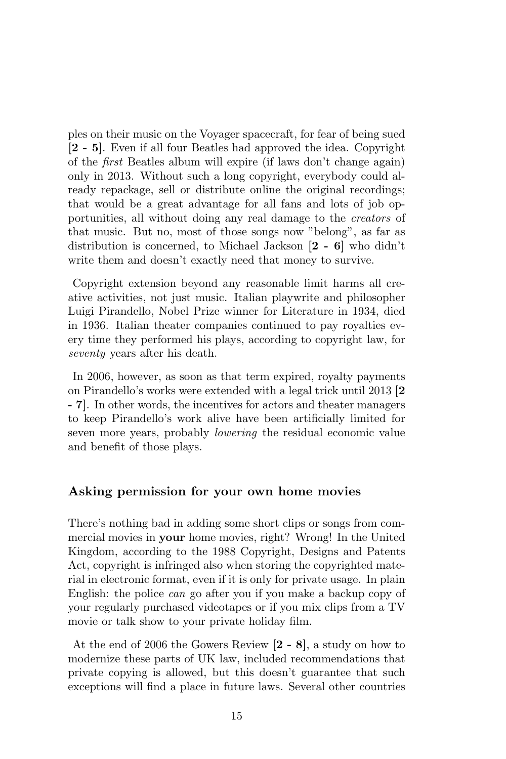ples on their music on the Voyager spacecraft, for fear of being sued **[2 - 5]**. Even if all four Beatles had approved the idea. Copyright of the *first* Beatles album will expire (if laws don't change again) only in 2013. Without such a long copyright, everybody could already repackage, sell or distribute online the original recordings; that would be a great advantage for all fans and lots of job opportunities, all without doing any real damage to the *creators* of that music. But no, most of those songs now "belong", as far as distribution is concerned, to Michael Jackson **[2 - 6]** who didn't write them and doesn't exactly need that money to survive.

Copyright extension beyond any reasonable limit harms all creative activities, not just music. Italian playwrite and philosopher Luigi Pirandello, Nobel Prize winner for Literature in 1934, died in 1936. Italian theater companies continued to pay royalties every time they performed his plays, according to copyright law, for *seventy* years after his death.

In 2006, however, as soon as that term expired, royalty payments on Pirandello's works were extended with a legal trick until 2013 **[2 - 7]**. In other words, the incentives for actors and theater managers to keep Pirandello's work alive have been artificially limited for seven more years, probably *lowering* the residual economic value and benefit of those plays.

### Asking permission for your own home movies

There's nothing bad in adding some short clips or songs from commercial movies in **your** home movies, right? Wrong! In the United Kingdom, according to the 1988 Copyright, Designs and Patents Act, copyright is infringed also when storing the copyrighted material in electronic format, even if it is only for private usage. In plain English: the police *can* go after you if you make a backup copy of your regularly purchased videotapes or if you mix clips from a TV movie or talk show to your private holiday film.

At the end of 2006 the Gowers Review **[2 - 8]**, a study on how to modernize these parts of UK law, included recommendations that private copying is allowed, but this doesn't guarantee that such exceptions will find a place in future laws. Several other countries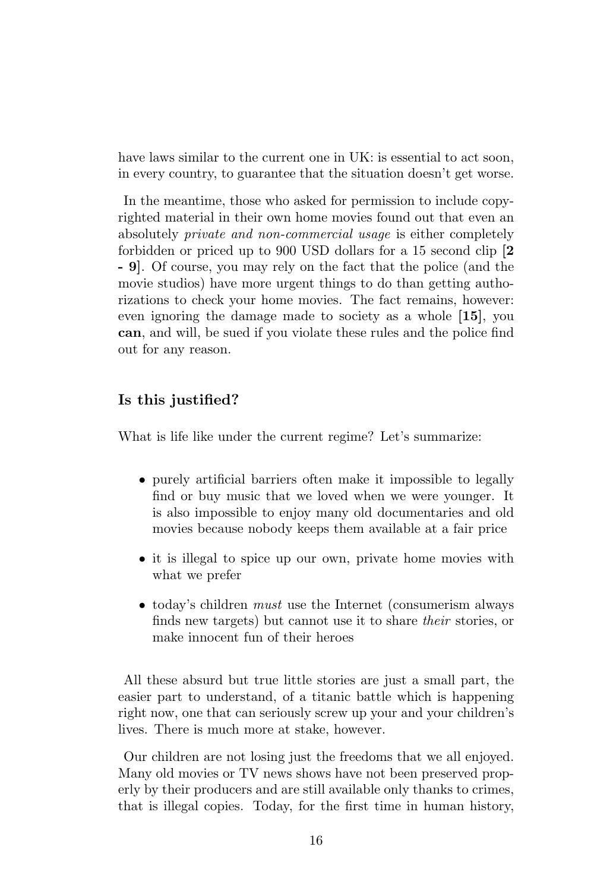have laws similar to the current one in UK: is essential to act soon, in every country, to guarantee that the situation doesn't get worse.

In the meantime, those who asked for permission to include copyrighted material in their own home movies found out that even an absolutely *private and non-commercial usage* is either completely forbidden or priced up to 900 USD dollars for a 15 second clip [**2 - 9**]. Of course, you may rely on the fact that the police (and the movie studios) have more urgent things to do than getting authorizations to check your home movies. The fact remains, however: even ignoring the damage made to society as a whole [**15**], you **can**, and will, be sued if you violate these rules and the police find out for any reason.

### Is this justified?

What is life like under the current regime? Let's summarize:

- purely artificial barriers often make it impossible to legally find or buy music that we loved when we were younger. It is also impossible to enjoy many old documentaries and old movies because nobody keeps them available at a fair price
- it is illegal to spice up our own, private home movies with what we prefer
- today's children *must* use the Internet (consumerism always finds new targets) but cannot use it to share *their* stories, or make innocent fun of their heroes

All these absurd but true little stories are just a small part, the easier part to understand, of a titanic battle which is happening right now, one that can seriously screw up your and your children's lives. There is much more at stake, however.

Our children are not losing just the freedoms that we all enjoyed. Many old movies or TV news shows have not been preserved properly by their producers and are still available only thanks to crimes, that is illegal copies. Today, for the first time in human history,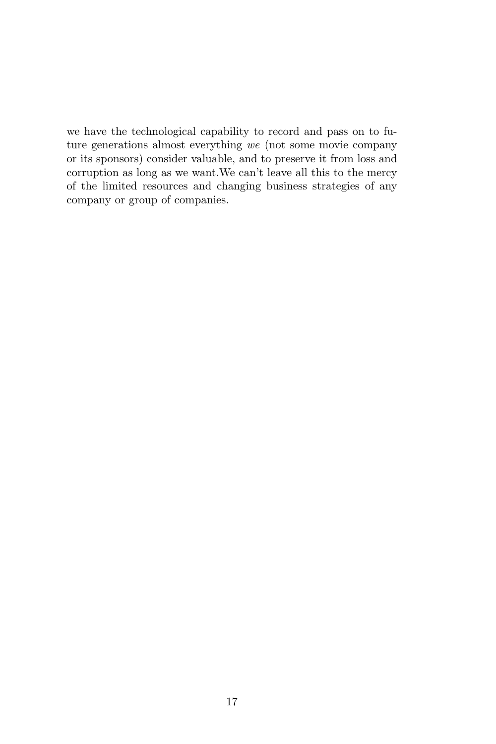we have the technological capability to record and pass on to future generations almost everything *we* (not some movie company or its sponsors) consider valuable, and to preserve it from loss and corruption as long as we want.We can't leave all this to the mercy of the limited resources and changing business strategies of any company or group of companies.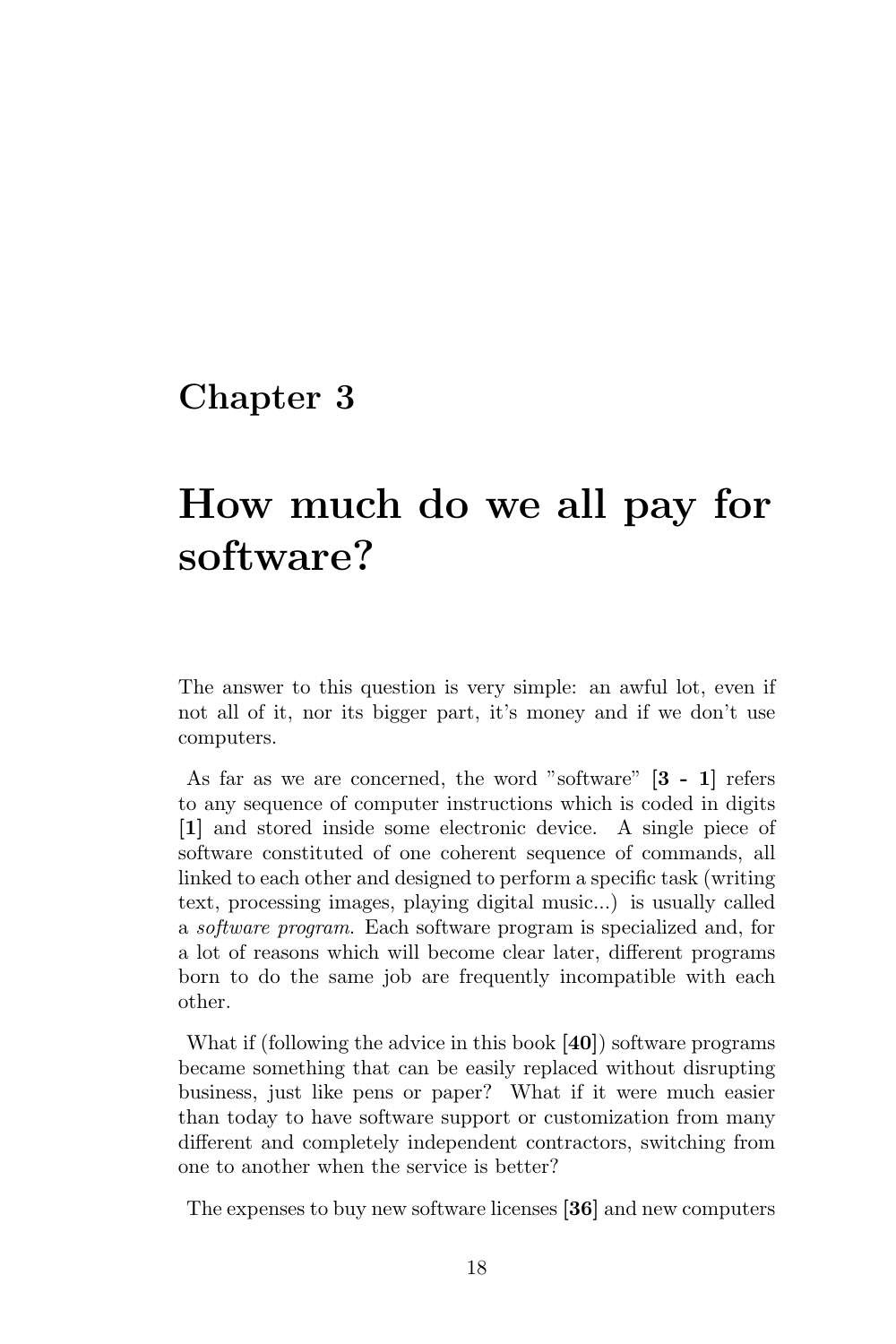# Chapter 3

# How much do we all pay for software?

The answer to this question is very simple: an awful lot, even if not all of it, nor its bigger part, it's money and if we don't use computers.

As far as we are concerned, the word "software" **[3 - 1]** refers to any sequence of computer instructions which is coded in digits **[1]** and stored inside some electronic device. A single piece of software constituted of one coherent sequence of commands, all linked to each other and designed to perform a specific task (writing text, processing images, playing digital music...) is usually called a *software program*. Each software program is specialized and, for a lot of reasons which will become clear later, different programs born to do the same job are frequently incompatible with each other.

What if (following the advice in this book **[40]**) software programs became something that can be easily replaced without disrupting business, just like pens or paper? What if it were much easier than today to have software support or customization from many different and completely independent contractors, switching from one to another when the service is better?

The expenses to buy new software licenses **[36]** and new computers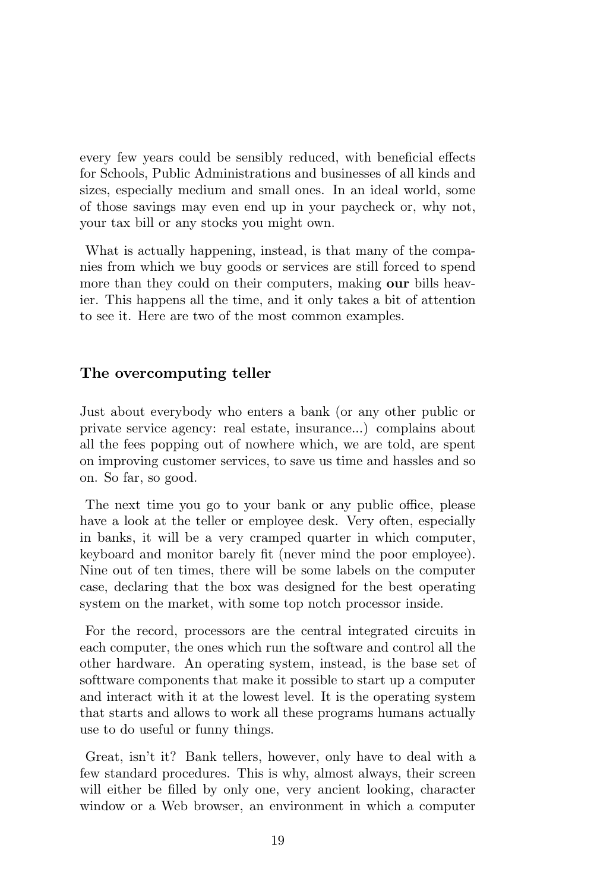every few years could be sensibly reduced, with beneficial effects for Schools, Public Administrations and businesses of all kinds and sizes, especially medium and small ones. In an ideal world, some of those savings may even end up in your paycheck or, why not, your tax bill or any stocks you might own.

What is actually happening, instead, is that many of the companies from which we buy goods or services are still forced to spend more than they could on their computers, making **our** bills heavier. This happens all the time, and it only takes a bit of attention to see it. Here are two of the most common examples.

### The overcomputing teller

Just about everybody who enters a bank (or any other public or private service agency: real estate, insurance...) complains about all the fees popping out of nowhere which, we are told, are spent on improving customer services, to save us time and hassles and so on. So far, so good.

The next time you go to your bank or any public office, please have a look at the teller or employee desk. Very often, especially in banks, it will be a very cramped quarter in which computer, keyboard and monitor barely fit (never mind the poor employee). Nine out of ten times, there will be some labels on the computer case, declaring that the box was designed for the best operating system on the market, with some top notch processor inside.

For the record, processors are the central integrated circuits in each computer, the ones which run the software and control all the other hardware. An operating system, instead, is the base set of softtware components that make it possible to start up a computer and interact with it at the lowest level. It is the operating system that starts and allows to work all these programs humans actually use to do useful or funny things.

Great, isn't it? Bank tellers, however, only have to deal with a few standard procedures. This is why, almost always, their screen will either be filled by only one, very ancient looking, character window or a Web browser, an environment in which a computer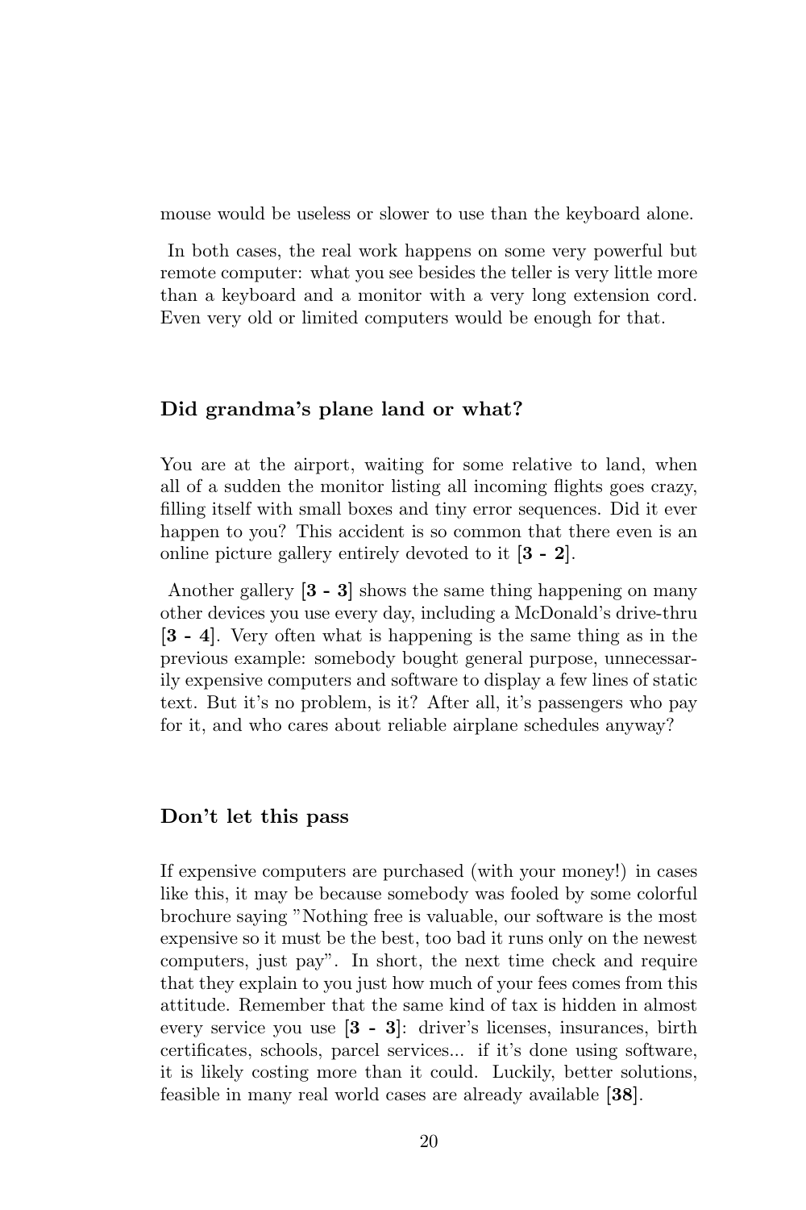mouse would be useless or slower to use than the keyboard alone.

In both cases, the real work happens on some very powerful but remote computer: what you see besides the teller is very little more than a keyboard and a monitor with a very long extension cord. Even very old or limited computers would be enough for that.

### Did grandma's plane land or what?

You are at the airport, waiting for some relative to land, when all of a sudden the monitor listing all incoming flights goes crazy, filling itself with small boxes and tiny error sequences. Did it ever happen to you? This accident is so common that there even is an online picture gallery entirely devoted to it **[3 - 2]**.

Another gallery **[3 - 3]** shows the same thing happening on many other devices you use every day, including a McDonald's drive-thru **[3 - 4]**. Very often what is happening is the same thing as in the previous example: somebody bought general purpose, unnecessarily expensive computers and software to display a few lines of static text. But it's no problem, is it? After all, it's passengers who pay for it, and who cares about reliable airplane schedules anyway?

### Don't let this pass

If expensive computers are purchased (with your money!) in cases like this, it may be because somebody was fooled by some colorful brochure saying "Nothing free is valuable, our software is the most expensive so it must be the best, too bad it runs only on the newest computers, just pay". In short, the next time check and require that they explain to you just how much of your fees comes from this attitude. Remember that the same kind of tax is hidden in almost every service you use **[3 - 3]**: driver's licenses, insurances, birth certificates, schools, parcel services... if it's done using software, it is likely costing more than it could. Luckily, better solutions, feasible in many real world cases are already available **[38]**.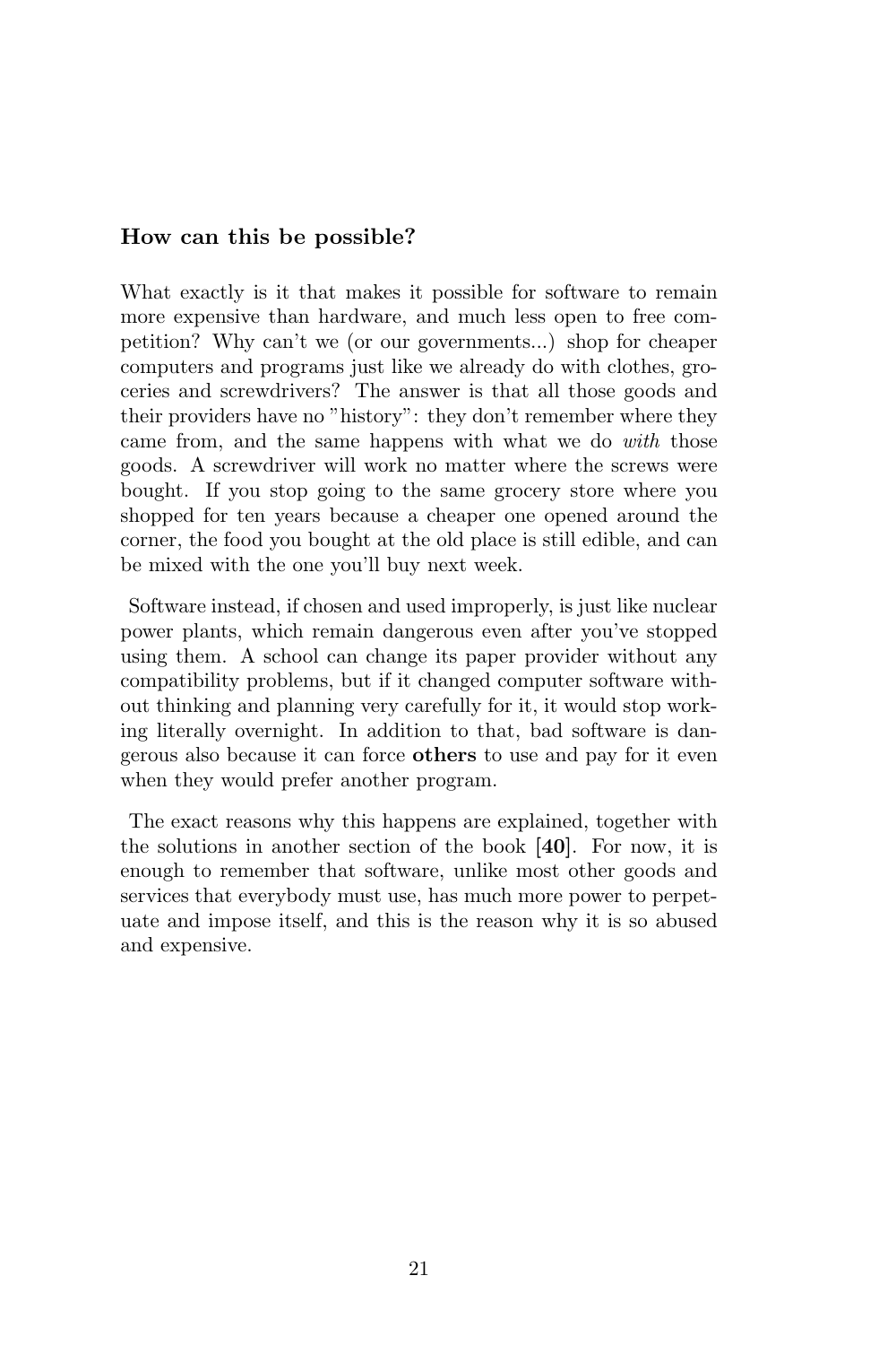### How can this be possible?

What exactly is it that makes it possible for software to remain more expensive than hardware, and much less open to free competition? Why can't we (or our governments...) shop for cheaper computers and programs just like we already do with clothes, groceries and screwdrivers? The answer is that all those goods and their providers have no "history": they don't remember where they came from, and the same happens with what we do *with* those goods. A screwdriver will work no matter where the screws were bought. If you stop going to the same grocery store where you shopped for ten years because a cheaper one opened around the corner, the food you bought at the old place is still edible, and can be mixed with the one you'll buy next week.

Software instead, if chosen and used improperly, is just like nuclear power plants, which remain dangerous even after you've stopped using them. A school can change its paper provider without any compatibility problems, but if it changed computer software without thinking and planning very carefully for it, it would stop working literally overnight. In addition to that, bad software is dangerous also because it can force **others** to use and pay for it even when they would prefer another program.

The exact reasons why this happens are explained, together with the solutions in another section of the book [**40**]. For now, it is enough to remember that software, unlike most other goods and services that everybody must use, has much more power to perpetuate and impose itself, and this is the reason why it is so abused and expensive.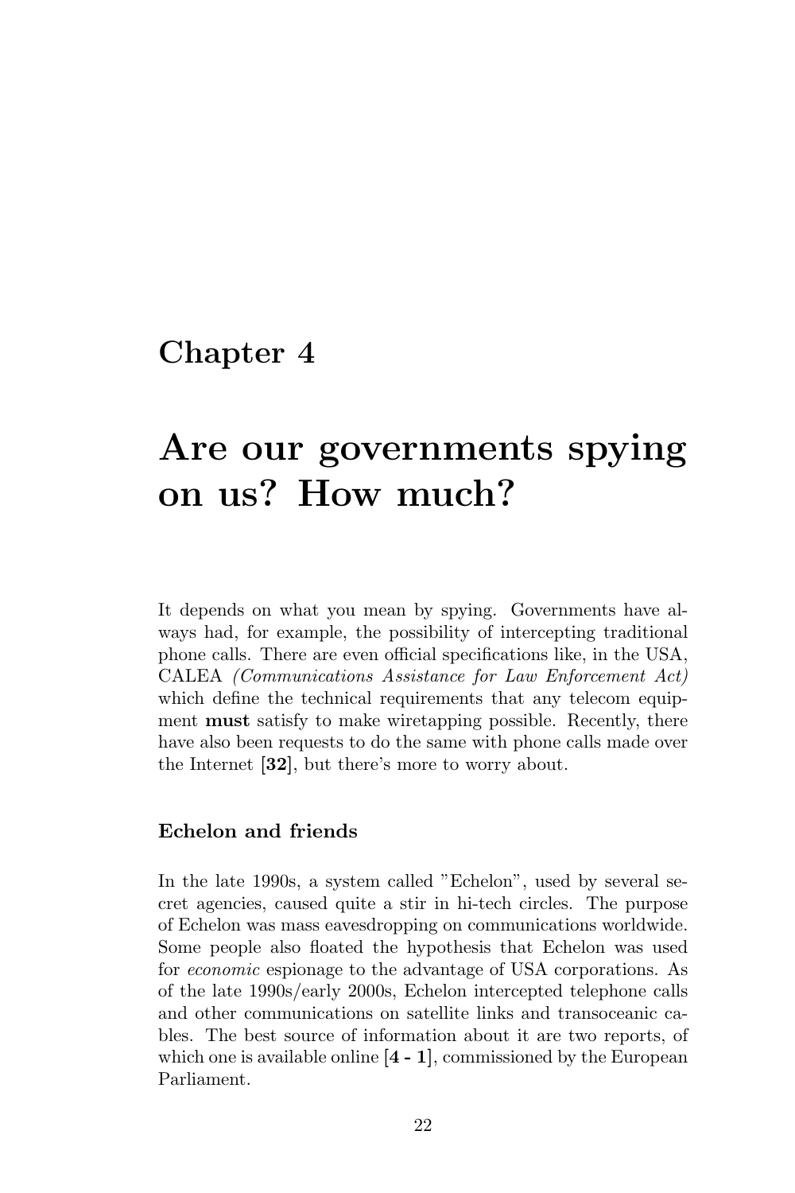# Chapter 4

# Are our governments spying on us? How much?

It depends on what you mean by spying. Governments have always had, for example, the possibility of intercepting traditional phone calls. There are even official specifications like, in the USA, CALEA *(Communications Assistance for Law Enforcement Act)* which define the technical requirements that any telecom equipment **must** satisfy to make wiretapping possible. Recently, there have also been requests to do the same with phone calls made over the Internet **[32]**, but there's more to worry about.

### Echelon and friends

In the late 1990s, a system called "Echelon", used by several secret agencies, caused quite a stir in hi-tech circles. The purpose of Echelon was mass eavesdropping on communications worldwide. Some people also floated the hypothesis that Echelon was used for *economic* espionage to the advantage of USA corporations. As of the late 1990s/early 2000s, Echelon intercepted telephone calls and other communications on satellite links and transoceanic cables. The best source of information about it are two reports, of which one is available online **[4 - 1]**, commissioned by the European Parliament.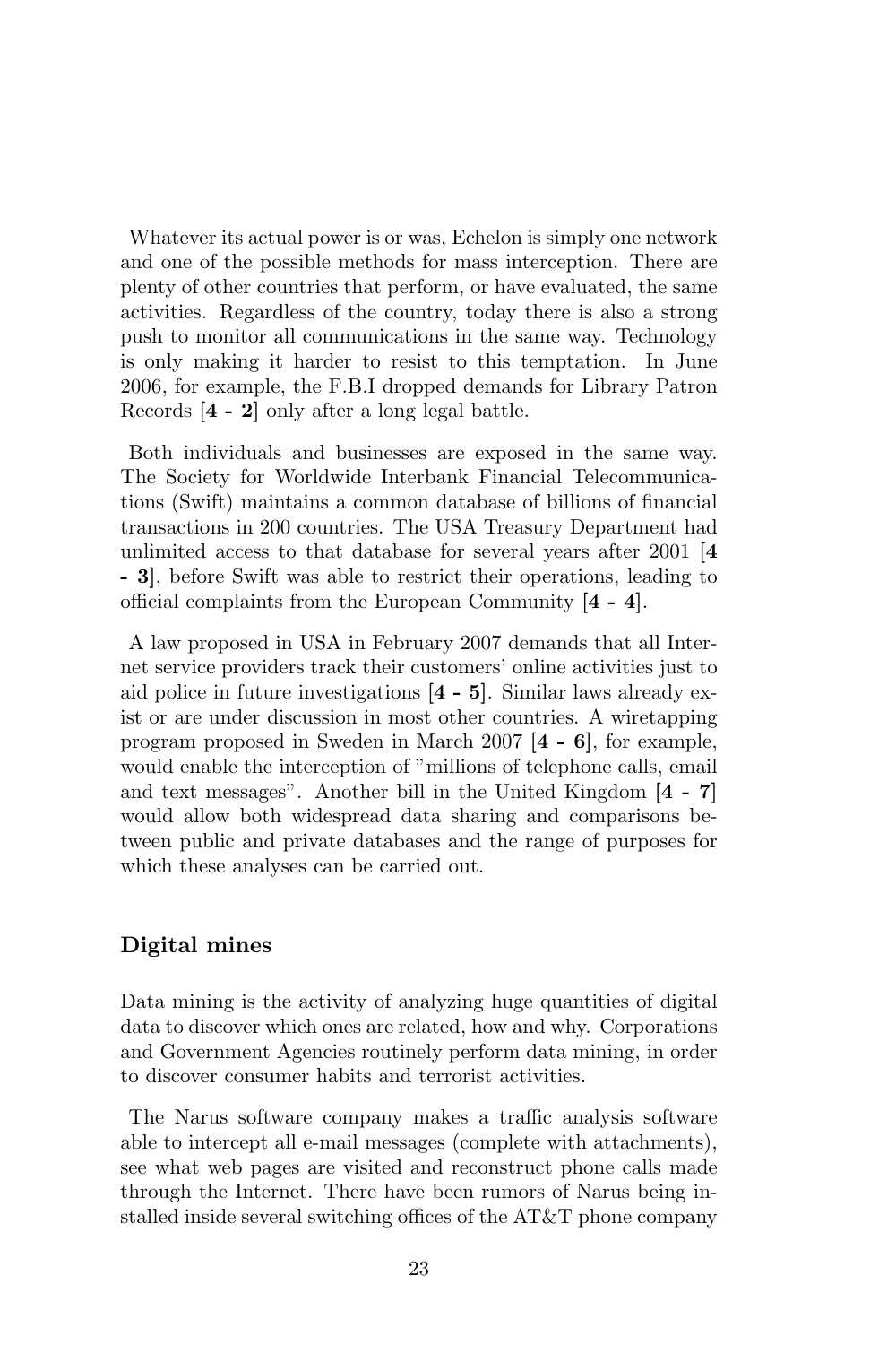Whatever its actual power is or was, Echelon is simply one network and one of the possible methods for mass interception. There are plenty of other countries that perform, or have evaluated, the same activities. Regardless of the country, today there is also a strong push to monitor all communications in the same way. Technology is only making it harder to resist to this temptation. In June 2006, for example, the F.B.I dropped demands for Library Patron Records [**4 - 2**] only after a long legal battle.

Both individuals and businesses are exposed in the same way. The Society for Worldwide Interbank Financial Telecommunications (Swift) maintains a common database of billions of financial transactions in 200 countries. The USA Treasury Department had unlimited access to that database for several years after 2001 [**4 - 3**], before Swift was able to restrict their operations, leading to official complaints from the European Community [**4 - 4**].

A law proposed in USA in February 2007 demands that all Internet service providers track their customers' online activities just to aid police in future investigations [**4 - 5**]. Similar laws already exist or are under discussion in most other countries. A wiretapping program proposed in Sweden in March 2007 [**4 - 6**], for example, would enable the interception of "millions of telephone calls, email and text messages". Another bill in the United Kingdom [**4 - 7**] would allow both widespread data sharing and comparisons between public and private databases and the range of purposes for which these analyses can be carried out.

### Digital mines

Data mining is the activity of analyzing huge quantities of digital data to discover which ones are related, how and why. Corporations and Government Agencies routinely perform data mining, in order to discover consumer habits and terrorist activities.

The Narus software company makes a traffic analysis software able to intercept all e-mail messages (complete with attachments), see what web pages are visited and reconstruct phone calls made through the Internet. There have been rumors of Narus being installed inside several switching offices of the AT&T phone company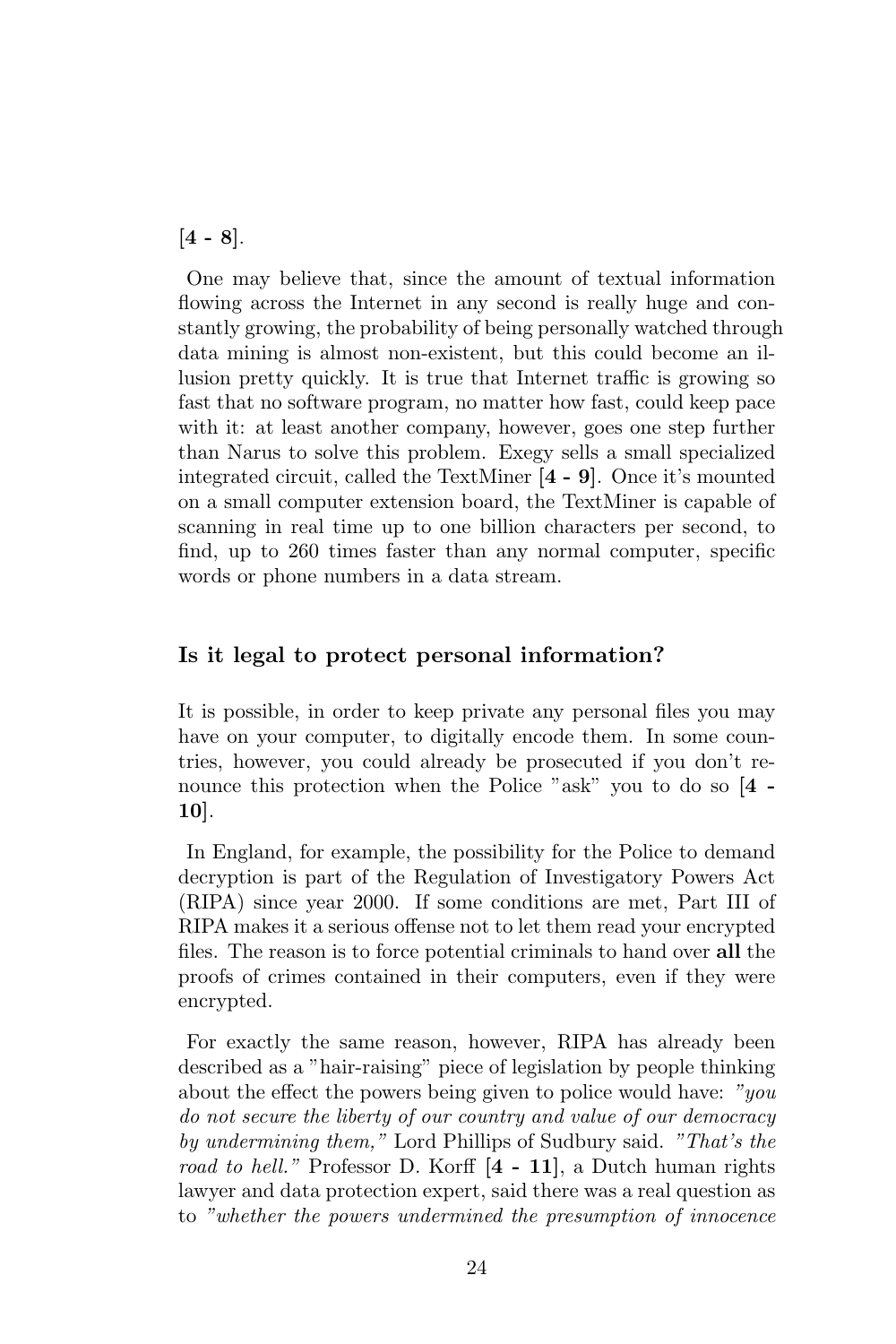**[4 - 8]**.

One may believe that, since the amount of textual information flowing across the Internet in any second is really huge and constantly growing, the probability of being personally watched through data mining is almost non-existent, but this could become an illusion pretty quickly. It is true that Internet traffic is growing so fast that no software program, no matter how fast, could keep pace with it: at least another company, however, goes one step further than Narus to solve this problem. Exegy sells a small specialized integrated circuit, called the TextMiner [**4 - 9**]. Once it's mounted on a small computer extension board, the TextMiner is capable of scanning in real time up to one billion characters per second, to find, up to 260 times faster than any normal computer, specific words or phone numbers in a data stream.

### Is it legal to protect personal information?

It is possible, in order to keep private any personal files you may have on your computer, to digitally encode them. In some countries, however, you could already be prosecuted if you don't renounce this protection when the Police "ask" you to do so [**4 - 10**].

In England, for example, the possibility for the Police to demand decryption is part of the Regulation of Investigatory Powers Act (RIPA) since year 2000. If some conditions are met, Part III of RIPA makes it a serious offense not to let them read your encrypted files. The reason is to force potential criminals to hand over **all** the proofs of crimes contained in their computers, even if they were encrypted.

For exactly the same reason, however, RIPA has already been described as a "hair-raising" piece of legislation by people thinking about the effect the powers being given to police would have: *"you do not secure the liberty of our country and value of our democracy by undermining them,"* Lord Phillips of Sudbury said. *"That's the road to hell."* Professor D. Korff [**4 - 11**], a Dutch human rights lawyer and data protection expert, said there was a real question as to *"whether the powers undermined the presumption of innocence*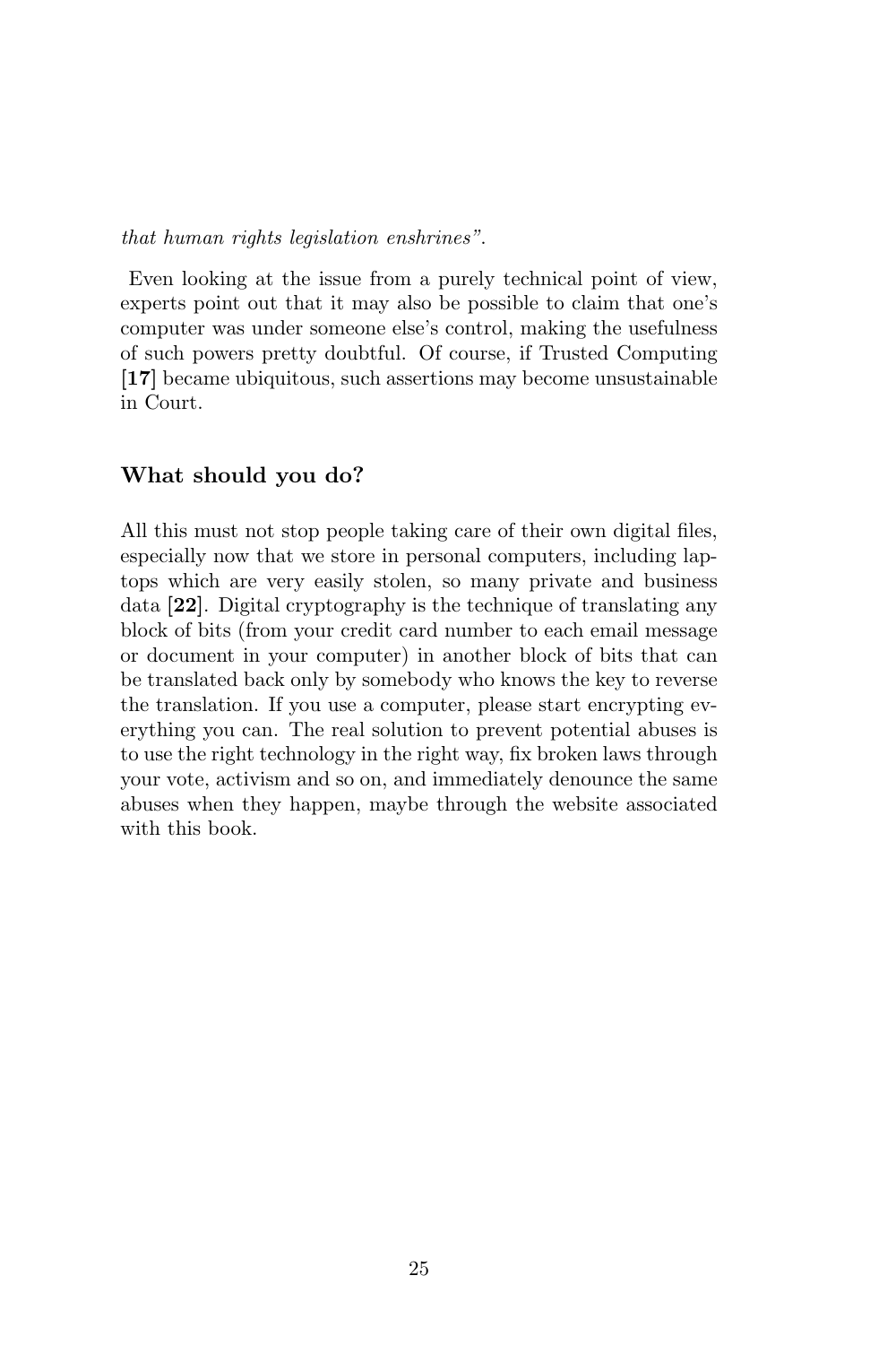*that human rights legislation enshrines".*

Even looking at the issue from a purely technical point of view, experts point out that it may also be possible to claim that one's computer was under someone else's control, making the usefulness of such powers pretty doubtful. Of course, if Trusted Computing **[17]** became ubiquitous, such assertions may become unsustainable in Court.

### What should you do?

All this must not stop people taking care of their own digital files, especially now that we store in personal computers, including laptops which are very easily stolen, so many private and business data **[22]**. Digital cryptography is the technique of translating any block of bits (from your credit card number to each email message or document in your computer) in another block of bits that can be translated back only by somebody who knows the key to reverse the translation. If you use a computer, please start encrypting everything you can. The real solution to prevent potential abuses is to use the right technology in the right way, fix broken laws through your vote, activism and so on, and immediately denounce the same abuses when they happen, maybe through the website associated with this book.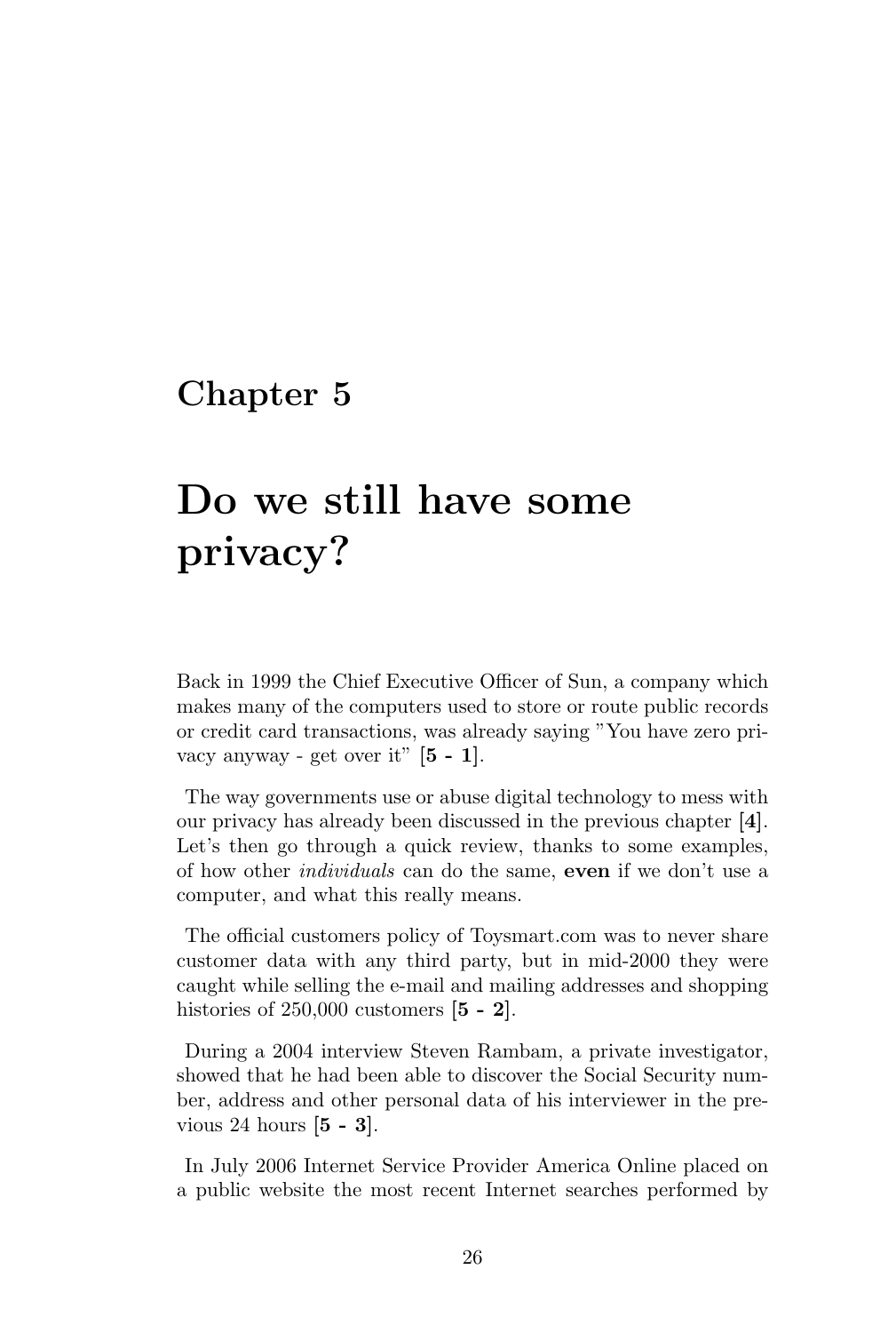# Chapter 5

# Do we still have some privacy?

Back in 1999 the Chief Executive Officer of Sun, a company which makes many of the computers used to store or route public records or credit card transactions, was already saying "You have zero privacy anyway - get over it" [**5 - 1**].

The way governments use or abuse digital technology to mess with our privacy has already been discussed in the previous chapter [**4**]. Let's then go through a quick review, thanks to some examples, of how other *individuals* can do the same, **even** if we don't use a computer, and what this really means.

The official customers policy of Toysmart.com was to never share customer data with any third party, but in mid-2000 they were caught while selling the e-mail and mailing addresses and shopping histories of 250,000 customers [**5 - 2**].

During a 2004 interview Steven Rambam, a private investigator, showed that he had been able to discover the Social Security number, address and other personal data of his interviewer in the previous 24 hours [**5 - 3**].

In July 2006 Internet Service Provider America Online placed on a public website the most recent Internet searches performed by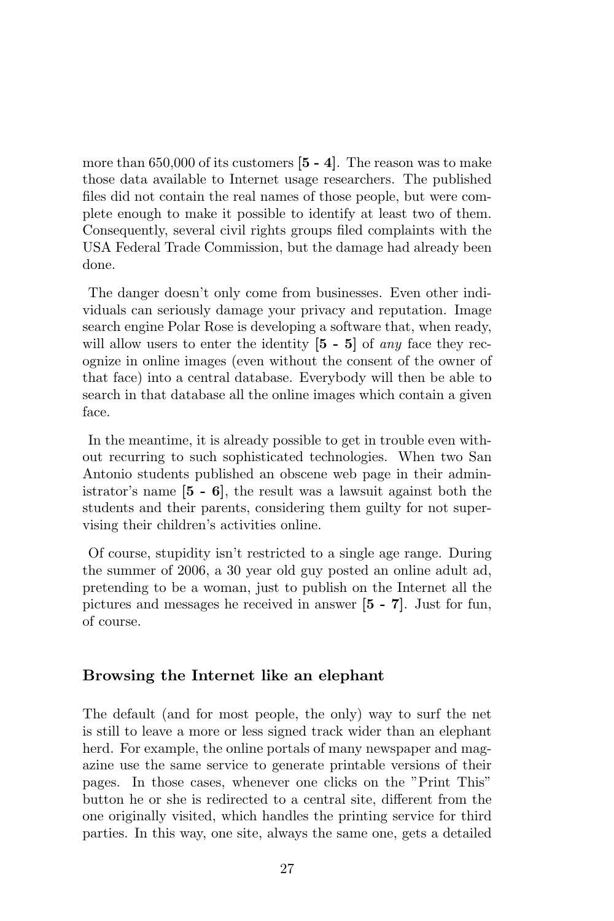more than 650,000 of its customers [**5 - 4**]. The reason was to make those data available to Internet usage researchers. The published files did not contain the real names of those people, but were complete enough to make it possible to identify at least two of them. Consequently, several civil rights groups filed complaints with the USA Federal Trade Commission, but the damage had already been done.

The danger doesn't only come from businesses. Even other individuals can seriously damage your privacy and reputation. Image search engine Polar Rose is developing a software that, when ready, will allow users to enter the identity [**5 - 5**] of *any* face they recognize in online images (even without the consent of the owner of that face) into a central database. Everybody will then be able to search in that database all the online images which contain a given face.

In the meantime, it is already possible to get in trouble even without recurring to such sophisticated technologies. When two San Antonio students published an obscene web page in their administrator's name [**5 - 6**], the result was a lawsuit against both the students and their parents, considering them guilty for not supervising their children's activities online.

Of course, stupidity isn't restricted to a single age range. During the summer of 2006, a 30 year old guy posted an online adult ad, pretending to be a woman, just to publish on the Internet all the pictures and messages he received in answer [**5 - 7**]. Just for fun, of course.

### Browsing the Internet like an elephant

The default (and for most people, the only) way to surf the net is still to leave a more or less signed track wider than an elephant herd. For example, the online portals of many newspaper and magazine use the same service to generate printable versions of their pages. In those cases, whenever one clicks on the "Print This" button he or she is redirected to a central site, different from the one originally visited, which handles the printing service for third parties. In this way, one site, always the same one, gets a detailed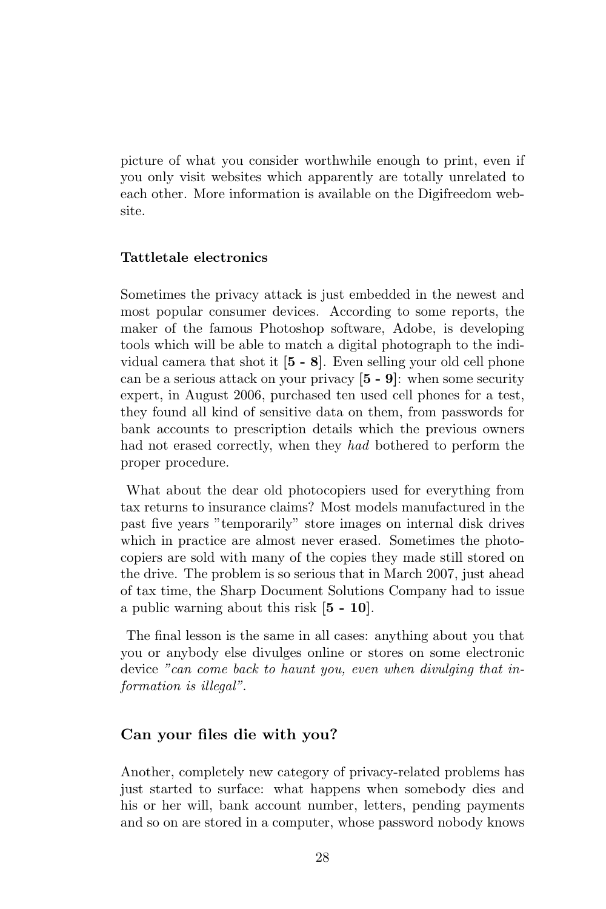picture of what you consider worthwhile enough to print, even if you only visit websites which apparently are totally unrelated to each other. More information is available on the Digifreedom website.

### Tattletale electronics

Sometimes the privacy attack is just embedded in the newest and most popular consumer devices. According to some reports, the maker of the famous Photoshop software, Adobe, is developing tools which will be able to match a digital photograph to the individual camera that shot it [**5 - 8**]. Even selling your old cell phone can be a serious attack on your privacy [**5 - 9**]: when some security expert, in August 2006, purchased ten used cell phones for a test, they found all kind of sensitive data on them, from passwords for bank accounts to prescription details which the previous owners had not erased correctly, when they *had* bothered to perform the proper procedure.

What about the dear old photocopiers used for everything from tax returns to insurance claims? Most models manufactured in the past five years "temporarily" store images on internal disk drives which in practice are almost never erased. Sometimes the photocopiers are sold with many of the copies they made still stored on the drive. The problem is so serious that in March 2007, just ahead of tax time, the Sharp Document Solutions Company had to issue a public warning about this risk [**5 - 10**].

The final lesson is the same in all cases: anything about you that you or anybody else divulges online or stores on some electronic device *"can come back to haunt you, even when divulging that information is illegal"*.

## Can your files die with you?

Another, completely new category of privacy-related problems has just started to surface: what happens when somebody dies and his or her will, bank account number, letters, pending payments and so on are stored in a computer, whose password nobody knows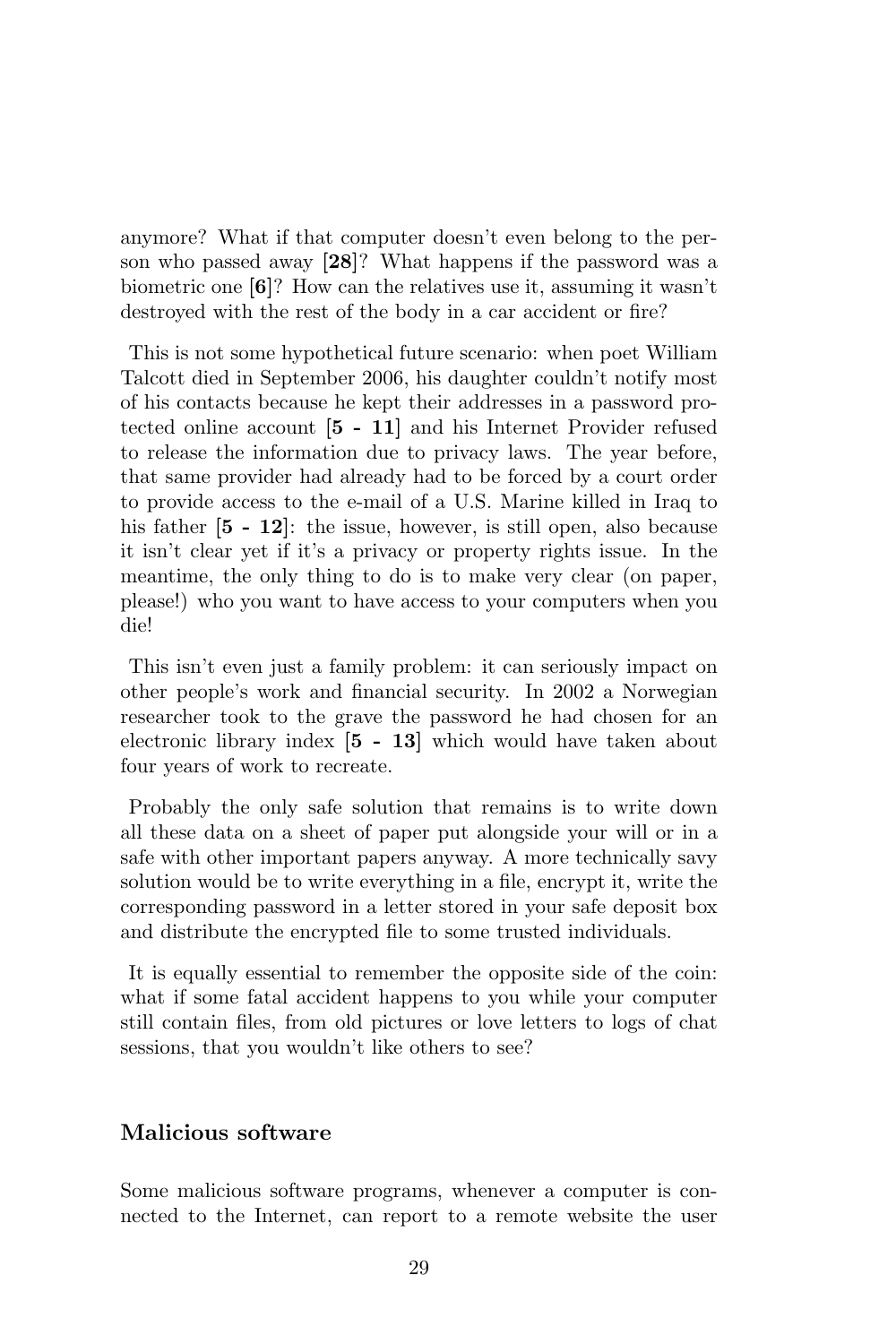anymore? What if that computer doesn't even belong to the person who passed away [**28**]? What happens if the password was a biometric one [**6**]? How can the relatives use it, assuming it wasn't destroyed with the rest of the body in a car accident or fire?

This is not some hypothetical future scenario: when poet William Talcott died in September 2006, his daughter couldn't notify most of his contacts because he kept their addresses in a password protected online account [**5 - 11**] and his Internet Provider refused to release the information due to privacy laws. The year before, that same provider had already had to be forced by a court order to provide access to the e-mail of a U.S. Marine killed in Iraq to his father [**5 - 12**]: the issue, however, is still open, also because it isn't clear yet if it's a privacy or property rights issue. In the meantime, the only thing to do is to make very clear (on paper, please!) who you want to have access to your computers when you die!

This isn't even just a family problem: it can seriously impact on other people's work and financial security. In 2002 a Norwegian researcher took to the grave the password he had chosen for an electronic library index [**5 - 13**] which would have taken about four years of work to recreate.

Probably the only safe solution that remains is to write down all these data on a sheet of paper put alongside your will or in a safe with other important papers anyway. A more technically savy solution would be to write everything in a file, encrypt it, write the corresponding password in a letter stored in your safe deposit box and distribute the encrypted file to some trusted individuals.

It is equally essential to remember the opposite side of the coin: what if some fatal accident happens to you while your computer still contain files, from old pictures or love letters to logs of chat sessions, that you wouldn't like others to see?

### Malicious software

Some malicious software programs, whenever a computer is connected to the Internet, can report to a remote website the user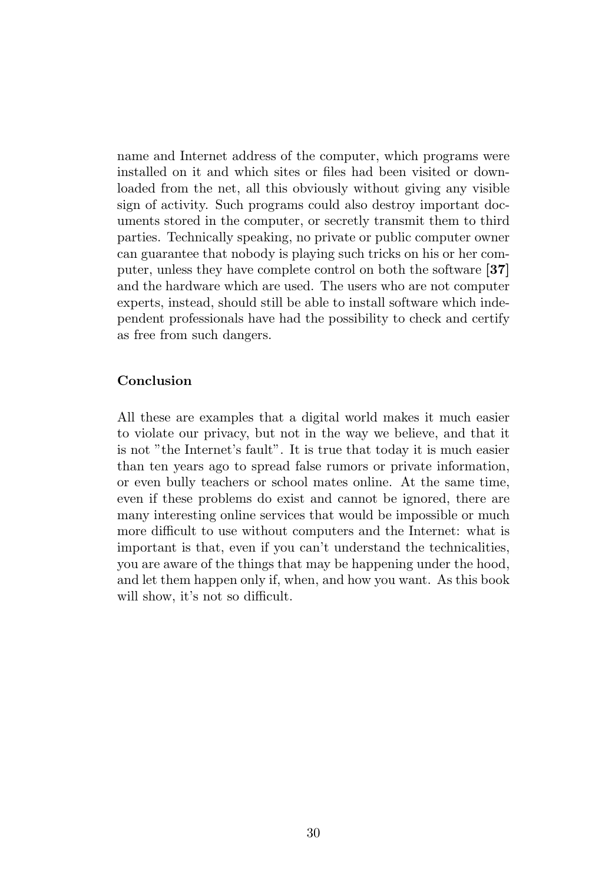name and Internet address of the computer, which programs were installed on it and which sites or files had been visited or downloaded from the net, all this obviously without giving any visible sign of activity. Such programs could also destroy important documents stored in the computer, or secretly transmit them to third parties. Technically speaking, no private or public computer owner can guarantee that nobody is playing such tricks on his or her computer, unless they have complete control on both the software [**37**] and the hardware which are used. The users who are not computer experts, instead, should still be able to install software which independent professionals have had the possibility to check and certify as free from such dangers.

### Conclusion

All these are examples that a digital world makes it much easier to violate our privacy, but not in the way we believe, and that it is not "the Internet's fault". It is true that today it is much easier than ten years ago to spread false rumors or private information, or even bully teachers or school mates online. At the same time, even if these problems do exist and cannot be ignored, there are many interesting online services that would be impossible or much more difficult to use without computers and the Internet: what is important is that, even if you can't understand the technicalities, you are aware of the things that may be happening under the hood, and let them happen only if, when, and how you want. As this book will show, it's not so difficult.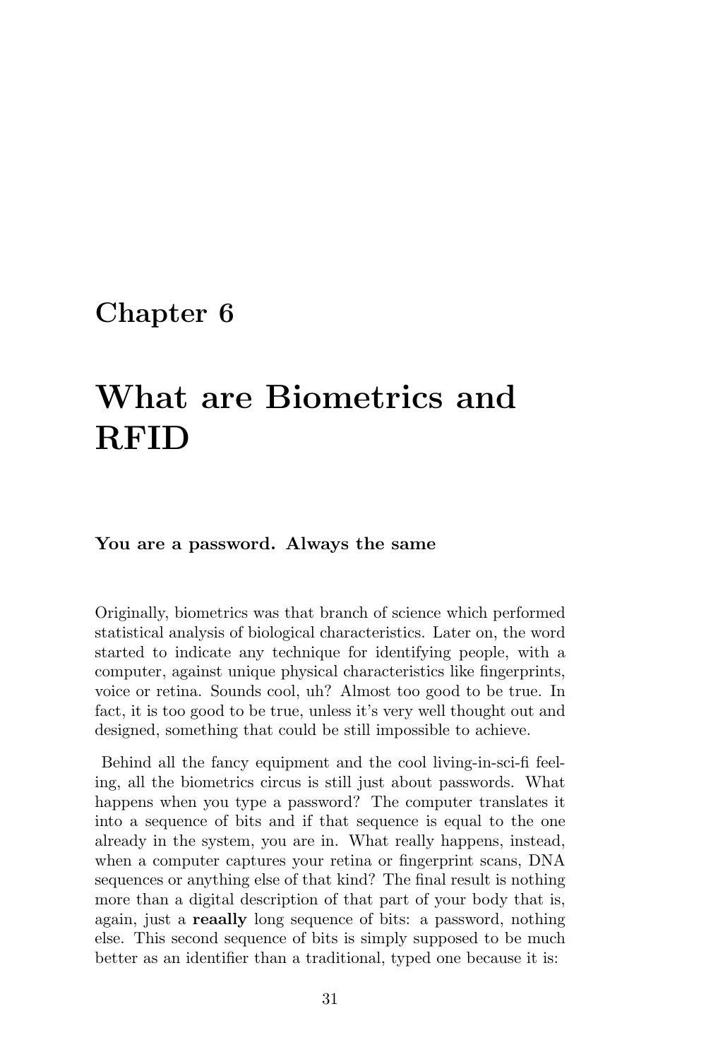# Chapter 6

# What are Biometrics and RFID

**You are a password. Always the same**

Originally, biometrics was that branch of science which performed statistical analysis of biological characteristics. Later on, the word started to indicate any technique for identifying people, with a computer, against unique physical characteristics like fingerprints, voice or retina. Sounds cool, uh? Almost too good to be true. In fact, it is too good to be true, unless it's very well thought out and designed, something that could be still impossible to achieve.

Behind all the fancy equipment and the cool living-in-sci-fi feeling, all the biometrics circus is still just about passwords. What happens when you type a password? The computer translates it into a sequence of bits and if that sequence is equal to the one already in the system, you are in. What really happens, instead, when a computer captures your retina or fingerprint scans, DNA sequences or anything else of that kind? The final result is nothing more than a digital description of that part of your body that is, again, just a **reaally** long sequence of bits: a password, nothing else. This second sequence of bits is simply supposed to be much better as an identifier than a traditional, typed one because it is: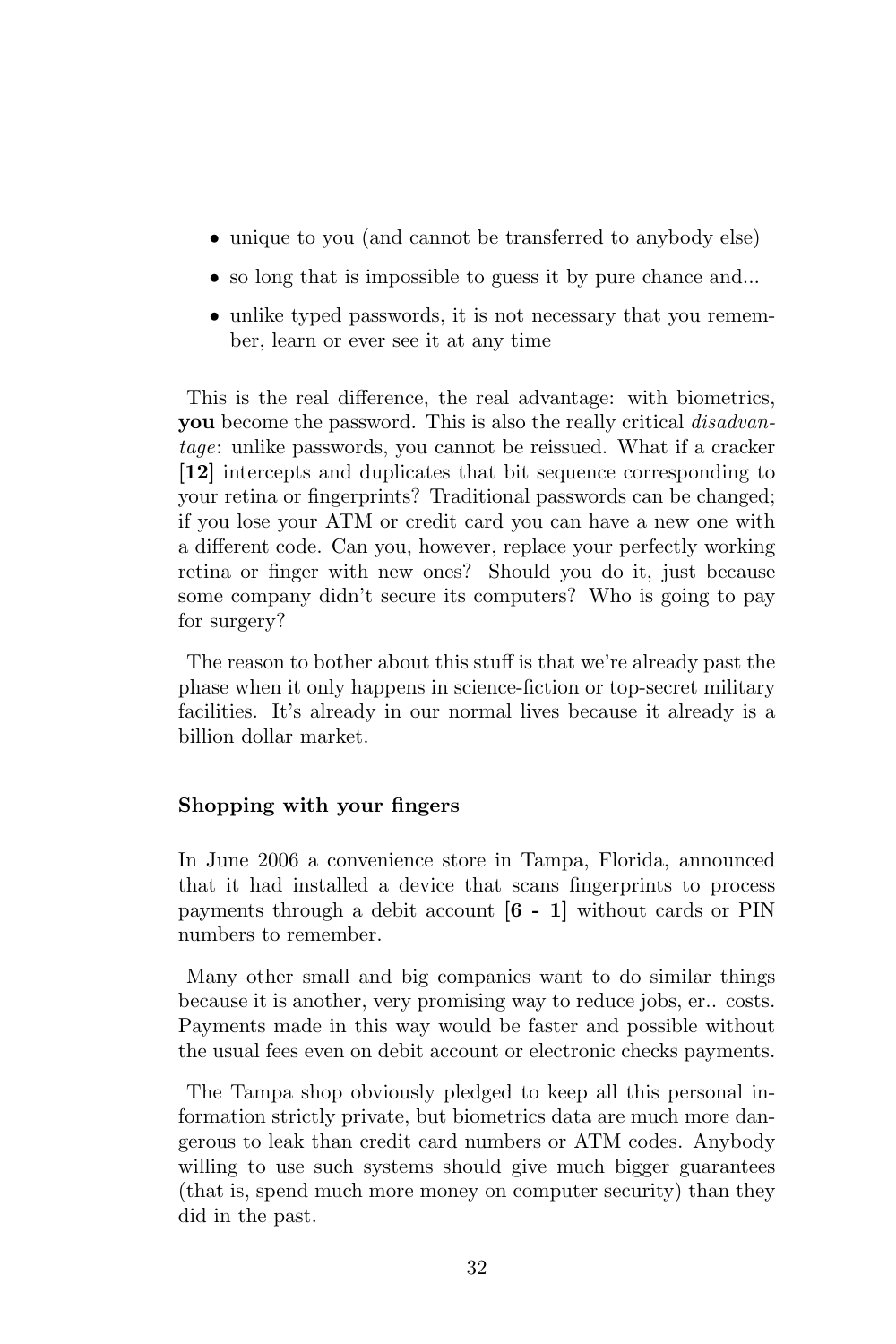- unique to you (and cannot be transferred to anybody else)
- so long that is impossible to guess it by pure chance and...
- unlike typed passwords, it is not necessary that you remember, learn or ever see it at any time

This is the real difference, the real advantage: with biometrics, **you** become the password. This is also the really critical *disadvantage*: unlike passwords, you cannot be reissued. What if a cracker **[12]** intercepts and duplicates that bit sequence corresponding to your retina or fingerprints? Traditional passwords can be changed; if you lose your ATM or credit card you can have a new one with a different code. Can you, however, replace your perfectly working retina or finger with new ones? Should you do it, just because some company didn't secure its computers? Who is going to pay for surgery?

The reason to bother about this stuff is that we're already past the phase when it only happens in science-fiction or top-secret military facilities. It's already in our normal lives because it already is a billion dollar market.

### Shopping with your fingers

In June 2006 a convenience store in Tampa, Florida, announced that it had installed a device that scans fingerprints to process payments through a debit account **[6 - 1]** without cards or PIN numbers to remember.

Many other small and big companies want to do similar things because it is another, very promising way to reduce jobs, er.. costs. Payments made in this way would be faster and possible without the usual fees even on debit account or electronic checks payments.

The Tampa shop obviously pledged to keep all this personal information strictly private, but biometrics data are much more dangerous to leak than credit card numbers or ATM codes. Anybody willing to use such systems should give much bigger guarantees (that is, spend much more money on computer security) than they did in the past.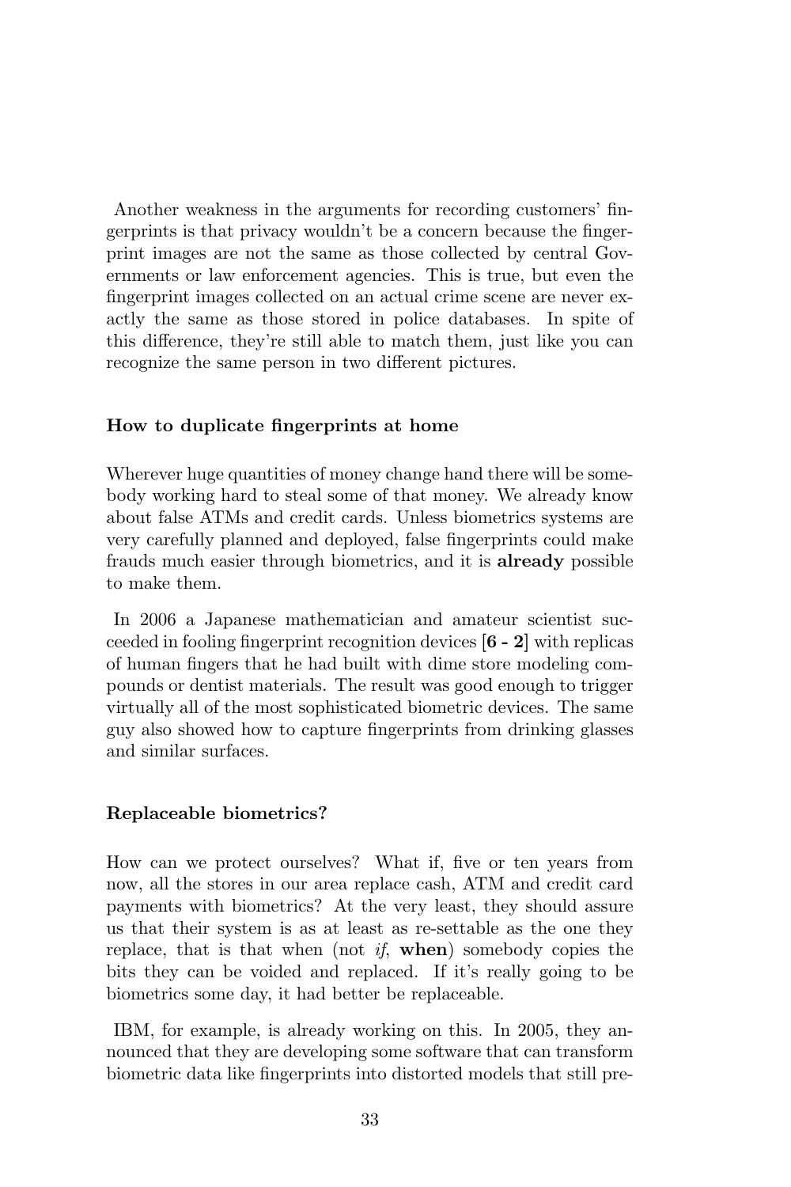Another weakness in the arguments for recording customers' fingerprints is that privacy wouldn't be a concern because the fingerprint images are not the same as those collected by central Governments or law enforcement agencies. This is true, but even the fingerprint images collected on an actual crime scene are never exactly the same as those stored in police databases. In spite of this difference, they're still able to match them, just like you can recognize the same person in two different pictures.

### How to duplicate fingerprints at home

Wherever huge quantities of money change hand there will be somebody working hard to steal some of that money. We already know about false ATMs and credit cards. Unless biometrics systems are very carefully planned and deployed, false fingerprints could make frauds much easier through biometrics, and it is **already** possible to make them.

In 2006 a Japanese mathematician and amateur scientist succeeded in fooling fingerprint recognition devices [**6 - 2**] with replicas of human fingers that he had built with dime store modeling compounds or dentist materials. The result was good enough to trigger virtually all of the most sophisticated biometric devices. The same guy also showed how to capture fingerprints from drinking glasses and similar surfaces.

### Replaceable biometrics?

How can we protect ourselves? What if, five or ten years from now, all the stores in our area replace cash, ATM and credit card payments with biometrics? At the very least, they should assure us that their system is as at least as re-settable as the one they replace, that is that when (not *if*, **when**) somebody copies the bits they can be voided and replaced. If it's really going to be biometrics some day, it had better be replaceable.

IBM, for example, is already working on this. In 2005, they announced that they are developing some software that can transform biometric data like fingerprints into distorted models that still pre-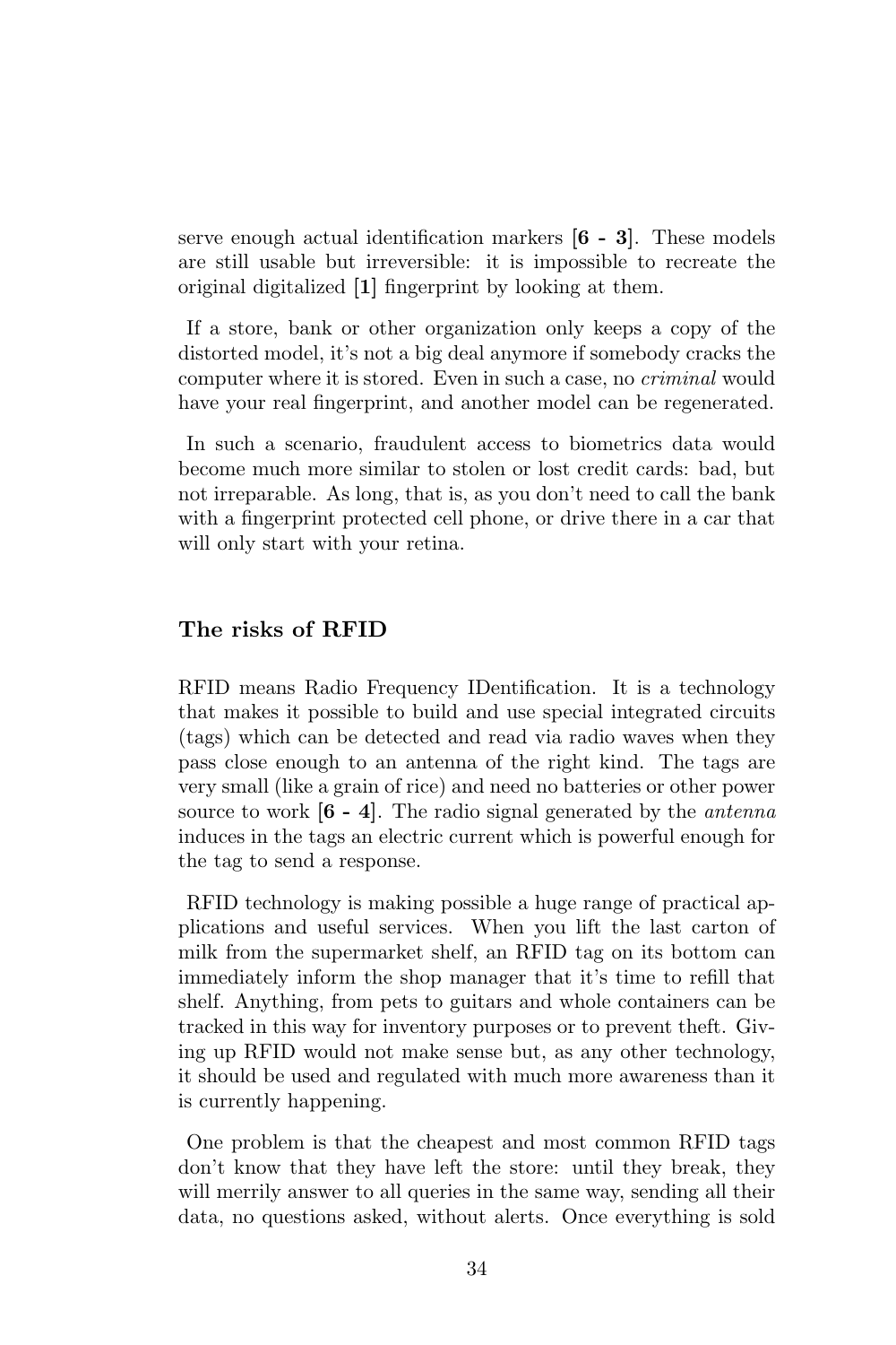serve enough actual identification markers **[6 - 3]**. These models are still usable but irreversible: it is impossible to recreate the original digitalized **[1]** fingerprint by looking at them.

If a store, bank or other organization only keeps a copy of the distorted model, it's not a big deal anymore if somebody cracks the computer where it is stored. Even in such a case, no *criminal* would have your real fingerprint, and another model can be regenerated.

In such a scenario, fraudulent access to biometrics data would become much more similar to stolen or lost credit cards: bad, but not irreparable. As long, that is, as you don't need to call the bank with a fingerprint protected cell phone, or drive there in a car that will only start with your retina.

## The risks of RFID

RFID means Radio Frequency IDentification. It is a technology that makes it possible to build and use special integrated circuits (tags) which can be detected and read via radio waves when they pass close enough to an antenna of the right kind. The tags are very small (like a grain of rice) and need no batteries or other power source to work **[6 - 4]**. The radio signal generated by the *antenna* induces in the tags an electric current which is powerful enough for the tag to send a response.

RFID technology is making possible a huge range of practical applications and useful services. When you lift the last carton of milk from the supermarket shelf, an RFID tag on its bottom can immediately inform the shop manager that it's time to refill that shelf. Anything, from pets to guitars and whole containers can be tracked in this way for inventory purposes or to prevent theft. Giving up RFID would not make sense but, as any other technology, it should be used and regulated with much more awareness than it is currently happening.

One problem is that the cheapest and most common RFID tags don't know that they have left the store: until they break, they will merrily answer to all queries in the same way, sending all their data, no questions asked, without alerts. Once everything is sold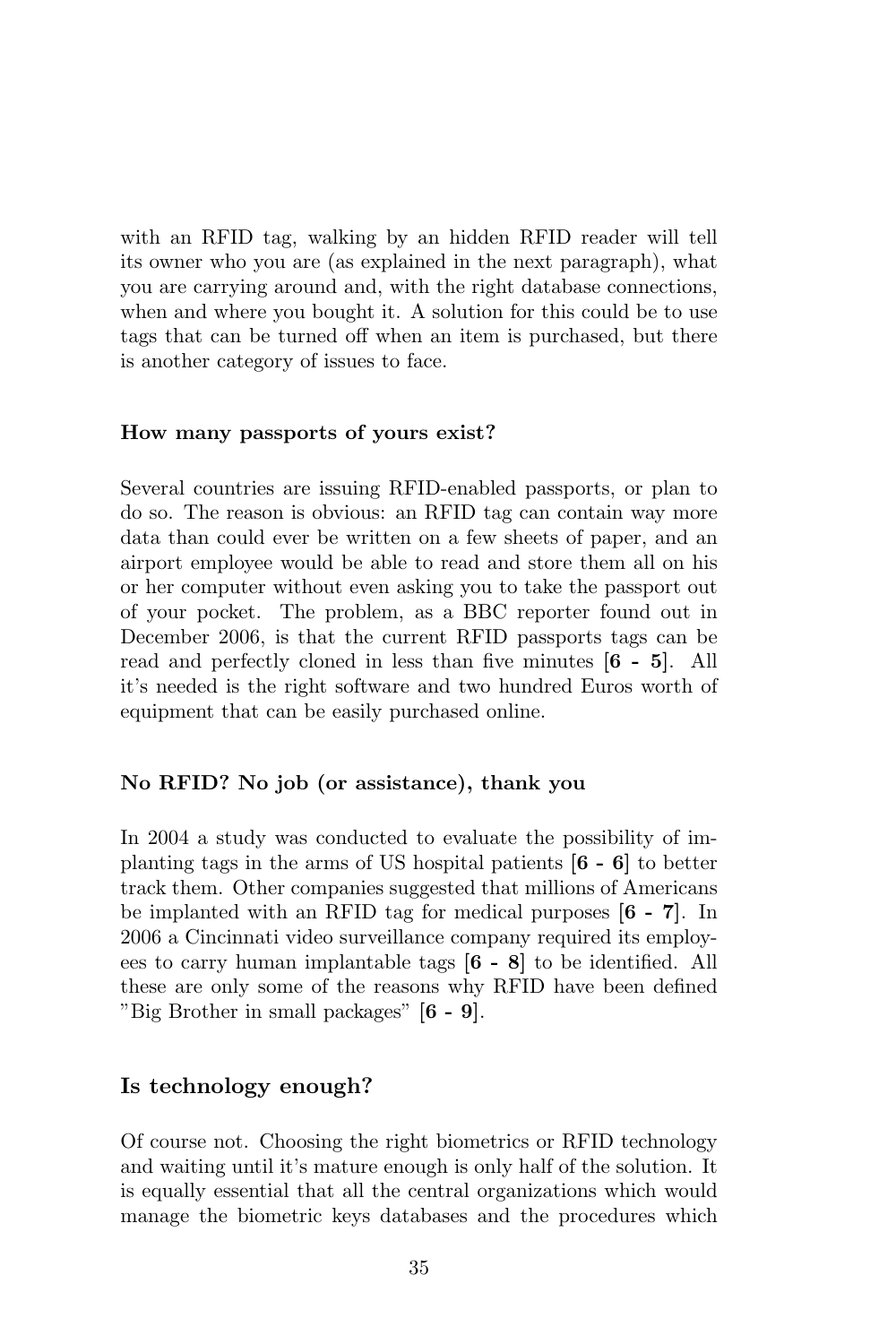with an RFID tag, walking by an hidden RFID reader will tell its owner who you are (as explained in the next paragraph), what you are carrying around and, with the right database connections, when and where you bought it. A solution for this could be to use tags that can be turned off when an item is purchased, but there is another category of issues to face.

#### How many passports of yours exist?

Several countries are issuing RFID-enabled passports, or plan to do so. The reason is obvious: an RFID tag can contain way more data than could ever be written on a few sheets of paper, and an airport employee would be able to read and store them all on his or her computer without even asking you to take the passport out of your pocket. The problem, as a BBC reporter found out in December 2006, is that the current RFID passports tags can be read and perfectly cloned in less than five minutes **[6 - 5]**. All it's needed is the right software and two hundred Euros worth of equipment that can be easily purchased online.

#### No RFID? No job (or assistance), thank you

In 2004 a study was conducted to evaluate the possibility of implanting tags in the arms of US hospital patients **[6 - 6]** to better track them. Other companies suggested that millions of Americans be implanted with an RFID tag for medical purposes **[6 - 7]**. In 2006 a Cincinnati video surveillance company required its employees to carry human implantable tags **[6 - 8]** to be identified. All these are only some of the reasons why RFID have been defined "Big Brother in small packages" **[6 - 9]**.

### Is technology enough?

Of course not. Choosing the right biometrics or RFID technology and waiting until it's mature enough is only half of the solution. It is equally essential that all the central organizations which would manage the biometric keys databases and the procedures which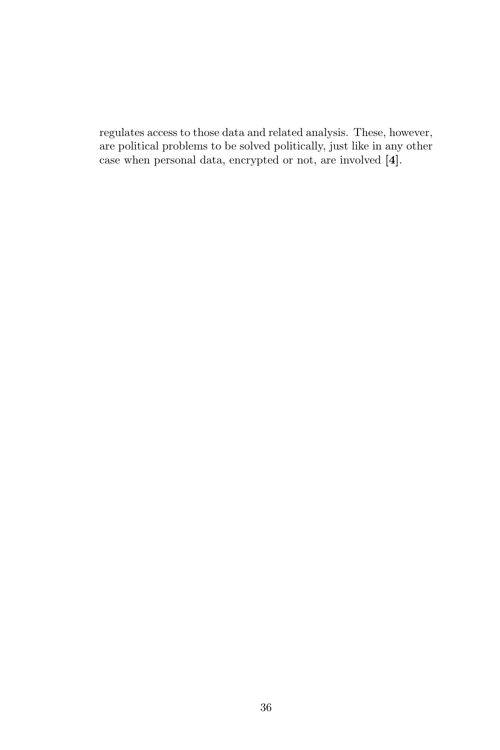regulates access to those data and related analysis. These, however, are political problems to be solved politically, just like in any other case when personal data, encrypted or not, are involved **[4]**.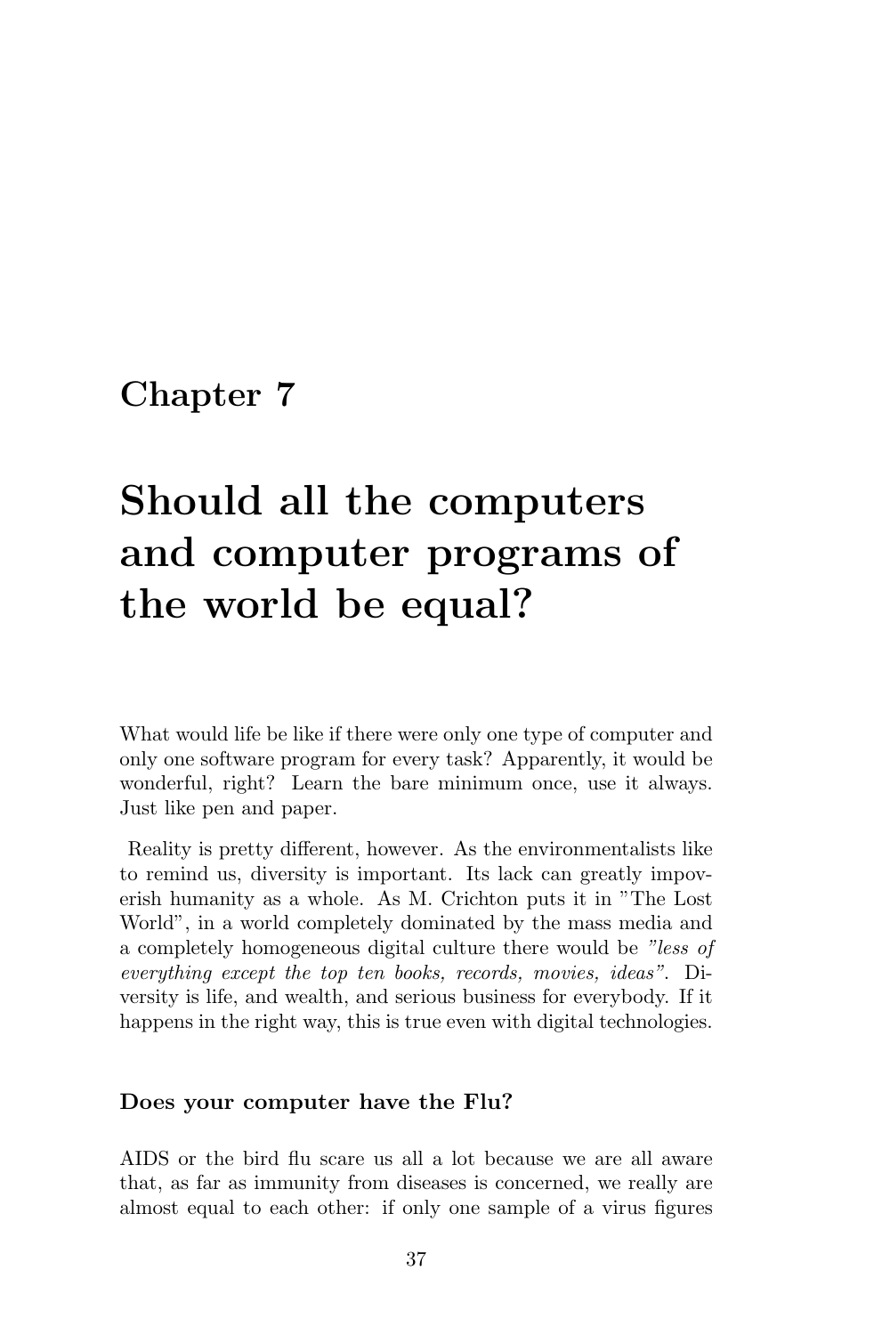# Chapter 7

# Should all the computers and computer programs of the world be equal?

What would life be like if there were only one type of computer and only one software program for every task? Apparently, it would be wonderful, right? Learn the bare minimum once, use it always. Just like pen and paper.

Reality is pretty different, however. As the environmentalists like to remind us, diversity is important. Its lack can greatly impoverish humanity as a whole. As M. Crichton puts it in "The Lost World", in a world completely dominated by the mass media and a completely homogeneous digital culture there would be *"less of everything except the top ten books, records, movies, ideas"*. Diversity is life, and wealth, and serious business for everybody. If it happens in the right way, this is true even with digital technologies.

### Does your computer have the Flu?

AIDS or the bird flu scare us all a lot because we are all aware that, as far as immunity from diseases is concerned, we really are almost equal to each other: if only one sample of a virus figures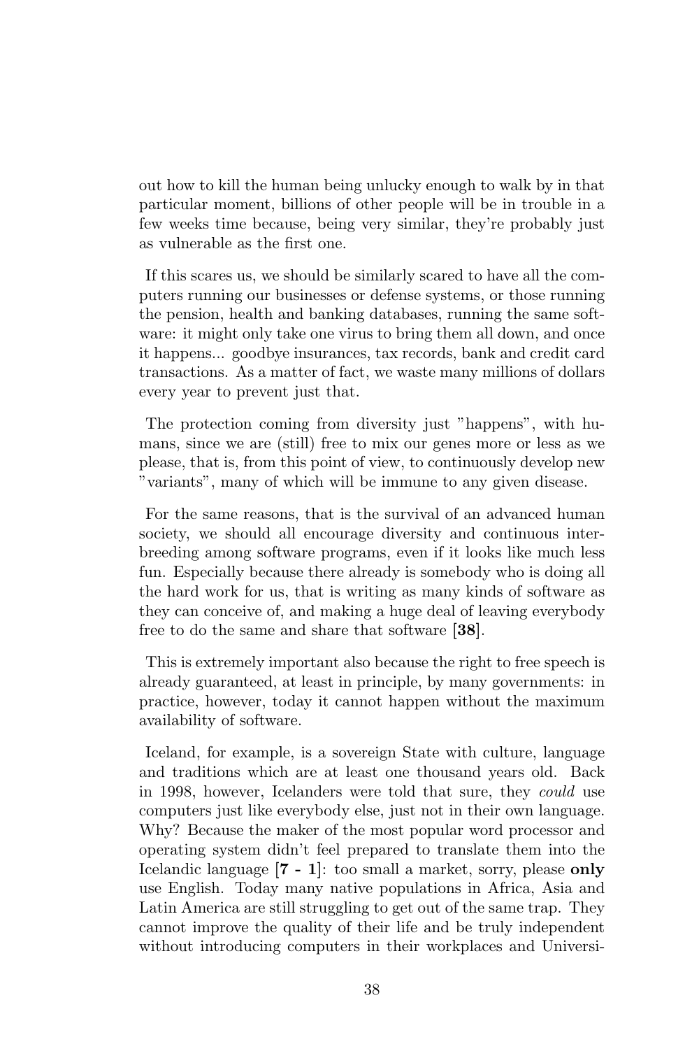out how to kill the human being unlucky enough to walk by in that particular moment, billions of other people will be in trouble in a few weeks time because, being very similar, they're probably just as vulnerable as the first one.

If this scares us, we should be similarly scared to have all the computers running our businesses or defense systems, or those running the pension, health and banking databases, running the same software: it might only take one virus to bring them all down, and once it happens... goodbye insurances, tax records, bank and credit card transactions. As a matter of fact, we waste many millions of dollars every year to prevent just that.

The protection coming from diversity just "happens", with humans, since we are (still) free to mix our genes more or less as we please, that is, from this point of view, to continuously develop new "variants", many of which will be immune to any given disease.

For the same reasons, that is the survival of an advanced human society, we should all encourage diversity and continuous interbreeding among software programs, even if it looks like much less fun. Especially because there already is somebody who is doing all the hard work for us, that is writing as many kinds of software as they can conceive of, and making a huge deal of leaving everybody free to do the same and share that software **[38]**.

This is extremely important also because the right to free speech is already guaranteed, at least in principle, by many governments: in practice, however, today it cannot happen without the maximum availability of software.

Iceland, for example, is a sovereign State with culture, language and traditions which are at least one thousand years old. Back in 1998, however, Icelanders were told that sure, they *could* use computers just like everybody else, just not in their own language. Why? Because the maker of the most popular word processor and operating system didn't feel prepared to translate them into the Icelandic language **[7 - 1]**: too small a market, sorry, please **only** use English. Today many native populations in Africa, Asia and Latin America are still struggling to get out of the same trap. They cannot improve the quality of their life and be truly independent without introducing computers in their workplaces and Universi-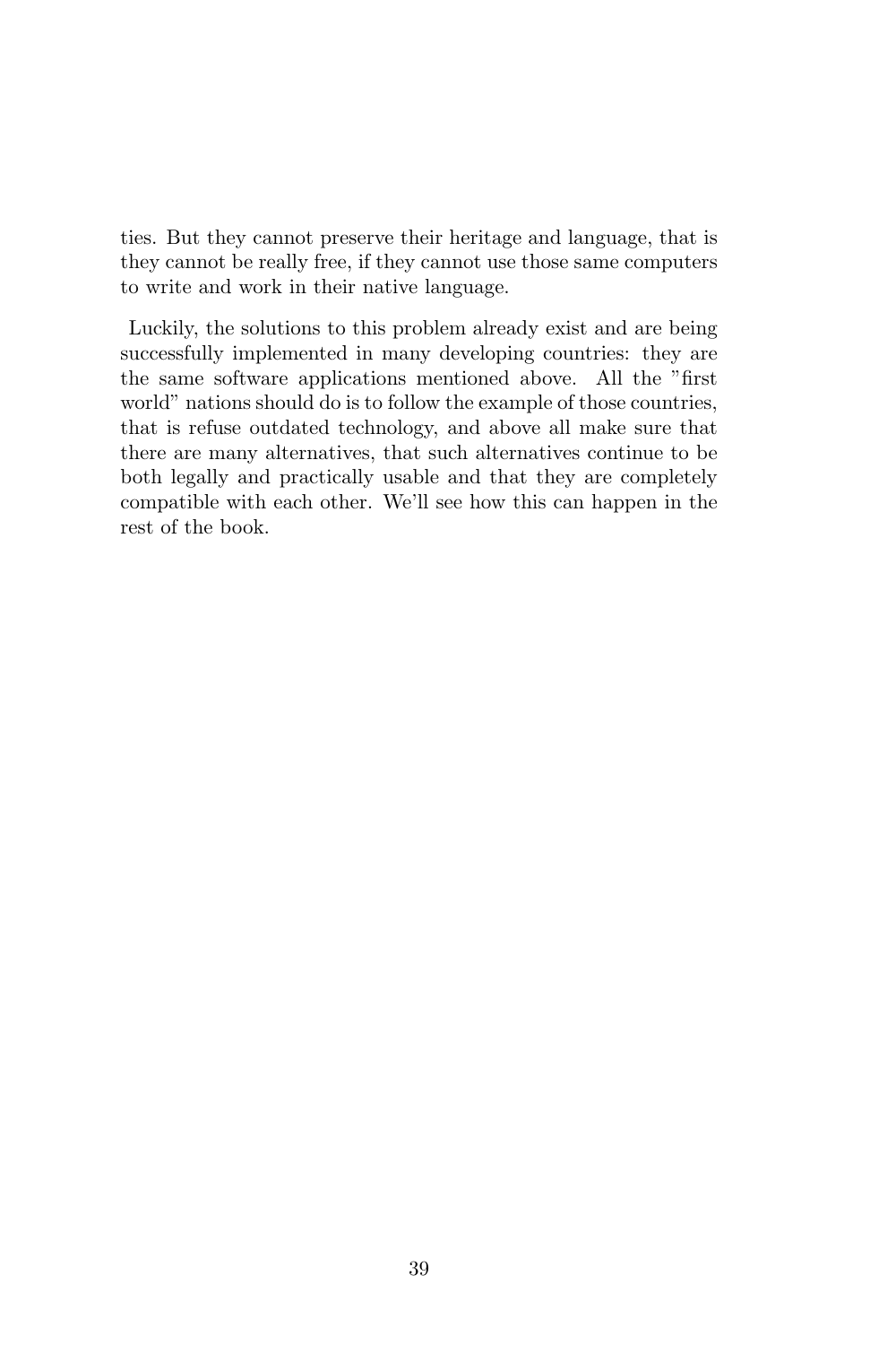ties. But they cannot preserve their heritage and language, that is they cannot be really free, if they cannot use those same computers to write and work in their native language.

Luckily, the solutions to this problem already exist and are being successfully implemented in many developing countries: they are the same software applications mentioned above. All the "first world" nations should do is to follow the example of those countries, that is refuse outdated technology, and above all make sure that there are many alternatives, that such alternatives continue to be both legally and practically usable and that they are completely compatible with each other. We'll see how this can happen in the rest of the book.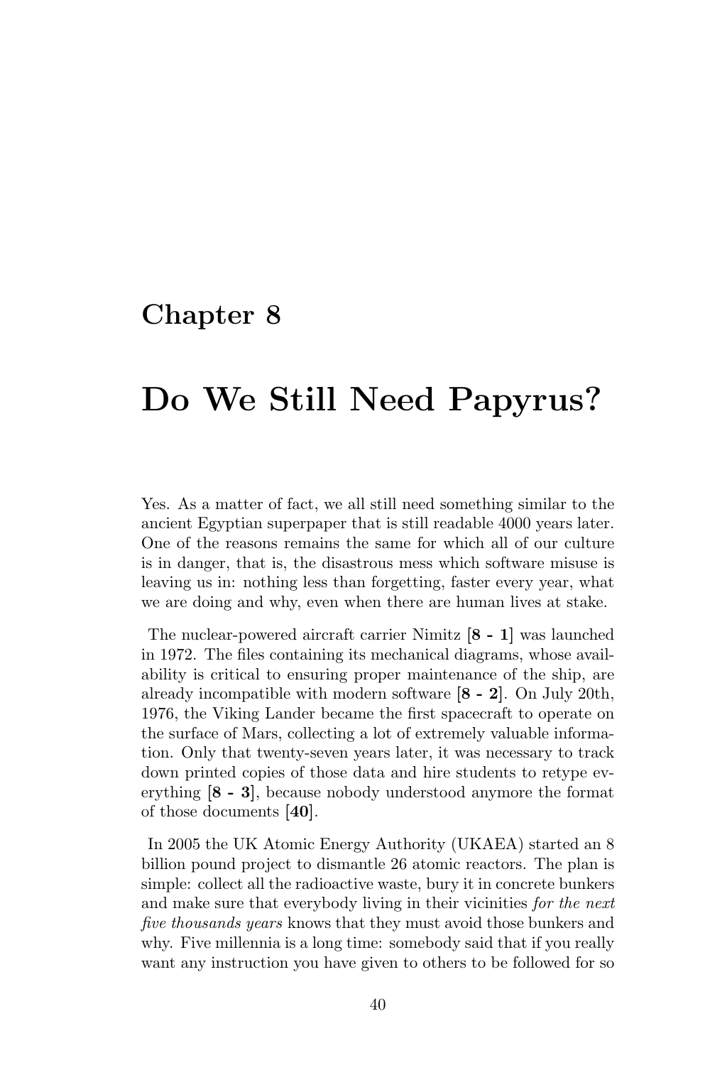# Chapter 8

# Do We Still Need Papyrus?

Yes. As a matter of fact, we all still need something similar to the ancient Egyptian superpaper that is still readable 4000 years later. One of the reasons remains the same for which all of our culture is in danger, that is, the disastrous mess which software misuse is leaving us in: nothing less than forgetting, faster every year, what we are doing and why, even when there are human lives at stake.

The nuclear-powered aircraft carrier Nimitz [**8 - 1**] was launched in 1972. The files containing its mechanical diagrams, whose availability is critical to ensuring proper maintenance of the ship, are already incompatible with modern software [**8 - 2**]. On July 20th, 1976, the Viking Lander became the first spacecraft to operate on the surface of Mars, collecting a lot of extremely valuable information. Only that twenty-seven years later, it was necessary to track down printed copies of those data and hire students to retype everything [**8 - 3**], because nobody understood anymore the format of those documents [**40**].

In 2005 the UK Atomic Energy Authority (UKAEA) started an 8 billion pound project to dismantle 26 atomic reactors. The plan is simple: collect all the radioactive waste, bury it in concrete bunkers and make sure that everybody living in their vicinities *for the next five thousands years* knows that they must avoid those bunkers and why. Five millennia is a long time: somebody said that if you really want any instruction you have given to others to be followed for so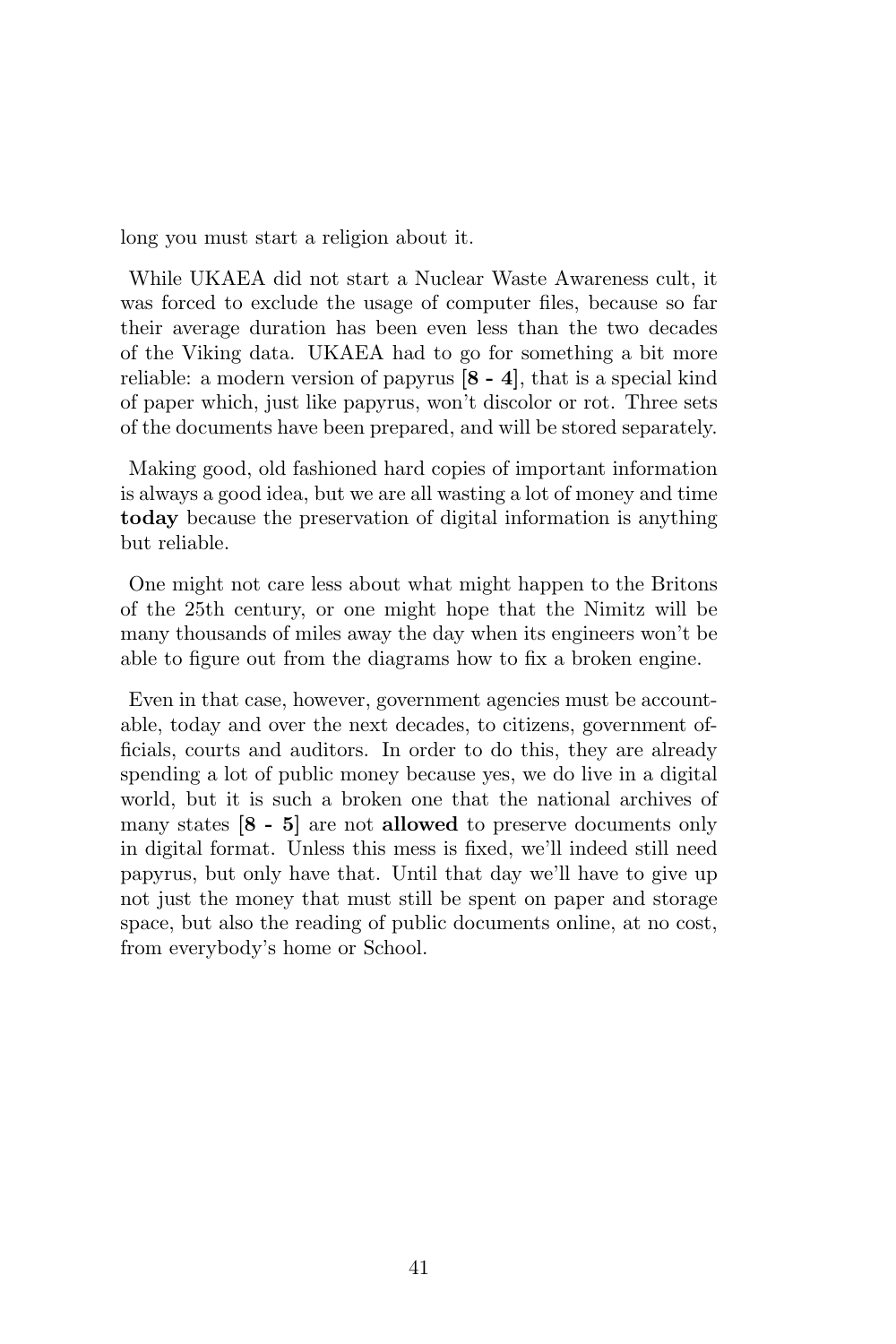long you must start a religion about it.

While UKAEA did not start a Nuclear Waste Awareness cult, it was forced to exclude the usage of computer files, because so far their average duration has been even less than the two decades of the Viking data. UKAEA had to go for something a bit more reliable: a modern version of papyrus **[8 - 4]**, that is a special kind of paper which, just like papyrus, won't discolor or rot. Three sets of the documents have been prepared, and will be stored separately.

Making good, old fashioned hard copies of important information is always a good idea, but we are all wasting a lot of money and time **today** because the preservation of digital information is anything but reliable.

One might not care less about what might happen to the Britons of the 25th century, or one might hope that the Nimitz will be many thousands of miles away the day when its engineers won't be able to figure out from the diagrams how to fix a broken engine.

Even in that case, however, government agencies must be accountable, today and over the next decades, to citizens, government officials, courts and auditors. In order to do this, they are already spending a lot of public money because yes, we do live in a digital world, but it is such a broken one that the national archives of many states **[8 - 5]** are not **allowed** to preserve documents only in digital format. Unless this mess is fixed, we'll indeed still need papyrus, but only have that. Until that day we'll have to give up not just the money that must still be spent on paper and storage space, but also the reading of public documents online, at no cost, from everybody's home or School.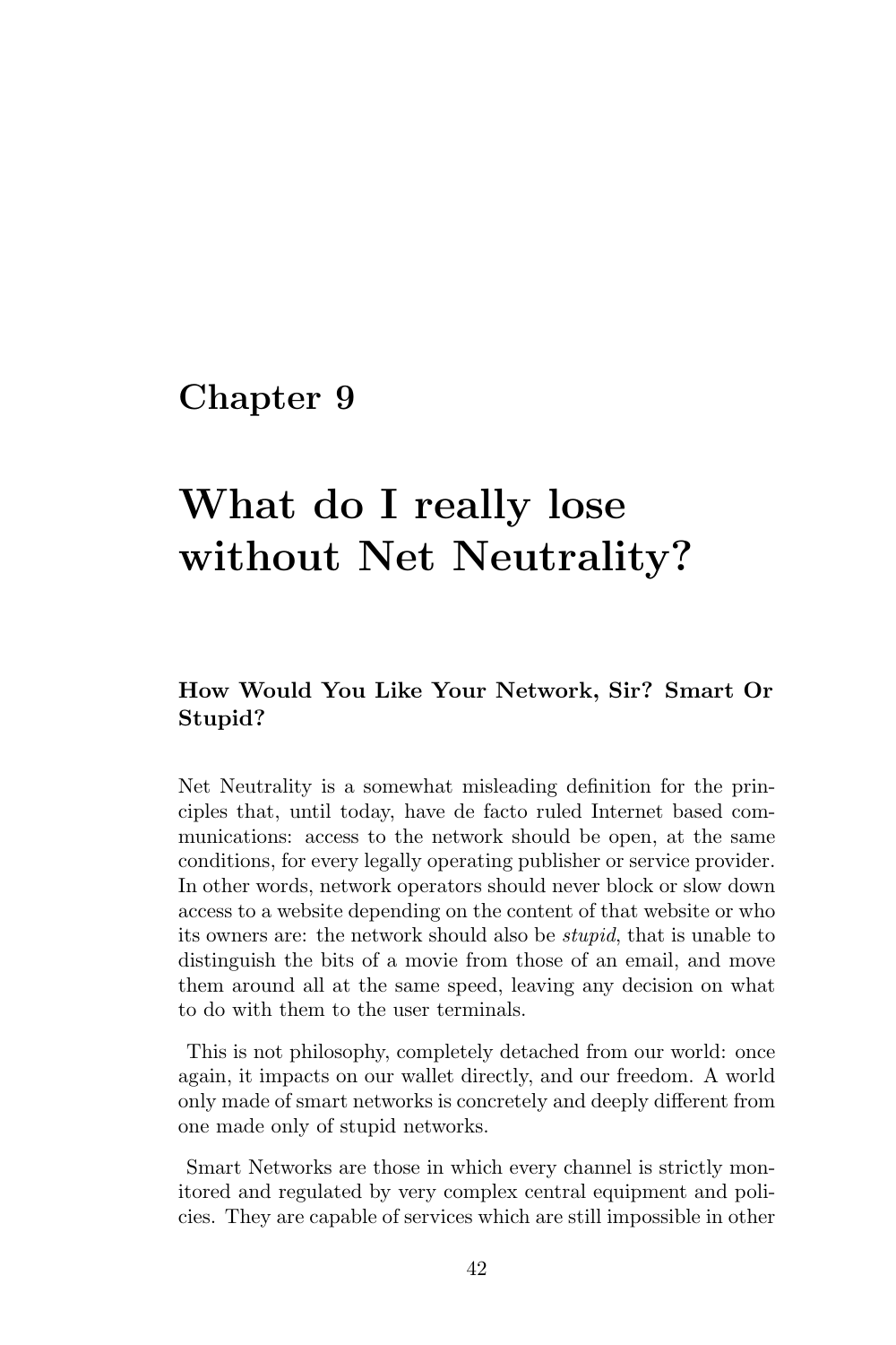# Chapter 9

# What do I really lose without Net Neutrality?

### How Would You Like Your Network, Sir? Smart Or Stupid?

Net Neutrality is a somewhat misleading definition for the principles that, until today, have de facto ruled Internet based communications: access to the network should be open, at the same conditions, for every legally operating publisher or service provider. In other words, network operators should never block or slow down access to a website depending on the content of that website or who its owners are: the network should also be *stupid*, that is unable to distinguish the bits of a movie from those of an email, and move them around all at the same speed, leaving any decision on what to do with them to the user terminals.

This is not philosophy, completely detached from our world: once again, it impacts on our wallet directly, and our freedom. A world only made of smart networks is concretely and deeply different from one made only of stupid networks.

Smart Networks are those in which every channel is strictly monitored and regulated by very complex central equipment and policies. They are capable of services which are still impossible in other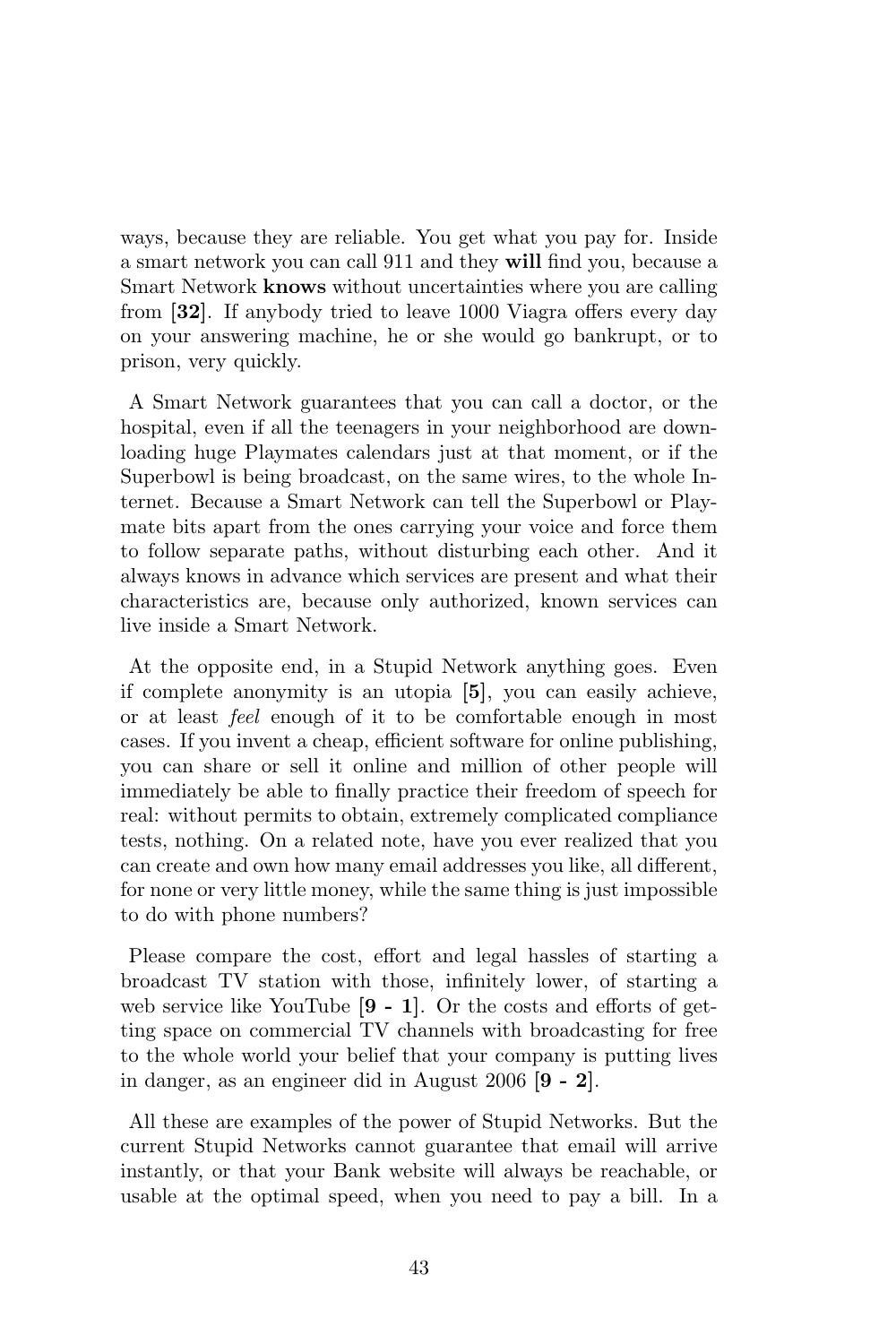ways, because they are reliable. You get what you pay for. Inside a smart network you can call 911 and they **will** find you, because a Smart Network **knows** without uncertainties where you are calling from [**32**]. If anybody tried to leave 1000 Viagra offers every day on your answering machine, he or she would go bankrupt, or to prison, very quickly.

A Smart Network guarantees that you can call a doctor, or the hospital, even if all the teenagers in your neighborhood are downloading huge Playmates calendars just at that moment, or if the Superbowl is being broadcast, on the same wires, to the whole Internet. Because a Smart Network can tell the Superbowl or Playmate bits apart from the ones carrying your voice and force them to follow separate paths, without disturbing each other. And it always knows in advance which services are present and what their characteristics are, because only authorized, known services can live inside a Smart Network.

At the opposite end, in a Stupid Network anything goes. Even if complete anonymity is an utopia [**5**], you can easily achieve, or at least *feel* enough of it to be comfortable enough in most cases. If you invent a cheap, efficient software for online publishing, you can share or sell it online and million of other people will immediately be able to finally practice their freedom of speech for real: without permits to obtain, extremely complicated compliance tests, nothing. On a related note, have you ever realized that you can create and own how many email addresses you like, all different, for none or very little money, while the same thing is just impossible to do with phone numbers?

Please compare the cost, effort and legal hassles of starting a broadcast TV station with those, infinitely lower, of starting a web service like YouTube [**9 - 1**]. Or the costs and efforts of getting space on commercial TV channels with broadcasting for free to the whole world your belief that your company is putting lives in danger, as an engineer did in August 2006 [**9 - 2**].

All these are examples of the power of Stupid Networks. But the current Stupid Networks cannot guarantee that email will arrive instantly, or that your Bank website will always be reachable, or usable at the optimal speed, when you need to pay a bill. In a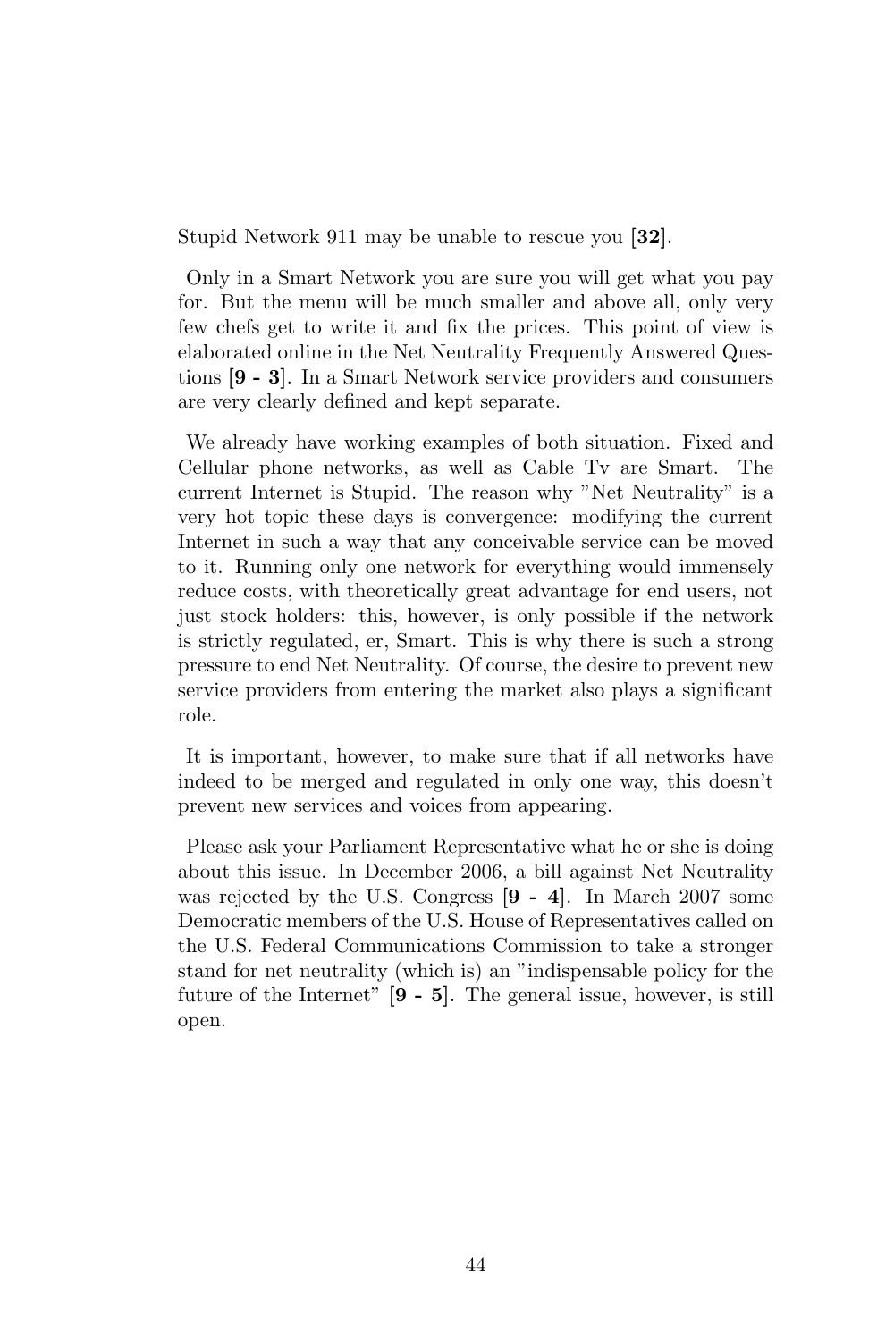Stupid Network 911 may be unable to rescue you **[32]**.

Only in a Smart Network you are sure you will get what you pay for. But the menu will be much smaller and above all, only very few chefs get to write it and fix the prices. This point of view is elaborated online in the Net Neutrality Frequently Answered Questions **[9 - 3]**. In a Smart Network service providers and consumers are very clearly defined and kept separate.

We already have working examples of both situation. Fixed and Cellular phone networks, as well as Cable Tv are Smart. The current Internet is Stupid. The reason why "Net Neutrality" is a very hot topic these days is convergence: modifying the current Internet in such a way that any conceivable service can be moved to it. Running only one network for everything would immensely reduce costs, with theoretically great advantage for end users, not just stock holders: this, however, is only possible if the network is strictly regulated, er, Smart. This is why there is such a strong pressure to end Net Neutrality. Of course, the desire to prevent new service providers from entering the market also plays a significant role.

It is important, however, to make sure that if all networks have indeed to be merged and regulated in only one way, this doesn't prevent new services and voices from appearing.

Please ask your Parliament Representative what he or she is doing about this issue. In December 2006, a bill against Net Neutrality was rejected by the U.S. Congress **[9 - 4]**. In March 2007 some Democratic members of the U.S. House of Representatives called on the U.S. Federal Communications Commission to take a stronger stand for net neutrality (which is) an "indispensable policy for the future of the Internet" **[9 - 5]**. The general issue, however, is still open.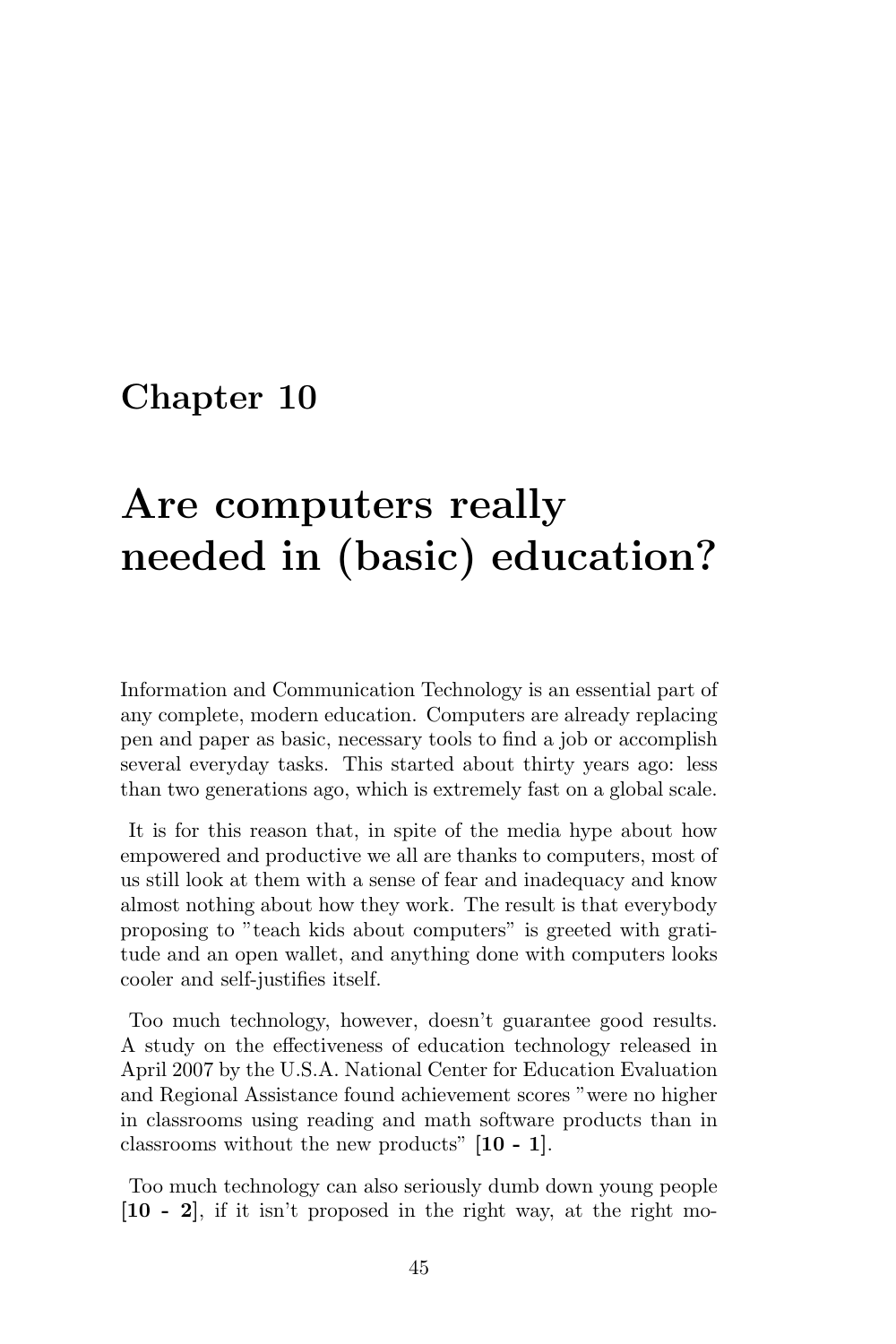# Chapter 10

# Are computers really needed in (basic) education?

Information and Communication Technology is an essential part of any complete, modern education. Computers are already replacing pen and paper as basic, necessary tools to find a job or accomplish several everyday tasks. This started about thirty years ago: less than two generations ago, which is extremely fast on a global scale.

It is for this reason that, in spite of the media hype about how empowered and productive we all are thanks to computers, most of us still look at them with a sense of fear and inadequacy and know almost nothing about how they work. The result is that everybody proposing to "teach kids about computers" is greeted with gratitude and an open wallet, and anything done with computers looks cooler and self-justifies itself.

Too much technology, however, doesn't guarantee good results. A study on the effectiveness of education technology released in April 2007 by the U.S.A. National Center for Education Evaluation and Regional Assistance found achievement scores "were no higher in classrooms using reading and math software products than in classrooms without the new products" **[10 - 1]**.

Too much technology can also seriously dumb down young people **[10 - 2]**, if it isn't proposed in the right way, at the right mo-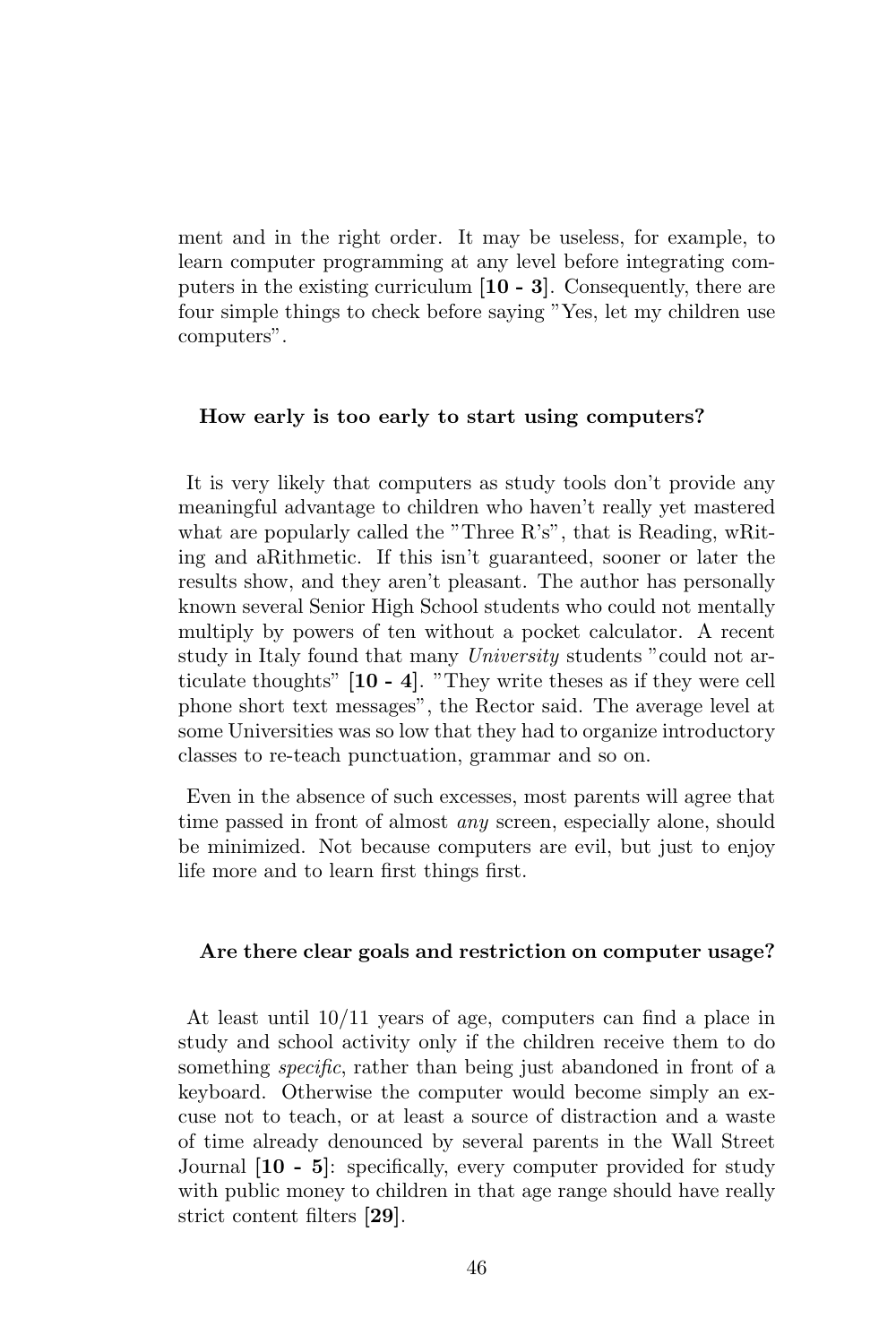ment and in the right order. It may be useless, for example, to learn computer programming at any level before integrating computers in the existing curriculum [**10 - 3**]. Consequently, there are four simple things to check before saying "Yes, let my children use computers".

### How early is too early to start using computers?

It is very likely that computers as study tools don't provide any meaningful advantage to children who haven't really yet mastered what are popularly called the "Three R's", that is Reading, wRiting and aRithmetic. If this isn't guaranteed, sooner or later the results show, and they aren't pleasant. The author has personally known several Senior High School students who could not mentally multiply by powers of ten without a pocket calculator. A recent study in Italy found that many *University* students "could not articulate thoughts" [**10 - 4**]. "They write theses as if they were cell phone short text messages", the Rector said. The average level at some Universities was so low that they had to organize introductory classes to re-teach punctuation, grammar and so on.

Even in the absence of such excesses, most parents will agree that time passed in front of almost *any* screen, especially alone, should be minimized. Not because computers are evil, but just to enjoy life more and to learn first things first.

### Are there clear goals and restriction on computer usage?

At least until 10/11 years of age, computers can find a place in study and school activity only if the children receive them to do something *specific*, rather than being just abandoned in front of a keyboard. Otherwise the computer would become simply an excuse not to teach, or at least a source of distraction and a waste of time already denounced by several parents in the Wall Street Journal [**10 - 5**]: specifically, every computer provided for study with public money to children in that age range should have really strict content filters [**29**].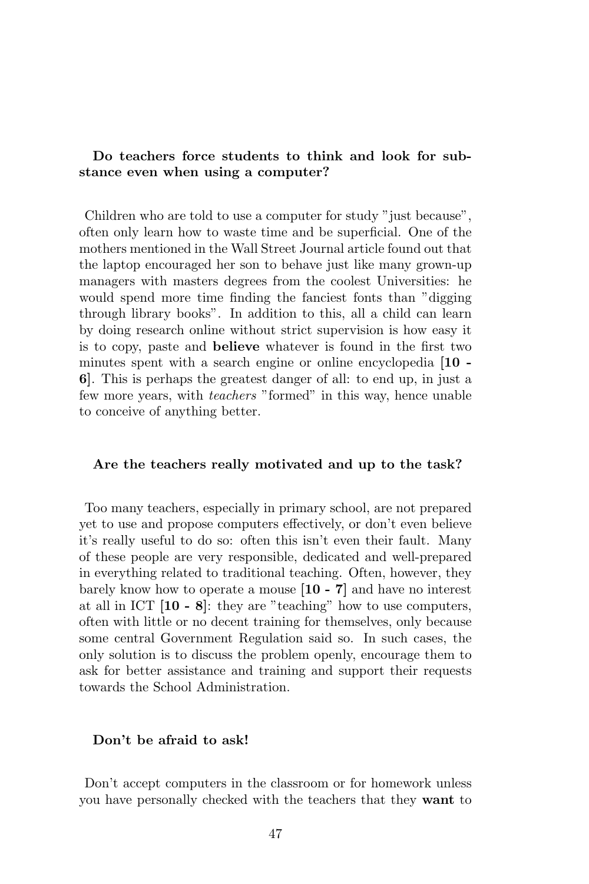**Do teachers force students to think and look for substance even when using a computer?**

Children who are told to use a computer for study "just because", often only learn how to waste time and be superficial. One of the mothers mentioned in the Wall Street Journal article found out that the laptop encouraged her son to behave just like many grown-up managers with masters degrees from the coolest Universities: he would spend more time finding the fanciest fonts than "digging through library books". In addition to this, all a child can learn by doing research online without strict supervision is how easy it is to copy, paste and **believe** whatever is found in the first two minutes spent with a search engine or online encyclopedia [**10 - 6**]. This is perhaps the greatest danger of all: to end up, in just a few more years, with *teachers* "formed" in this way, hence unable to conceive of anything better.

**Are the teachers really motivated and up to the task?**

Too many teachers, especially in primary school, are not prepared yet to use and propose computers effectively, or don't even believe it's really useful to do so: often this isn't even their fault. Many of these people are very responsible, dedicated and well-prepared in everything related to traditional teaching. Often, however, they barely know how to operate a mouse [**10 - 7**] and have no interest at all in ICT [**10 - 8**]: they are "teaching" how to use computers, often with little or no decent training for themselves, only because some central Government Regulation said so. In such cases, the only solution is to discuss the problem openly, encourage them to ask for better assistance and training and support their requests towards the School Administration.

**Don't be afraid to ask!**

Don't accept computers in the classroom or for homework unless you have personally checked with the teachers that they **want** to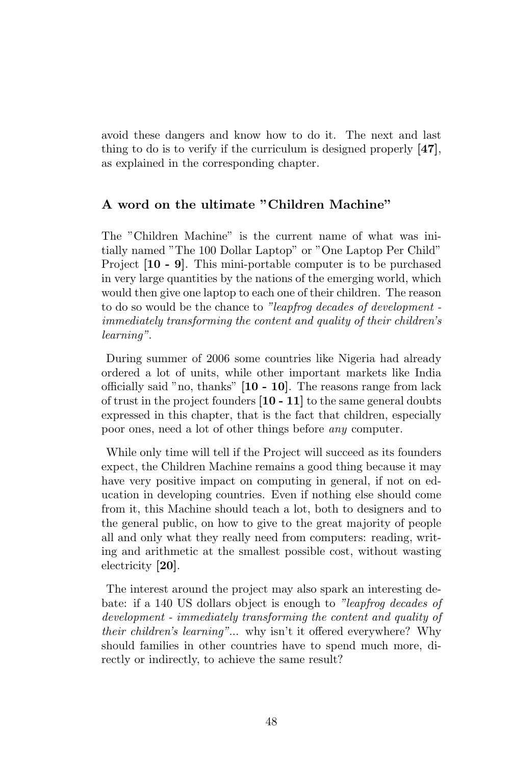avoid these dangers and know how to do it. The next and last thing to do is to verify if the curriculum is designed properly [**47**], as explained in the corresponding chapter.

### A word on the ultimate "Children Machine"

The "Children Machine" is the current name of what was initially named "The 100 Dollar Laptop" or "One Laptop Per Child" Project [**10 - 9**]. This mini-portable computer is to be purchased in very large quantities by the nations of the emerging world, which would then give one laptop to each one of their children. The reason to do so would be the chance to *"leapfrog decades of development - immediately transforming the content and quality of their children's learning"*.

During summer of 2006 some countries like Nigeria had already ordered a lot of units, while other important markets like India officially said "no, thanks" [**10 - 10**]. The reasons range from lack of trust in the project founders [**10 - 11**] to the same general doubts expressed in this chapter, that is the fact that children, especially poor ones, need a lot of other things before *any* computer.

While only time will tell if the Project will succeed as its founders expect, the Children Machine remains a good thing because it may have very positive impact on computing in general, if not on education in developing countries. Even if nothing else should come from it, this Machine should teach a lot, both to designers and to the general public, on how to give to the great majority of people all and only what they really need from computers: reading, writing and arithmetic at the smallest possible cost, without wasting electricity [**20**].

The interest around the project may also spark an interesting debate: if a 140 US dollars object is enough to *"leapfrog decades of development - immediately transforming the content and quality of their children's learning"*... why isn't it offered everywhere? Why should families in other countries have to spend much more, directly or indirectly, to achieve the same result?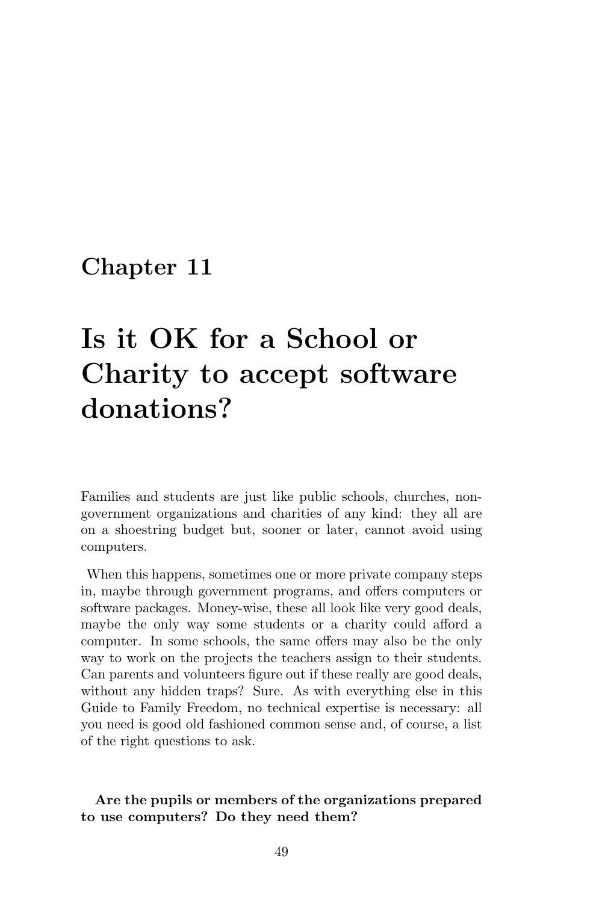# Chapter 11

# Is it OK for a School or Charity to accept software donations?

Families and students are just like public schools, churches, non-government organizations and charities of any kind: they all are on a shoestring budget but, sooner or later, cannot avoid using computers.

When this happens, sometimes one or more private company steps in, maybe through government programs, and offers computers or software packages. Money-wise, these all look like very good deals, maybe the only way some students or a charity could afford a computer. In some schools, the same offers may also be the only way to work on the projects the teachers assign to their students. Can parents and volunteers figure out if these really are good deals, without any hidden traps? Sure. As with everything else in this Guide to Family Freedom, no technical expertise is necessary: all you need is good old fashioned common sense and, of course, a list of the right questions to ask.

**Are the pupils or members of the organizations prepared to use computers? Do they need them?**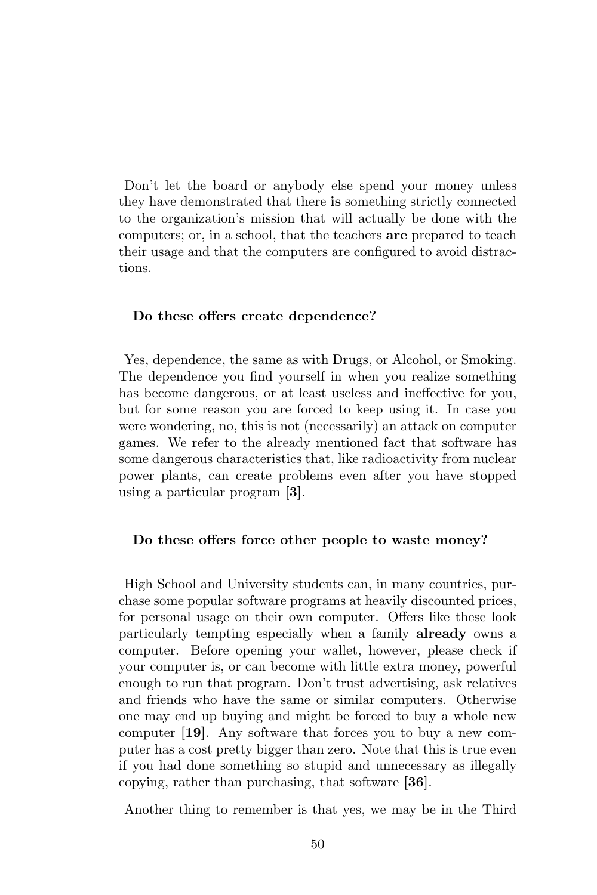Don't let the board or anybody else spend your money unless they have demonstrated that there **is** something strictly connected to the organization's mission that will actually be done with the computers; or, in a school, that the teachers **are** prepared to teach their usage and that the computers are configured to avoid distractions.

### Do these offers create dependence?

Yes, dependence, the same as with Drugs, or Alcohol, or Smoking. The dependence you find yourself in when you realize something has become dangerous, or at least useless and ineffective for you, but for some reason you are forced to keep using it. In case you were wondering, no, this is not (necessarily) an attack on computer games. We refer to the already mentioned fact that software has some dangerous characteristics that, like radioactivity from nuclear power plants, can create problems even after you have stopped using a particular program [**3**].

### Do these offers force other people to waste money?

High School and University students can, in many countries, purchase some popular software programs at heavily discounted prices, for personal usage on their own computer. Offers like these look particularly tempting especially when a family **already** owns a computer. Before opening your wallet, however, please check if your computer is, or can become with little extra money, powerful enough to run that program. Don't trust advertising, ask relatives and friends who have the same or similar computers. Otherwise one may end up buying and might be forced to buy a whole new computer [**19**]. Any software that forces you to buy a new computer has a cost pretty bigger than zero. Note that this is true even if you had done something so stupid and unnecessary as illegally copying, rather than purchasing, that software [**36**].

Another thing to remember is that yes, we may be in the Third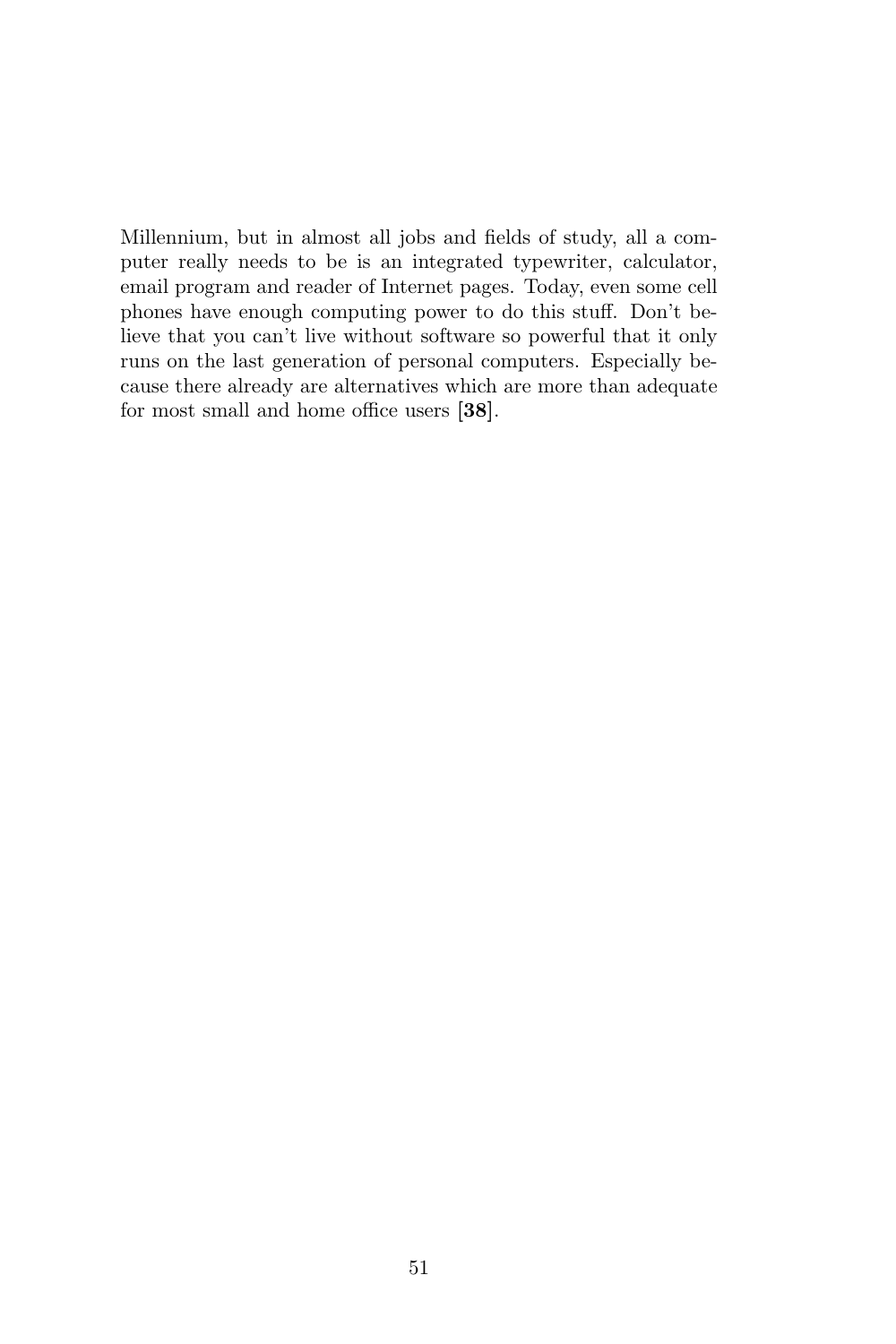Millennium, but in almost all jobs and fields of study, all a computer really needs to be is an integrated typewriter, calculator, email program and reader of Internet pages. Today, even some cell phones have enough computing power to do this stuff. Don't believe that you can't live without software so powerful that it only runs on the last generation of personal computers. Especially because there already are alternatives which are more than adequate for most small and home office users [**38**].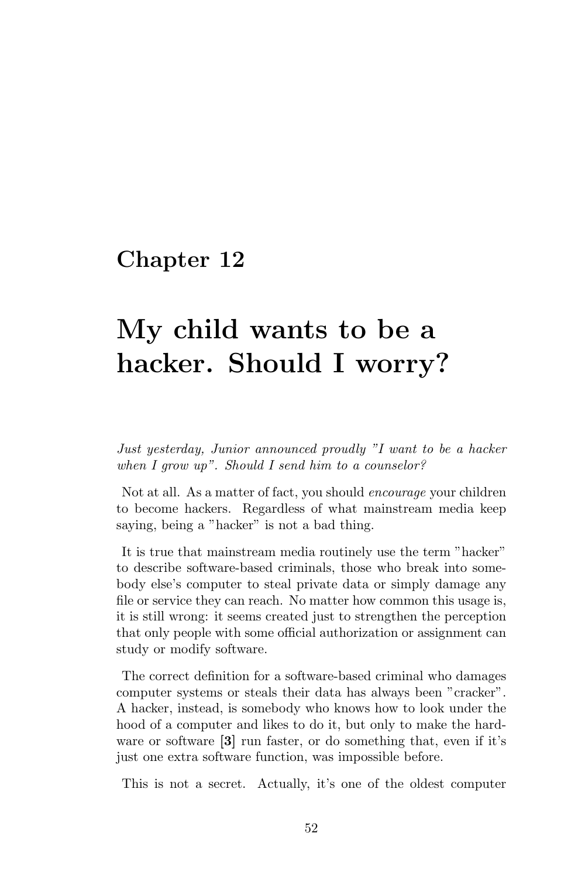# Chapter 12

# My child wants to be a hacker. Should I worry?

*Just yesterday, Junior announced proudly "I want to be a hacker when I grow up". Should I send him to a counselor?*

Not at all. As a matter of fact, you should *encourage* your children to become hackers. Regardless of what mainstream media keep saying, being a "hacker" is not a bad thing.

It is true that mainstream media routinely use the term "hacker" to describe software-based criminals, those who break into somebody else's computer to steal private data or simply damage any file or service they can reach. No matter how common this usage is, it is still wrong: it seems created just to strengthen the perception that only people with some official authorization or assignment can study or modify software.

The correct definition for a software-based criminal who damages computer systems or steals their data has always been "cracker". A hacker, instead, is somebody who knows how to look under the hood of a computer and likes to do it, but only to make the hardware or software **[3]** run faster, or do something that, even if it's just one extra software function, was impossible before.

This is not a secret. Actually, it's one of the oldest computer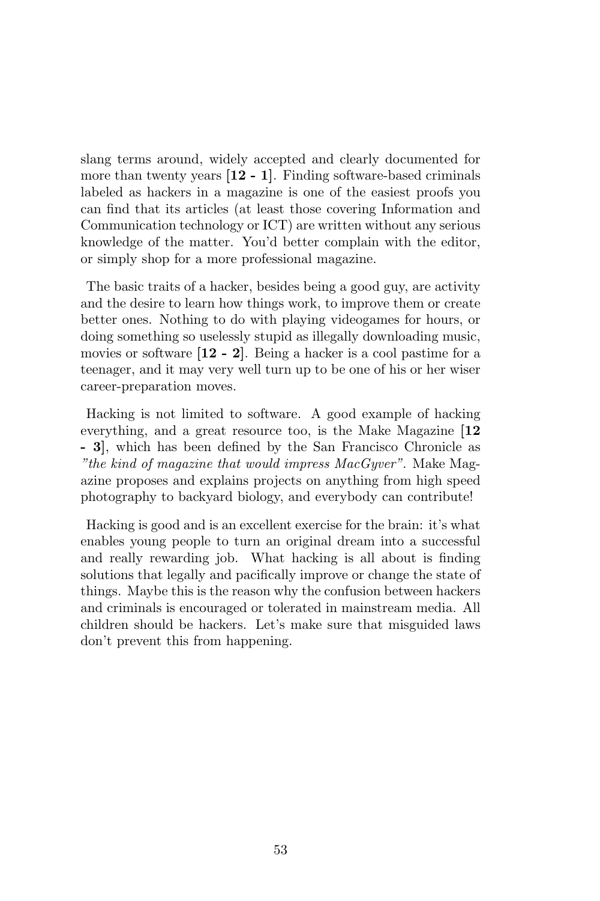slang terms around, widely accepted and clearly documented for more than twenty years **[12 - 1]**. Finding software-based criminals labeled as hackers in a magazine is one of the easiest proofs you can find that its articles (at least those covering Information and Communication technology or ICT) are written without any serious knowledge of the matter. You'd better complain with the editor, or simply shop for a more professional magazine.

The basic traits of a hacker, besides being a good guy, are activity and the desire to learn how things work, to improve them or create better ones. Nothing to do with playing videogames for hours, or doing something so uselessly stupid as illegally downloading music, movies or software **[12 - 2]**. Being a hacker is a cool pastime for a teenager, and it may very well turn up to be one of his or her wiser career-preparation moves.

Hacking is not limited to software. A good example of hacking everything, and a great resource too, is the Make Magazine **[12 - 3]**, which has been defined by the San Francisco Chronicle as *"the kind of magazine that would impress MacGyver"*. Make Magazine proposes and explains projects on anything from high speed photography to backyard biology, and everybody can contribute!

Hacking is good and is an excellent exercise for the brain: it's what enables young people to turn an original dream into a successful and really rewarding job. What hacking is all about is finding solutions that legally and pacifically improve or change the state of things. Maybe this is the reason why the confusion between hackers and criminals is encouraged or tolerated in mainstream media. All children should be hackers. Let's make sure that misguided laws don't prevent this from happening.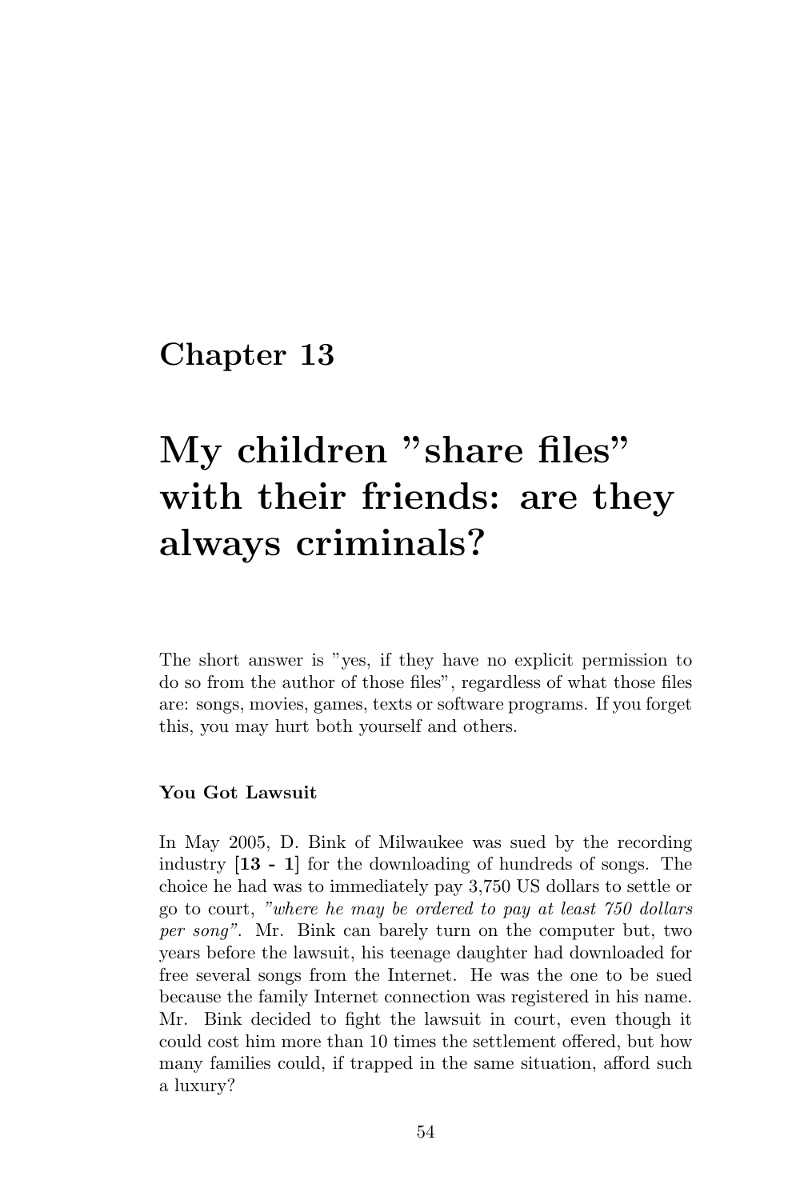# Chapter 13

# My children "share files" with their friends: are they always criminals?

The short answer is "yes, if they have no explicit permission to do so from the author of those files", regardless of what those files are: songs, movies, games, texts or software programs. If you forget this, you may hurt both yourself and others.

### You Got Lawsuit

In May 2005, D. Bink of Milwaukee was sued by the recording industry [**13 - 1**] for the downloading of hundreds of songs. The choice he had was to immediately pay 3,750 US dollars to settle or go to court, *"where he may be ordered to pay at least 750 dollars per song"*. Mr. Bink can barely turn on the computer but, two years before the lawsuit, his teenage daughter had downloaded for free several songs from the Internet. He was the one to be sued because the family Internet connection was registered in his name. Mr. Bink decided to fight the lawsuit in court, even though it could cost him more than 10 times the settlement offered, but how many families could, if trapped in the same situation, afford such a luxury?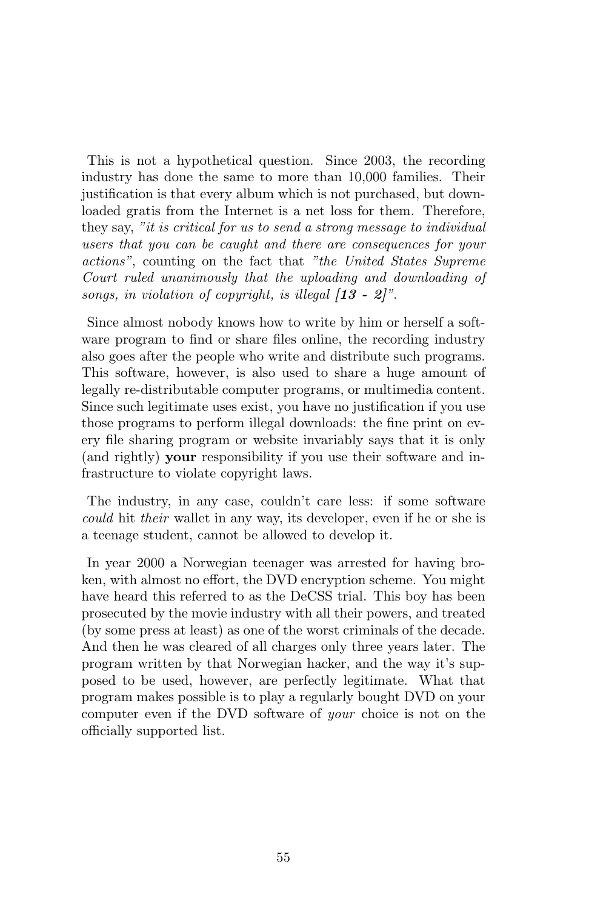This is not a hypothetical question. Since 2003, the recording industry has done the same to more than 10,000 families. Their justification is that every album which is not purchased, but downloaded gratis from the Internet is a net loss for them. Therefore, they say, *"it is critical for us to send a strong message to individual users that you can be caught and there are consequences for your actions"*, counting on the fact that *"the United States Supreme Court ruled unanimously that the uploading and downloading of songs, in violation of copyright, is illegal **[13 - 2]**"*.

Since almost nobody knows how to write by him or herself a software program to find or share files online, the recording industry also goes after the people who write and distribute such programs. This software, however, is also used to share a huge amount of legally re-distributable computer programs, or multimedia content. Since such legitimate uses exist, you have no justification if you use those programs to perform illegal downloads: the fine print on every file sharing program or website invariably says that it is only (and rightly) **your** responsibility if you use their software and infrastructure to violate copyright laws.

The industry, in any case, couldn't care less: if some software *could* hit *their* wallet in any way, its developer, even if he or she is a teenage student, cannot be allowed to develop it.

In year 2000 a Norwegian teenager was arrested for having broken, with almost no effort, the DVD encryption scheme. You might have heard this referred to as the DeCSS trial. This boy has been prosecuted by the movie industry with all their powers, and treated (by some press at least) as one of the worst criminals of the decade. And then he was cleared of all charges only three years later. The program written by that Norwegian hacker, and the way it's supposed to be used, however, are perfectly legitimate. What that program makes possible is to play a regularly bought DVD on your computer even if the DVD software of *your* choice is not on the officially supported list.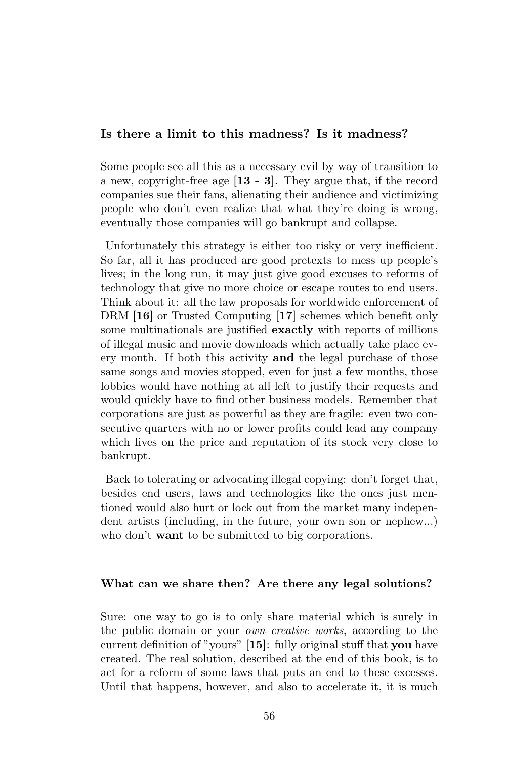### Is there a limit to this madness? Is it madness?

Some people see all this as a necessary evil by way of transition to a new, copyright-free age [**13 - 3**]. They argue that, if the record companies sue their fans, alienating their audience and victimizing people who don't even realize that what they're doing is wrong, eventually those companies will go bankrupt and collapse.

Unfortunately this strategy is either too risky or very inefficient. So far, all it has produced are good pretexts to mess up people's lives; in the long run, it may just give good excuses to reforms of technology that give no more choice or escape routes to end users. Think about it: all the law proposals for worldwide enforcement of DRM [**16**] or Trusted Computing [**17**] schemes which benefit only some multinationals are justified **exactly** with reports of millions of illegal music and movie downloads which actually take place every month. If both this activity **and** the legal purchase of those same songs and movies stopped, even for just a few months, those lobbies would have nothing at all left to justify their requests and would quickly have to find other business models. Remember that corporations are just as powerful as they are fragile: even two consecutive quarters with no or lower profits could lead any company which lives on the price and reputation of its stock very close to bankrupt.

Back to tolerating or advocating illegal copying: don't forget that, besides end users, laws and technologies like the ones just mentioned would also hurt or lock out from the market many independent artists (including, in the future, your own son or nephew...) who don't **want** to be submitted to big corporations.

### What can we share then? Are there any legal solutions?

Sure: one way to go is to only share material which is surely in the public domain or your *own creative works*, according to the current definition of "yours" [**15**]: fully original stuff that **you** have created. The real solution, described at the end of this book, is to act for a reform of some laws that puts an end to these excesses. Until that happens, however, and also to accelerate it, it is much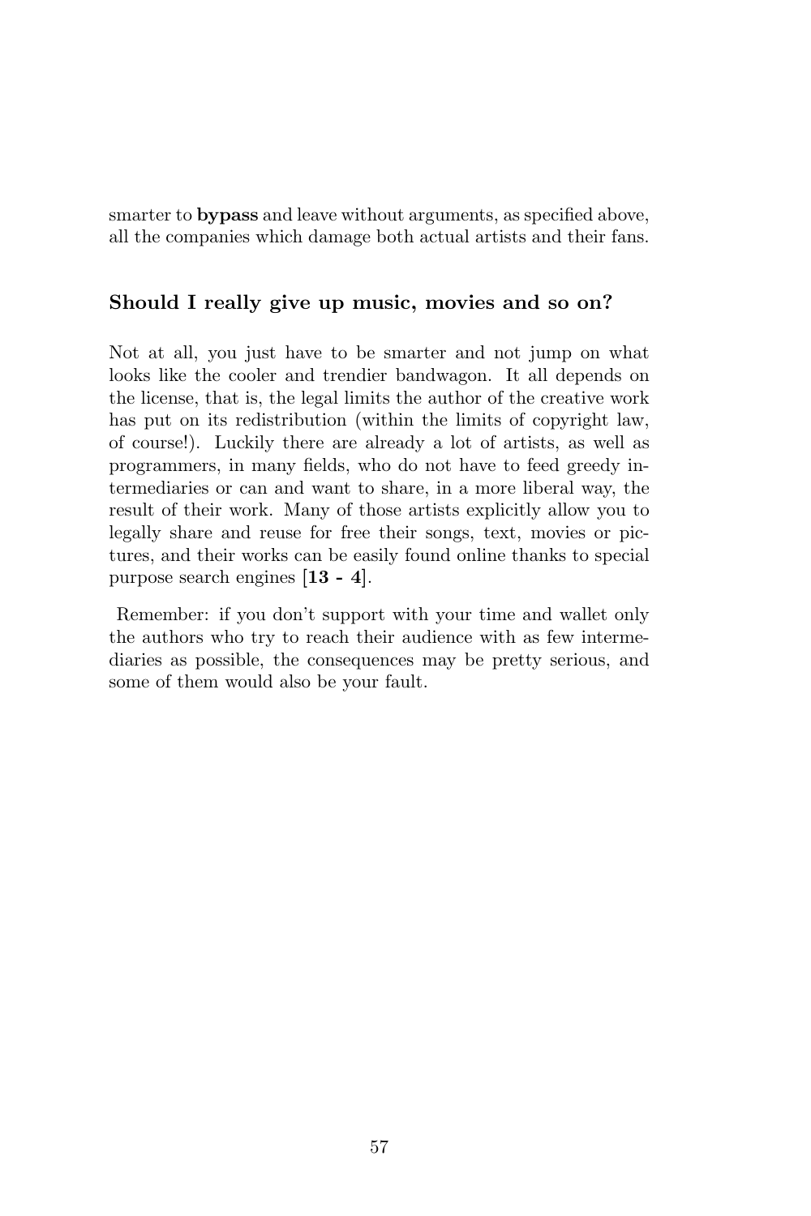smarter to **bypass** and leave without arguments, as specified above, all the companies which damage both actual artists and their fans.

### Should I really give up music, movies and so on?

Not at all, you just have to be smarter and not jump on what looks like the cooler and trendier bandwagon. It all depends on the license, that is, the legal limits the author of the creative work has put on its redistribution (within the limits of copyright law, of course!). Luckily there are already a lot of artists, as well as programmers, in many fields, who do not have to feed greedy intermediaries or can and want to share, in a more liberal way, the result of their work. Many of those artists explicitly allow you to legally share and reuse for free their songs, text, movies or pictures, and their works can be easily found online thanks to special purpose search engines [**13 - 4**].

Remember: if you don't support with your time and wallet only the authors who try to reach their audience with as few intermediaries as possible, the consequences may be pretty serious, and some of them would also be your fault.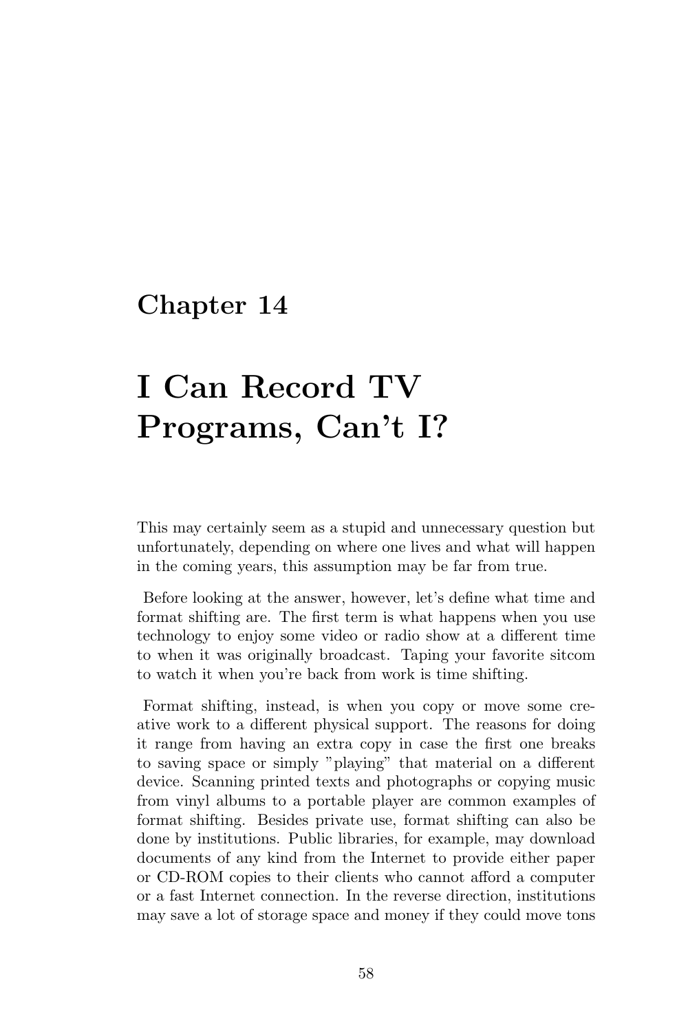# Chapter 14

# I Can Record TV Programs, Can't I?

This may certainly seem as a stupid and unnecessary question but unfortunately, depending on where one lives and what will happen in the coming years, this assumption may be far from true.

Before looking at the answer, however, let's define what time and format shifting are. The first term is what happens when you use technology to enjoy some video or radio show at a different time to when it was originally broadcast. Taping your favorite sitcom to watch it when you're back from work is time shifting.

Format shifting, instead, is when you copy or move some creative work to a different physical support. The reasons for doing it range from having an extra copy in case the first one breaks to saving space or simply "playing" that material on a different device. Scanning printed texts and photographs or copying music from vinyl albums to a portable player are common examples of format shifting. Besides private use, format shifting can also be done by institutions. Public libraries, for example, may download documents of any kind from the Internet to provide either paper or CD-ROM copies to their clients who cannot afford a computer or a fast Internet connection. In the reverse direction, institutions may save a lot of storage space and money if they could move tons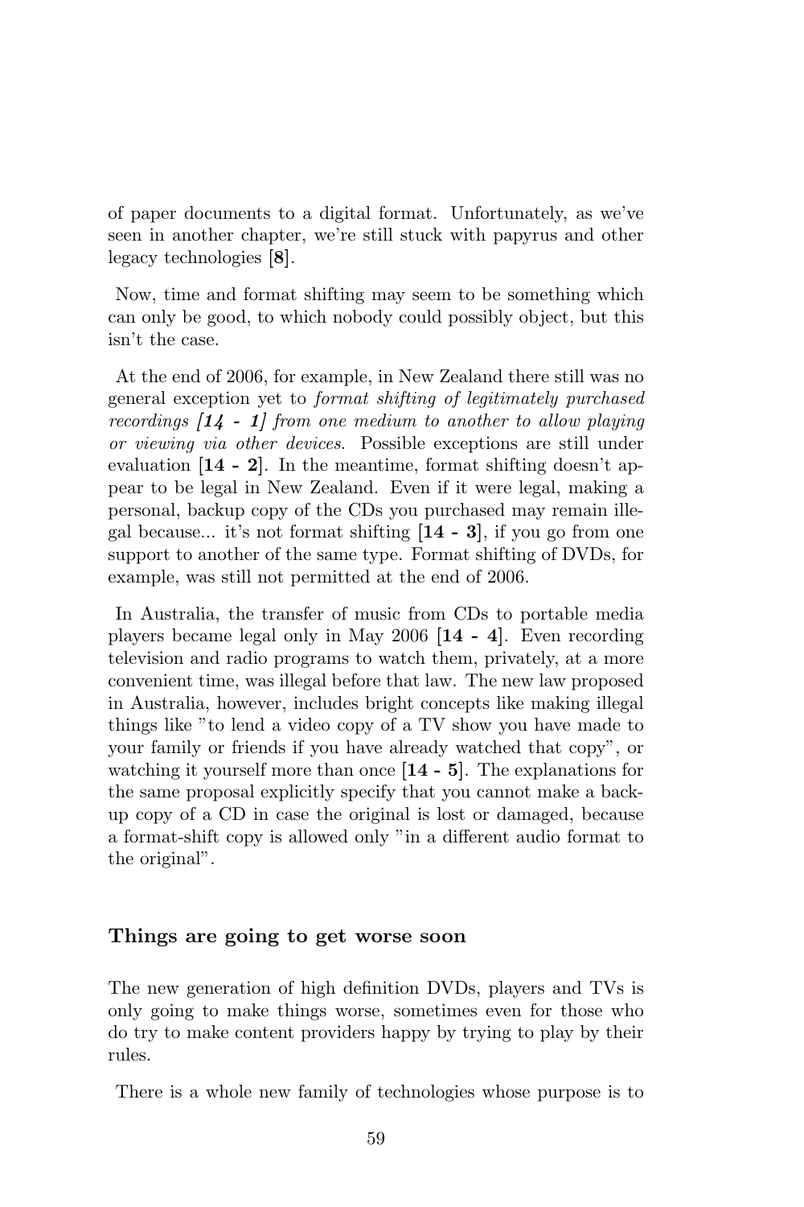of paper documents to a digital format. Unfortunately, as we've seen in another chapter, we're still stuck with papyrus and other legacy technologies [**8**].

Now, time and format shifting may seem to be something which can only be good, to which nobody could possibly object, but this isn't the case.

At the end of 2006, for example, in New Zealand there still was no general exception yet to *format shifting of legitimately purchased recordings [**14 - 1**] from one medium to another to allow playing or viewing via other devices*. Possible exceptions are still under evaluation [**14 - 2**]. In the meantime, format shifting doesn't appear to be legal in New Zealand. Even if it were legal, making a personal, backup copy of the CDs you purchased may remain illegal because... it's not format shifting [**14 - 3**], if you go from one support to another of the same type. Format shifting of DVDs, for example, was still not permitted at the end of 2006.

In Australia, the transfer of music from CDs to portable media players became legal only in May 2006 [**14 - 4**]. Even recording television and radio programs to watch them, privately, at a more convenient time, was illegal before that law. The new law proposed in Australia, however, includes bright concepts like making illegal things like "to lend a video copy of a TV show you have made to your family or friends if you have already watched that copy", or watching it yourself more than once [**14 - 5**]. The explanations for the same proposal explicitly specify that you cannot make a backup copy of a CD in case the original is lost or damaged, because a format-shift copy is allowed only "in a different audio format to the original".

### Things are going to get worse soon

The new generation of high definition DVDs, players and TVs is only going to make things worse, sometimes even for those who do try to make content providers happy by trying to play by their rules.

There is a whole new family of technologies whose purpose is to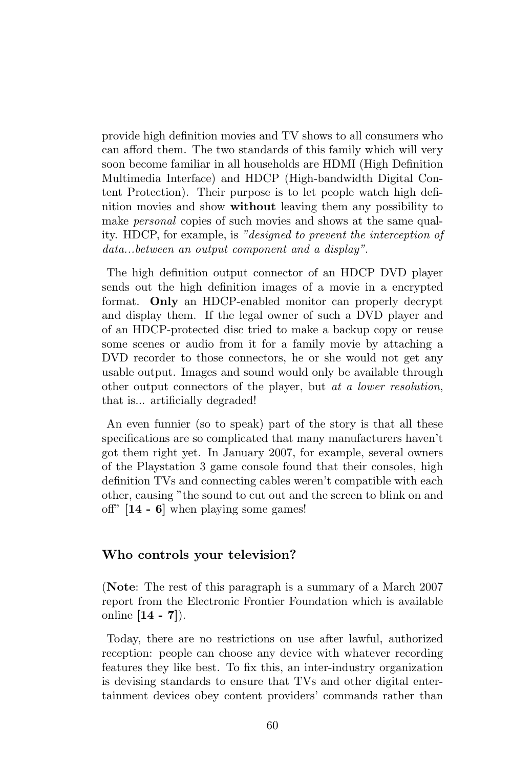provide high definition movies and TV shows to all consumers who can afford them. The two standards of this family which will very soon become familiar in all households are HDMI (High Definition Multimedia Interface) and HDCP (High-bandwidth Digital Content Protection). Their purpose is to let people watch high definition movies and show **without** leaving them any possibility to make *personal* copies of such movies and shows at the same quality. HDCP, for example, is *"designed to prevent the interception of data...between an output component and a display"*.

The high definition output connector of an HDCP DVD player sends out the high definition images of a movie in a encrypted format. **Only** an HDCP-enabled monitor can properly decrypt and display them. If the legal owner of such a DVD player and of an HDCP-protected disc tried to make a backup copy or reuse some scenes or audio from it for a family movie by attaching a DVD recorder to those connectors, he or she would not get any usable output. Images and sound would only be available through other output connectors of the player, but *at a lower resolution*, that is... artificially degraded!

An even funnier (so to speak) part of the story is that all these specifications are so complicated that many manufacturers haven't got them right yet. In January 2007, for example, several owners of the Playstation 3 game console found that their consoles, high definition TVs and connecting cables weren't compatible with each other, causing "the sound to cut out and the screen to blink on and off" **[14 - 6]** when playing some games!

### Who controls your television?

(**Note**: The rest of this paragraph is a summary of a March 2007 report from the Electronic Frontier Foundation which is available online **[14 - 7]**).

Today, there are no restrictions on use after lawful, authorized reception: people can choose any device with whatever recording features they like best. To fix this, an inter-industry organization is devising standards to ensure that TVs and other digital entertainment devices obey content providers' commands rather than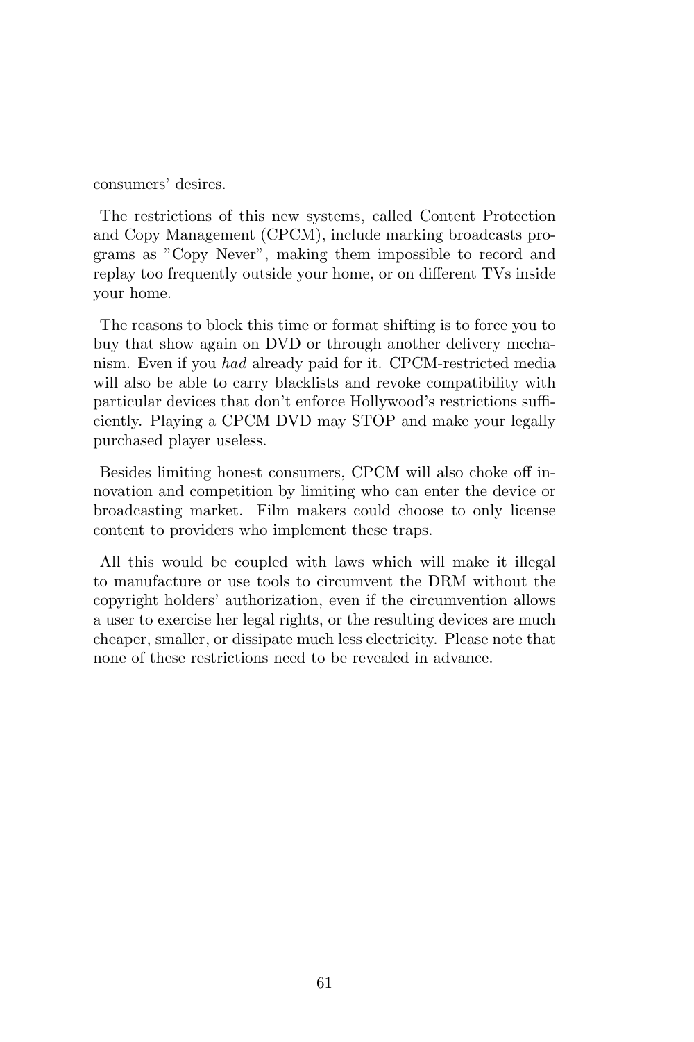consumers' desires.

The restrictions of this new systems, called Content Protection and Copy Management (CPCM), include marking broadcasts programs as "Copy Never", making them impossible to record and replay too frequently outside your home, or on different TVs inside your home.

The reasons to block this time or format shifting is to force you to buy that show again on DVD or through another delivery mechanism. Even if you *had* already paid for it. CPCM-restricted media will also be able to carry blacklists and revoke compatibility with particular devices that don't enforce Hollywood's restrictions sufficiently. Playing a CPCM DVD may STOP and make your legally purchased player useless.

Besides limiting honest consumers, CPCM will also choke off innovation and competition by limiting who can enter the device or broadcasting market. Film makers could choose to only license content to providers who implement these traps.

All this would be coupled with laws which will make it illegal to manufacture or use tools to circumvent the DRM without the copyright holders' authorization, even if the circumvention allows a user to exercise her legal rights, or the resulting devices are much cheaper, smaller, or dissipate much less electricity. Please note that none of these restrictions need to be revealed in advance.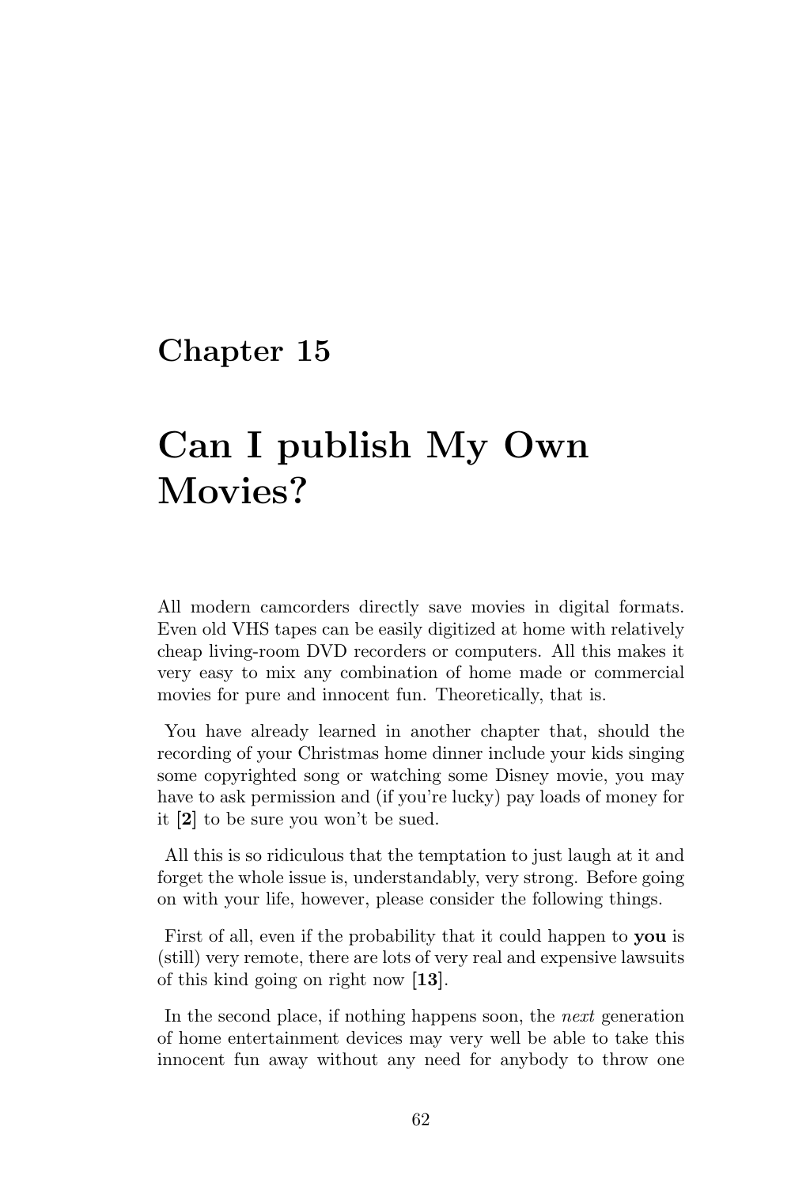# Chapter 15

# Can I publish My Own Movies?

All modern camcorders directly save movies in digital formats. Even old VHS tapes can be easily digitized at home with relatively cheap living-room DVD recorders or computers. All this makes it very easy to mix any combination of home made or commercial movies for pure and innocent fun. Theoretically, that is.

You have already learned in another chapter that, should the recording of your Christmas home dinner include your kids singing some copyrighted song or watching some Disney movie, you may have to ask permission and (if you're lucky) pay loads of money for it [**2**] to be sure you won't be sued.

All this is so ridiculous that the temptation to just laugh at it and forget the whole issue is, understandably, very strong. Before going on with your life, however, please consider the following things.

First of all, even if the probability that it could happen to **you** is (still) very remote, there are lots of very real and expensive lawsuits of this kind going on right now [**13**].

In the second place, if nothing happens soon, the *next* generation of home entertainment devices may very well be able to take this innocent fun away without any need for anybody to throw one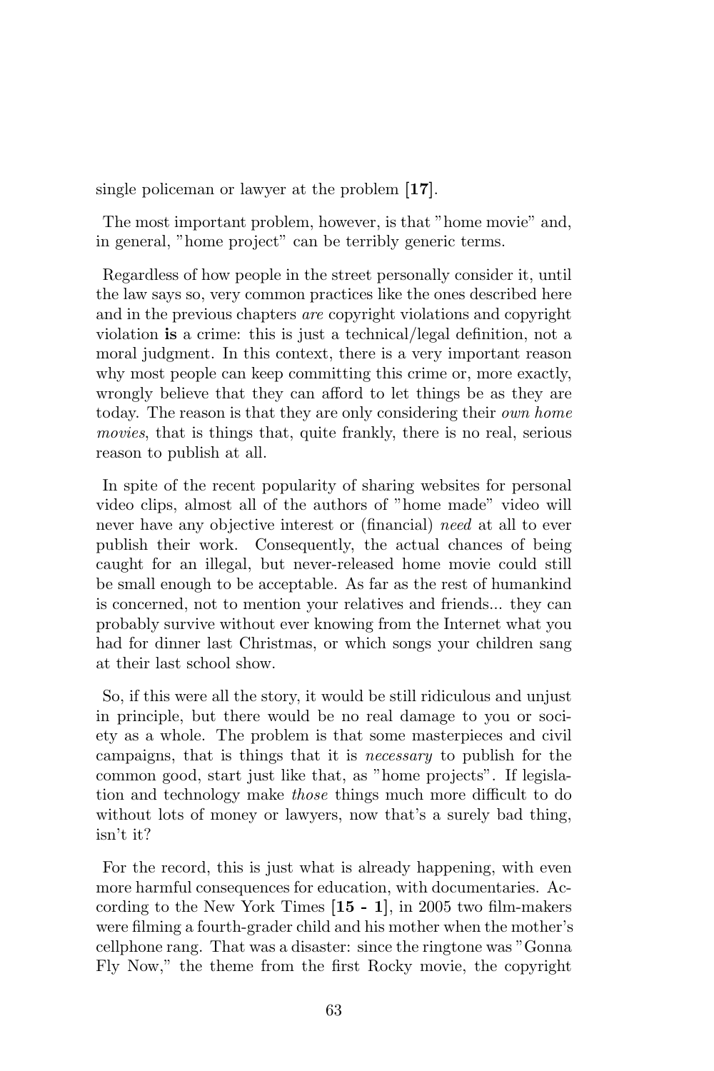single policeman or lawyer at the problem **[17]**.

The most important problem, however, is that "home movie" and, in general, "home project" can be terribly generic terms.

Regardless of how people in the street personally consider it, until the law says so, very common practices like the ones described here and in the previous chapters *are* copyright violations and copyright violation **is** a crime: this is just a technical/legal definition, not a moral judgment. In this context, there is a very important reason why most people can keep committing this crime or, more exactly, wrongly believe that they can afford to let things be as they are today. The reason is that they are only considering their *own home movies*, that is things that, quite frankly, there is no real, serious reason to publish at all.

In spite of the recent popularity of sharing websites for personal video clips, almost all of the authors of "home made" video will never have any objective interest or (financial) *need* at all to ever publish their work. Consequently, the actual chances of being caught for an illegal, but never-released home movie could still be small enough to be acceptable. As far as the rest of humankind is concerned, not to mention your relatives and friends... they can probably survive without ever knowing from the Internet what you had for dinner last Christmas, or which songs your children sang at their last school show.

So, if this were all the story, it would be still ridiculous and unjust in principle, but there would be no real damage to you or society as a whole. The problem is that some masterpieces and civil campaigns, that is things that it is *necessary* to publish for the common good, start just like that, as "home projects". If legislation and technology make *those* things much more difficult to do without lots of money or lawyers, now that's a surely bad thing, isn't it?

For the record, this is just what is already happening, with even more harmful consequences for education, with documentaries. According to the New York Times **[15 - 1]**, in 2005 two film-makers were filming a fourth-grader child and his mother when the mother's cellphone rang. That was a disaster: since the ringtone was "Gonna Fly Now," the theme from the first Rocky movie, the copyright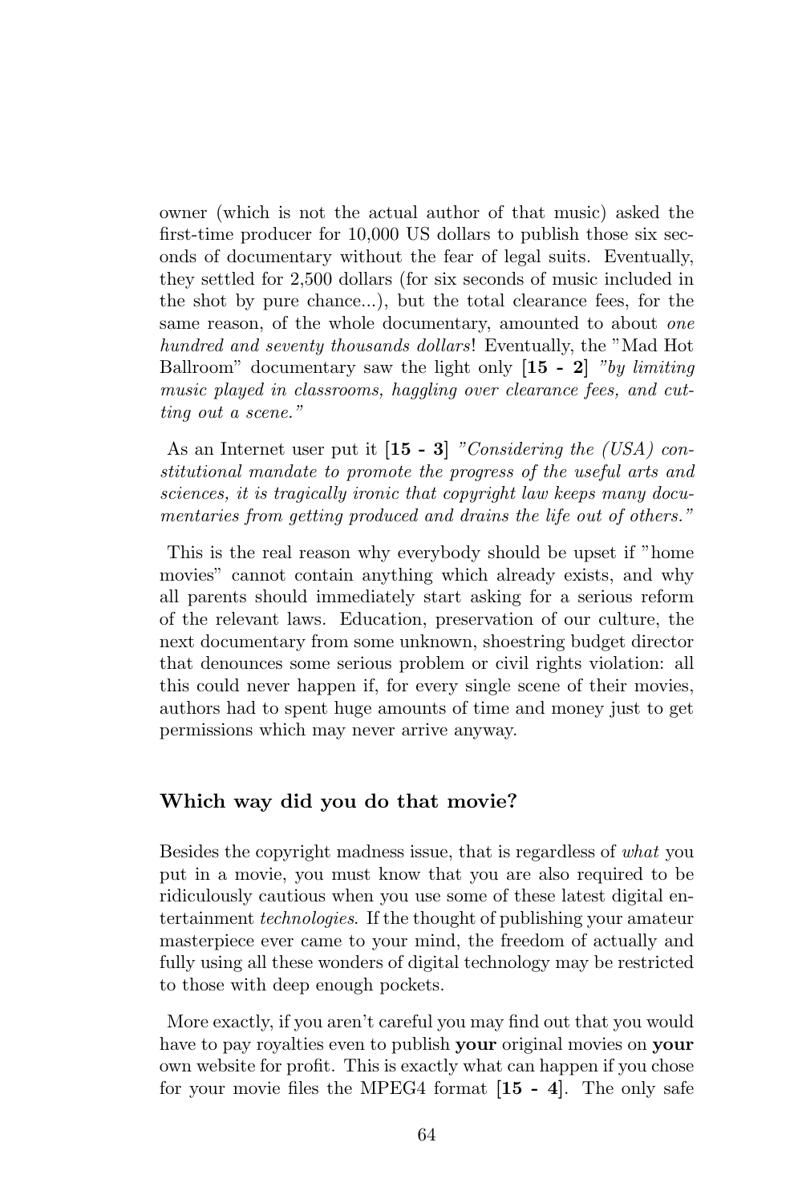owner (which is not the actual author of that music) asked the first-time producer for 10,000 US dollars to publish those six seconds of documentary without the fear of legal suits. Eventually, they settled for 2,500 dollars (for six seconds of music included in the shot by pure chance...), but the total clearance fees, for the same reason, of the whole documentary, amounted to about *one hundred and seventy thousands dollars*! Eventually, the "Mad Hot Ballroom" documentary saw the light only **[15 - 2]** *"by limiting music played in classrooms, haggling over clearance fees, and cutting out a scene."*

As an Internet user put it **[15 - 3]** *"Considering the (USA) constitutional mandate to promote the progress of the useful arts and sciences, it is tragically ironic that copyright law keeps many documentaries from getting produced and drains the life out of others."*

This is the real reason why everybody should be upset if "home movies" cannot contain anything which already exists, and why all parents should immediately start asking for a serious reform of the relevant laws. Education, preservation of our culture, the next documentary from some unknown, shoestring budget director that denounces some serious problem or civil rights violation: all this could never happen if, for every single scene of their movies, authors had to spent huge amounts of time and money just to get permissions which may never arrive anyway.

### Which way did you do that movie?

Besides the copyright madness issue, that is regardless of *what* you put in a movie, you must know that you are also required to be ridiculously cautious when you use some of these latest digital entertainment *technologies*. If the thought of publishing your amateur masterpiece ever came to your mind, the freedom of actually and fully using all these wonders of digital technology may be restricted to those with deep enough pockets.

More exactly, if you aren't careful you may find out that you would have to pay royalties even to publish **your** original movies on **your** own website for profit. This is exactly what can happen if you chose for your movie files the MPEG4 format **[15 - 4]**. The only safe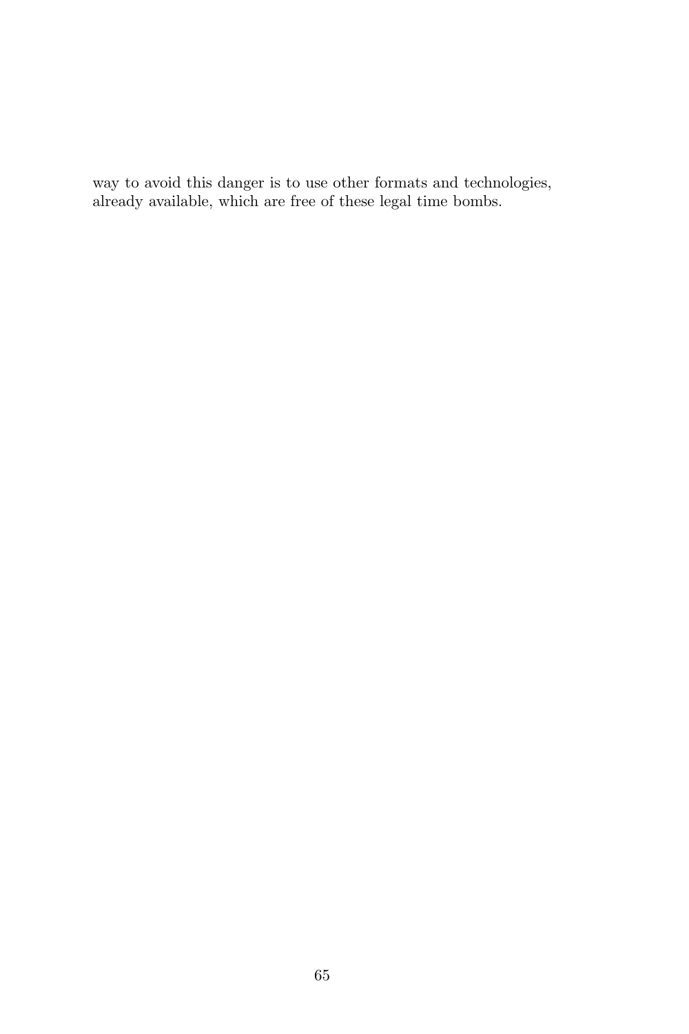way to avoid this danger is to use other formats and technologies, already available, which are free of these legal time bombs.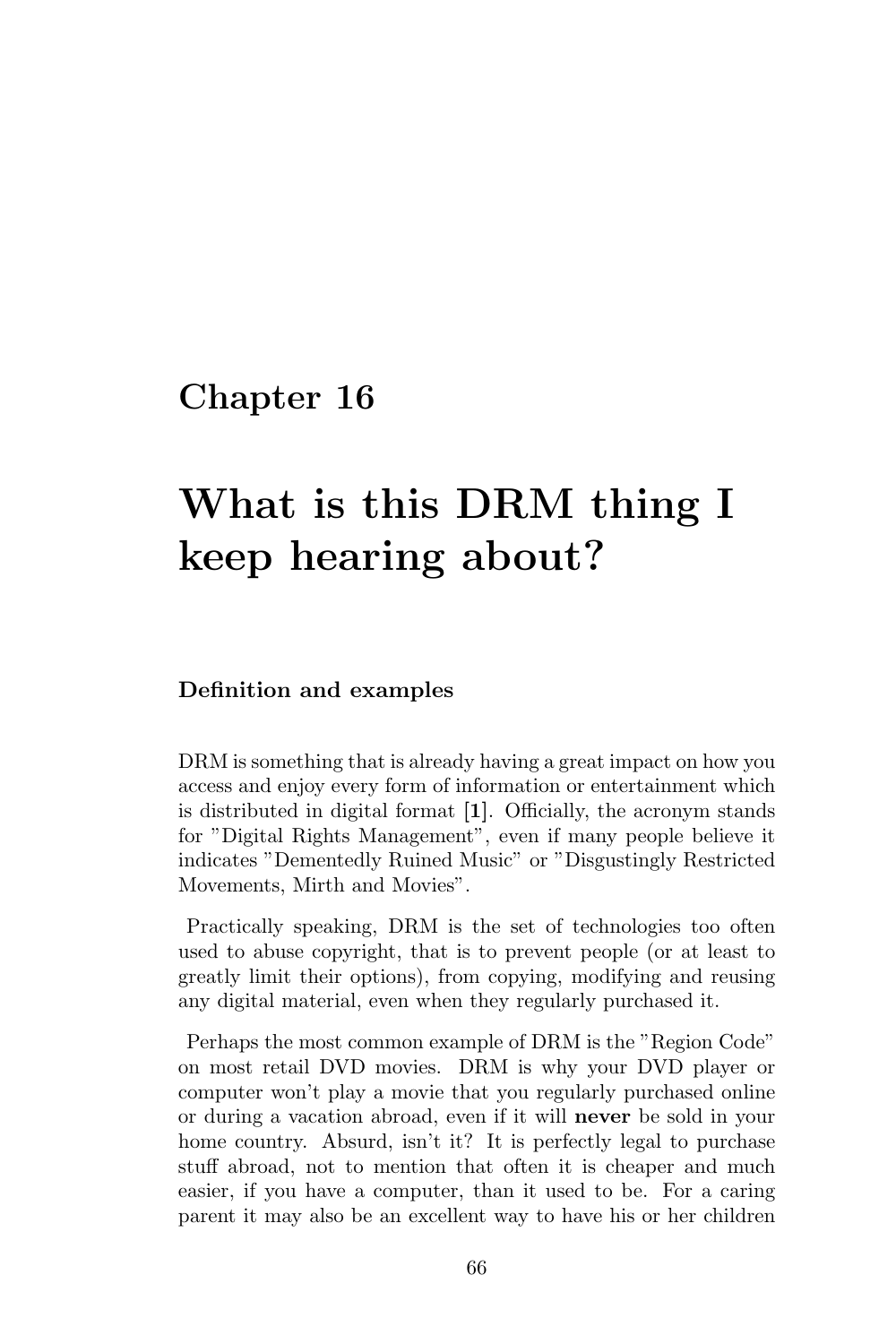# Chapter 16

# What is this DRM thing I keep hearing about?

### Definition and examples

DRM is something that is already having a great impact on how you access and enjoy every form of information or entertainment which is distributed in digital format [**1**]. Officially, the acronym stands for "Digital Rights Management", even if many people believe it indicates "Dementedly Ruined Music" or "Disgustingly Restricted Movements, Mirth and Movies".

Practically speaking, DRM is the set of technologies too often used to abuse copyright, that is to prevent people (or at least to greatly limit their options), from copying, modifying and reusing any digital material, even when they regularly purchased it.

Perhaps the most common example of DRM is the "Region Code" on most retail DVD movies. DRM is why your DVD player or computer won't play a movie that you regularly purchased online or during a vacation abroad, even if it will **never** be sold in your home country. Absurd, isn't it? It is perfectly legal to purchase stuff abroad, not to mention that often it is cheaper and much easier, if you have a computer, than it used to be. For a caring parent it may also be an excellent way to have his or her children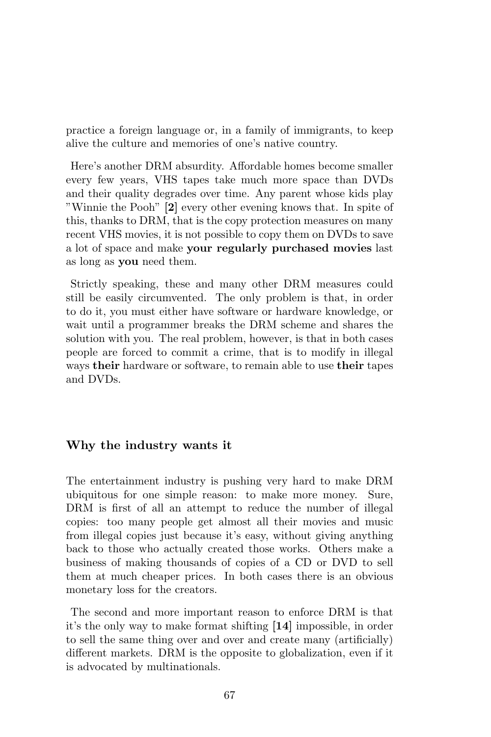practice a foreign language or, in a family of immigrants, to keep alive the culture and memories of one's native country.

Here's another DRM absurdity. Affordable homes become smaller every few years, VHS tapes take much more space than DVDs and their quality degrades over time. Any parent whose kids play "Winnie the Pooh" [**2**] every other evening knows that. In spite of this, thanks to DRM, that is the copy protection measures on many recent VHS movies, it is not possible to copy them on DVDs to save a lot of space and make **your regularly purchased movies** last as long as **you** need them.

Strictly speaking, these and many other DRM measures could still be easily circumvented. The only problem is that, in order to do it, you must either have software or hardware knowledge, or wait until a programmer breaks the DRM scheme and shares the solution with you. The real problem, however, is that in both cases people are forced to commit a crime, that is to modify in illegal ways **their** hardware or software, to remain able to use **their** tapes and DVDs.

### Why the industry wants it

The entertainment industry is pushing very hard to make DRM ubiquitous for one simple reason: to make more money. Sure, DRM is first of all an attempt to reduce the number of illegal copies: too many people get almost all their movies and music from illegal copies just because it's easy, without giving anything back to those who actually created those works. Others make a business of making thousands of copies of a CD or DVD to sell them at much cheaper prices. In both cases there is an obvious monetary loss for the creators.

The second and more important reason to enforce DRM is that it's the only way to make format shifting [**14**] impossible, in order to sell the same thing over and over and create many (artificially) different markets. DRM is the opposite to globalization, even if it is advocated by multinationals.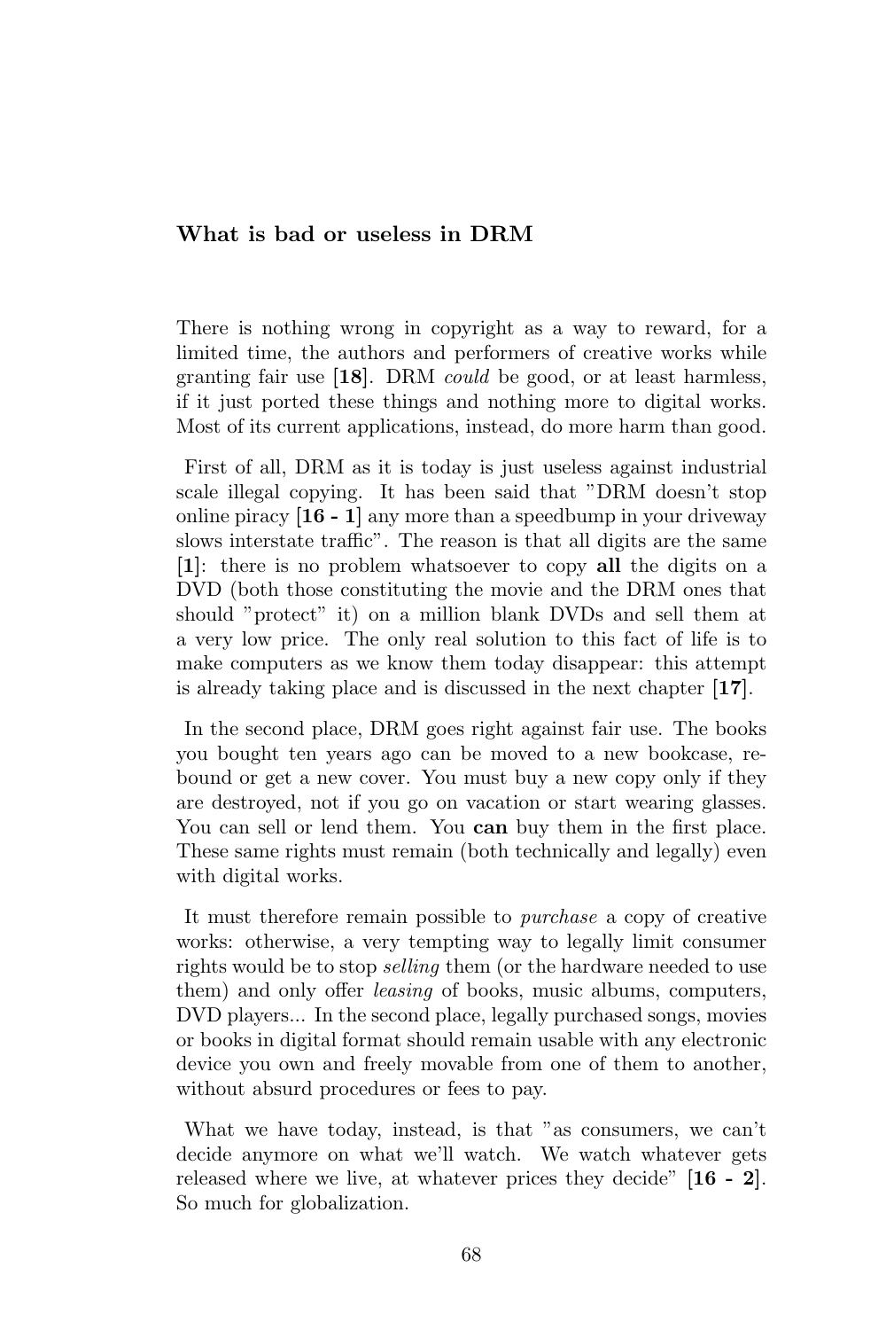### What is bad or useless in DRM

There is nothing wrong in copyright as a way to reward, for a limited time, the authors and performers of creative works while granting fair use [**18**]. DRM *could* be good, or at least harmless, if it just ported these things and nothing more to digital works. Most of its current applications, instead, do more harm than good.

First of all, DRM as it is today is just useless against industrial scale illegal copying. It has been said that "DRM doesn't stop online piracy [**16 - 1**] any more than a speedbump in your driveway slows interstate traffic". The reason is that all digits are the same [**1**]: there is no problem whatsoever to copy **all** the digits on a DVD (both those constituting the movie and the DRM ones that should "protect" it) on a million blank DVDs and sell them at a very low price. The only real solution to this fact of life is to make computers as we know them today disappear: this attempt is already taking place and is discussed in the next chapter [**17**].

In the second place, DRM goes right against fair use. The books you bought ten years ago can be moved to a new bookcase, rebound or get a new cover. You must buy a new copy only if they are destroyed, not if you go on vacation or start wearing glasses. You can sell or lend them. You **can** buy them in the first place. These same rights must remain (both technically and legally) even with digital works.

It must therefore remain possible to *purchase* a copy of creative works: otherwise, a very tempting way to legally limit consumer rights would be to stop *selling* them (or the hardware needed to use them) and only offer *leasing* of books, music albums, computers, DVD players... In the second place, legally purchased songs, movies or books in digital format should remain usable with any electronic device you own and freely movable from one of them to another, without absurd procedures or fees to pay.

What we have today, instead, is that "as consumers, we can't decide anymore on what we'll watch. We watch whatever gets released where we live, at whatever prices they decide" [**16 - 2**]. So much for globalization.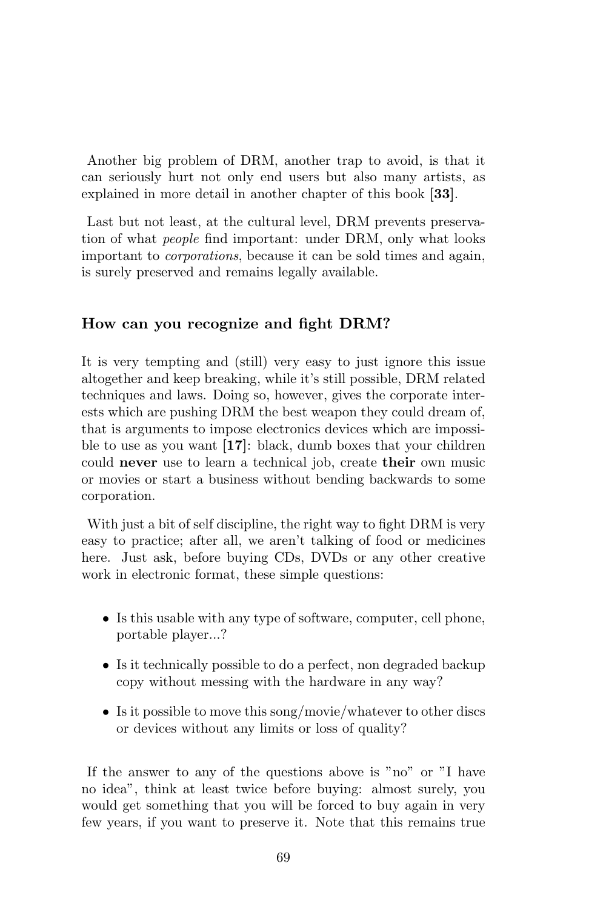Another big problem of DRM, another trap to avoid, is that it can seriously hurt not only end users but also many artists, as explained in more detail in another chapter of this book **[33]**.

Last but not least, at the cultural level, DRM prevents preservation of what *people* find important: under DRM, only what looks important to *corporations*, because it can be sold times and again, is surely preserved and remains legally available.

### How can you recognize and fight DRM?

It is very tempting and (still) very easy to just ignore this issue altogether and keep breaking, while it's still possible, DRM related techniques and laws. Doing so, however, gives the corporate interests which are pushing DRM the best weapon they could dream of, that is arguments to impose electronics devices which are impossible to use as you want **[17]**: black, dumb boxes that your children could **never** use to learn a technical job, create **their** own music or movies or start a business without bending backwards to some corporation.

With just a bit of self discipline, the right way to fight DRM is very easy to practice; after all, we aren't talking of food or medicines here. Just ask, before buying CDs, DVDs or any other creative work in electronic format, these simple questions:

- Is this usable with any type of software, computer, cell phone, portable player...?
- Is it technically possible to do a perfect, non degraded backup copy without messing with the hardware in any way?
- Is it possible to move this song/movie/whatever to other discs or devices without any limits or loss of quality?

If the answer to any of the questions above is "no" or "I have no idea", think at least twice before buying: almost surely, you would get something that you will be forced to buy again in very few years, if you want to preserve it. Note that this remains true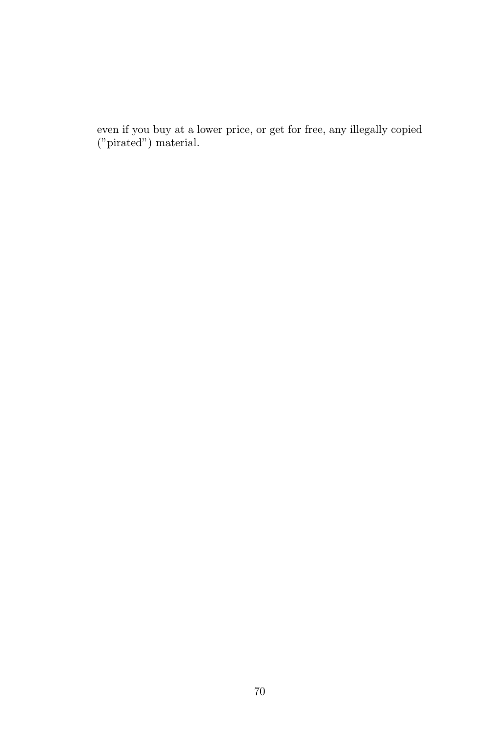even if you buy at a lower price, or get for free, any illegally copied ("pirated") material.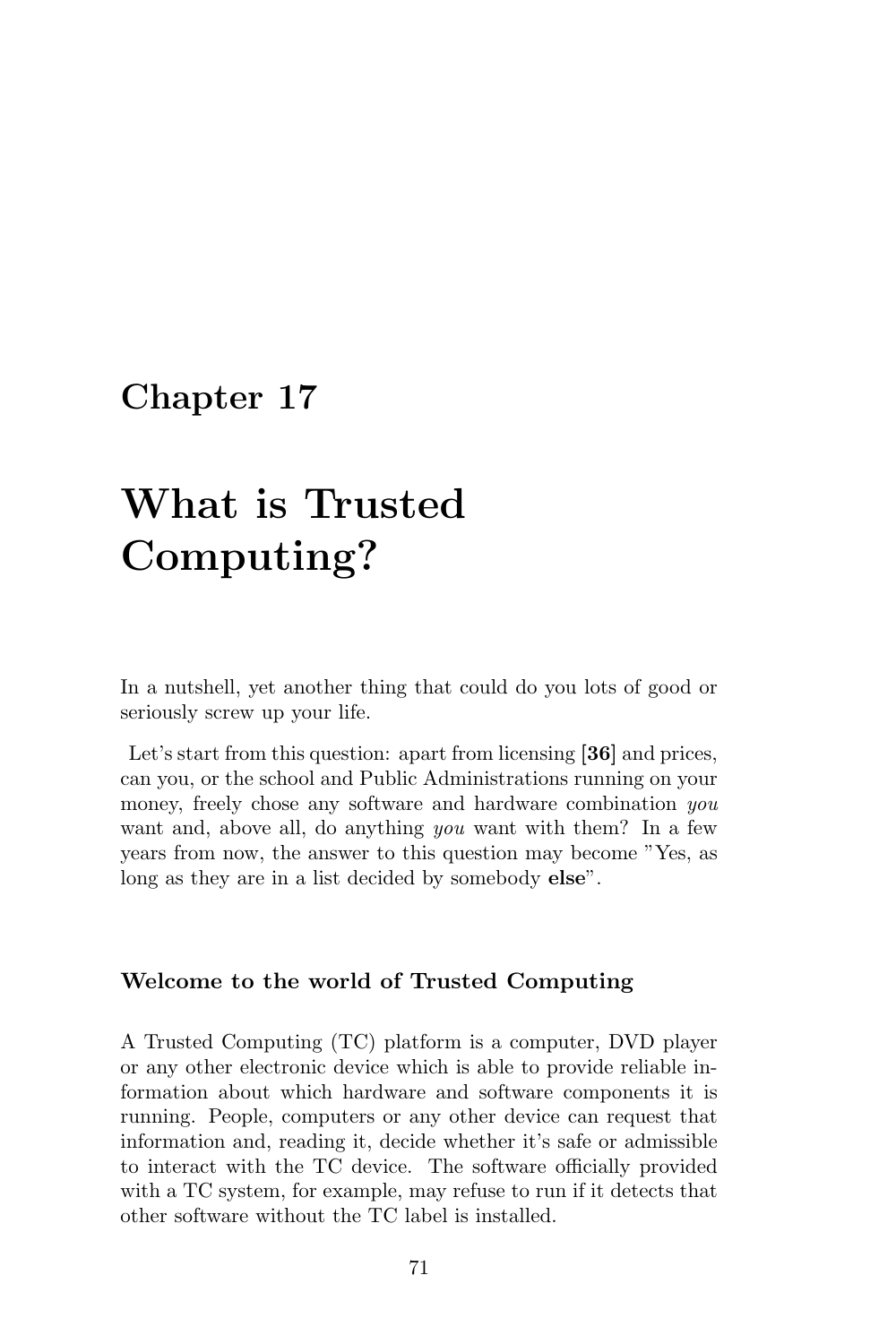# Chapter 17

# What is Trusted Computing?

In a nutshell, yet another thing that could do you lots of good or seriously screw up your life.

Let's start from this question: apart from licensing [**36**] and prices, can you, or the school and Public Administrations running on your money, freely chose any software and hardware combination *you* want and, above all, do anything *you* want with them? In a few years from now, the answer to this question may become "Yes, as long as they are in a list decided by somebody **else**".

### Welcome to the world of Trusted Computing

A Trusted Computing (TC) platform is a computer, DVD player or any other electronic device which is able to provide reliable information about which hardware and software components it is running. People, computers or any other device can request that information and, reading it, decide whether it's safe or admissible to interact with the TC device. The software officially provided with a TC system, for example, may refuse to run if it detects that other software without the TC label is installed.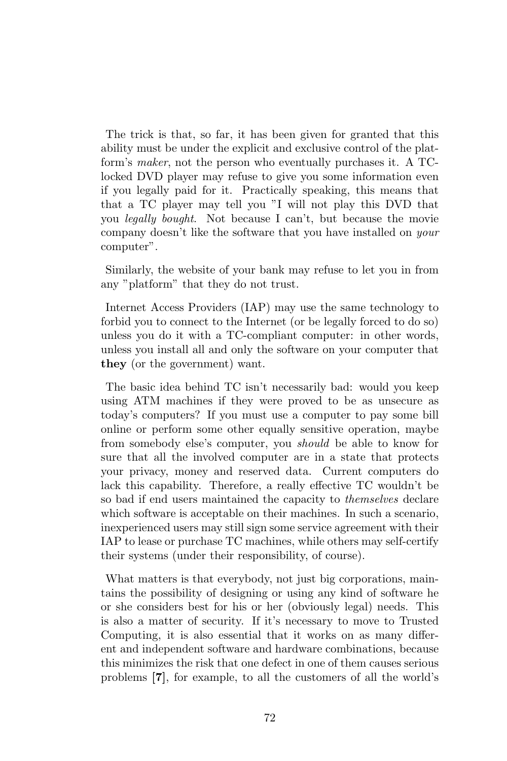The trick is that, so far, it has been given for granted that this ability must be under the explicit and exclusive control of the platform's *maker*, not the person who eventually purchases it. A TC-locked DVD player may refuse to give you some information even if you legally paid for it. Practically speaking, this means that that a TC player may tell you "I will not play this DVD that you *legally bought*. Not because I can't, but because the movie company doesn't like the software that you have installed on *your* computer".

Similarly, the website of your bank may refuse to let you in from any "platform" that they do not trust.

Internet Access Providers (IAP) may use the same technology to forbid you to connect to the Internet (or be legally forced to do so) unless you do it with a TC-compliant computer: in other words, unless you install all and only the software on your computer that **they** (or the government) want.

The basic idea behind TC isn't necessarily bad: would you keep using ATM machines if they were proved to be as unsecure as today's computers? If you must use a computer to pay some bill online or perform some other equally sensitive operation, maybe from somebody else's computer, you *should* be able to know for sure that all the involved computer are in a state that protects your privacy, money and reserved data. Current computers do lack this capability. Therefore, a really effective TC wouldn't be so bad if end users maintained the capacity to *themselves* declare which software is acceptable on their machines. In such a scenario, inexperienced users may still sign some service agreement with their IAP to lease or purchase TC machines, while others may self-certify their systems (under their responsibility, of course).

What matters is that everybody, not just big corporations, maintains the possibility of designing or using any kind of software he or she considers best for his or her (obviously legal) needs. This is also a matter of security. If it's necessary to move to Trusted Computing, it is also essential that it works on as many different and independent software and hardware combinations, because this minimizes the risk that one defect in one of them causes serious problems [**7**], for example, to all the customers of all the world's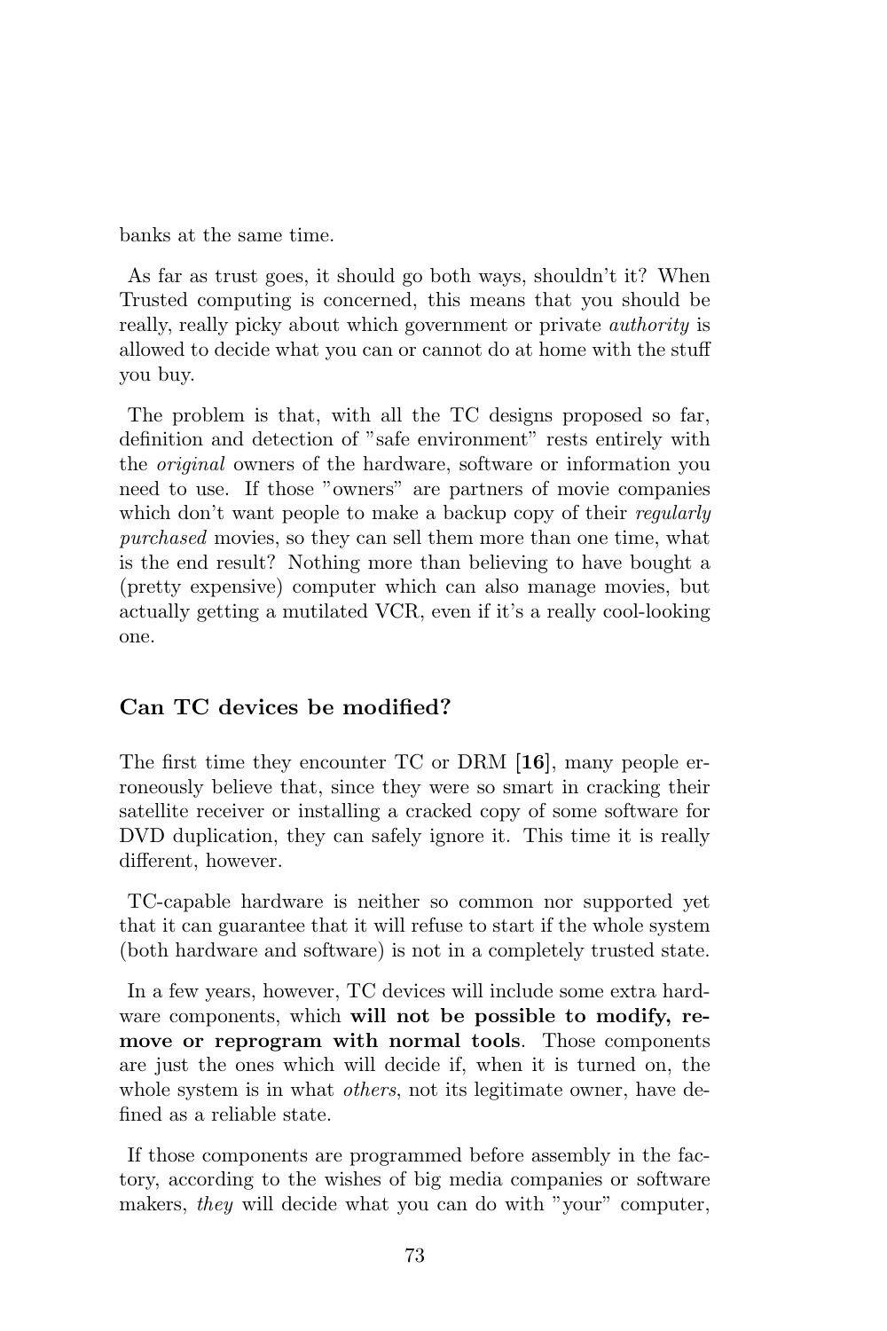banks at the same time.

As far as trust goes, it should go both ways, shouldn't it? When Trusted computing is concerned, this means that you should be really, really picky about which government or private *authority* is allowed to decide what you can or cannot do at home with the stuff you buy.

The problem is that, with all the TC designs proposed so far, definition and detection of "safe environment" rests entirely with the *original* owners of the hardware, software or information you need to use. If those "owners" are partners of movie companies which don't want people to make a backup copy of their *regularly purchased* movies, so they can sell them more than one time, what is the end result? Nothing more than believing to have bought a (pretty expensive) computer which can also manage movies, but actually getting a mutilated VCR, even if it's a really cool-looking one.

### Can TC devices be modified?

The first time they encounter TC or DRM **[16]**, many people erroneously believe that, since they were so smart in cracking their satellite receiver or installing a cracked copy of some software for DVD duplication, they can safely ignore it. This time it is really different, however.

TC-capable hardware is neither so common nor supported yet that it can guarantee that it will refuse to start if the whole system (both hardware and software) is not in a completely trusted state.

In a few years, however, TC devices will include some extra hardware components, which **will not be possible to modify, remove or reprogram with normal tools**. Those components are just the ones which will decide if, when it is turned on, the whole system is in what *others*, not its legitimate owner, have defined as a reliable state.

If those components are programmed before assembly in the factory, according to the wishes of big media companies or software makers, *they* will decide what you can do with "your" computer,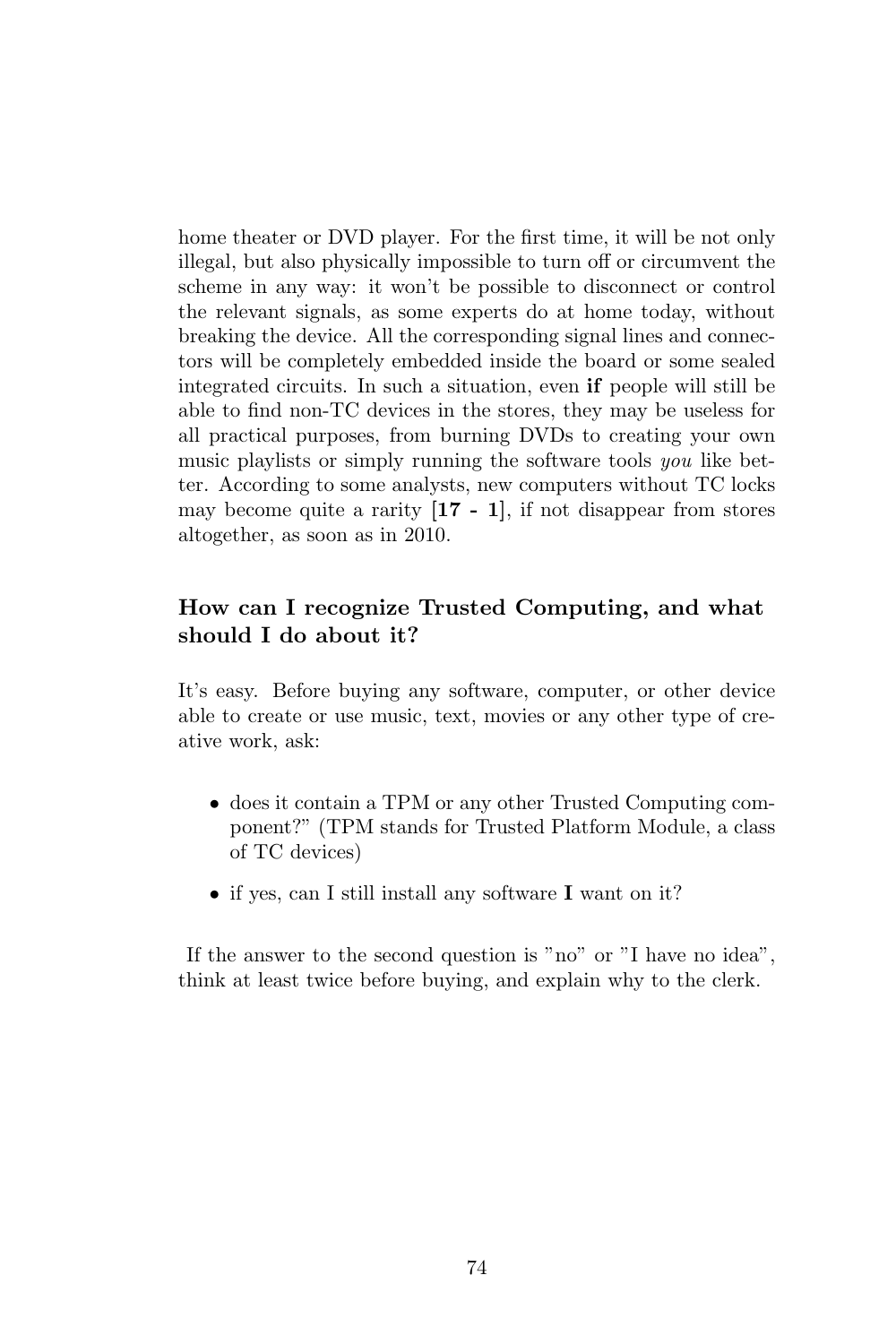home theater or DVD player. For the first time, it will be not only illegal, but also physically impossible to turn off or circumvent the scheme in any way: it won't be possible to disconnect or control the relevant signals, as some experts do at home today, without breaking the device. All the corresponding signal lines and connectors will be completely embedded inside the board or some sealed integrated circuits. In such a situation, even **if** people will still be able to find non-TC devices in the stores, they may be useless for all practical purposes, from burning DVDs to creating your own music playlists or simply running the software tools *you* like better. According to some analysts, new computers without TC locks may become quite a rarity [**17 - 1**], if not disappear from stores altogether, as soon as in 2010.

### How can I recognize Trusted Computing, and what should I do about it?

It's easy. Before buying any software, computer, or other device able to create or use music, text, movies or any other type of creative work, ask:

- does it contain a TPM or any other Trusted Computing component?" (TPM stands for Trusted Platform Module, a class of TC devices)
- if yes, can I still install any software **I** want on it?

If the answer to the second question is "no" or "I have no idea", think at least twice before buying, and explain why to the clerk.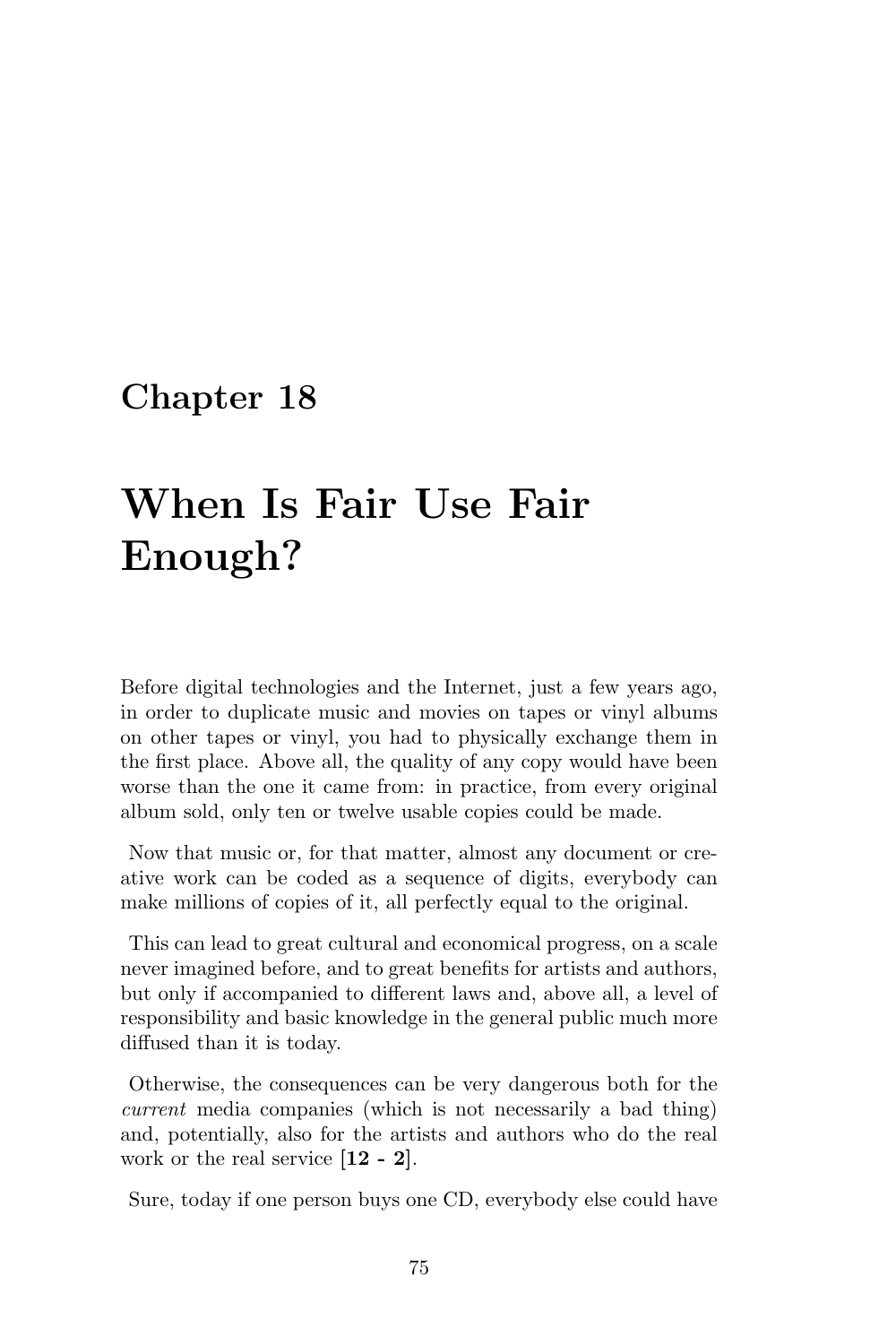# Chapter 18

# When Is Fair Use Fair Enough?

Before digital technologies and the Internet, just a few years ago, in order to duplicate music and movies on tapes or vinyl albums on other tapes or vinyl, you had to physically exchange them in the first place. Above all, the quality of any copy would have been worse than the one it came from: in practice, from every original album sold, only ten or twelve usable copies could be made.

Now that music or, for that matter, almost any document or creative work can be coded as a sequence of digits, everybody can make millions of copies of it, all perfectly equal to the original.

This can lead to great cultural and economical progress, on a scale never imagined before, and to great benefits for artists and authors, but only if accompanied to different laws and, above all, a level of responsibility and basic knowledge in the general public much more diffused than it is today.

Otherwise, the consequences can be very dangerous both for the *current* media companies (which is not necessarily a bad thing) and, potentially, also for the artists and authors who do the real work or the real service [**12 - 2**].

Sure, today if one person buys one CD, everybody else could have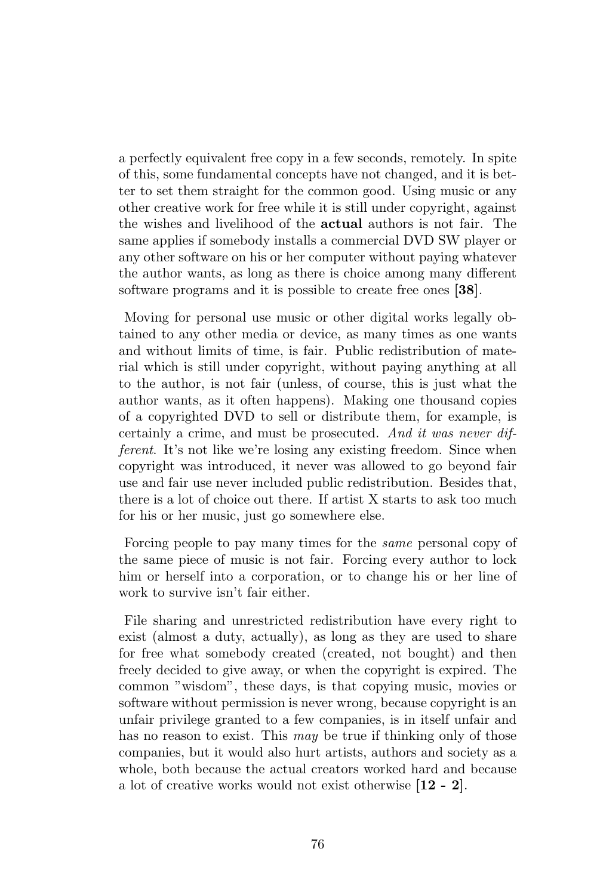a perfectly equivalent free copy in a few seconds, remotely. In spite of this, some fundamental concepts have not changed, and it is better to set them straight for the common good. Using music or any other creative work for free while it is still under copyright, against the wishes and livelihood of the **actual** authors is not fair. The same applies if somebody installs a commercial DVD SW player or any other software on his or her computer without paying whatever the author wants, as long as there is choice among many different software programs and it is possible to create free ones [**38**].

Moving for personal use music or other digital works legally obtained to any other media or device, as many times as one wants and without limits of time, is fair. Public redistribution of material which is still under copyright, without paying anything at all to the author, is not fair (unless, of course, this is just what the author wants, as it often happens). Making one thousand copies of a copyrighted DVD to sell or distribute them, for example, is certainly a crime, and must be prosecuted. *And it was never different*. It's not like we're losing any existing freedom. Since when copyright was introduced, it never was allowed to go beyond fair use and fair use never included public redistribution. Besides that, there is a lot of choice out there. If artist X starts to ask too much for his or her music, just go somewhere else.

Forcing people to pay many times for the *same* personal copy of the same piece of music is not fair. Forcing every author to lock him or herself into a corporation, or to change his or her line of work to survive isn't fair either.

File sharing and unrestricted redistribution have every right to exist (almost a duty, actually), as long as they are used to share for free what somebody created (created, not bought) and then freely decided to give away, or when the copyright is expired. The common "wisdom", these days, is that copying music, movies or software without permission is never wrong, because copyright is an unfair privilege granted to a few companies, is in itself unfair and has no reason to exist. This *may* be true if thinking only of those companies, but it would also hurt artists, authors and society as a whole, both because the actual creators worked hard and because a lot of creative works would not exist otherwise [**12 - 2**].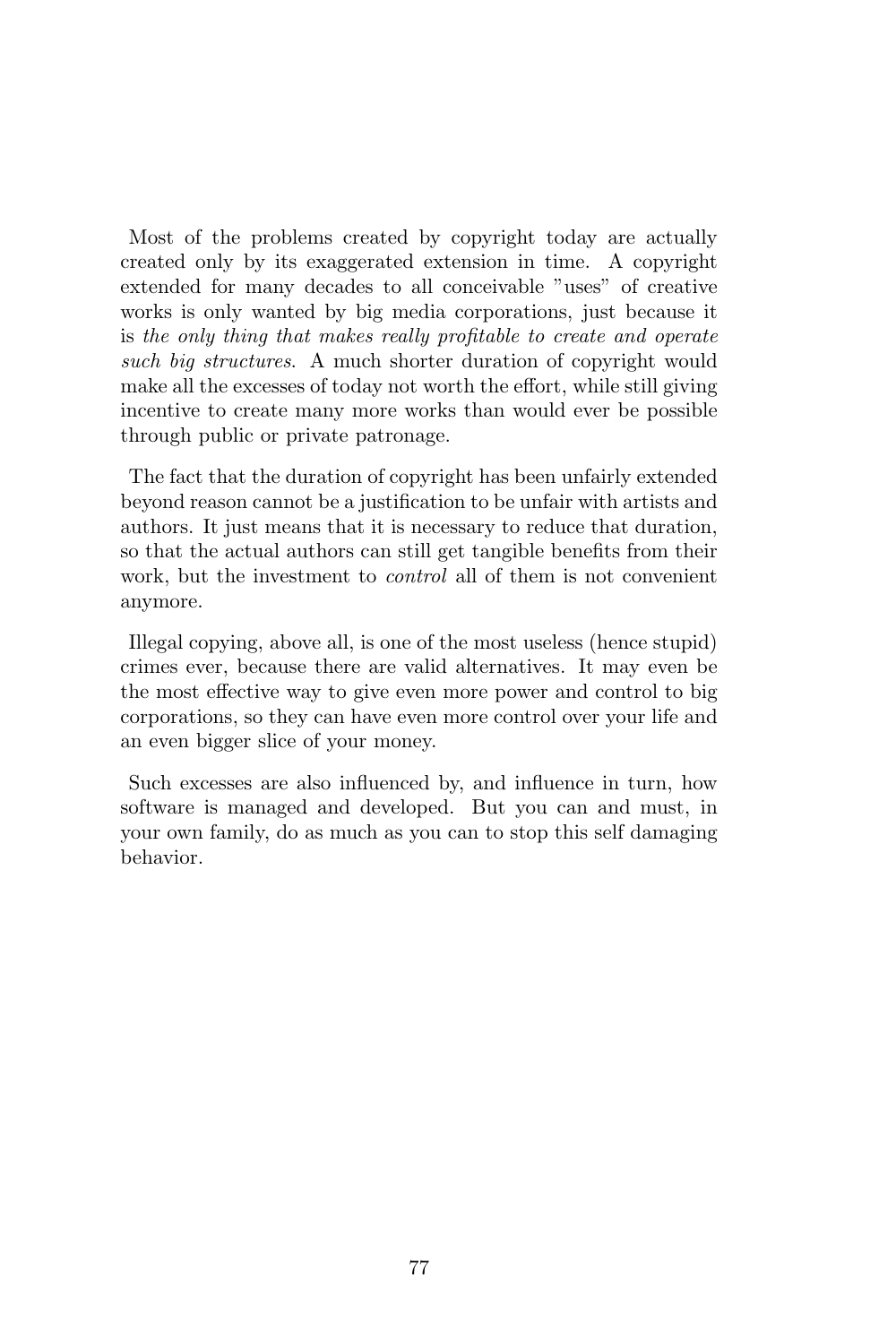Most of the problems created by copyright today are actually created only by its exaggerated extension in time. A copyright extended for many decades to all conceivable "uses" of creative works is only wanted by big media corporations, just because it is *the only thing that makes really profitable to create and operate such big structures*. A much shorter duration of copyright would make all the excesses of today not worth the effort, while still giving incentive to create many more works than would ever be possible through public or private patronage.

The fact that the duration of copyright has been unfairly extended beyond reason cannot be a justification to be unfair with artists and authors. It just means that it is necessary to reduce that duration, so that the actual authors can still get tangible benefits from their work, but the investment to *control* all of them is not convenient anymore.

Illegal copying, above all, is one of the most useless (hence stupid) crimes ever, because there are valid alternatives. It may even be the most effective way to give even more power and control to big corporations, so they can have even more control over your life and an even bigger slice of your money.

Such excesses are also influenced by, and influence in turn, how software is managed and developed. But you can and must, in your own family, do as much as you can to stop this self damaging behavior.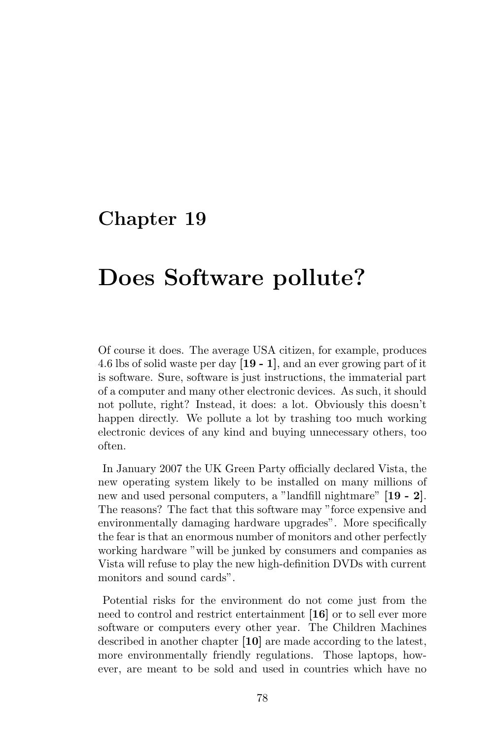# Chapter 19

# Does Software pollute?

Of course it does. The average USA citizen, for example, produces 4.6 lbs of solid waste per day **[19 - 1]**, and an ever growing part of it is software. Sure, software is just instructions, the immaterial part of a computer and many other electronic devices. As such, it should not pollute, right? Instead, it does: a lot. Obviously this doesn't happen directly. We pollute a lot by trashing too much working electronic devices of any kind and buying unnecessary others, too often.

In January 2007 the UK Green Party officially declared Vista, the new operating system likely to be installed on many millions of new and used personal computers, a "landfill nightmare" **[19 - 2]**. The reasons? The fact that this software may "force expensive and environmentally damaging hardware upgrades". More specifically the fear is that an enormous number of monitors and other perfectly working hardware "will be junked by consumers and companies as Vista will refuse to play the new high-definition DVDs with current monitors and sound cards".

Potential risks for the environment do not come just from the need to control and restrict entertainment **[16]** or to sell ever more software or computers every other year. The Children Machines described in another chapter **[10]** are made according to the latest, more environmentally friendly regulations. Those laptops, however, are meant to be sold and used in countries which have no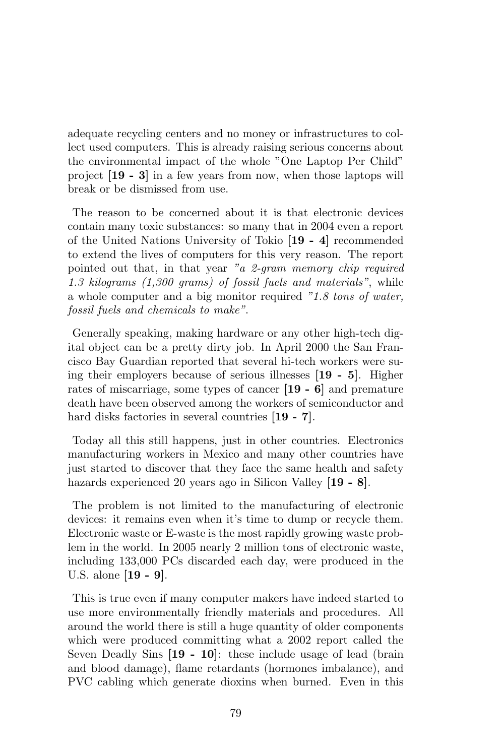adequate recycling centers and no money or infrastructures to collect used computers. This is already raising serious concerns about the environmental impact of the whole "One Laptop Per Child" project [**19 - 3**] in a few years from now, when those laptops will break or be dismissed from use.

The reason to be concerned about it is that electronic devices contain many toxic substances: so many that in 2004 even a report of the United Nations University of Tokio [**19 - 4**] recommended to extend the lives of computers for this very reason. The report pointed out that, in that year *"a 2-gram memory chip required 1.3 kilograms (1,300 grams) of fossil fuels and materials"*, while a whole computer and a big monitor required *"1.8 tons of water, fossil fuels and chemicals to make"*.

Generally speaking, making hardware or any other high-tech digital object can be a pretty dirty job. In April 2000 the San Francisco Bay Guardian reported that several hi-tech workers were suing their employers because of serious illnesses [**19 - 5**]. Higher rates of miscarriage, some types of cancer [**19 - 6**] and premature death have been observed among the workers of semiconductor and hard disks factories in several countries [**19 - 7**].

Today all this still happens, just in other countries. Electronics manufacturing workers in Mexico and many other countries have just started to discover that they face the same health and safety hazards experienced 20 years ago in Silicon Valley [**19 - 8**].

The problem is not limited to the manufacturing of electronic devices: it remains even when it's time to dump or recycle them. Electronic waste or E-waste is the most rapidly growing waste problem in the world. In 2005 nearly 2 million tons of electronic waste, including 133,000 PCs discarded each day, were produced in the U.S. alone [**19 - 9**].

This is true even if many computer makers have indeed started to use more environmentally friendly materials and procedures. All around the world there is still a huge quantity of older components which were produced committing what a 2002 report called the Seven Deadly Sins [**19 - 10**]: these include usage of lead (brain and blood damage), flame retardants (hormones imbalance), and PVC cabling which generate dioxins when burned. Even in this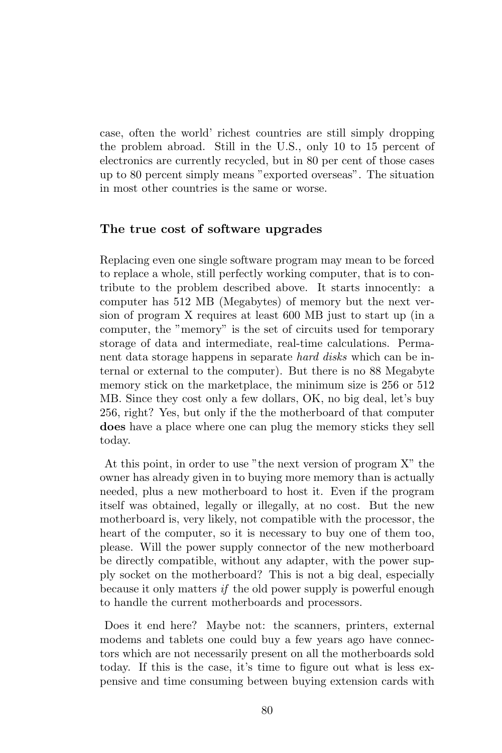case, often the world' richest countries are still simply dropping the problem abroad. Still in the U.S., only 10 to 15 percent of electronics are currently recycled, but in 80 per cent of those cases up to 80 percent simply means "exported overseas". The situation in most other countries is the same or worse.

### The true cost of software upgrades

Replacing even one single software program may mean to be forced to replace a whole, still perfectly working computer, that is to contribute to the problem described above. It starts innocently: a computer has 512 MB (Megabytes) of memory but the next version of program X requires at least 600 MB just to start up (in a computer, the "memory" is the set of circuits used for temporary storage of data and intermediate, real-time calculations. Permanent data storage happens in separate *hard disks* which can be internal or external to the computer). But there is no 88 Megabyte memory stick on the marketplace, the minimum size is 256 or 512 MB. Since they cost only a few dollars, OK, no big deal, let's buy 256, right? Yes, but only if the the motherboard of that computer **does** have a place where one can plug the memory sticks they sell today.

At this point, in order to use "the next version of program X" the owner has already given in to buying more memory than is actually needed, plus a new motherboard to host it. Even if the program itself was obtained, legally or illegally, at no cost. But the new motherboard is, very likely, not compatible with the processor, the heart of the computer, so it is necessary to buy one of them too, please. Will the power supply connector of the new motherboard be directly compatible, without any adapter, with the power supply socket on the motherboard? This is not a big deal, especially because it only matters *if* the old power supply is powerful enough to handle the current motherboards and processors.

Does it end here? Maybe not: the scanners, printers, external modems and tablets one could buy a few years ago have connectors which are not necessarily present on all the motherboards sold today. If this is the case, it's time to figure out what is less expensive and time consuming between buying extension cards with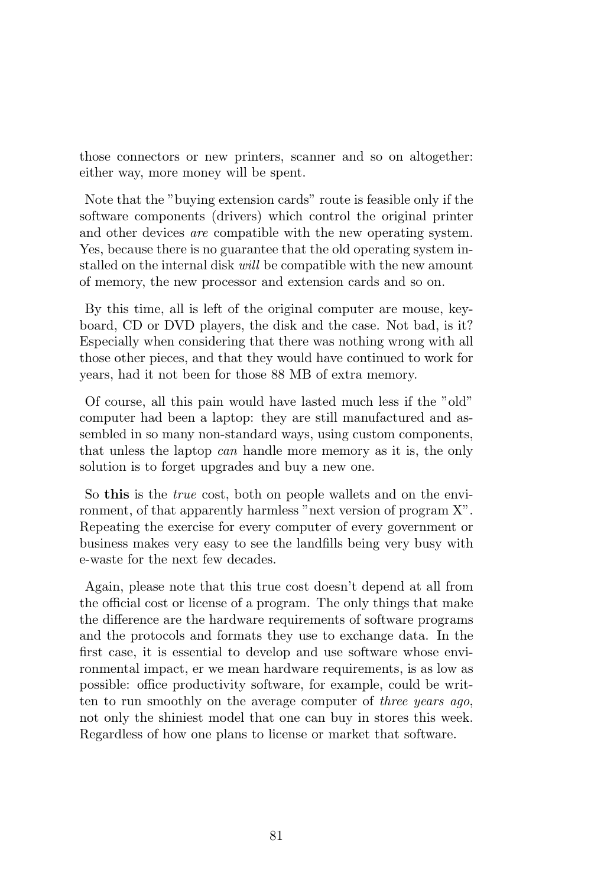those connectors or new printers, scanner and so on altogether: either way, more money will be spent.

Note that the "buying extension cards" route is feasible only if the software components (drivers) which control the original printer and other devices *are* compatible with the new operating system. Yes, because there is no guarantee that the old operating system installed on the internal disk *will* be compatible with the new amount of memory, the new processor and extension cards and so on.

By this time, all is left of the original computer are mouse, keyboard, CD or DVD players, the disk and the case. Not bad, is it? Especially when considering that there was nothing wrong with all those other pieces, and that they would have continued to work for years, had it not been for those 88 MB of extra memory.

Of course, all this pain would have lasted much less if the "old" computer had been a laptop: they are still manufactured and assembled in so many non-standard ways, using custom components, that unless the laptop *can* handle more memory as it is, the only solution is to forget upgrades and buy a new one.

So **this** is the *true* cost, both on people wallets and on the environment, of that apparently harmless "next version of program X". Repeating the exercise for every computer of every government or business makes very easy to see the landfills being very busy with e-waste for the next few decades.

Again, please note that this true cost doesn't depend at all from the official cost or license of a program. The only things that make the difference are the hardware requirements of software programs and the protocols and formats they use to exchange data. In the first case, it is essential to develop and use software whose environmental impact, er we mean hardware requirements, is as low as possible: office productivity software, for example, could be written to run smoothly on the average computer of *three years ago*, not only the shiniest model that one can buy in stores this week. Regardless of how one plans to license or market that software.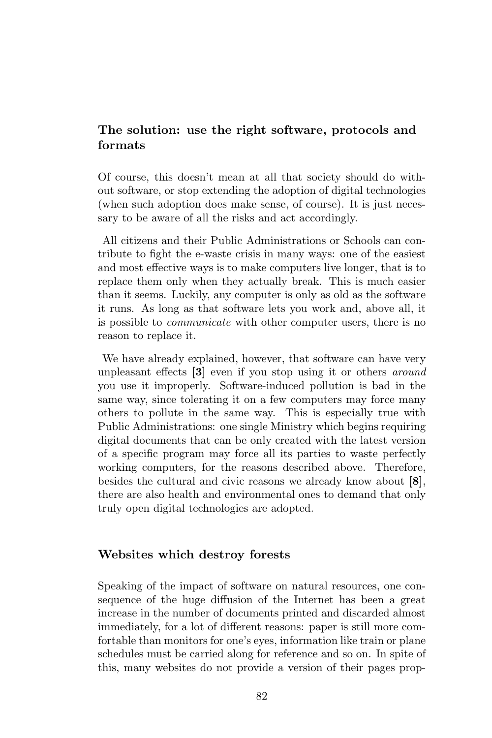## The solution: use the right software, protocols and formats

Of course, this doesn't mean at all that society should do without software, or stop extending the adoption of digital technologies (when such adoption does make sense, of course). It is just necessary to be aware of all the risks and act accordingly.

All citizens and their Public Administrations or Schools can contribute to fight the e-waste crisis in many ways: one of the easiest and most effective ways is to make computers live longer, that is to replace them only when they actually break. This is much easier than it seems. Luckily, any computer is only as old as the software it runs. As long as that software lets you work and, above all, it is possible to *communicate* with other computer users, there is no reason to replace it.

We have already explained, however, that software can have very unpleasant effects [**3**] even if you stop using it or others *around* you use it improperly. Software-induced pollution is bad in the same way, since tolerating it on a few computers may force many others to pollute in the same way. This is especially true with Public Administrations: one single Ministry which begins requiring digital documents that can be only created with the latest version of a specific program may force all its parties to waste perfectly working computers, for the reasons described above. Therefore, besides the cultural and civic reasons we already know about [**8**], there are also health and environmental ones to demand that only truly open digital technologies are adopted.

## Websites which destroy forests

Speaking of the impact of software on natural resources, one consequence of the huge diffusion of the Internet has been a great increase in the number of documents printed and discarded almost immediately, for a lot of different reasons: paper is still more comfortable than monitors for one's eyes, information like train or plane schedules must be carried along for reference and so on. In spite of this, many websites do not provide a version of their pages prop-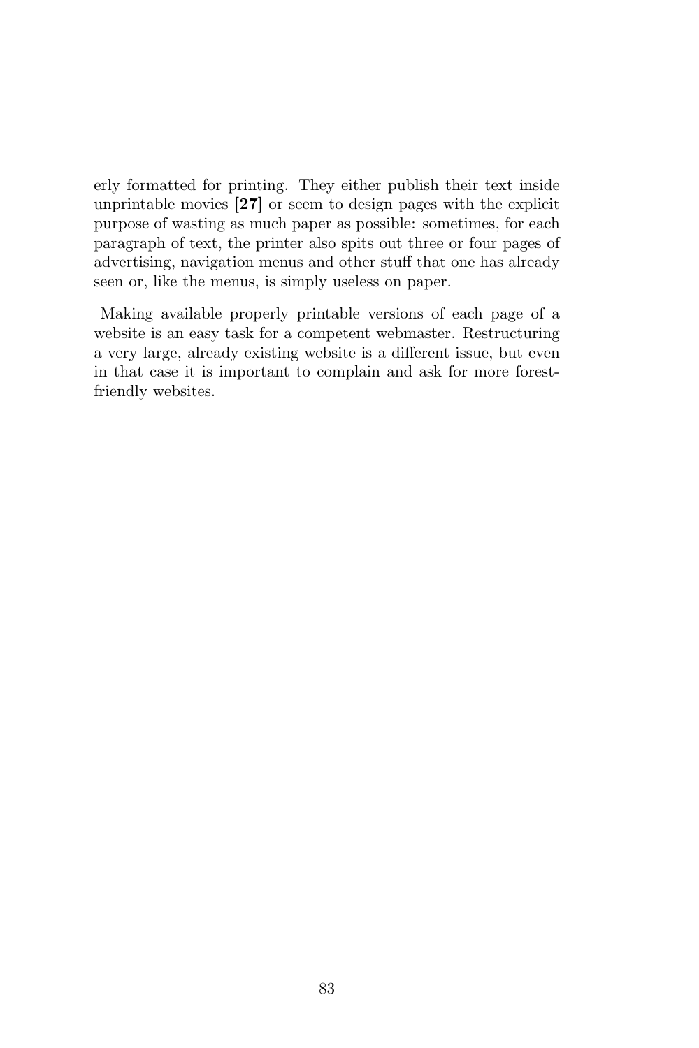erly formatted for printing. They either publish their text inside unprintable movies **[27]** or seem to design pages with the explicit purpose of wasting as much paper as possible: sometimes, for each paragraph of text, the printer also spits out three or four pages of advertising, navigation menus and other stuff that one has already seen or, like the menus, is simply useless on paper.

Making available properly printable versions of each page of a website is an easy task for a competent webmaster. Restructuring a very large, already existing website is a different issue, but even in that case it is important to complain and ask for more forest-friendly websites.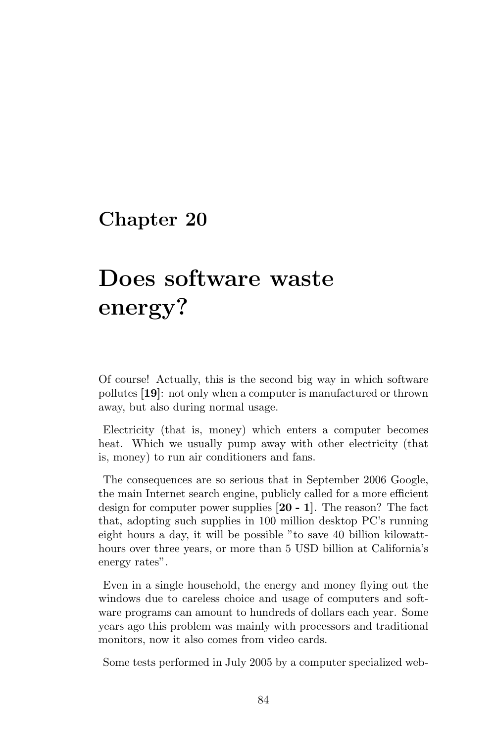# Chapter 20

# Does software waste energy?

Of course! Actually, this is the second big way in which software pollutes [**19**]: not only when a computer is manufactured or thrown away, but also during normal usage.

Electricity (that is, money) which enters a computer becomes heat. Which we usually pump away with other electricity (that is, money) to run air conditioners and fans.

The consequences are so serious that in September 2006 Google, the main Internet search engine, publicly called for a more efficient design for computer power supplies [**20 - 1**]. The reason? The fact that, adopting such supplies in 100 million desktop PC's running eight hours a day, it will be possible "to save 40 billion kilowatt-hours over three years, or more than 5 USD billion at California's energy rates".

Even in a single household, the energy and money flying out the windows due to careless choice and usage of computers and software programs can amount to hundreds of dollars each year. Some years ago this problem was mainly with processors and traditional monitors, now it also comes from video cards.

Some tests performed in July 2005 by a computer specialized web-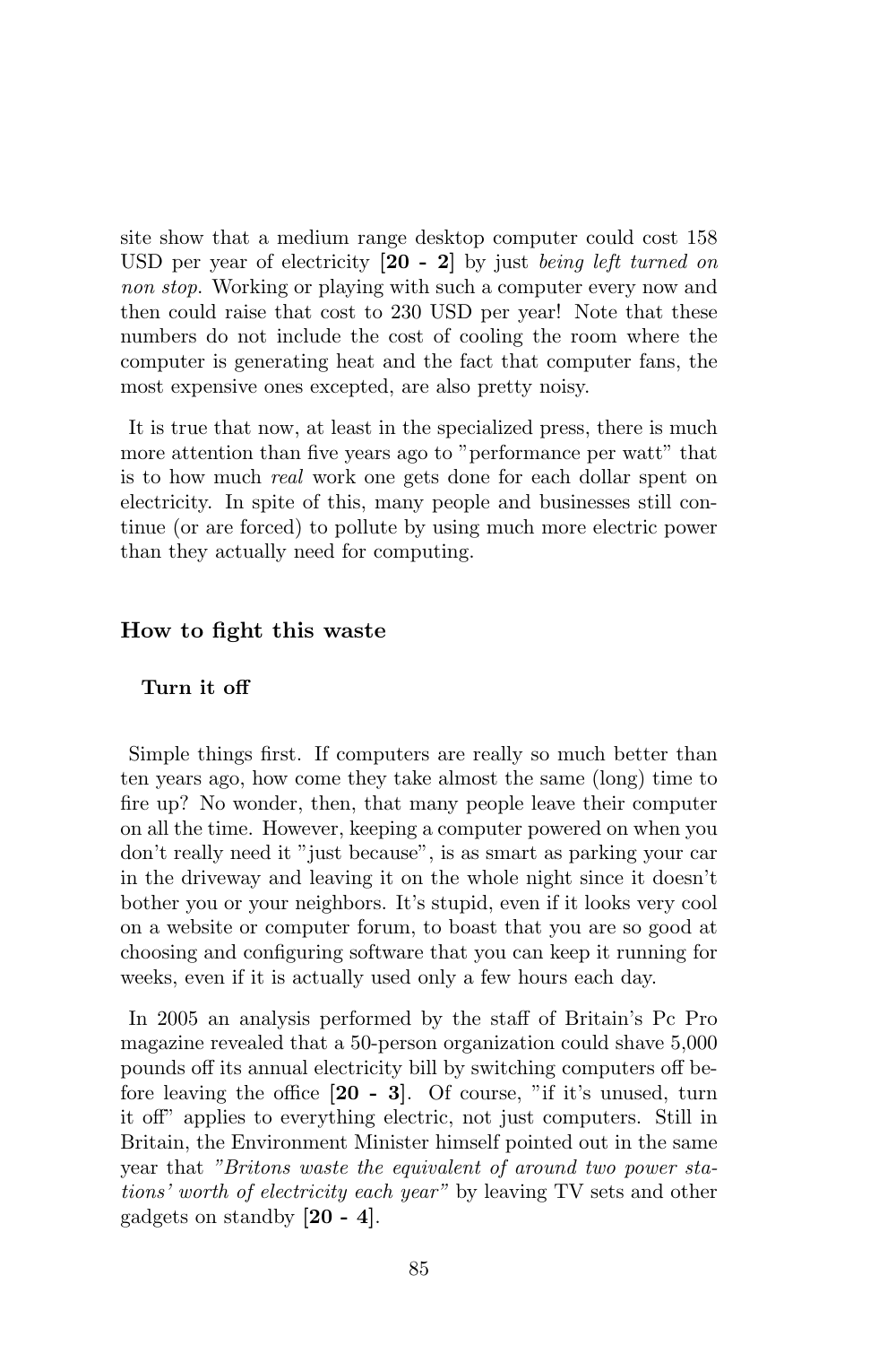site show that a medium range desktop computer could cost 158 USD per year of electricity **[20 - 2]** by just *being left turned on non stop*. Working or playing with such a computer every now and then could raise that cost to 230 USD per year! Note that these numbers do not include the cost of cooling the room where the computer is generating heat and the fact that computer fans, the most expensive ones excepted, are also pretty noisy.

It is true that now, at least in the specialized press, there is much more attention than five years ago to "performance per watt" that is to how much *real* work one gets done for each dollar spent on electricity. In spite of this, many people and businesses still continue (or are forced) to pollute by using much more electric power than they actually need for computing.

## How to fight this waste

### Turn it off

Simple things first. If computers are really so much better than ten years ago, how come they take almost the same (long) time to fire up? No wonder, then, that many people leave their computer on all the time. However, keeping a computer powered on when you don't really need it "just because", is as smart as parking your car in the driveway and leaving it on the whole night since it doesn't bother you or your neighbors. It's stupid, even if it looks very cool on a website or computer forum, to boast that you are so good at choosing and configuring software that you can keep it running for weeks, even if it is actually used only a few hours each day.

In 2005 an analysis performed by the staff of Britain's Pc Pro magazine revealed that a 50-person organization could shave 5,000 pounds off its annual electricity bill by switching computers off before leaving the office **[20 - 3]**. Of course, "if it's unused, turn it off" applies to everything electric, not just computers. Still in Britain, the Environment Minister himself pointed out in the same year that *"Britons waste the equivalent of around two power stations' worth of electricity each year"* by leaving TV sets and other gadgets on standby **[20 - 4]**.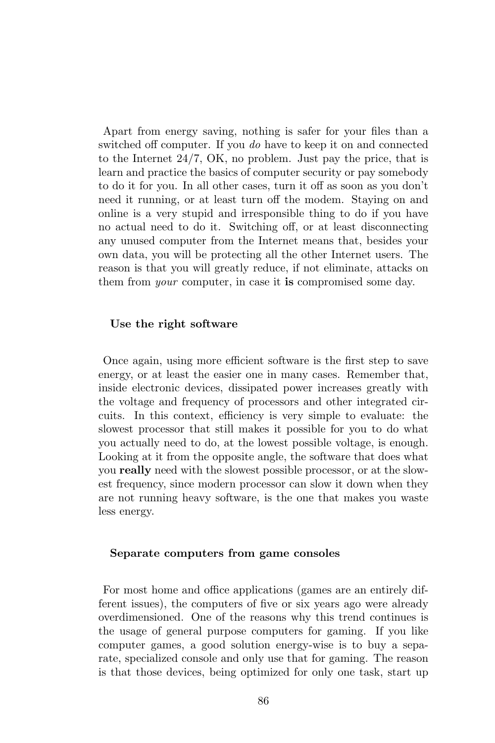Apart from energy saving, nothing is safer for your files than a switched off computer. If you *do* have to keep it on and connected to the Internet 24/7, OK, no problem. Just pay the price, that is learn and practice the basics of computer security or pay somebody to do it for you. In all other cases, turn it off as soon as you don't need it running, or at least turn off the modem. Staying on and online is a very stupid and irresponsible thing to do if you have no actual need to do it. Switching off, or at least disconnecting any unused computer from the Internet means that, besides your own data, you will be protecting all the other Internet users. The reason is that you will greatly reduce, if not eliminate, attacks on them from *your* computer, in case it **is** compromised some day.

### Use the right software

Once again, using more efficient software is the first step to save energy, or at least the easier one in many cases. Remember that, inside electronic devices, dissipated power increases greatly with the voltage and frequency of processors and other integrated circuits. In this context, efficiency is very simple to evaluate: the slowest processor that still makes it possible for you to do what you actually need to do, at the lowest possible voltage, is enough. Looking at it from the opposite angle, the software that does what you **really** need with the slowest possible processor, or at the slowest frequency, since modern processor can slow it down when they are not running heavy software, is the one that makes you waste less energy.

### Separate computers from game consoles

For most home and office applications (games are an entirely different issues), the computers of five or six years ago were already overdimensioned. One of the reasons why this trend continues is the usage of general purpose computers for gaming. If you like computer games, a good solution energy-wise is to buy a separate, specialized console and only use that for gaming. The reason is that those devices, being optimized for only one task, start up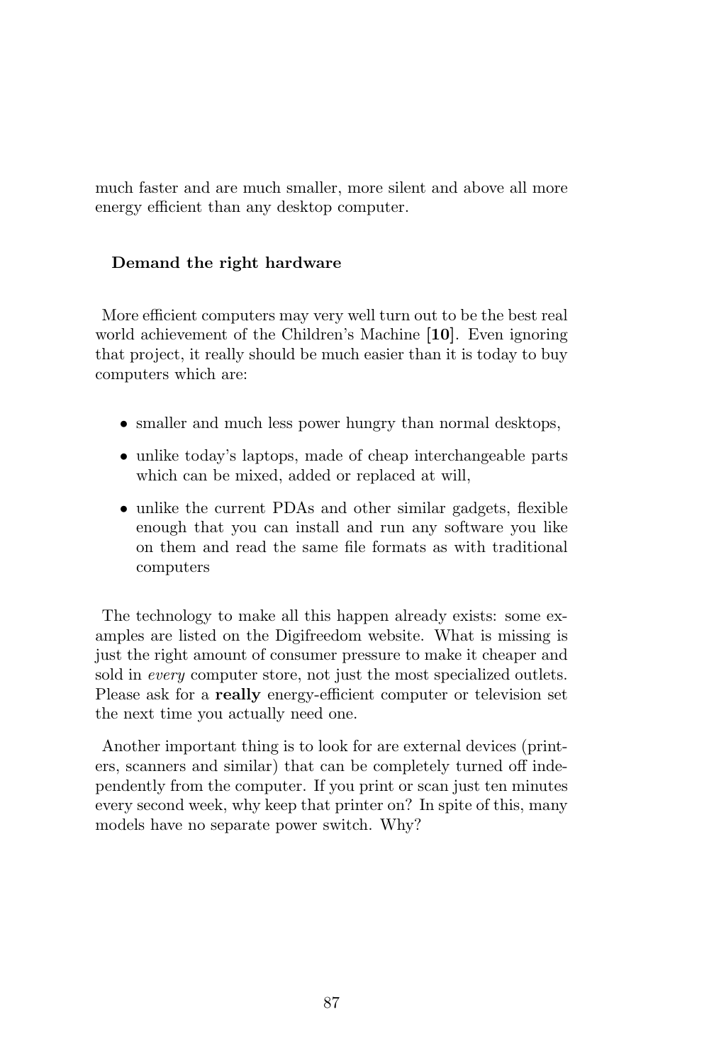much faster and are much smaller, more silent and above all more energy efficient than any desktop computer.

### Demand the right hardware

More efficient computers may very well turn out to be the best real world achievement of the Children's Machine [**10**]. Even ignoring that project, it really should be much easier than it is today to buy computers which are:

- smaller and much less power hungry than normal desktops,
- unlike today's laptops, made of cheap interchangeable parts which can be mixed, added or replaced at will,
- unlike the current PDAs and other similar gadgets, flexible enough that you can install and run any software you like on them and read the same file formats as with traditional computers

The technology to make all this happen already exists: some examples are listed on the Digifreedom website. What is missing is just the right amount of consumer pressure to make it cheaper and sold in *every* computer store, not just the most specialized outlets. Please ask for a **really** energy-efficient computer or television set the next time you actually need one.

Another important thing is to look for are external devices (printers, scanners and similar) that can be completely turned off independently from the computer. If you print or scan just ten minutes every second week, why keep that printer on? In spite of this, many models have no separate power switch. Why?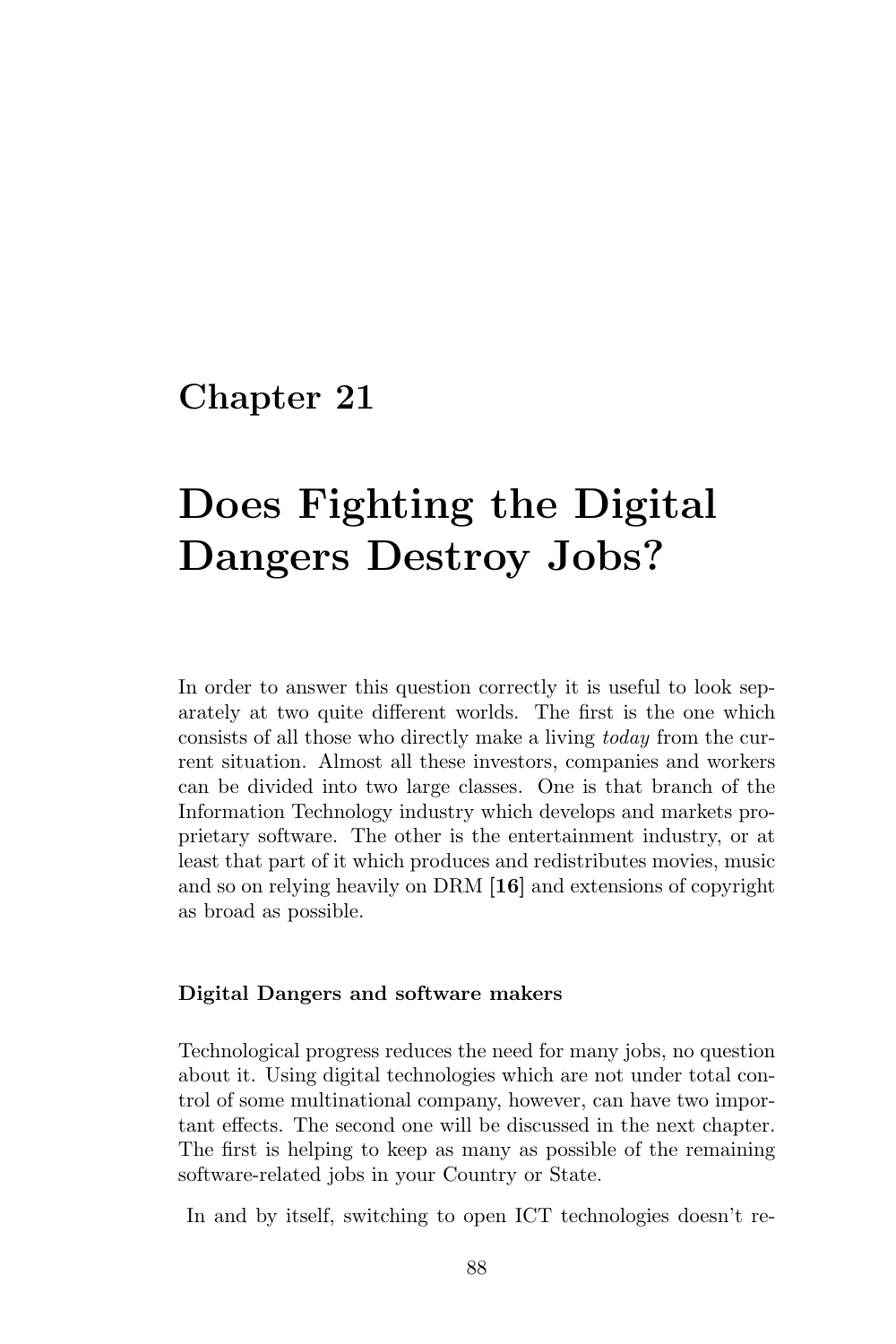# Chapter 21

# Does Fighting the Digital Dangers Destroy Jobs?

In order to answer this question correctly it is useful to look separately at two quite different worlds. The first is the one which consists of all those who directly make a living *today* from the current situation. Almost all these investors, companies and workers can be divided into two large classes. One is that branch of the Information Technology industry which develops and markets proprietary software. The other is the entertainment industry, or at least that part of it which produces and redistributes movies, music and so on relying heavily on DRM [**16**] and extensions of copyright as broad as possible.

### Digital Dangers and software makers

Technological progress reduces the need for many jobs, no question about it. Using digital technologies which are not under total control of some multinational company, however, can have two important effects. The second one will be discussed in the next chapter. The first is helping to keep as many as possible of the remaining software-related jobs in your Country or State.

In and by itself, switching to open ICT technologies doesn't re-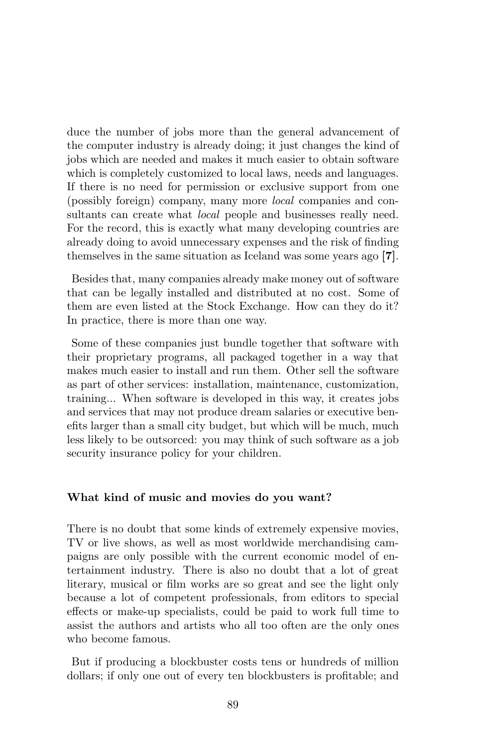duce the number of jobs more than the general advancement of the computer industry is already doing; it just changes the kind of jobs which are needed and makes it much easier to obtain software which is completely customized to local laws, needs and languages. If there is no need for permission or exclusive support from one (possibly foreign) company, many more *local* companies and consultants can create what *local* people and businesses really need. For the record, this is exactly what many developing countries are already doing to avoid unnecessary expenses and the risk of finding themselves in the same situation as Iceland was some years ago [**7**].

Besides that, many companies already make money out of software that can be legally installed and distributed at no cost. Some of them are even listed at the Stock Exchange. How can they do it? In practice, there is more than one way.

Some of these companies just bundle together that software with their proprietary programs, all packaged together in a way that makes much easier to install and run them. Other sell the software as part of other services: installation, maintenance, customization, training... When software is developed in this way, it creates jobs and services that may not produce dream salaries or executive benefits larger than a small city budget, but which will be much, much less likely to be outsorced: you may think of such software as a job security insurance policy for your children.

**What kind of music and movies do you want?**

There is no doubt that some kinds of extremely expensive movies, TV or live shows, as well as most worldwide merchandising campaigns are only possible with the current economic model of entertainment industry. There is also no doubt that a lot of great literary, musical or film works are so great and see the light only because a lot of competent professionals, from editors to special effects or make-up specialists, could be paid to work full time to assist the authors and artists who all too often are the only ones who become famous.

But if producing a blockbuster costs tens or hundreds of million dollars; if only one out of every ten blockbusters is profitable; and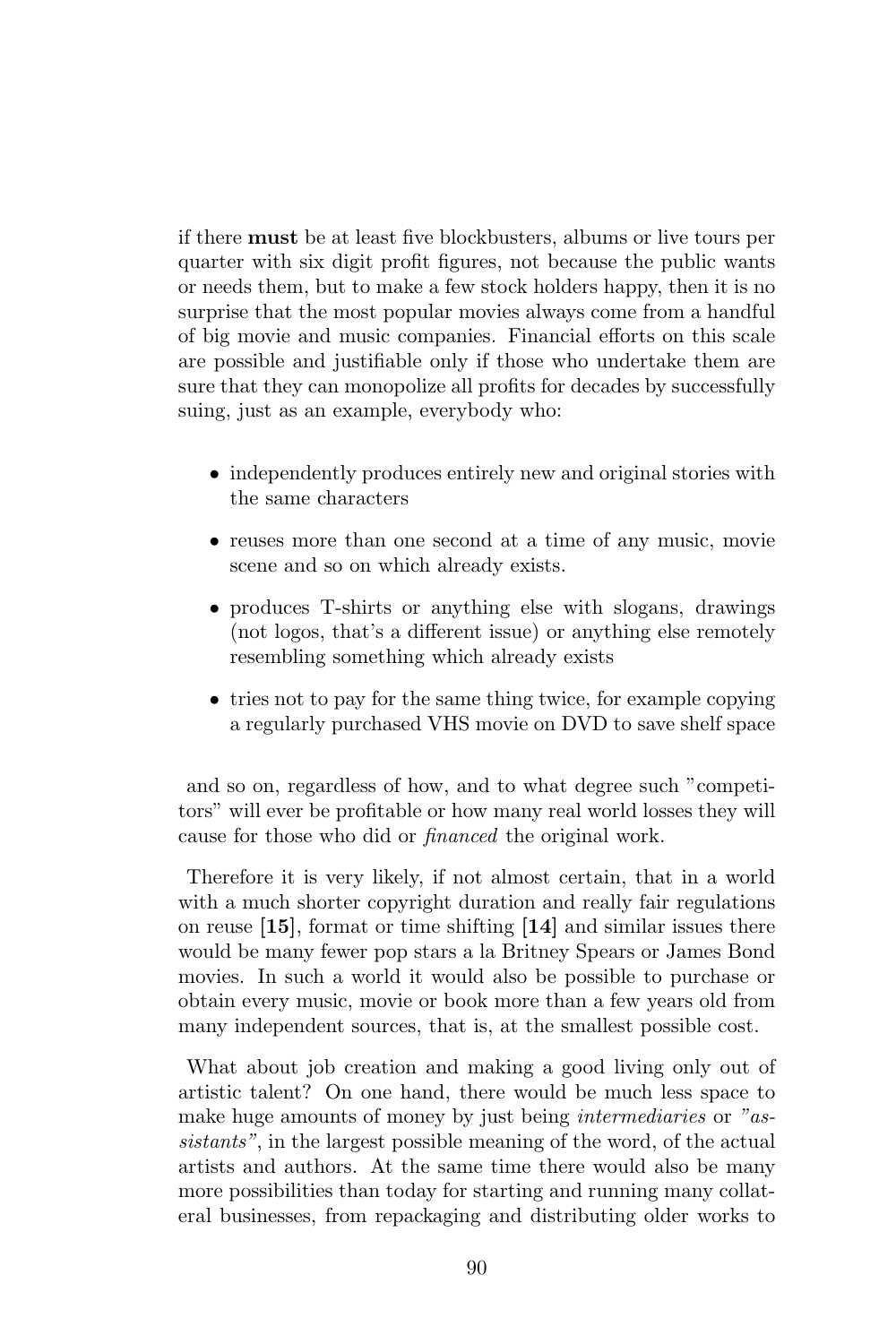if there **must** be at least five blockbusters, albums or live tours per quarter with six digit profit figures, not because the public wants or needs them, but to make a few stock holders happy, then it is no surprise that the most popular movies always come from a handful of big movie and music companies. Financial efforts on this scale are possible and justifiable only if those who undertake them are sure that they can monopolize all profits for decades by successfully suing, just as an example, everybody who:

- independently produces entirely new and original stories with the same characters
- reuses more than one second at a time of any music, movie scene and so on which already exists.
- produces T-shirts or anything else with slogans, drawings (not logos, that's a different issue) or anything else remotely resembling something which already exists
- tries not to pay for the same thing twice, for example copying a regularly purchased VHS movie on DVD to save shelf space

and so on, regardless of how, and to what degree such "competitors" will ever be profitable or how many real world losses they will cause for those who did or *financed* the original work.

Therefore it is very likely, if not almost certain, that in a world with a much shorter copyright duration and really fair regulations on reuse **[15]**, format or time shifting **[14]** and similar issues there would be many fewer pop stars a la Britney Spears or James Bond movies. In such a world it would also be possible to purchase or obtain every music, movie or book more than a few years old from many independent sources, that is, at the smallest possible cost.

What about job creation and making a good living only out of artistic talent? On one hand, there would be much less space to make huge amounts of money by just being *intermediaries* or *"assistants"*, in the largest possible meaning of the word, of the actual artists and authors. At the same time there would also be many more possibilities than today for starting and running many collateral businesses, from repackaging and distributing older works to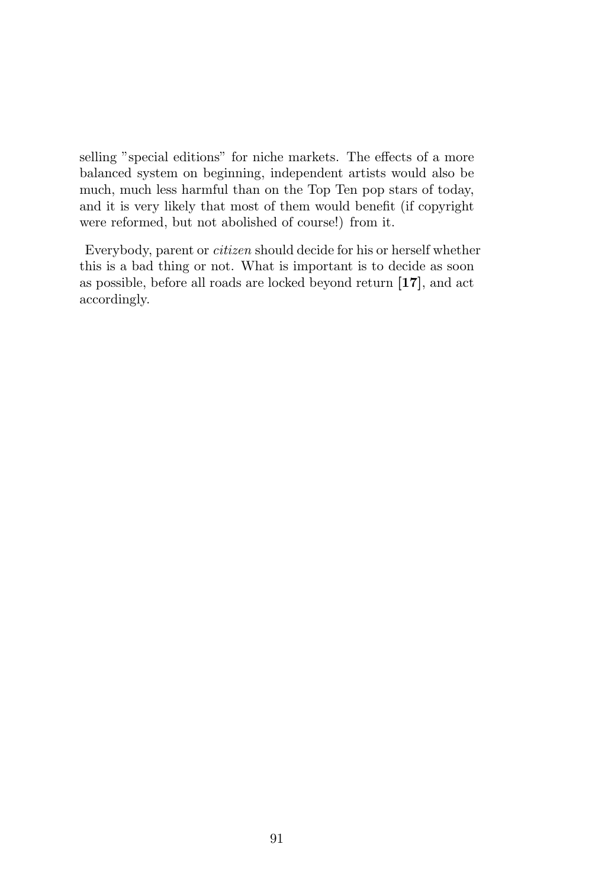selling "special editions" for niche markets. The effects of a more balanced system on beginning, independent artists would also be much, much less harmful than on the Top Ten pop stars of today, and it is very likely that most of them would benefit (if copyright were reformed, but not abolished of course!) from it.

Everybody, parent or *citizen* should decide for his or herself whether this is a bad thing or not. What is important is to decide as soon as possible, before all roads are locked beyond return **[17]**, and act accordingly.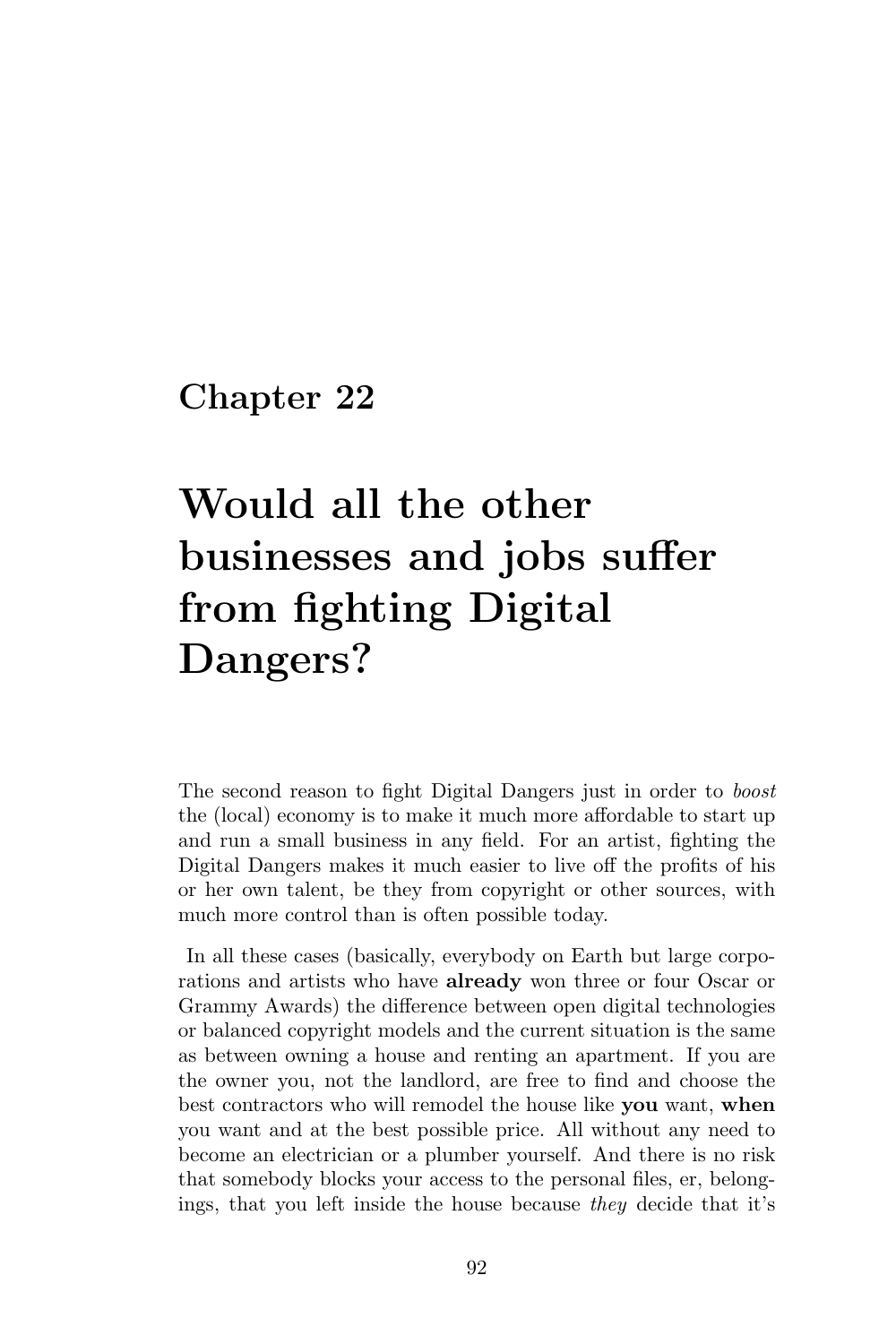# Chapter 22

# Would all the other businesses and jobs suffer from fighting Digital Dangers?

The second reason to fight Digital Dangers just in order to *boost* the (local) economy is to make it much more affordable to start up and run a small business in any field. For an artist, fighting the Digital Dangers makes it much easier to live off the profits of his or her own talent, be they from copyright or other sources, with much more control than is often possible today.

In all these cases (basically, everybody on Earth but large corporations and artists who have **already** won three or four Oscar or Grammy Awards) the difference between open digital technologies or balanced copyright models and the current situation is the same as between owning a house and renting an apartment. If you are the owner you, not the landlord, are free to find and choose the best contractors who will remodel the house like **you** want, **when** you want and at the best possible price. All without any need to become an electrician or a plumber yourself. And there is no risk that somebody blocks your access to the personal files, er, belongings, that you left inside the house because *they* decide that it's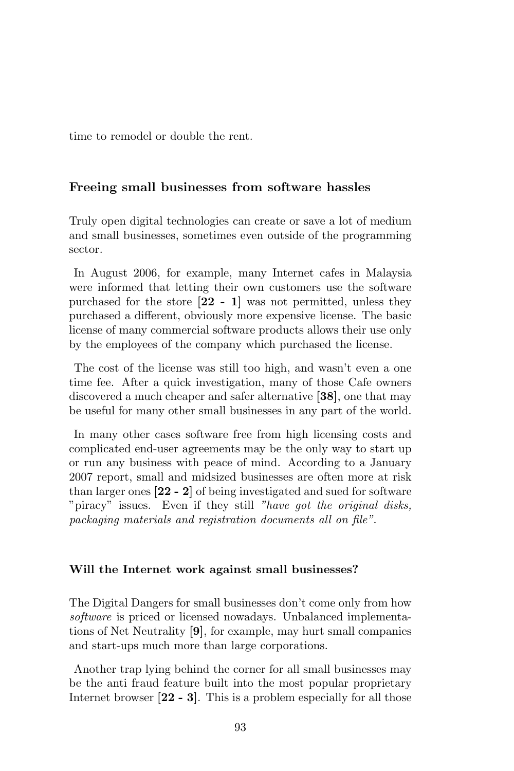time to remodel or double the rent.

### Freeing small businesses from software hassles

Truly open digital technologies can create or save a lot of medium and small businesses, sometimes even outside of the programming sector.

In August 2006, for example, many Internet cafes in Malaysia were informed that letting their own customers use the software purchased for the store [**22 - 1**] was not permitted, unless they purchased a different, obviously more expensive license. The basic license of many commercial software products allows their use only by the employees of the company which purchased the license.

The cost of the license was still too high, and wasn't even a one time fee. After a quick investigation, many of those Cafe owners discovered a much cheaper and safer alternative [**38**], one that may be useful for many other small businesses in any part of the world.

In many other cases software free from high licensing costs and complicated end-user agreements may be the only way to start up or run any business with peace of mind. According to a January 2007 report, small and midsized businesses are often more at risk than larger ones [**22 - 2**] of being investigated and sued for software "piracy" issues. Even if they still *"have got the original disks, packaging materials and registration documents all on file"*.

### Will the Internet work against small businesses?

The Digital Dangers for small businesses don't come only from how *software* is priced or licensed nowadays. Unbalanced implementations of Net Neutrality [**9**], for example, may hurt small companies and start-ups much more than large corporations.

Another trap lying behind the corner for all small businesses may be the anti fraud feature built into the most popular proprietary Internet browser [**22 - 3**]. This is a problem especially for all those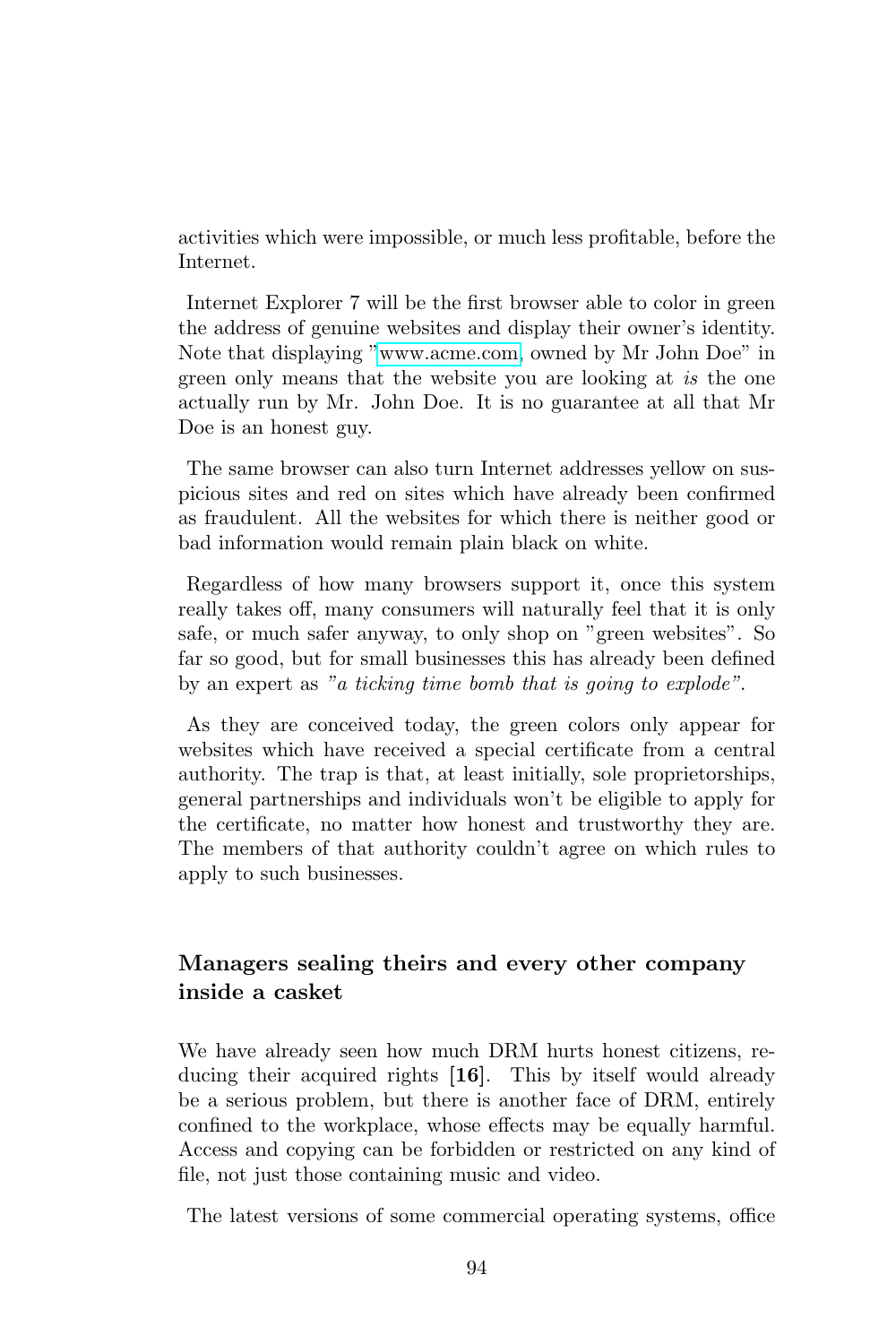activities which were impossible, or much less profitable, before the Internet.

Internet Explorer 7 will be the first browser able to color in green the address of genuine websites and display their owner's identity. Note that displaying "www.acme.com, owned by Mr John Doe" in green only means that the website you are looking at *is* the one actually run by Mr. John Doe. It is no guarantee at all that Mr Doe is an honest guy.

The same browser can also turn Internet addresses yellow on suspicious sites and red on sites which have already been confirmed as fraudulent. All the websites for which there is neither good or bad information would remain plain black on white.

Regardless of how many browsers support it, once this system really takes off, many consumers will naturally feel that it is only safe, or much safer anyway, to only shop on "green websites". So far so good, but for small businesses this has already been defined by an expert as *"a ticking time bomb that is going to explode"*.

As they are conceived today, the green colors only appear for websites which have received a special certificate from a central authority. The trap is that, at least initially, sole proprietorships, general partnerships and individuals won't be eligible to apply for the certificate, no matter how honest and trustworthy they are. The members of that authority couldn't agree on which rules to apply to such businesses.

### Managers sealing theirs and every other company inside a casket

We have already seen how much DRM hurts honest citizens, reducing their acquired rights [**16**]. This by itself would already be a serious problem, but there is another face of DRM, entirely confined to the workplace, whose effects may be equally harmful. Access and copying can be forbidden or restricted on any kind of file, not just those containing music and video.

The latest versions of some commercial operating systems, office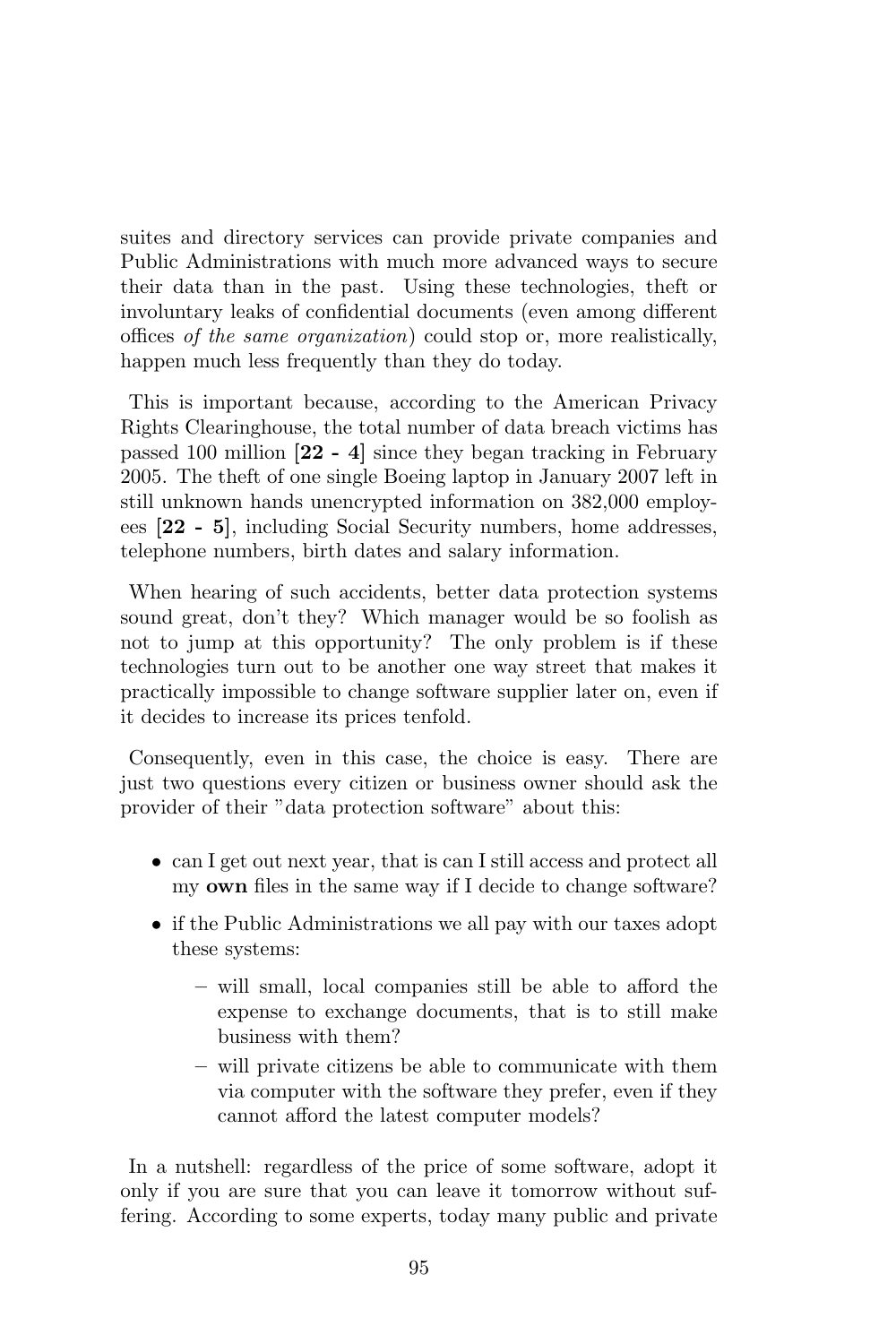suites and directory services can provide private companies and Public Administrations with much more advanced ways to secure their data than in the past. Using these technologies, theft or involuntary leaks of confidential documents (even among different offices *of the same organization*) could stop or, more realistically, happen much less frequently than they do today.

This is important because, according to the American Privacy Rights Clearinghouse, the total number of data breach victims has passed 100 million [**22 - 4**] since they began tracking in February 2005. The theft of one single Boeing laptop in January 2007 left in still unknown hands unencrypted information on 382,000 employees [**22 - 5**], including Social Security numbers, home addresses, telephone numbers, birth dates and salary information.

When hearing of such accidents, better data protection systems sound great, don't they? Which manager would be so foolish as not to jump at this opportunity? The only problem is if these technologies turn out to be another one way street that makes it practically impossible to change software supplier later on, even if it decides to increase its prices tenfold.

Consequently, even in this case, the choice is easy. There are just two questions every citizen or business owner should ask the provider of their "data protection software" about this:

- can I get out next year, that is can I still access and protect all my **own** files in the same way if I decide to change software?
- if the Public Administrations we all pay with our taxes adopt these systems:
  - will small, local companies still be able to afford the expense to exchange documents, that is to still make business with them?
  - will private citizens be able to communicate with them via computer with the software they prefer, even if they cannot afford the latest computer models?

In a nutshell: regardless of the price of some software, adopt it only if you are sure that you can leave it tomorrow without suffering. According to some experts, today many public and private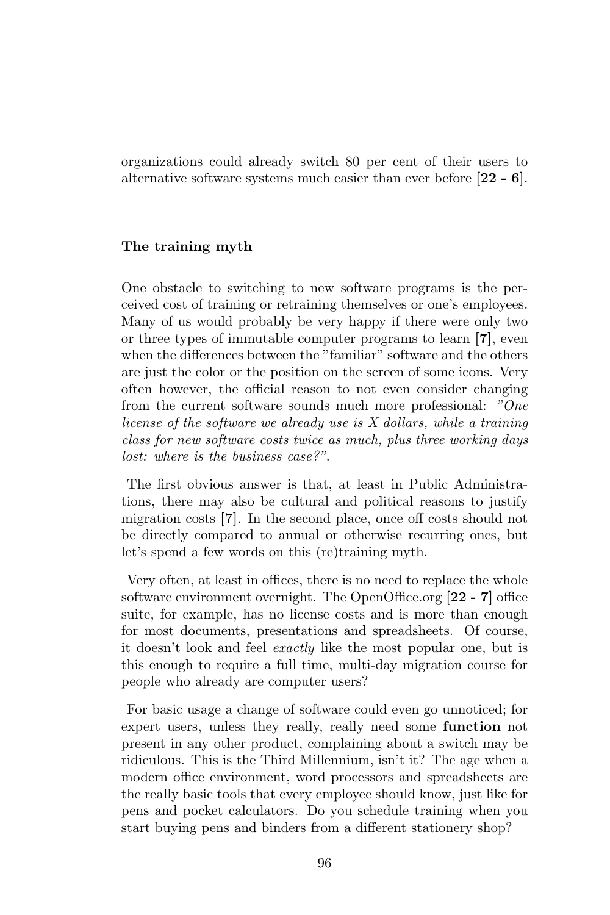organizations could already switch 80 per cent of their users to alternative software systems much easier than ever before [**22 - 6**].

### The training myth

One obstacle to switching to new software programs is the perceived cost of training or retraining themselves or one's employees. Many of us would probably be very happy if there were only two or three types of immutable computer programs to learn [**7**], even when the differences between the "familiar" software and the others are just the color or the position on the screen of some icons. Very often however, the official reason to not even consider changing from the current software sounds much more professional: *"One license of the software we already use is X dollars, while a training class for new software costs twice as much, plus three working days lost: where is the business case?"*.

The first obvious answer is that, at least in Public Administrations, there may also be cultural and political reasons to justify migration costs [**7**]. In the second place, once off costs should not be directly compared to annual or otherwise recurring ones, but let's spend a few words on this (re)training myth.

Very often, at least in offices, there is no need to replace the whole software environment overnight. The OpenOffice.org [**22 - 7**] office suite, for example, has no license costs and is more than enough for most documents, presentations and spreadsheets. Of course, it doesn't look and feel *exactly* like the most popular one, but is this enough to require a full time, multi-day migration course for people who already are computer users?

For basic usage a change of software could even go unnoticed; for expert users, unless they really, really need some **function** not present in any other product, complaining about a switch may be ridiculous. This is the Third Millennium, isn't it? The age when a modern office environment, word processors and spreadsheets are the really basic tools that every employee should know, just like for pens and pocket calculators. Do you schedule training when you start buying pens and binders from a different stationery shop?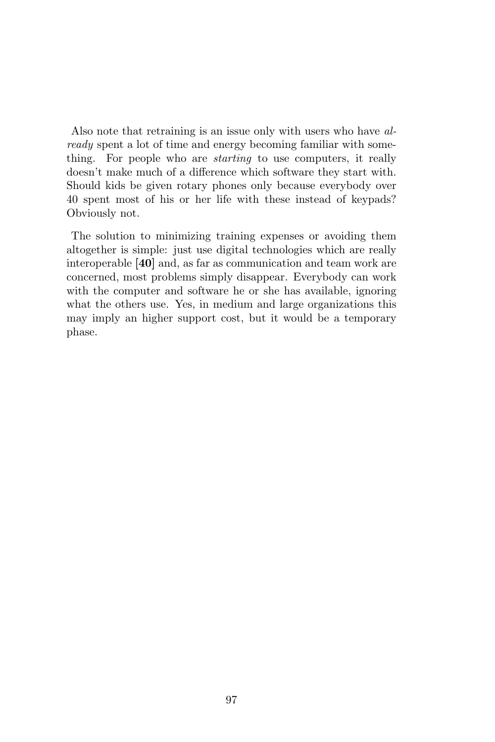Also note that retraining is an issue only with users who have *already* spent a lot of time and energy becoming familiar with something. For people who are *starting* to use computers, it really doesn't make much of a difference which software they start with. Should kids be given rotary phones only because everybody over 40 spent most of his or her life with these instead of keypads? Obviously not.

The solution to minimizing training expenses or avoiding them altogether is simple: just use digital technologies which are really interoperable **[40]** and, as far as communication and team work are concerned, most problems simply disappear. Everybody can work with the computer and software he or she has available, ignoring what the others use. Yes, in medium and large organizations this may imply an higher support cost, but it would be a temporary phase.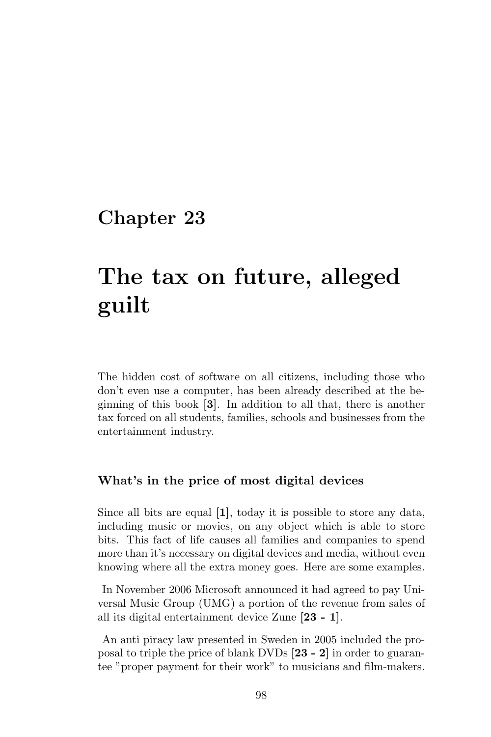# Chapter 23

# The tax on future, alleged guilt

The hidden cost of software on all citizens, including those who don't even use a computer, has been already described at the beginning of this book [**3**]. In addition to all that, there is another tax forced on all students, families, schools and businesses from the entertainment industry.

### What's in the price of most digital devices

Since all bits are equal [**1**], today it is possible to store any data, including music or movies, on any object which is able to store bits. This fact of life causes all families and companies to spend more than it's necessary on digital devices and media, without even knowing where all the extra money goes. Here are some examples.

In November 2006 Microsoft announced it had agreed to pay Universal Music Group (UMG) a portion of the revenue from sales of all its digital entertainment device Zune [**23 - 1**].

An anti piracy law presented in Sweden in 2005 included the proposal to triple the price of blank DVDs [**23 - 2**] in order to guarantee "proper payment for their work" to musicians and film-makers.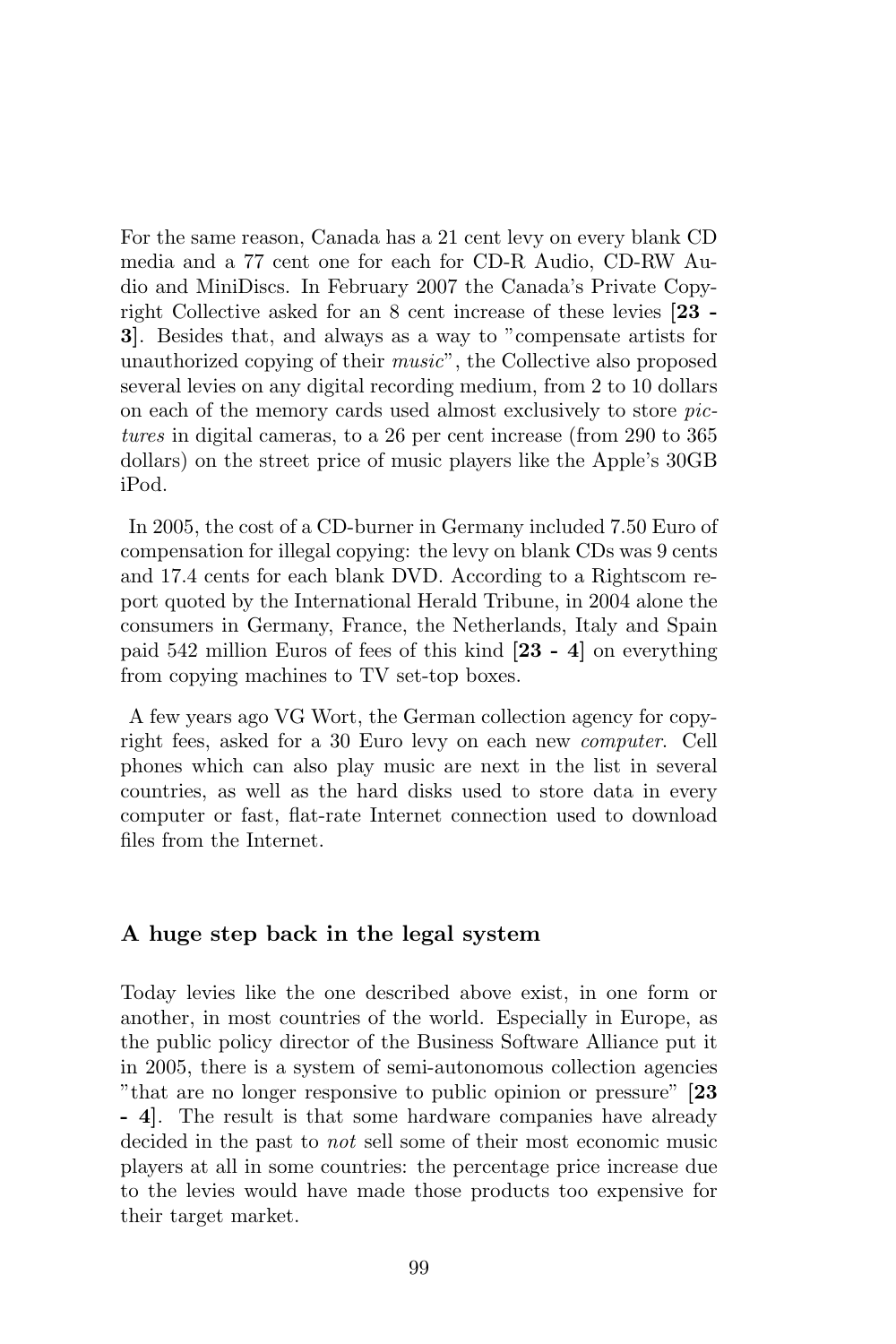For the same reason, Canada has a 21 cent levy on every blank CD media and a 77 cent one for each for CD-R Audio, CD-RW Audio and MiniDiscs. In February 2007 the Canada's Private Copyright Collective asked for an 8 cent increase of these levies [**23 - 3**]. Besides that, and always as a way to "compensate artists for unauthorized copying of their *music*", the Collective also proposed several levies on any digital recording medium, from 2 to 10 dollars on each of the memory cards used almost exclusively to store *pictures* in digital cameras, to a 26 per cent increase (from 290 to 365 dollars) on the street price of music players like the Apple's 30GB iPod.

In 2005, the cost of a CD-burner in Germany included 7.50 Euro of compensation for illegal copying: the levy on blank CDs was 9 cents and 17.4 cents for each blank DVD. According to a Rightscom report quoted by the International Herald Tribune, in 2004 alone the consumers in Germany, France, the Netherlands, Italy and Spain paid 542 million Euros of fees of this kind [**23 - 4**] on everything from copying machines to TV set-top boxes.

A few years ago VG Wort, the German collection agency for copyright fees, asked for a 30 Euro levy on each new *computer*. Cell phones which can also play music are next in the list in several countries, as well as the hard disks used to store data in every computer or fast, flat-rate Internet connection used to download files from the Internet.

### A huge step back in the legal system

Today levies like the one described above exist, in one form or another, in most countries of the world. Especially in Europe, as the public policy director of the Business Software Alliance put it in 2005, there is a system of semi-autonomous collection agencies "that are no longer responsive to public opinion or pressure" [**23 - 4**]. The result is that some hardware companies have already decided in the past to *not* sell some of their most economic music players at all in some countries: the percentage price increase due to the levies would have made those products too expensive for their target market.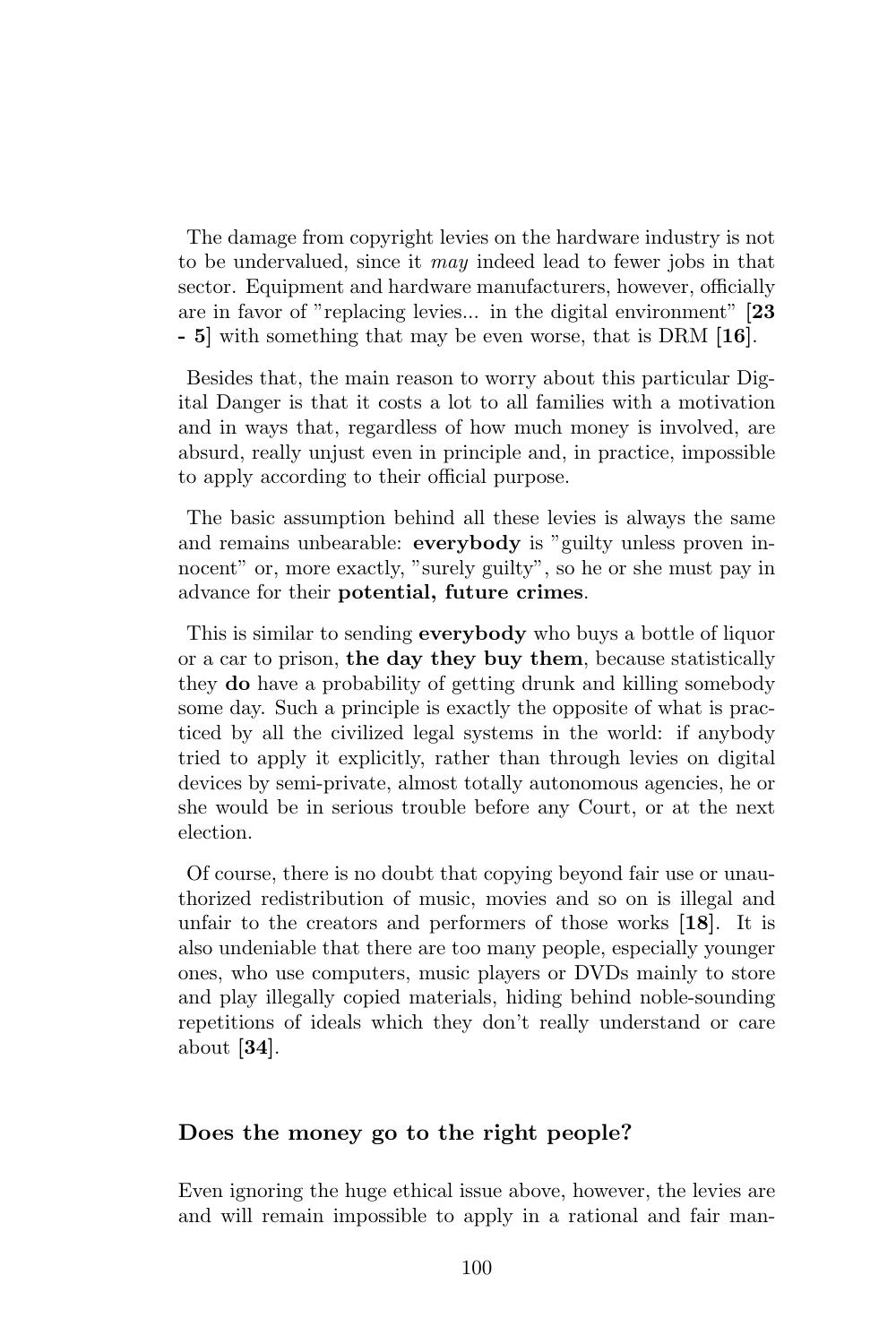The damage from copyright levies on the hardware industry is not to be undervalued, since it *may* indeed lead to fewer jobs in that sector. Equipment and hardware manufacturers, however, officially are in favor of "replacing levies... in the digital environment" [**23 - 5**] with something that may be even worse, that is DRM [**16**].

Besides that, the main reason to worry about this particular Digital Danger is that it costs a lot to all families with a motivation and in ways that, regardless of how much money is involved, are absurd, really unjust even in principle and, in practice, impossible to apply according to their official purpose.

The basic assumption behind all these levies is always the same and remains unbearable: **everybody** is "guilty unless proven innocent" or, more exactly, "surely guilty", so he or she must pay in advance for their **potential, future crimes**.

This is similar to sending **everybody** who buys a bottle of liquor or a car to prison, **the day they buy them**, because statistically they **do** have a probability of getting drunk and killing somebody some day. Such a principle is exactly the opposite of what is practiced by all the civilized legal systems in the world: if anybody tried to apply it explicitly, rather than through levies on digital devices by semi-private, almost totally autonomous agencies, he or she would be in serious trouble before any Court, or at the next election.

Of course, there is no doubt that copying beyond fair use or unauthorized redistribution of music, movies and so on is illegal and unfair to the creators and performers of those works [**18**]. It is also undeniable that there are too many people, especially younger ones, who use computers, music players or DVDs mainly to store and play illegally copied materials, hiding behind noble-sounding repetitions of ideals which they don't really understand or care about [**34**].

### Does the money go to the right people?

Even ignoring the huge ethical issue above, however, the levies are and will remain impossible to apply in a rational and fair man-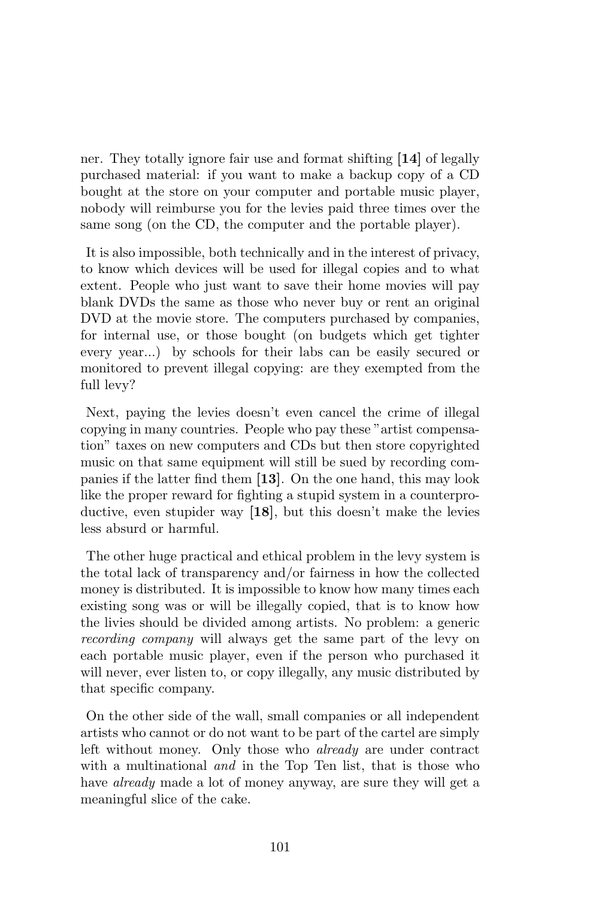ner. They totally ignore fair use and format shifting **[14]** of legally purchased material: if you want to make a backup copy of a CD bought at the store on your computer and portable music player, nobody will reimburse you for the levies paid three times over the same song (on the CD, the computer and the portable player).

It is also impossible, both technically and in the interest of privacy, to know which devices will be used for illegal copies and to what extent. People who just want to save their home movies will pay blank DVDs the same as those who never buy or rent an original DVD at the movie store. The computers purchased by companies, for internal use, or those bought (on budgets which get tighter every year...) by schools for their labs can be easily secured or monitored to prevent illegal copying: are they exempted from the full levy?

Next, paying the levies doesn't even cancel the crime of illegal copying in many countries. People who pay these "artist compensation" taxes on new computers and CDs but then store copyrighted music on that same equipment will still be sued by recording companies if the latter find them **[13]**. On the one hand, this may look like the proper reward for fighting a stupid system in a counterproductive, even stupider way **[18]**, but this doesn't make the levies less absurd or harmful.

The other huge practical and ethical problem in the levy system is the total lack of transparency and/or fairness in how the collected money is distributed. It is impossible to know how many times each existing song was or will be illegally copied, that is to know how the livies should be divided among artists. No problem: a generic *recording company* will always get the same part of the levy on each portable music player, even if the person who purchased it will never, ever listen to, or copy illegally, any music distributed by that specific company.

On the other side of the wall, small companies or all independent artists who cannot or do not want to be part of the cartel are simply left without money. Only those who *already* are under contract with a multinational *and* in the Top Ten list, that is those who have *already* made a lot of money anyway, are sure they will get a meaningful slice of the cake.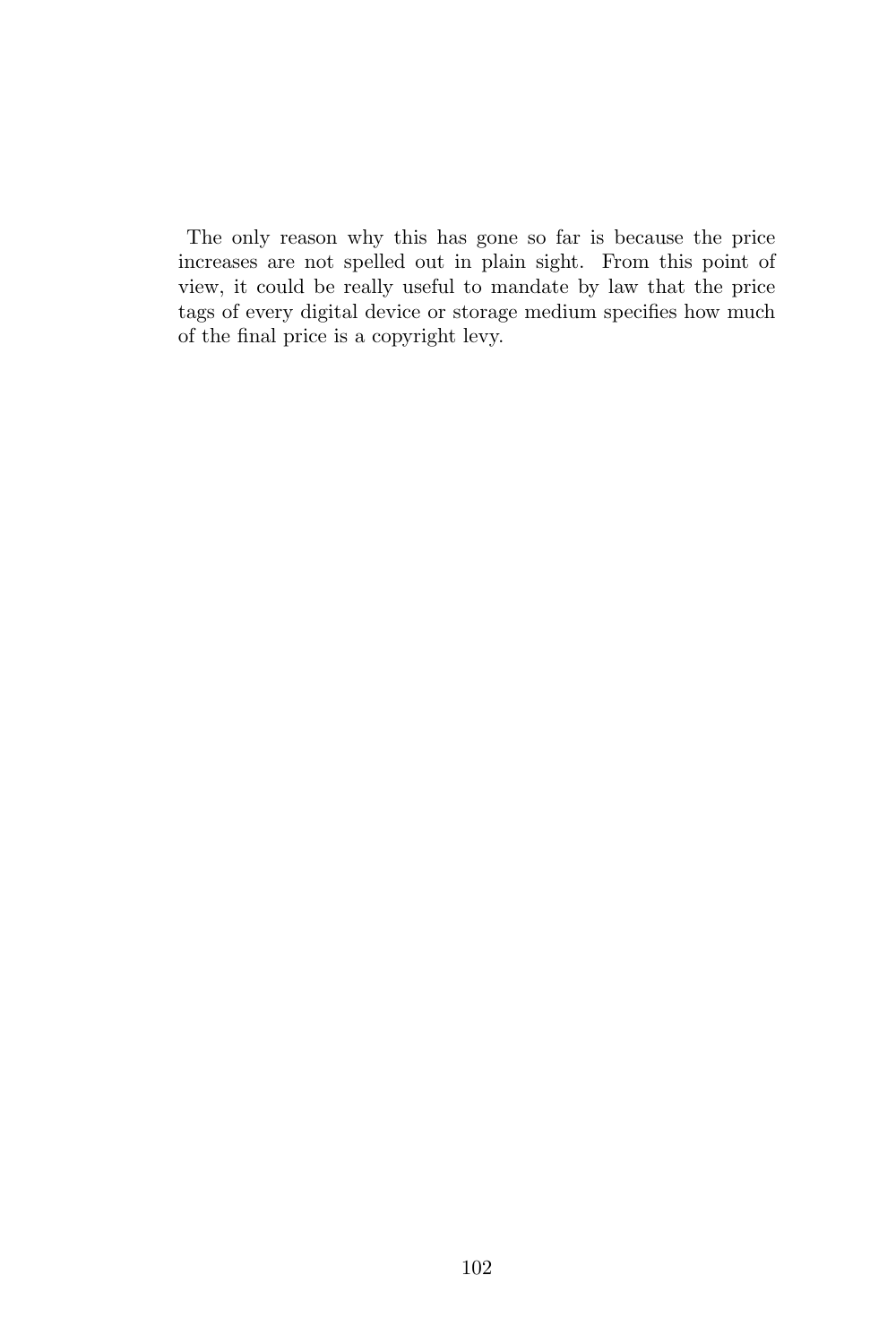The only reason why this has gone so far is because the price increases are not spelled out in plain sight. From this point of view, it could be really useful to mandate by law that the price tags of every digital device or storage medium specifies how much of the final price is a copyright levy.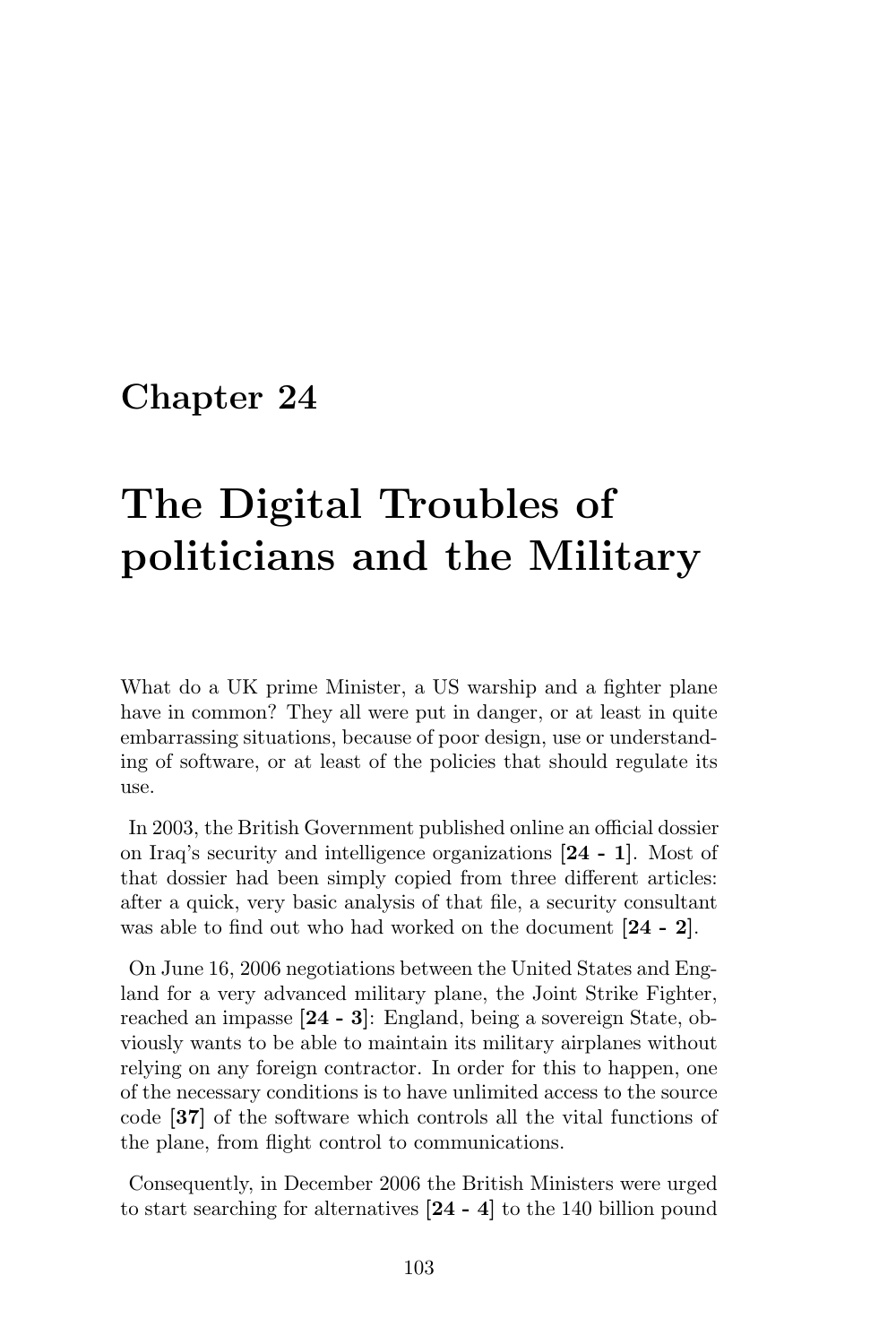# Chapter 24

# The Digital Troubles of politicians and the Military

What do a UK prime Minister, a US warship and a fighter plane have in common? They all were put in danger, or at least in quite embarrassing situations, because of poor design, use or understanding of software, or at least of the policies that should regulate its use.

In 2003, the British Government published online an official dossier on Iraq's security and intelligence organizations [**24 - 1**]. Most of that dossier had been simply copied from three different articles: after a quick, very basic analysis of that file, a security consultant was able to find out who had worked on the document [**24 - 2**].

On June 16, 2006 negotiations between the United States and England for a very advanced military plane, the Joint Strike Fighter, reached an impasse [**24 - 3**]: England, being a sovereign State, obviously wants to be able to maintain its military airplanes without relying on any foreign contractor. In order for this to happen, one of the necessary conditions is to have unlimited access to the source code [**37**] of the software which controls all the vital functions of the plane, from flight control to communications.

Consequently, in December 2006 the British Ministers were urged to start searching for alternatives [**24 - 4**] to the 140 billion pound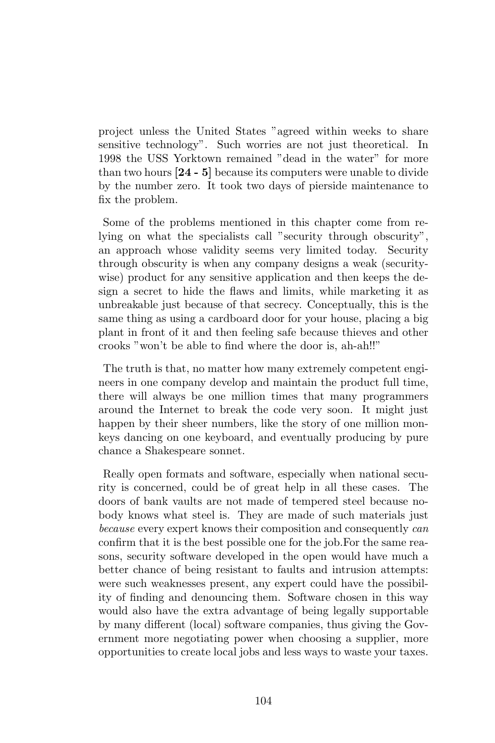project unless the United States "agreed within weeks to share sensitive technology". Such worries are not just theoretical. In 1998 the USS Yorktown remained "dead in the water" for more than two hours **[24 - 5]** because its computers were unable to divide by the number zero. It took two days of pierside maintenance to fix the problem.

Some of the problems mentioned in this chapter come from relying on what the specialists call "security through obscurity", an approach whose validity seems very limited today. Security through obscurity is when any company designs a weak (security-wise) product for any sensitive application and then keeps the design a secret to hide the flaws and limits, while marketing it as unbreakable just because of that secrecy. Conceptually, this is the same thing as using a cardboard door for your house, placing a big plant in front of it and then feeling safe because thieves and other crooks "won't be able to find where the door is, ah-ah!!"

The truth is that, no matter how many extremely competent engineers in one company develop and maintain the product full time, there will always be one million times that many programmers around the Internet to break the code very soon. It might just happen by their sheer numbers, like the story of one million monkeys dancing on one keyboard, and eventually producing by pure chance a Shakespeare sonnet.

Really open formats and software, especially when national security is concerned, could be of great help in all these cases. The doors of bank vaults are not made of tempered steel because nobody knows what steel is. They are made of such materials just *because* every expert knows their composition and consequently *can* confirm that it is the best possible one for the job.For the same reasons, security software developed in the open would have much a better chance of being resistant to faults and intrusion attempts: were such weaknesses present, any expert could have the possibility of finding and denouncing them. Software chosen in this way would also have the extra advantage of being legally supportable by many different (local) software companies, thus giving the Government more negotiating power when choosing a supplier, more opportunities to create local jobs and less ways to waste your taxes.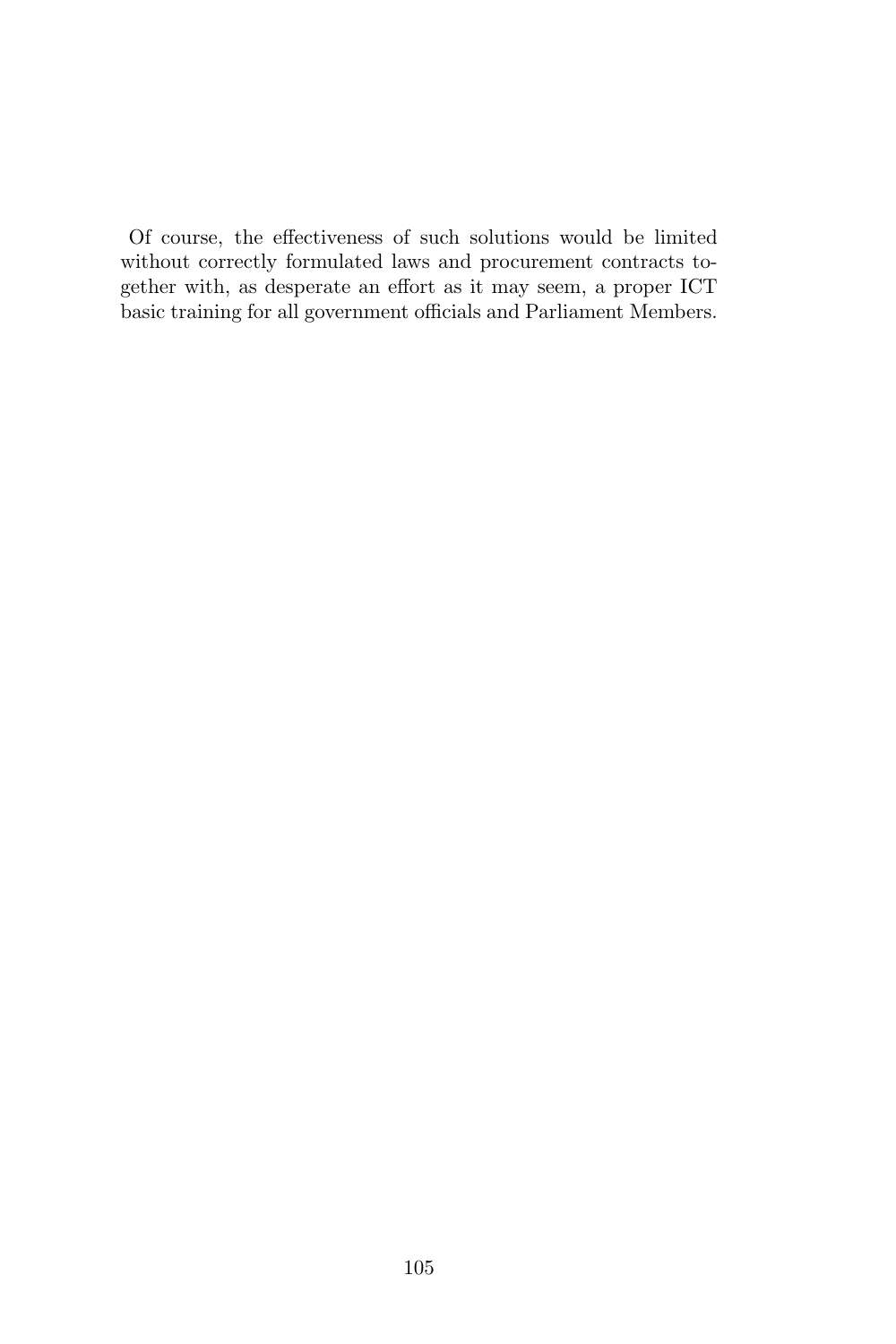Of course, the effectiveness of such solutions would be limited without correctly formulated laws and procurement contracts together with, as desperate an effort as it may seem, a proper ICT basic training for all government officials and Parliament Members.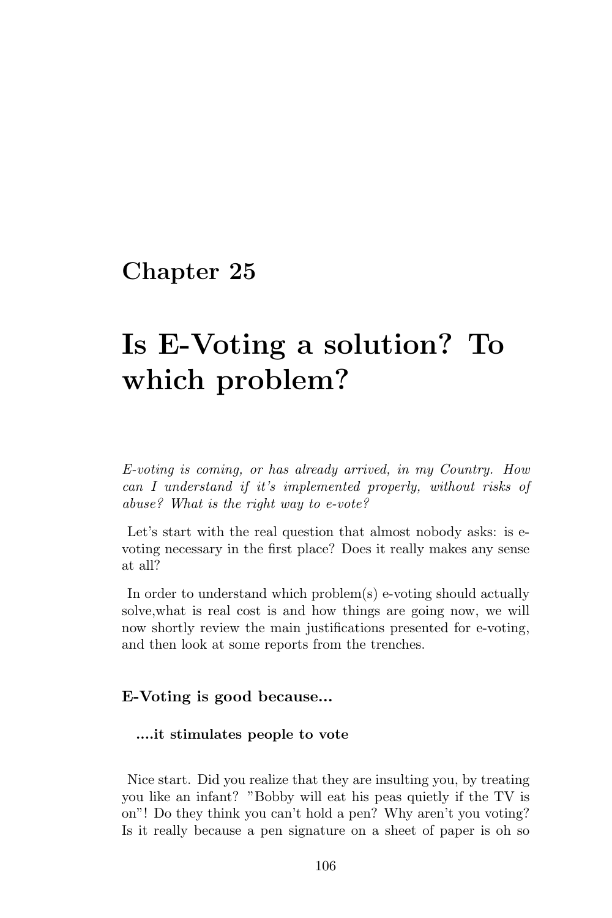# Chapter 25

# Is E-Voting a solution? To which problem?

*E-voting is coming, or has already arrived, in my Country. How can I understand if it's implemented properly, without risks of abuse? What is the right way to e-vote?*

Let's start with the real question that almost nobody asks: is e-voting necessary in the first place? Does it really makes any sense at all?

In order to understand which problem(s) e-voting should actually solve,what is real cost is and how things are going now, we will now shortly review the main justifications presented for e-voting, and then look at some reports from the trenches.

### E-Voting is good because...

#### ....it stimulates people to vote

Nice start. Did you realize that they are insulting you, by treating you like an infant? "Bobby will eat his peas quietly if the TV is on"! Do they think you can't hold a pen? Why aren't you voting? Is it really because a pen signature on a sheet of paper is oh so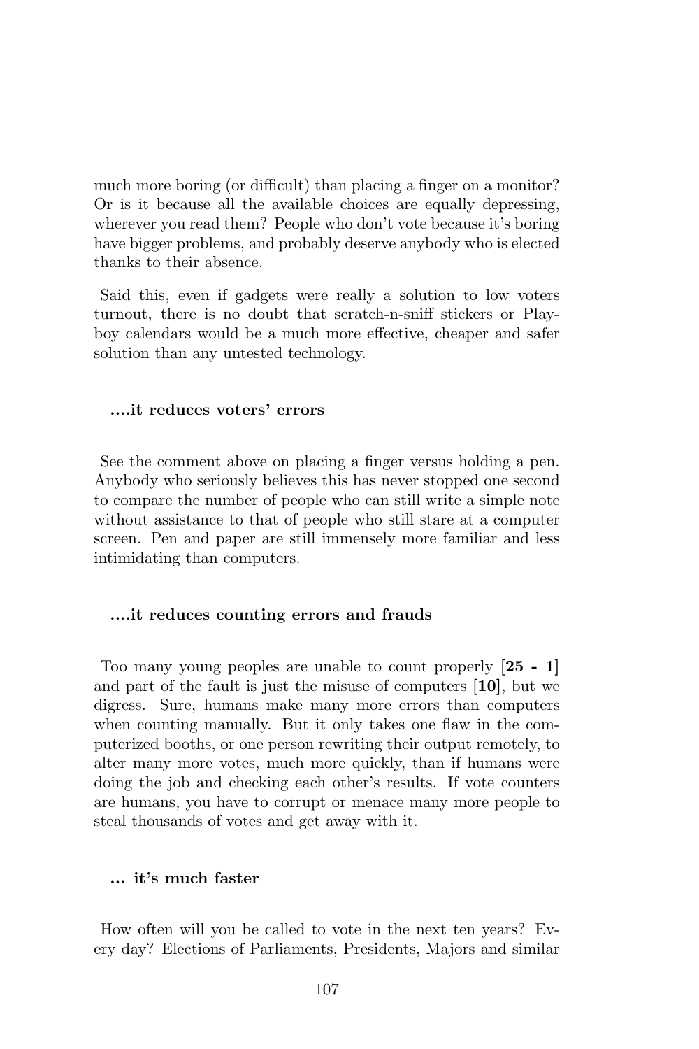much more boring (or difficult) than placing a finger on a monitor? Or is it because all the available choices are equally depressing, wherever you read them? People who don't vote because it's boring have bigger problems, and probably deserve anybody who is elected thanks to their absence.

Said this, even if gadgets were really a solution to low voters turnout, there is no doubt that scratch-n-sniff stickers or Playboy calendars would be a much more effective, cheaper and safer solution than any untested technology.

#### ....it reduces voters' errors

See the comment above on placing a finger versus holding a pen. Anybody who seriously believes this has never stopped one second to compare the number of people who can still write a simple note without assistance to that of people who still stare at a computer screen. Pen and paper are still immensely more familiar and less intimidating than computers.

#### ....it reduces counting errors and frauds

Too many young peoples are unable to count properly **[25 - 1]** and part of the fault is just the misuse of computers [**10**], but we digress. Sure, humans make many more errors than computers when counting manually. But it only takes one flaw in the computerized booths, or one person rewriting their output remotely, to alter many more votes, much more quickly, than if humans were doing the job and checking each other's results. If vote counters are humans, you have to corrupt or menace many more people to steal thousands of votes and get away with it.

#### ... it's much faster

How often will you be called to vote in the next ten years? Every day? Elections of Parliaments, Presidents, Majors and similar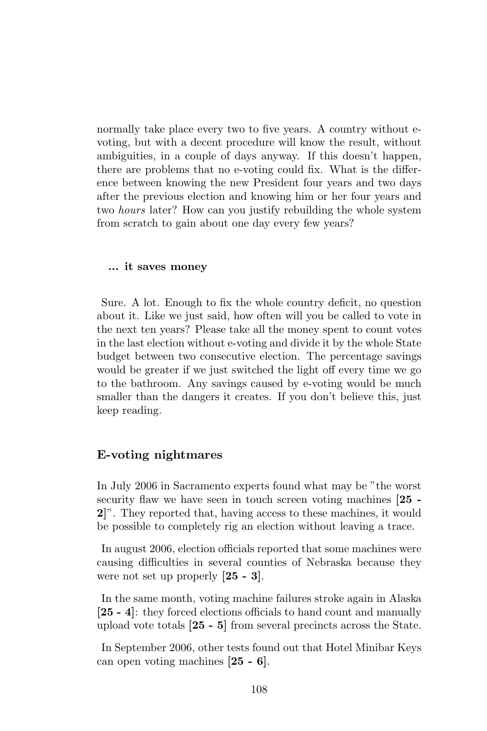normally take place every two to five years. A country without e-voting, but with a decent procedure will know the result, without ambiguities, in a couple of days anyway. If this doesn't happen, there are problems that no e-voting could fix. What is the difference between knowing the new President four years and two days after the previous election and knowing him or her four years and two *hours* later? How can you justify rebuilding the whole system from scratch to gain about one day every few years?

#### ... it saves money

Sure. A lot. Enough to fix the whole country deficit, no question about it. Like we just said, how often will you be called to vote in the next ten years? Please take all the money spent to count votes in the last election without e-voting and divide it by the whole State budget between two consecutive election. The percentage savings would be greater if we just switched the light off every time we go to the bathroom. Any savings caused by e-voting would be much smaller than the dangers it creates. If you don't believe this, just keep reading.

### E-voting nightmares

In July 2006 in Sacramento experts found what may be "the worst security flaw we have seen in touch screen voting machines [**25 - 2**]". They reported that, having access to these machines, it would be possible to completely rig an election without leaving a trace.

In august 2006, election officials reported that some machines were causing difficulties in several counties of Nebraska because they were not set up properly [**25 - 3**].

In the same month, voting machine failures stroke again in Alaska [**25 - 4**]: they forced elections officials to hand count and manually upload vote totals [**25 - 5**] from several precincts across the State.

In September 2006, other tests found out that Hotel Minibar Keys can open voting machines [**25 - 6**].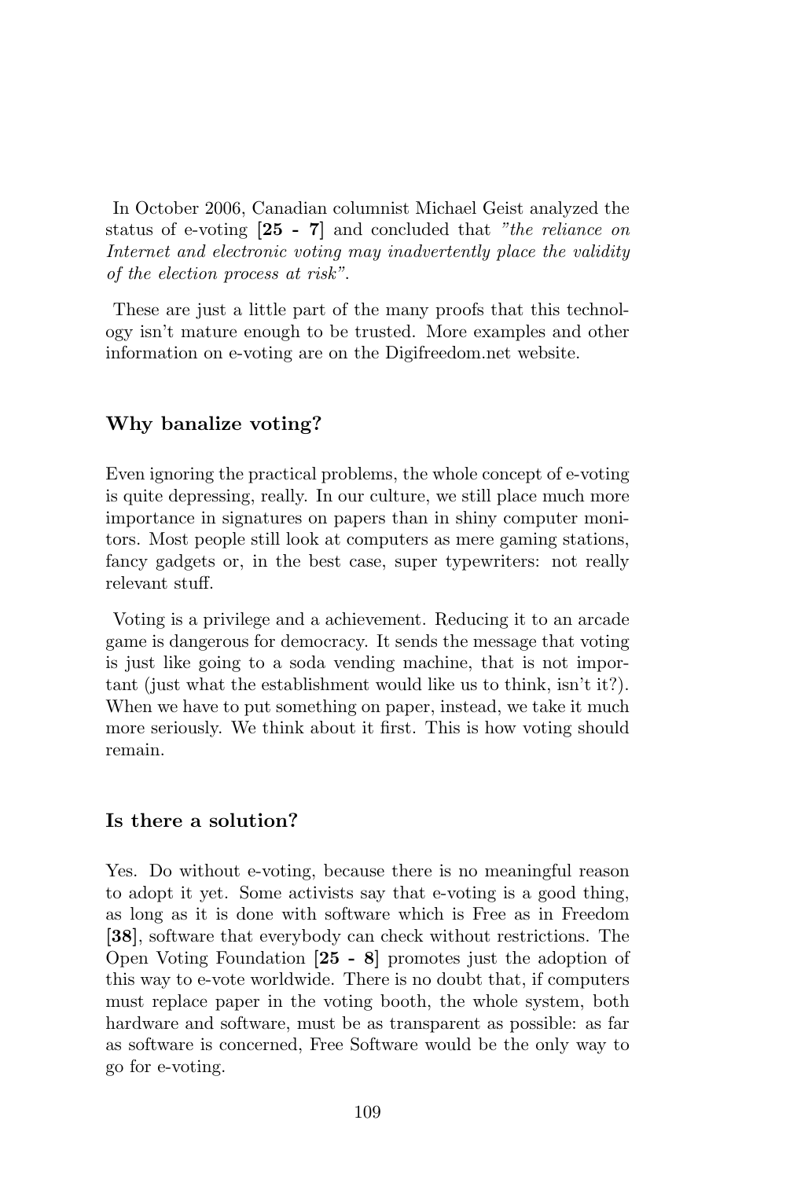In October 2006, Canadian columnist Michael Geist analyzed the status of e-voting **[25 - 7]** and concluded that *"the reliance on Internet and electronic voting may inadvertently place the validity of the election process at risk"*.

These are just a little part of the many proofs that this technology isn't mature enough to be trusted. More examples and other information on e-voting are on the Digifreedom.net website.

### Why banalize voting?

Even ignoring the practical problems, the whole concept of e-voting is quite depressing, really. In our culture, we still place much more importance in signatures on papers than in shiny computer monitors. Most people still look at computers as mere gaming stations, fancy gadgets or, in the best case, super typewriters: not really relevant stuff.

Voting is a privilege and a achievement. Reducing it to an arcade game is dangerous for democracy. It sends the message that voting is just like going to a soda vending machine, that is not important (just what the establishment would like us to think, isn't it?). When we have to put something on paper, instead, we take it much more seriously. We think about it first. This is how voting should remain.

### Is there a solution?

Yes. Do without e-voting, because there is no meaningful reason to adopt it yet. Some activists say that e-voting is a good thing, as long as it is done with software which is Free as in Freedom **[38]**, software that everybody can check without restrictions. The Open Voting Foundation **[25 - 8]** promotes just the adoption of this way to e-vote worldwide. There is no doubt that, if computers must replace paper in the voting booth, the whole system, both hardware and software, must be as transparent as possible: as far as software is concerned, Free Software would be the only way to go for e-voting.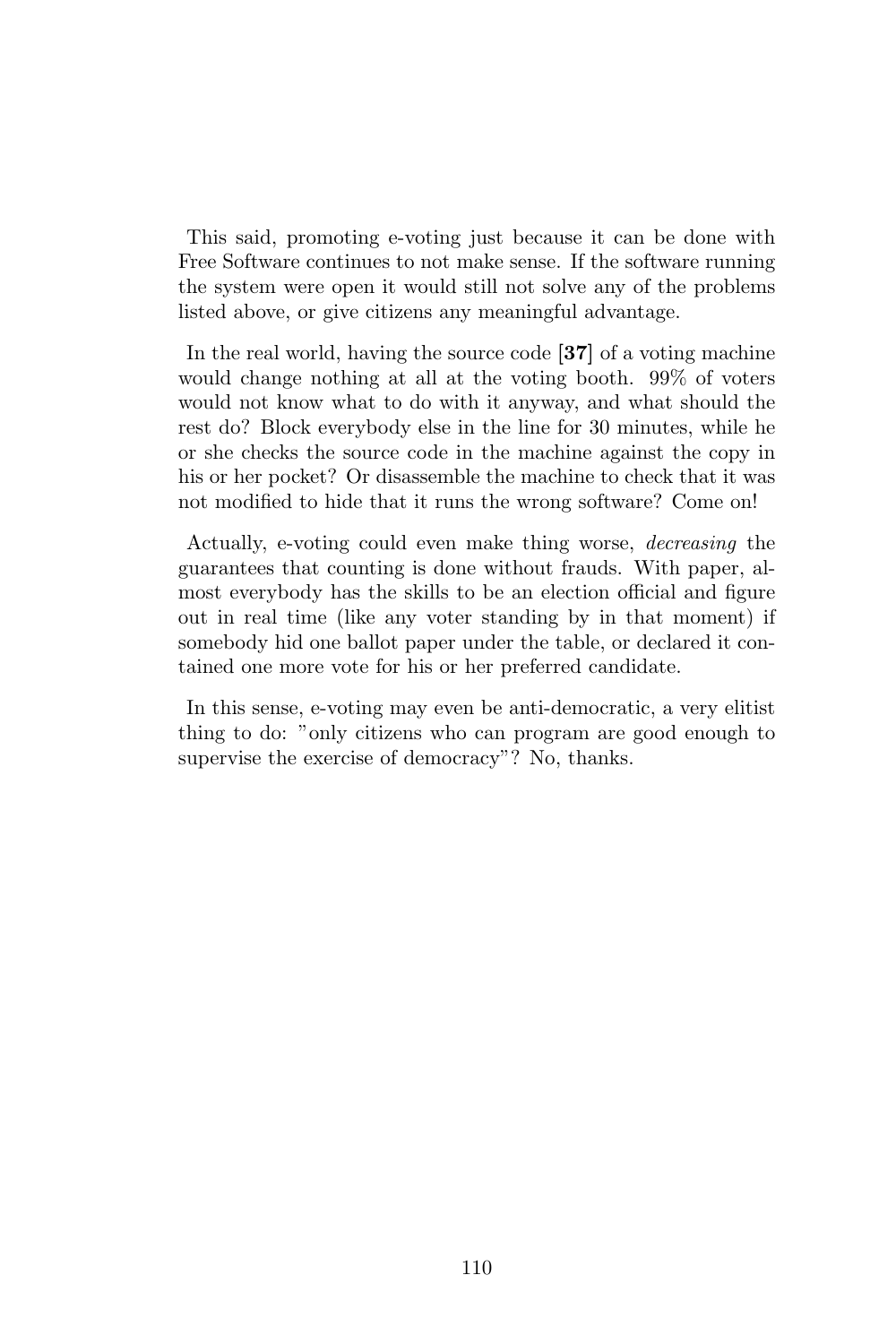This said, promoting e-voting just because it can be done with Free Software continues to not make sense. If the software running the system were open it would still not solve any of the problems listed above, or give citizens any meaningful advantage.

In the real world, having the source code **[37]** of a voting machine would change nothing at all at the voting booth. 99% of voters would not know what to do with it anyway, and what should the rest do? Block everybody else in the line for 30 minutes, while he or she checks the source code in the machine against the copy in his or her pocket? Or disassemble the machine to check that it was not modified to hide that it runs the wrong software? Come on!

Actually, e-voting could even make thing worse, *decreasing* the guarantees that counting is done without frauds. With paper, almost everybody has the skills to be an election official and figure out in real time (like any voter standing by in that moment) if somebody hid one ballot paper under the table, or declared it contained one more vote for his or her preferred candidate.

In this sense, e-voting may even be anti-democratic, a very elitist thing to do: "only citizens who can program are good enough to supervise the exercise of democracy"? No, thanks.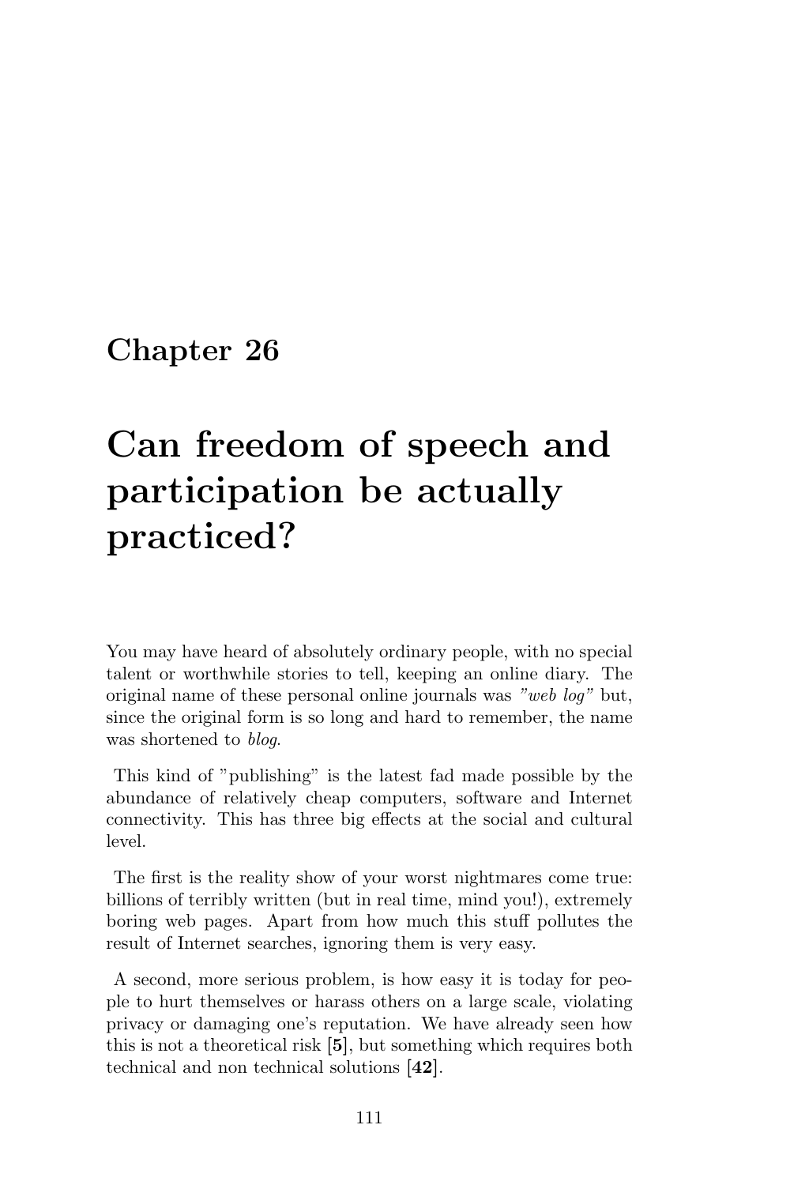# Chapter 26

# Can freedom of speech and participation be actually practiced?

You may have heard of absolutely ordinary people, with no special talent or worthwhile stories to tell, keeping an online diary. The original name of these personal online journals was *"web log"* but, since the original form is so long and hard to remember, the name was shortened to *blog*.

This kind of "publishing" is the latest fad made possible by the abundance of relatively cheap computers, software and Internet connectivity. This has three big effects at the social and cultural level.

The first is the reality show of your worst nightmares come true: billions of terribly written (but in real time, mind you!), extremely boring web pages. Apart from how much this stuff pollutes the result of Internet searches, ignoring them is very easy.

A second, more serious problem, is how easy it is today for people to hurt themselves or harass others on a large scale, violating privacy or damaging one's reputation. We have already seen how this is not a theoretical risk [**5**], but something which requires both technical and non technical solutions [**42**].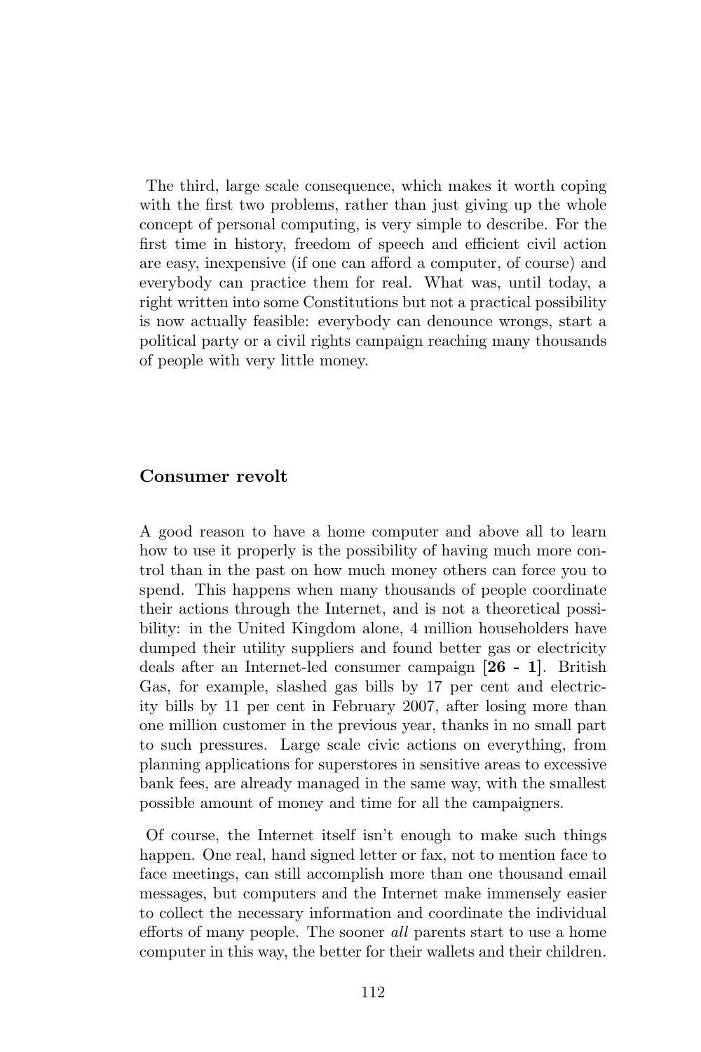The third, large scale consequence, which makes it worth coping with the first two problems, rather than just giving up the whole concept of personal computing, is very simple to describe. For the first time in history, freedom of speech and efficient civil action are easy, inexpensive (if one can afford a computer, of course) and everybody can practice them for real. What was, until today, a right written into some Constitutions but not a practical possibility is now actually feasible: everybody can denounce wrongs, start a political party or a civil rights campaign reaching many thousands of people with very little money.

### Consumer revolt

A good reason to have a home computer and above all to learn how to use it properly is the possibility of having much more control than in the past on how much money others can force you to spend. This happens when many thousands of people coordinate their actions through the Internet, and is not a theoretical possibility: in the United Kingdom alone, 4 million householders have dumped their utility suppliers and found better gas or electricity deals after an Internet-led consumer campaign **[26 - 1]**. British Gas, for example, slashed gas bills by 17 per cent and electricity bills by 11 per cent in February 2007, after losing more than one million customer in the previous year, thanks in no small part to such pressures. Large scale civic actions on everything, from planning applications for superstores in sensitive areas to excessive bank fees, are already managed in the same way, with the smallest possible amount of money and time for all the campaigners.

Of course, the Internet itself isn't enough to make such things happen. One real, hand signed letter or fax, not to mention face to face meetings, can still accomplish more than one thousand email messages, but computers and the Internet make immensely easier to collect the necessary information and coordinate the individual efforts of many people. The sooner *all* parents start to use a home computer in this way, the better for their wallets and their children.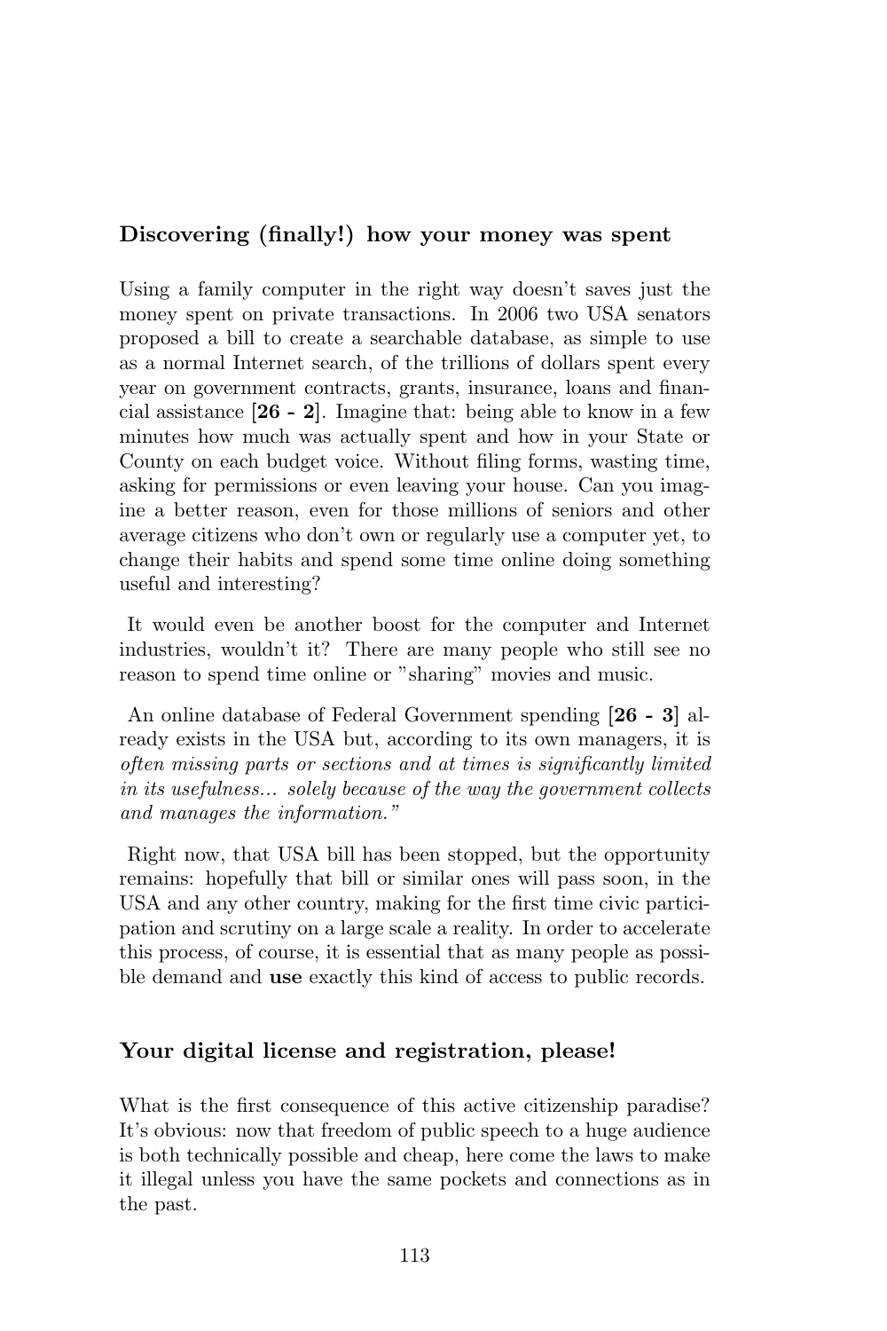### Discovering (finally!) how your money was spent

Using a family computer in the right way doesn't saves just the money spent on private transactions. In 2006 two USA senators proposed a bill to create a searchable database, as simple to use as a normal Internet search, of the trillions of dollars spent every year on government contracts, grants, insurance, loans and financial assistance [**26 - 2**]. Imagine that: being able to know in a few minutes how much was actually spent and how in your State or County on each budget voice. Without filing forms, wasting time, asking for permissions or even leaving your house. Can you imagine a better reason, even for those millions of seniors and other average citizens who don't own or regularly use a computer yet, to change their habits and spend some time online doing something useful and interesting?

It would even be another boost for the computer and Internet industries, wouldn't it? There are many people who still see no reason to spend time online or "sharing" movies and music.

An online database of Federal Government spending [**26 - 3**] already exists in the USA but, according to its own managers, it is *often missing parts or sections and at times is significantly limited in its usefulness... solely because of the way the government collects and manages the information."*

Right now, that USA bill has been stopped, but the opportunity remains: hopefully that bill or similar ones will pass soon, in the USA and any other country, making for the first time civic participation and scrutiny on a large scale a reality. In order to accelerate this process, of course, it is essential that as many people as possible demand and **use** exactly this kind of access to public records.

### Your digital license and registration, please!

What is the first consequence of this active citizenship paradise? It's obvious: now that freedom of public speech to a huge audience is both technically possible and cheap, here come the laws to make it illegal unless you have the same pockets and connections as in the past.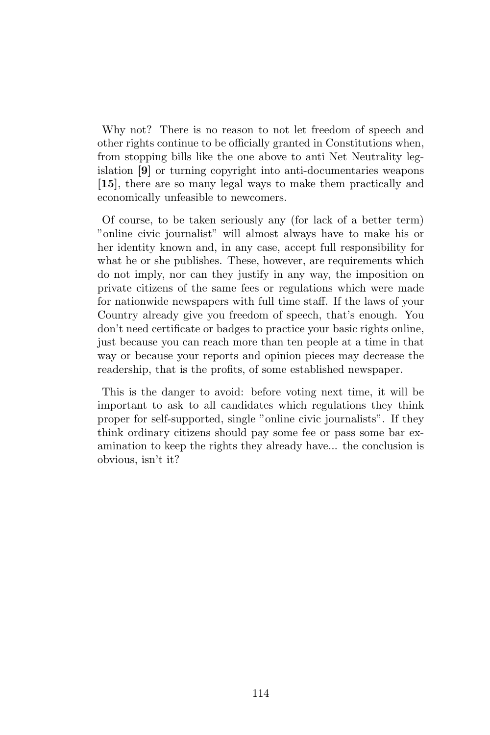Why not? There is no reason to not let freedom of speech and other rights continue to be officially granted in Constitutions when, from stopping bills like the one above to anti Net Neutrality legislation **[9]** or turning copyright into anti-documentaries weapons **[15]**, there are so many legal ways to make them practically and economically unfeasible to newcomers.

Of course, to be taken seriously any (for lack of a better term) "online civic journalist" will almost always have to make his or her identity known and, in any case, accept full responsibility for what he or she publishes. These, however, are requirements which do not imply, nor can they justify in any way, the imposition on private citizens of the same fees or regulations which were made for nationwide newspapers with full time staff. If the laws of your Country already give you freedom of speech, that's enough. You don't need certificate or badges to practice your basic rights online, just because you can reach more than ten people at a time in that way or because your reports and opinion pieces may decrease the readership, that is the profits, of some established newspaper.

This is the danger to avoid: before voting next time, it will be important to ask to all candidates which regulations they think proper for self-supported, single "online civic journalists". If they think ordinary citizens should pay some fee or pass some bar examination to keep the rights they already have... the conclusion is obvious, isn't it?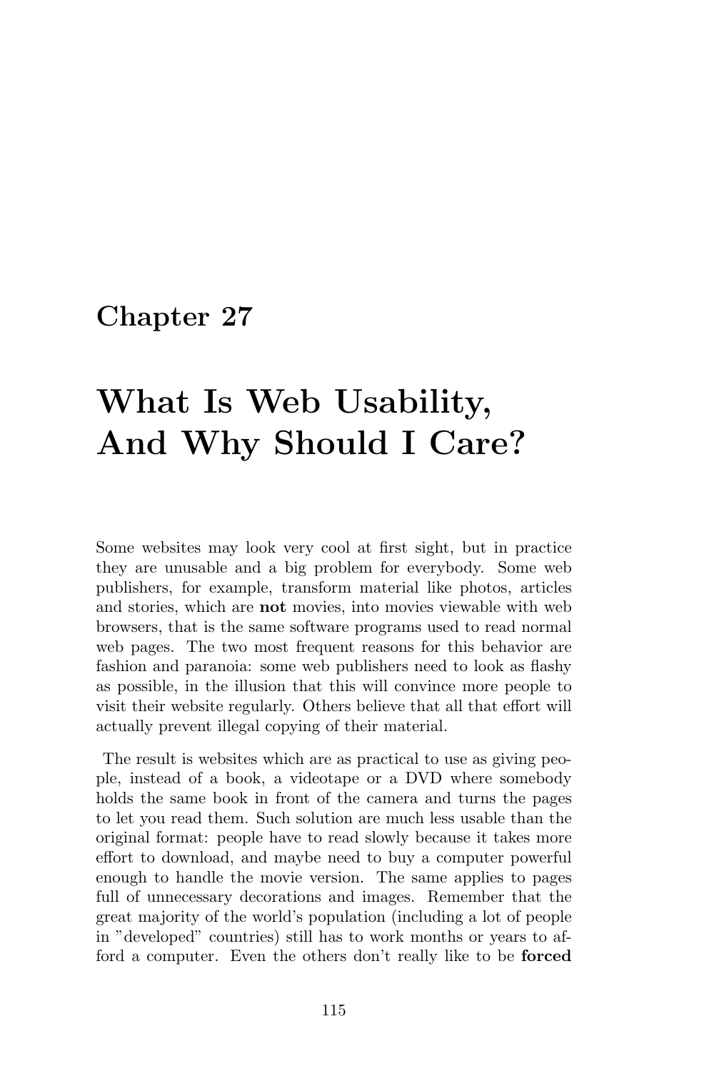# Chapter 27

# What Is Web Usability, And Why Should I Care?

Some websites may look very cool at first sight, but in practice they are unusable and a big problem for everybody. Some web publishers, for example, transform material like photos, articles and stories, which are **not** movies, into movies viewable with web browsers, that is the same software programs used to read normal web pages. The two most frequent reasons for this behavior are fashion and paranoia: some web publishers need to look as flashy as possible, in the illusion that this will convince more people to visit their website regularly. Others believe that all that effort will actually prevent illegal copying of their material.

The result is websites which are as practical to use as giving people, instead of a book, a videotape or a DVD where somebody holds the same book in front of the camera and turns the pages to let you read them. Such solution are much less usable than the original format: people have to read slowly because it takes more effort to download, and maybe need to buy a computer powerful enough to handle the movie version. The same applies to pages full of unnecessary decorations and images. Remember that the great majority of the world's population (including a lot of people in "developed" countries) still has to work months or years to afford a computer. Even the others don't really like to be **forced**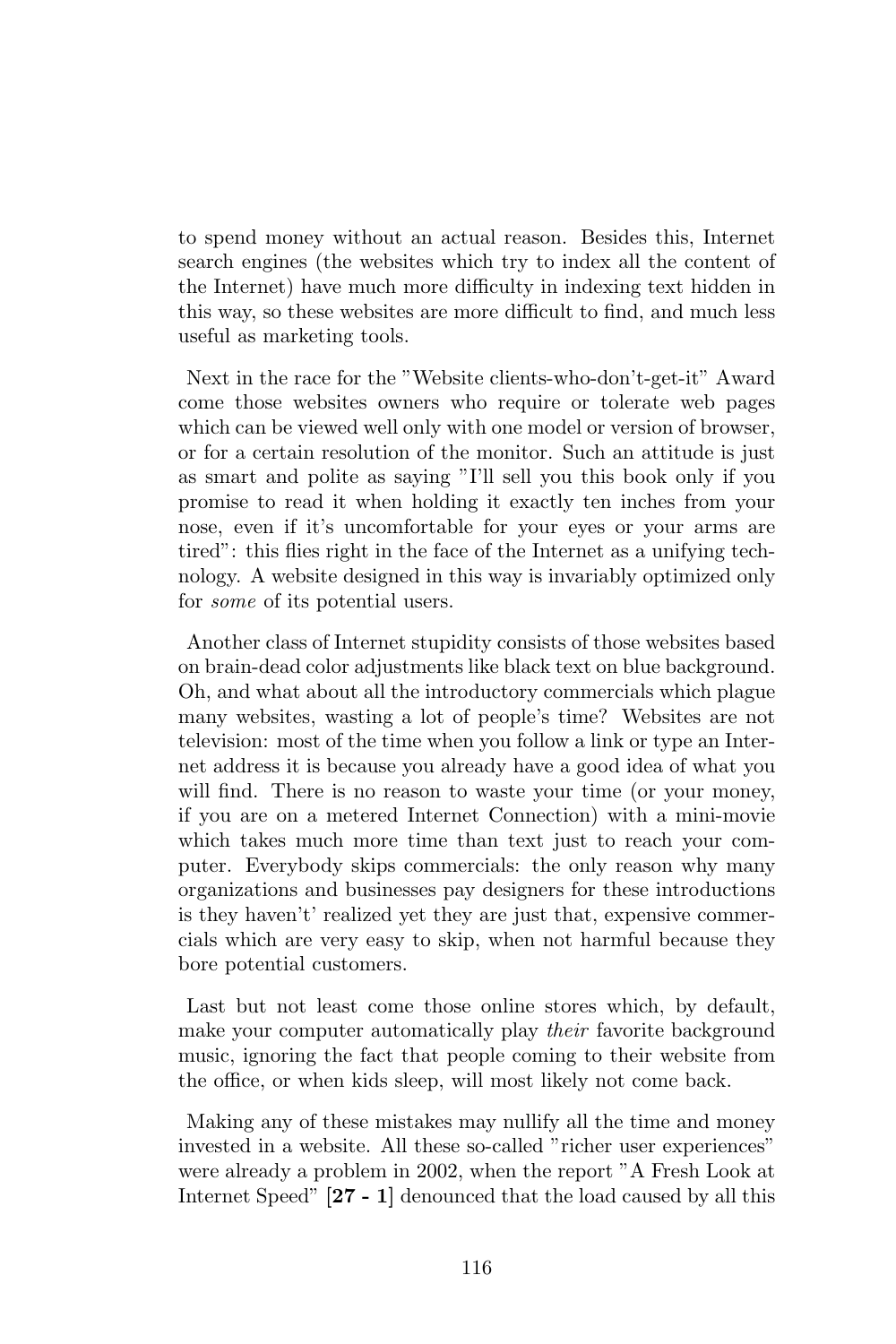to spend money without an actual reason. Besides this, Internet search engines (the websites which try to index all the content of the Internet) have much more difficulty in indexing text hidden in this way, so these websites are more difficult to find, and much less useful as marketing tools.

Next in the race for the "Website clients-who-don't-get-it" Award come those websites owners who require or tolerate web pages which can be viewed well only with one model or version of browser, or for a certain resolution of the monitor. Such an attitude is just as smart and polite as saying "I'll sell you this book only if you promise to read it when holding it exactly ten inches from your nose, even if it's uncomfortable for your eyes or your arms are tired": this flies right in the face of the Internet as a unifying technology. A website designed in this way is invariably optimized only for *some* of its potential users.

Another class of Internet stupidity consists of those websites based on brain-dead color adjustments like black text on blue background. Oh, and what about all the introductory commercials which plague many websites, wasting a lot of people's time? Websites are not television: most of the time when you follow a link or type an Internet address it is because you already have a good idea of what you will find. There is no reason to waste your time (or your money, if you are on a metered Internet Connection) with a mini-movie which takes much more time than text just to reach your computer. Everybody skips commercials: the only reason why many organizations and businesses pay designers for these introductions is they haven't' realized yet they are just that, expensive commercials which are very easy to skip, when not harmful because they bore potential customers.

Last but not least come those online stores which, by default, make your computer automatically play *their* favorite background music, ignoring the fact that people coming to their website from the office, or when kids sleep, will most likely not come back.

Making any of these mistakes may nullify all the time and money invested in a website. All these so-called "richer user experiences" were already a problem in 2002, when the report "A Fresh Look at Internet Speed" **[27 - 1]** denounced that the load caused by all this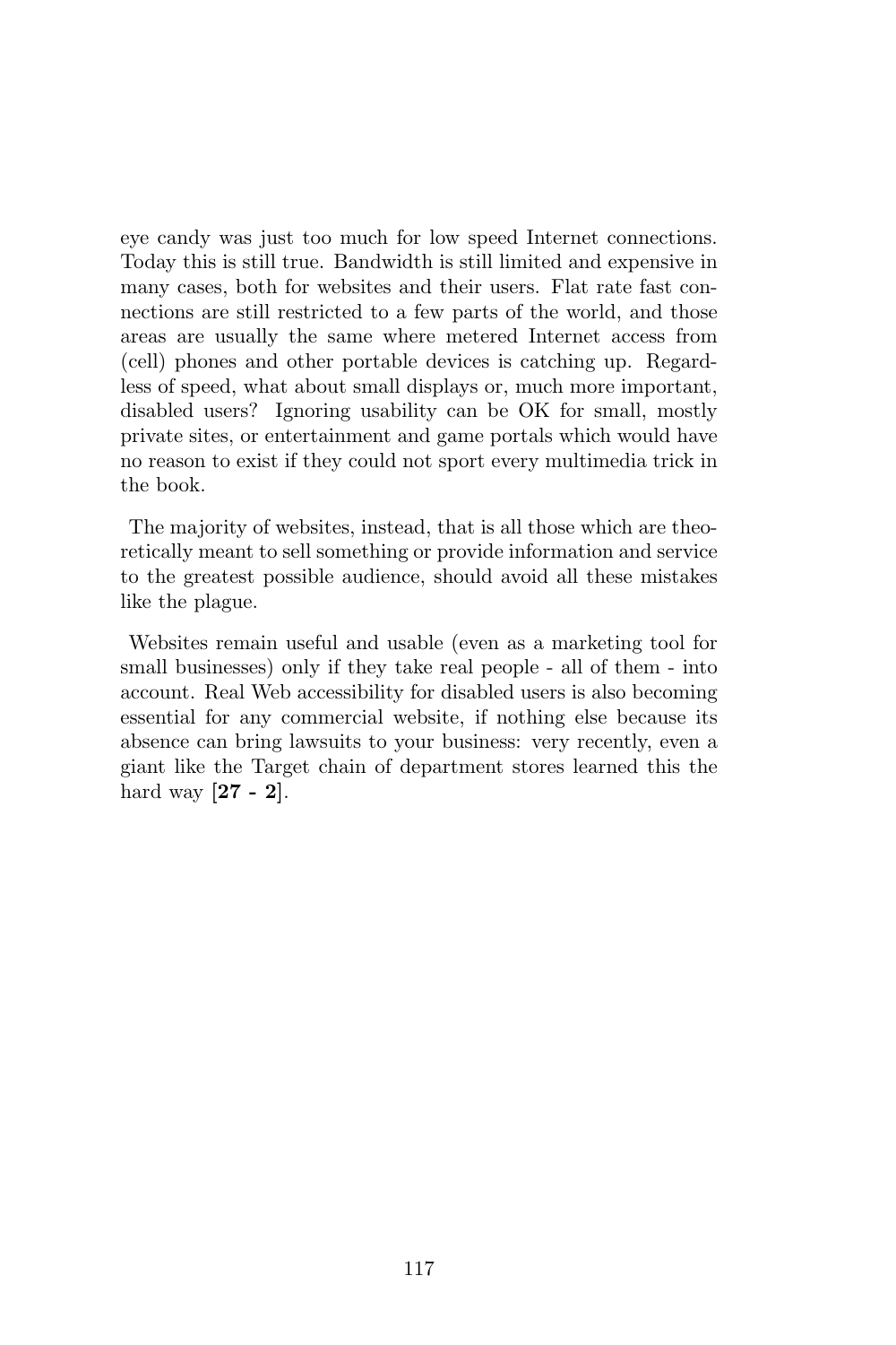eye candy was just too much for low speed Internet connections. Today this is still true. Bandwidth is still limited and expensive in many cases, both for websites and their users. Flat rate fast connections are still restricted to a few parts of the world, and those areas are usually the same where metered Internet access from (cell) phones and other portable devices is catching up. Regardless of speed, what about small displays or, much more important, disabled users? Ignoring usability can be OK for small, mostly private sites, or entertainment and game portals which would have no reason to exist if they could not sport every multimedia trick in the book.

The majority of websites, instead, that is all those which are theoretically meant to sell something or provide information and service to the greatest possible audience, should avoid all these mistakes like the plague.

Websites remain useful and usable (even as a marketing tool for small businesses) only if they take real people - all of them - into account. Real Web accessibility for disabled users is also becoming essential for any commercial website, if nothing else because its absence can bring lawsuits to your business: very recently, even a giant like the Target chain of department stores learned this the hard way [**27 - 2**].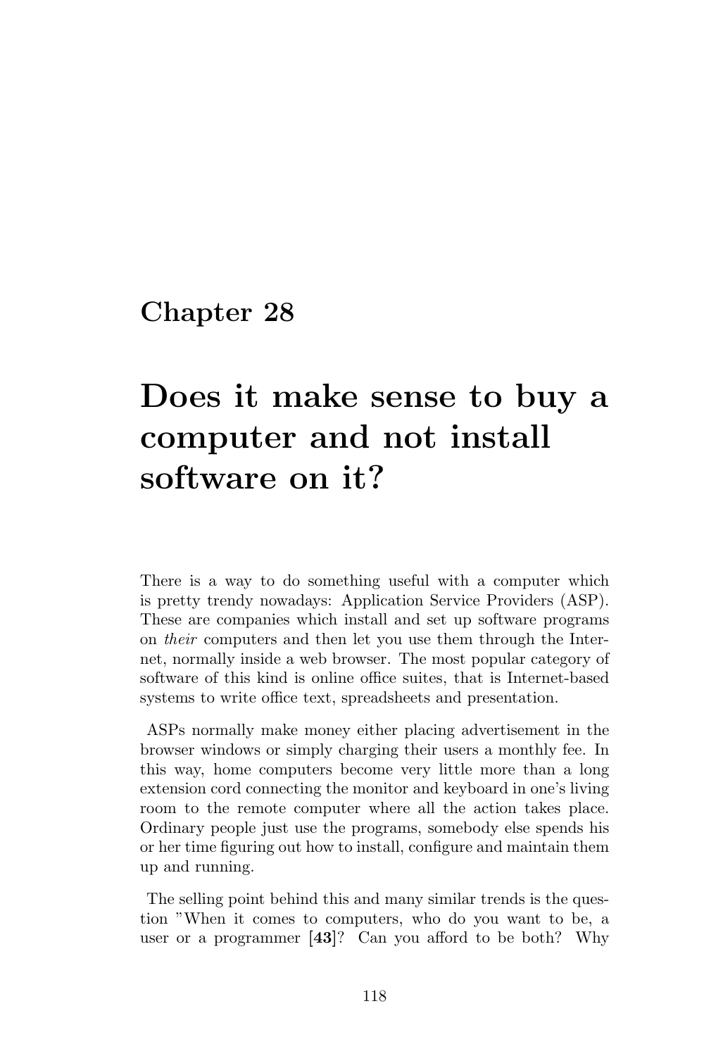# Chapter 28

# Does it make sense to buy a computer and not install software on it?

There is a way to do something useful with a computer which is pretty trendy nowadays: Application Service Providers (ASP). These are companies which install and set up software programs on *their* computers and then let you use them through the Internet, normally inside a web browser. The most popular category of software of this kind is online office suites, that is Internet-based systems to write office text, spreadsheets and presentation.

ASPs normally make money either placing advertisement in the browser windows or simply charging their users a monthly fee. In this way, home computers become very little more than a long extension cord connecting the monitor and keyboard in one's living room to the remote computer where all the action takes place. Ordinary people just use the programs, somebody else spends his or her time figuring out how to install, configure and maintain them up and running.

The selling point behind this and many similar trends is the question "When it comes to computers, who do you want to be, a user or a programmer [**43**]? Can you afford to be both? Why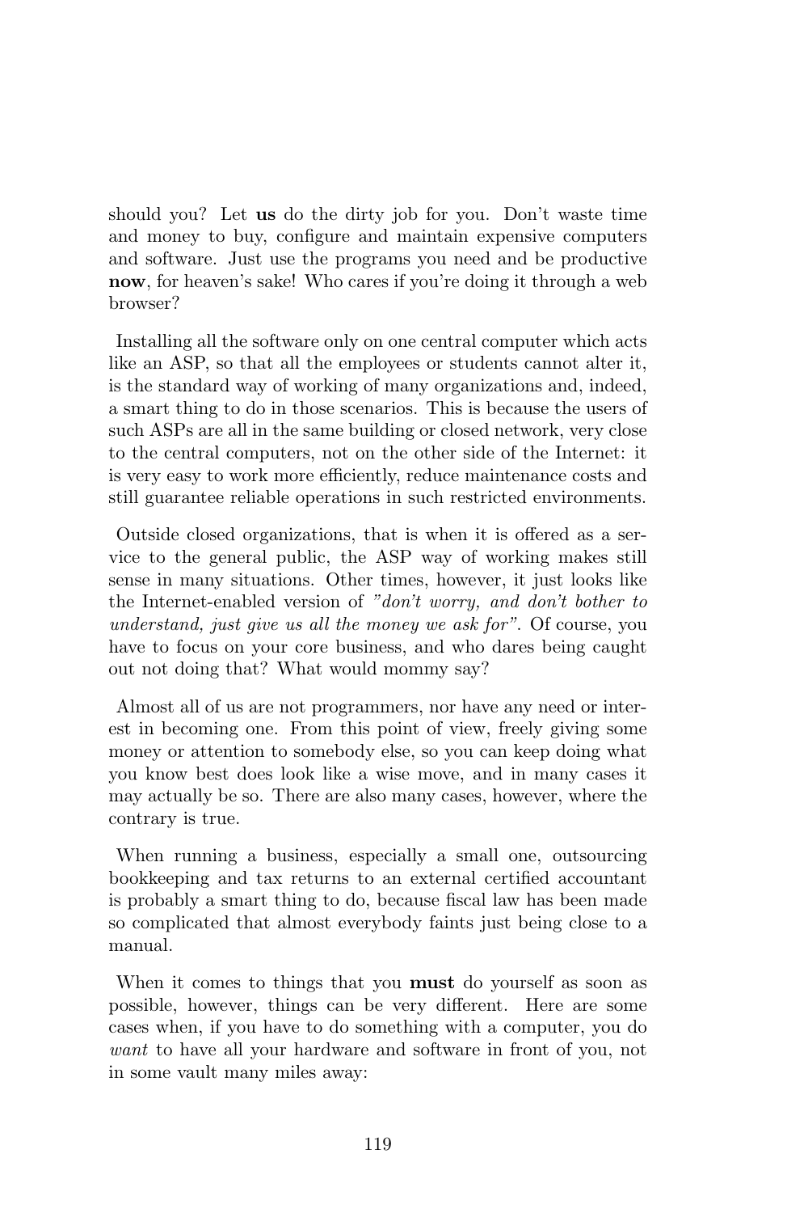should you? Let **us** do the dirty job for you. Don't waste time and money to buy, configure and maintain expensive computers and software. Just use the programs you need and be productive **now**, for heaven's sake! Who cares if you're doing it through a web browser?

Installing all the software only on one central computer which acts like an ASP, so that all the employees or students cannot alter it, is the standard way of working of many organizations and, indeed, a smart thing to do in those scenarios. This is because the users of such ASPs are all in the same building or closed network, very close to the central computers, not on the other side of the Internet: it is very easy to work more efficiently, reduce maintenance costs and still guarantee reliable operations in such restricted environments.

Outside closed organizations, that is when it is offered as a service to the general public, the ASP way of working makes still sense in many situations. Other times, however, it just looks like the Internet-enabled version of *"don't worry, and don't bother to understand, just give us all the money we ask for"*. Of course, you have to focus on your core business, and who dares being caught out not doing that? What would mommy say?

Almost all of us are not programmers, nor have any need or interest in becoming one. From this point of view, freely giving some money or attention to somebody else, so you can keep doing what you know best does look like a wise move, and in many cases it may actually be so. There are also many cases, however, where the contrary is true.

When running a business, especially a small one, outsourcing bookkeeping and tax returns to an external certified accountant is probably a smart thing to do, because fiscal law has been made so complicated that almost everybody faints just being close to a manual.

When it comes to things that you **must** do yourself as soon as possible, however, things can be very different. Here are some cases when, if you have to do something with a computer, you do *want* to have all your hardware and software in front of you, not in some vault many miles away: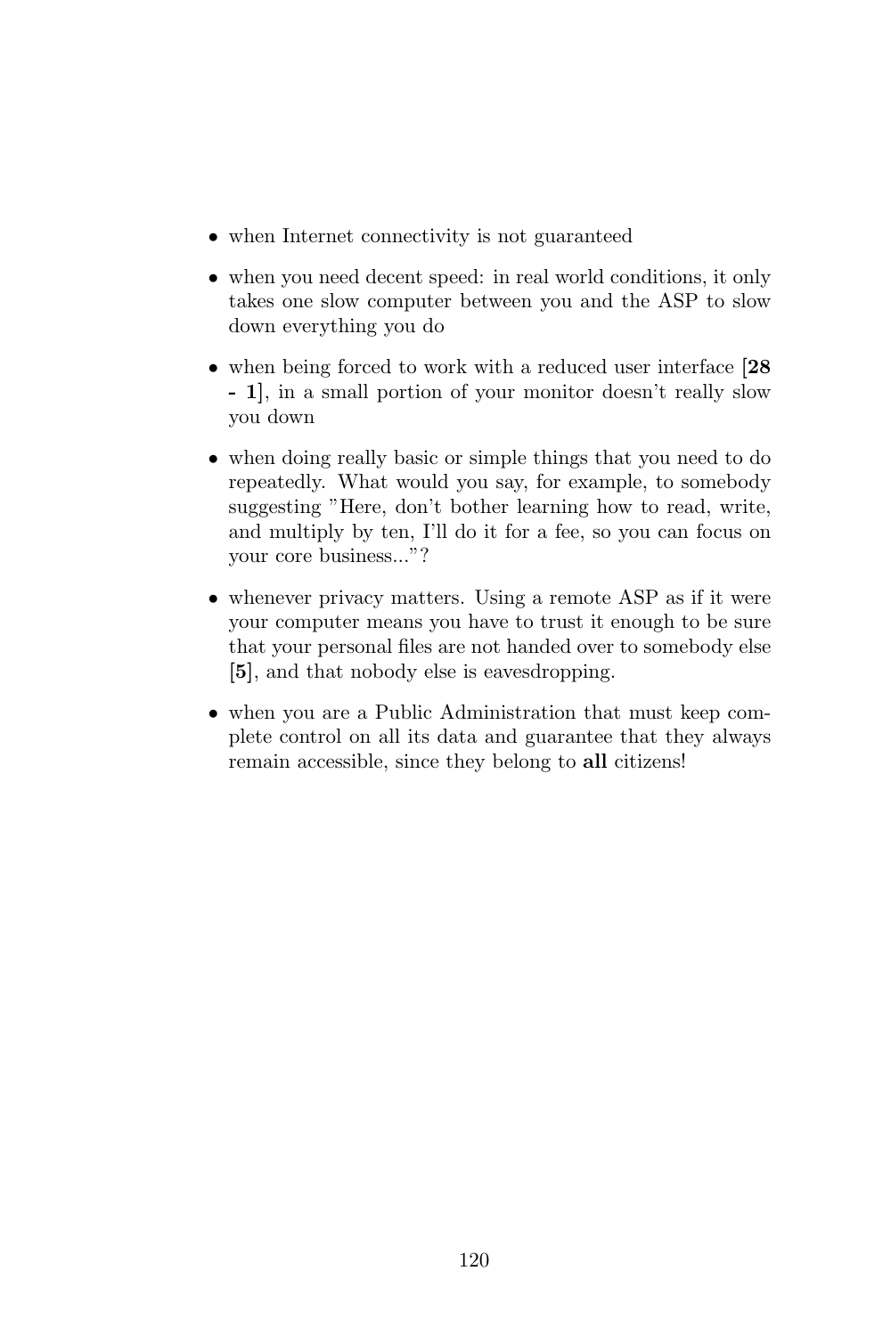- when Internet connectivity is not guaranteed
- when you need decent speed: in real world conditions, it only takes one slow computer between you and the ASP to slow down everything you do
- when being forced to work with a reduced user interface [**28 - 1**], in a small portion of your monitor doesn't really slow you down
- when doing really basic or simple things that you need to do repeatedly. What would you say, for example, to somebody suggesting "Here, don't bother learning how to read, write, and multiply by ten, I'll do it for a fee, so you can focus on your core business..."?
- whenever privacy matters. Using a remote ASP as if it were your computer means you have to trust it enough to be sure that your personal files are not handed over to somebody else [**5**], and that nobody else is eavesdropping.
- when you are a Public Administration that must keep complete control on all its data and guarantee that they always remain accessible, since they belong to **all** citizens!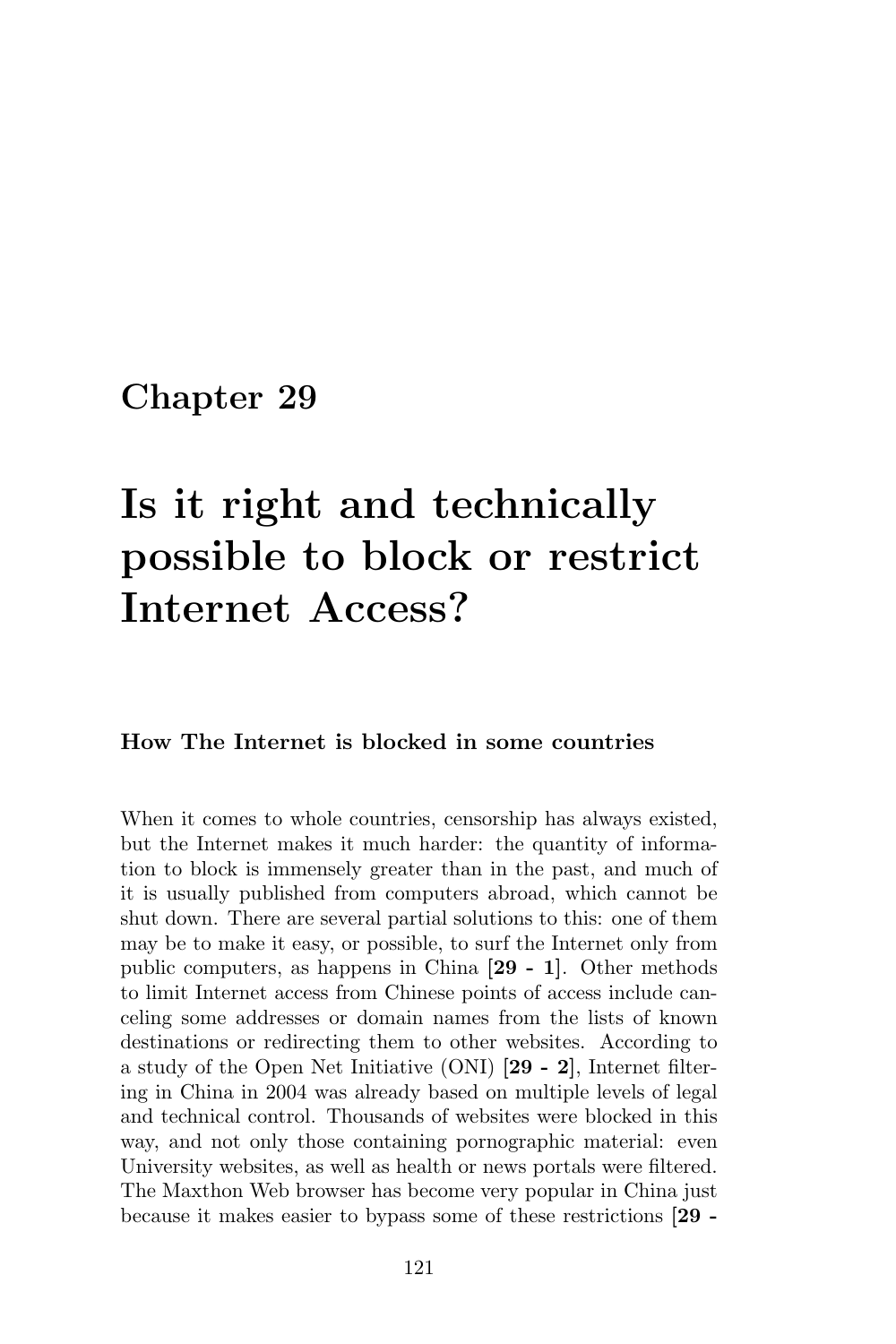# Chapter 29

# Is it right and technically possible to block or restrict Internet Access?

### How The Internet is blocked in some countries

When it comes to whole countries, censorship has always existed, but the Internet makes it much harder: the quantity of information to block is immensely greater than in the past, and much of it is usually published from computers abroad, which cannot be shut down. There are several partial solutions to this: one of them may be to make it easy, or possible, to surf the Internet only from public computers, as happens in China [**29 - 1**]. Other methods to limit Internet access from Chinese points of access include canceling some addresses or domain names from the lists of known destinations or redirecting them to other websites. According to a study of the Open Net Initiative (ONI) [**29 - 2**], Internet filtering in China in 2004 was already based on multiple levels of legal and technical control. Thousands of websites were blocked in this way, and not only those containing pornographic material: even University websites, as well as health or news portals were filtered. The Maxthon Web browser has become very popular in China just because it makes easier to bypass some of these restrictions [**29 -**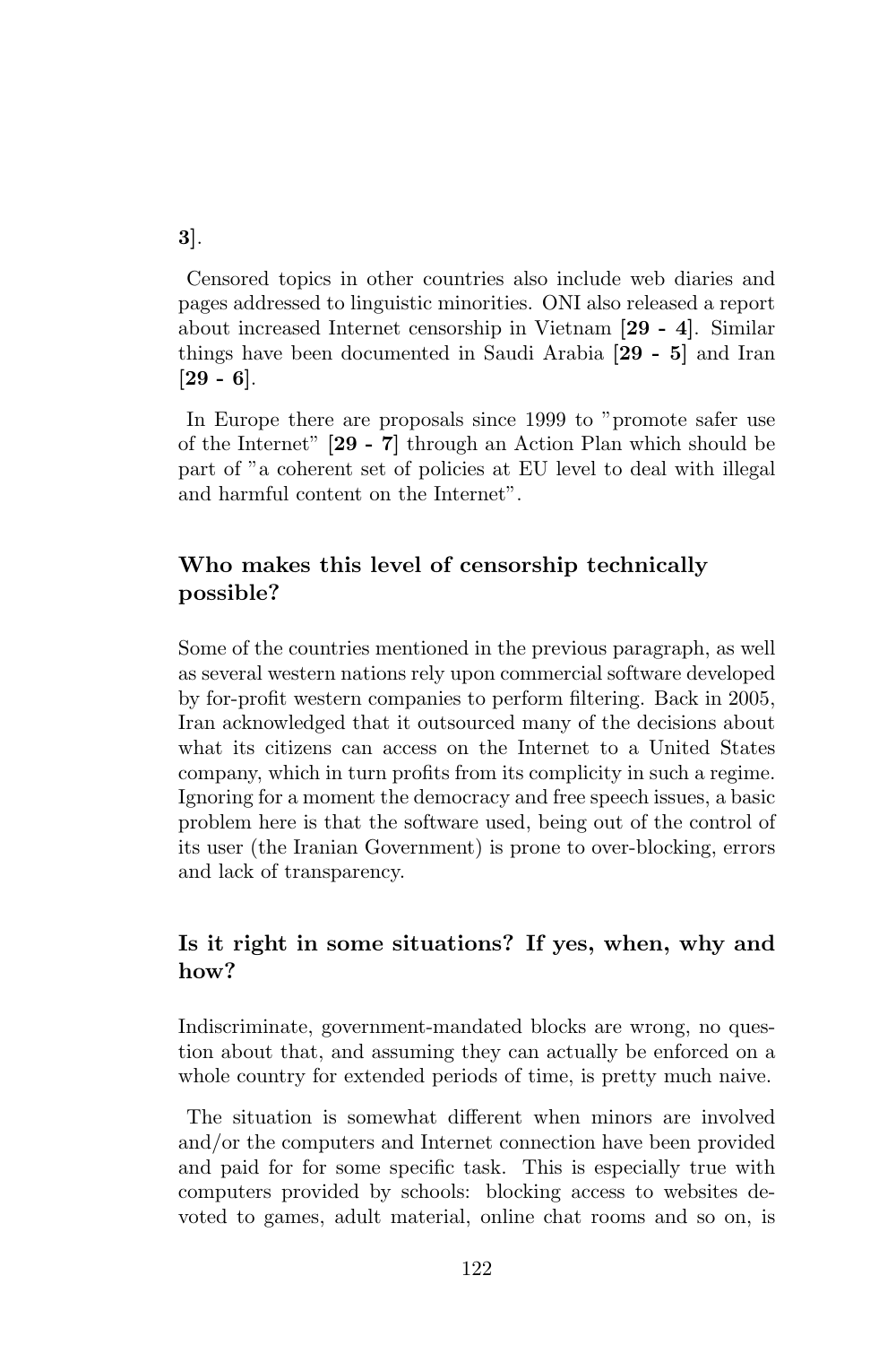**3**].

Censored topics in other countries also include web diaries and pages addressed to linguistic minorities. ONI also released a report about increased Internet censorship in Vietnam [**29 - 4**]. Similar things have been documented in Saudi Arabia [**29 - 5**] and Iran [**29 - 6**].

In Europe there are proposals since 1999 to "promote safer use of the Internet" [**29 - 7**] through an Action Plan which should be part of "a coherent set of policies at EU level to deal with illegal and harmful content on the Internet".

### Who makes this level of censorship technically possible?

Some of the countries mentioned in the previous paragraph, as well as several western nations rely upon commercial software developed by for-profit western companies to perform filtering. Back in 2005, Iran acknowledged that it outsourced many of the decisions about what its citizens can access on the Internet to a United States company, which in turn profits from its complicity in such a regime. Ignoring for a moment the democracy and free speech issues, a basic problem here is that the software used, being out of the control of its user (the Iranian Government) is prone to over-blocking, errors and lack of transparency.

### Is it right in some situations? If yes, when, why and how?

Indiscriminate, government-mandated blocks are wrong, no question about that, and assuming they can actually be enforced on a whole country for extended periods of time, is pretty much naive.

The situation is somewhat different when minors are involved and/or the computers and Internet connection have been provided and paid for for some specific task. This is especially true with computers provided by schools: blocking access to websites devoted to games, adult material, online chat rooms and so on, is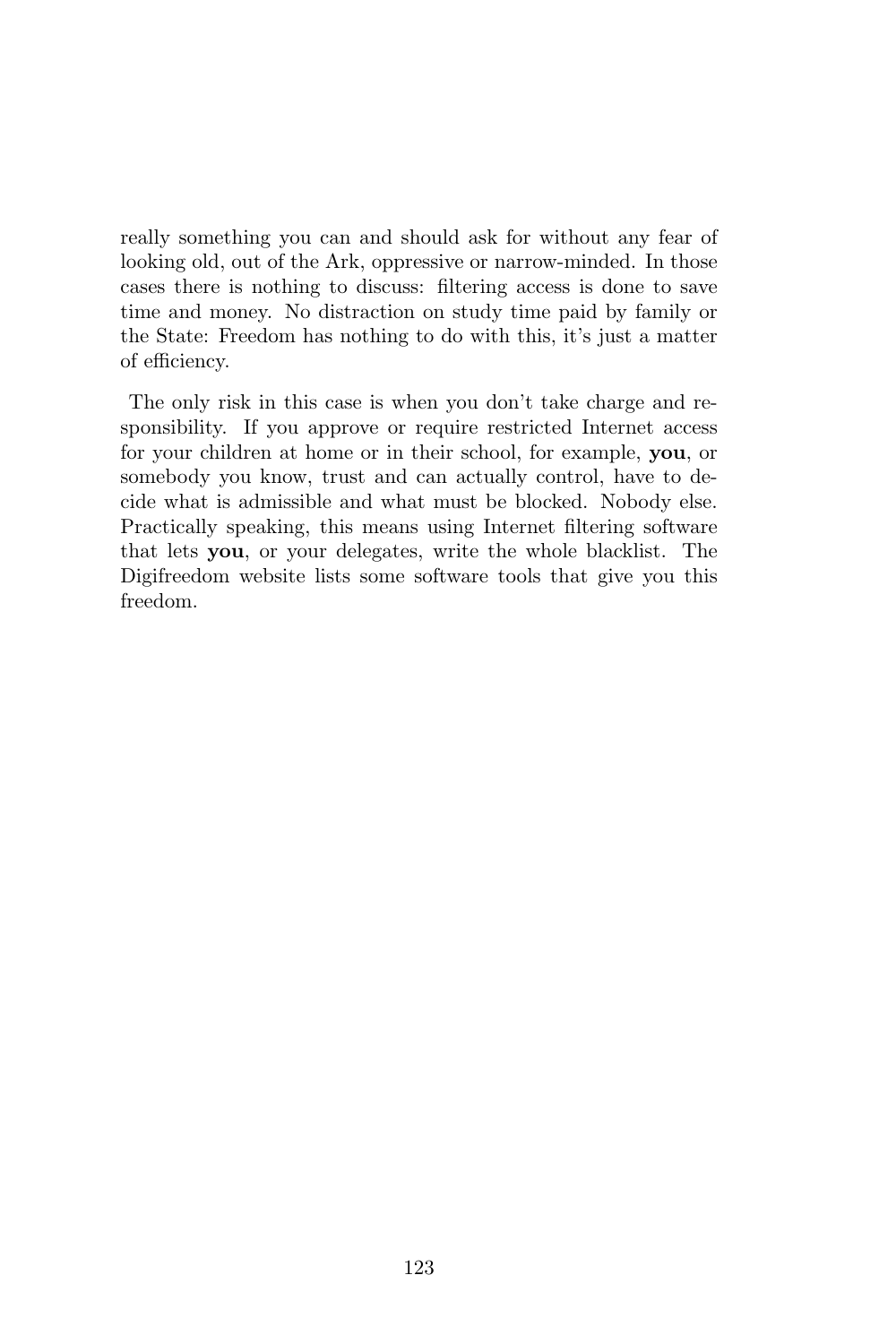really something you can and should ask for without any fear of looking old, out of the Ark, oppressive or narrow-minded. In those cases there is nothing to discuss: filtering access is done to save time and money. No distraction on study time paid by family or the State: Freedom has nothing to do with this, it's just a matter of efficiency.

The only risk in this case is when you don't take charge and responsibility. If you approve or require restricted Internet access for your children at home or in their school, for example, **you**, or somebody you know, trust and can actually control, have to decide what is admissible and what must be blocked. Nobody else. Practically speaking, this means using Internet filtering software that lets **you**, or your delegates, write the whole blacklist. The Digifreedom website lists some software tools that give you this freedom.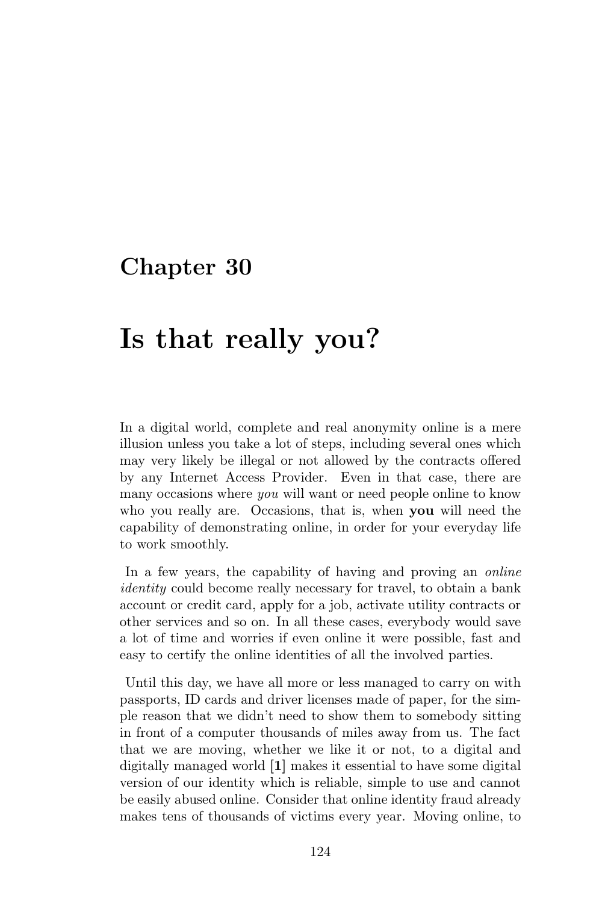# Chapter 30

# Is that really you?

In a digital world, complete and real anonymity online is a mere illusion unless you take a lot of steps, including several ones which may very likely be illegal or not allowed by the contracts offered by any Internet Access Provider. Even in that case, there are many occasions where *you* will want or need people online to know who you really are. Occasions, that is, when **you** will need the capability of demonstrating online, in order for your everyday life to work smoothly.

In a few years, the capability of having and proving an *online identity* could become really necessary for travel, to obtain a bank account or credit card, apply for a job, activate utility contracts or other services and so on. In all these cases, everybody would save a lot of time and worries if even online it were possible, fast and easy to certify the online identities of all the involved parties.

Until this day, we have all more or less managed to carry on with passports, ID cards and driver licenses made of paper, for the simple reason that we didn't need to show them to somebody sitting in front of a computer thousands of miles away from us. The fact that we are moving, whether we like it or not, to a digital and digitally managed world [**1**] makes it essential to have some digital version of our identity which is reliable, simple to use and cannot be easily abused online. Consider that online identity fraud already makes tens of thousands of victims every year. Moving online, to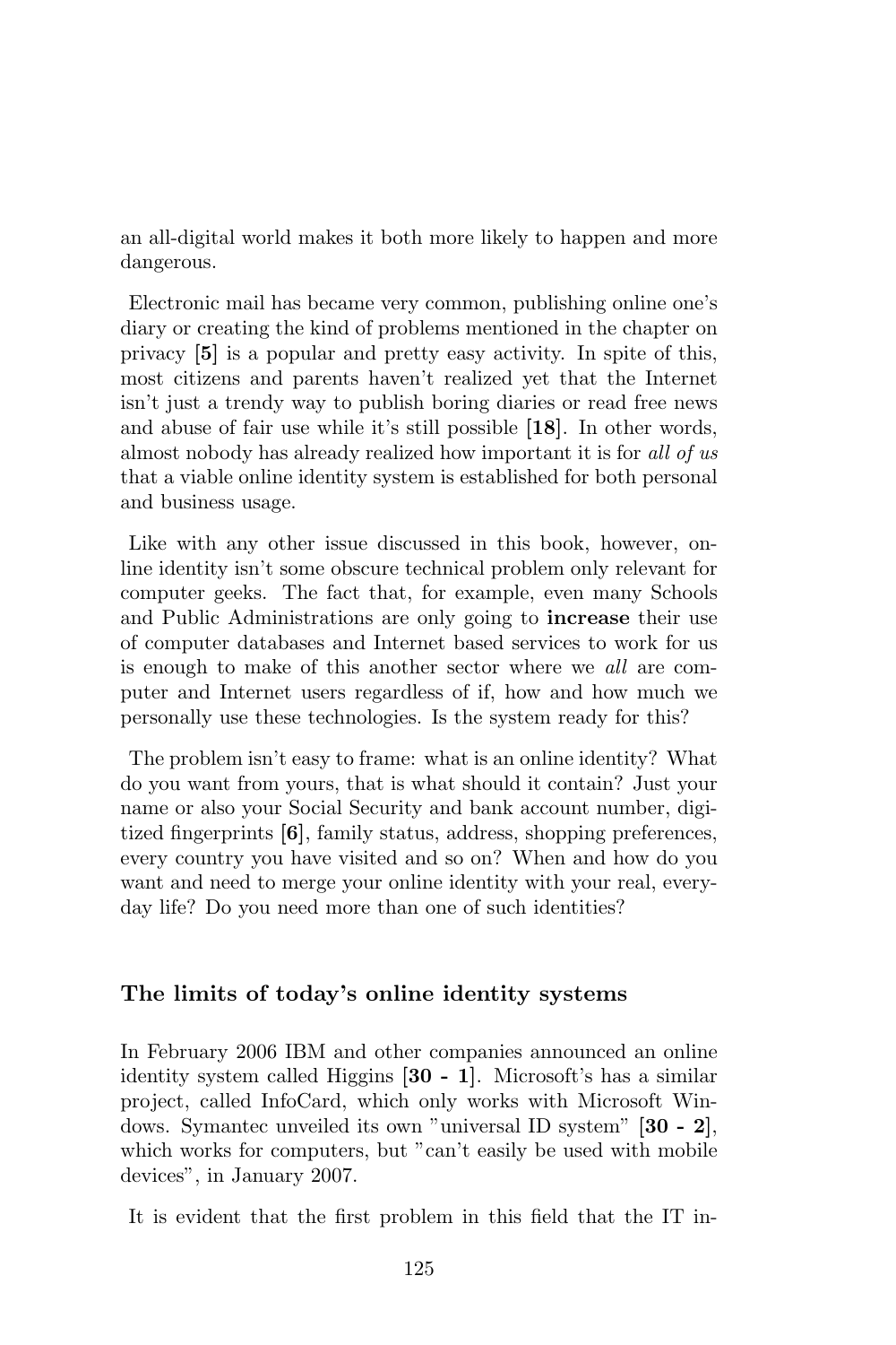an all-digital world makes it both more likely to happen and more dangerous.

Electronic mail has became very common, publishing online one's diary or creating the kind of problems mentioned in the chapter on privacy [**5**] is a popular and pretty easy activity. In spite of this, most citizens and parents haven't realized yet that the Internet isn't just a trendy way to publish boring diaries or read free news and abuse of fair use while it's still possible [**18**]. In other words, almost nobody has already realized how important it is for *all of us* that a viable online identity system is established for both personal and business usage.

Like with any other issue discussed in this book, however, online identity isn't some obscure technical problem only relevant for computer geeks. The fact that, for example, even many Schools and Public Administrations are only going to **increase** their use of computer databases and Internet based services to work for us is enough to make of this another sector where we *all* are computer and Internet users regardless of if, how and how much we personally use these technologies. Is the system ready for this?

The problem isn't easy to frame: what is an online identity? What do you want from yours, that is what should it contain? Just your name or also your Social Security and bank account number, digitized fingerprints [**6**], family status, address, shopping preferences, every country you have visited and so on? When and how do you want and need to merge your online identity with your real, everyday life? Do you need more than one of such identities?

### The limits of today's online identity systems

In February 2006 IBM and other companies announced an online identity system called Higgins [**30 - 1**]. Microsoft's has a similar project, called InfoCard, which only works with Microsoft Windows. Symantec unveiled its own "universal ID system" [**30 - 2**], which works for computers, but "can't easily be used with mobile devices", in January 2007.

It is evident that the first problem in this field that the IT in-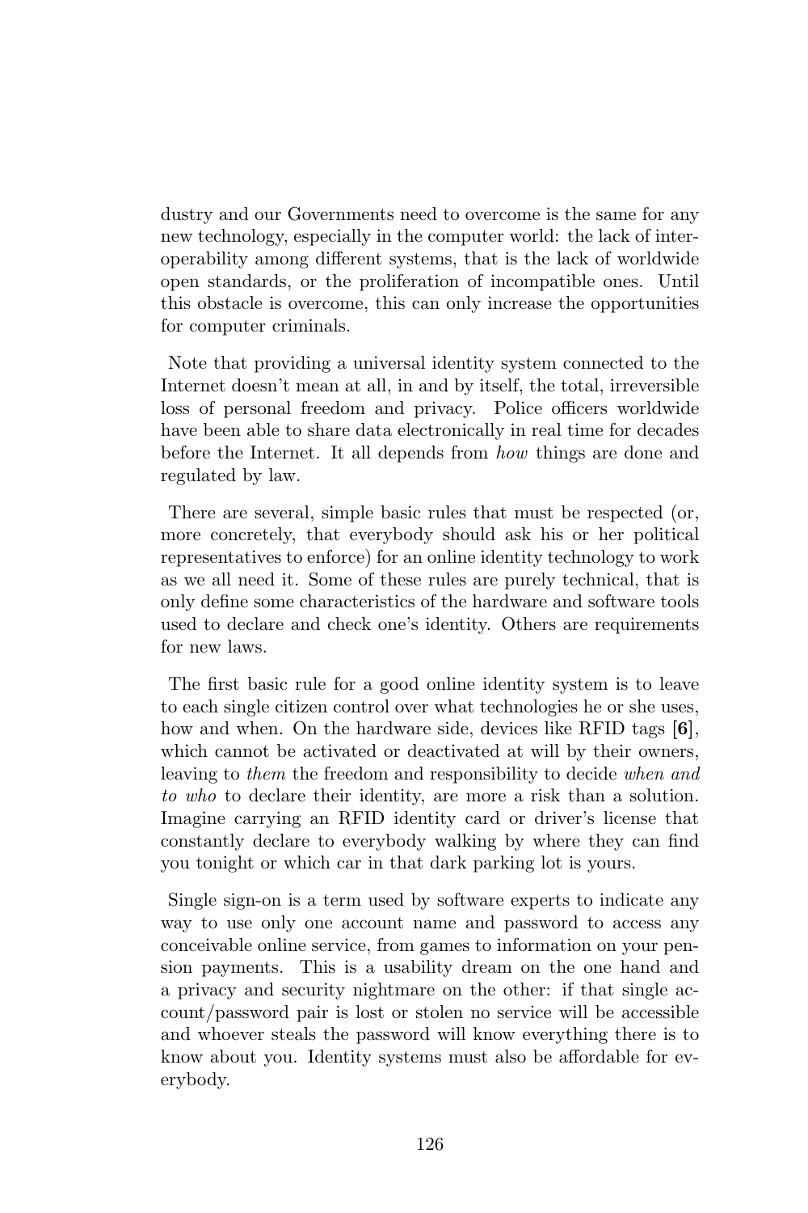dustry and our Governments need to overcome is the same for any new technology, especially in the computer world: the lack of interoperability among different systems, that is the lack of worldwide open standards, or the proliferation of incompatible ones. Until this obstacle is overcome, this can only increase the opportunities for computer criminals.

Note that providing a universal identity system connected to the Internet doesn't mean at all, in and by itself, the total, irreversible loss of personal freedom and privacy. Police officers worldwide have been able to share data electronically in real time for decades before the Internet. It all depends from *how* things are done and regulated by law.

There are several, simple basic rules that must be respected (or, more concretely, that everybody should ask his or her political representatives to enforce) for an online identity technology to work as we all need it. Some of these rules are purely technical, that is only define some characteristics of the hardware and software tools used to declare and check one's identity. Others are requirements for new laws.

The first basic rule for a good online identity system is to leave to each single citizen control over what technologies he or she uses, how and when. On the hardware side, devices like RFID tags **[6]**, which cannot be activated or deactivated at will by their owners, leaving to *them* the freedom and responsibility to decide *when and to who* to declare their identity, are more a risk than a solution. Imagine carrying an RFID identity card or driver's license that constantly declare to everybody walking by where they can find you tonight or which car in that dark parking lot is yours.

Single sign-on is a term used by software experts to indicate any way to use only one account name and password to access any conceivable online service, from games to information on your pension payments. This is a usability dream on the one hand and a privacy and security nightmare on the other: if that single account/password pair is lost or stolen no service will be accessible and whoever steals the password will know everything there is to know about you. Identity systems must also be affordable for everybody.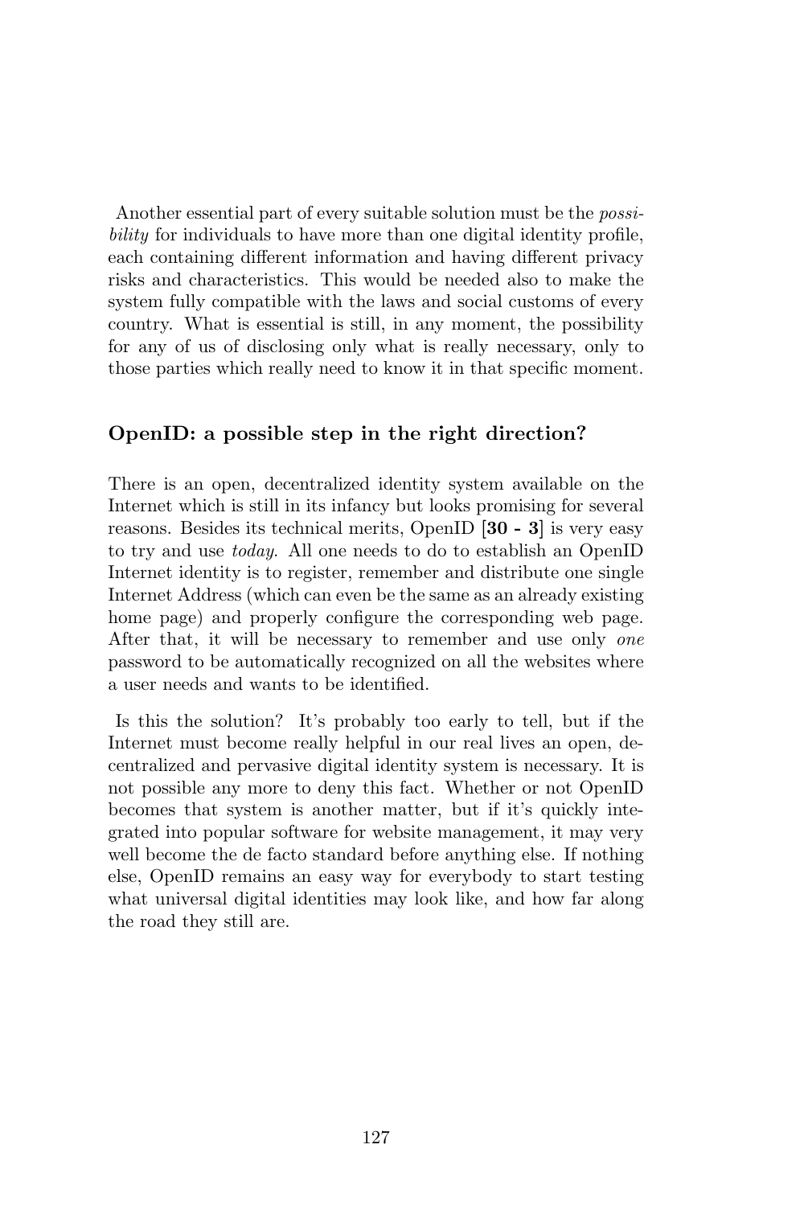Another essential part of every suitable solution must be the *possibility* for individuals to have more than one digital identity profile, each containing different information and having different privacy risks and characteristics. This would be needed also to make the system fully compatible with the laws and social customs of every country. What is essential is still, in any moment, the possibility for any of us of disclosing only what is really necessary, only to those parties which really need to know it in that specific moment.

### OpenID: a possible step in the right direction?

There is an open, decentralized identity system available on the Internet which is still in its infancy but looks promising for several reasons. Besides its technical merits, OpenID **[30 - 3]** is very easy to try and use *today*. All one needs to do to establish an OpenID Internet identity is to register, remember and distribute one single Internet Address (which can even be the same as an already existing home page) and properly configure the corresponding web page. After that, it will be necessary to remember and use only *one* password to be automatically recognized on all the websites where a user needs and wants to be identified.

Is this the solution? It's probably too early to tell, but if the Internet must become really helpful in our real lives an open, decentralized and pervasive digital identity system is necessary. It is not possible any more to deny this fact. Whether or not OpenID becomes that system is another matter, but if it's quickly integrated into popular software for website management, it may very well become the de facto standard before anything else. If nothing else, OpenID remains an easy way for everybody to start testing what universal digital identities may look like, and how far along the road they still are.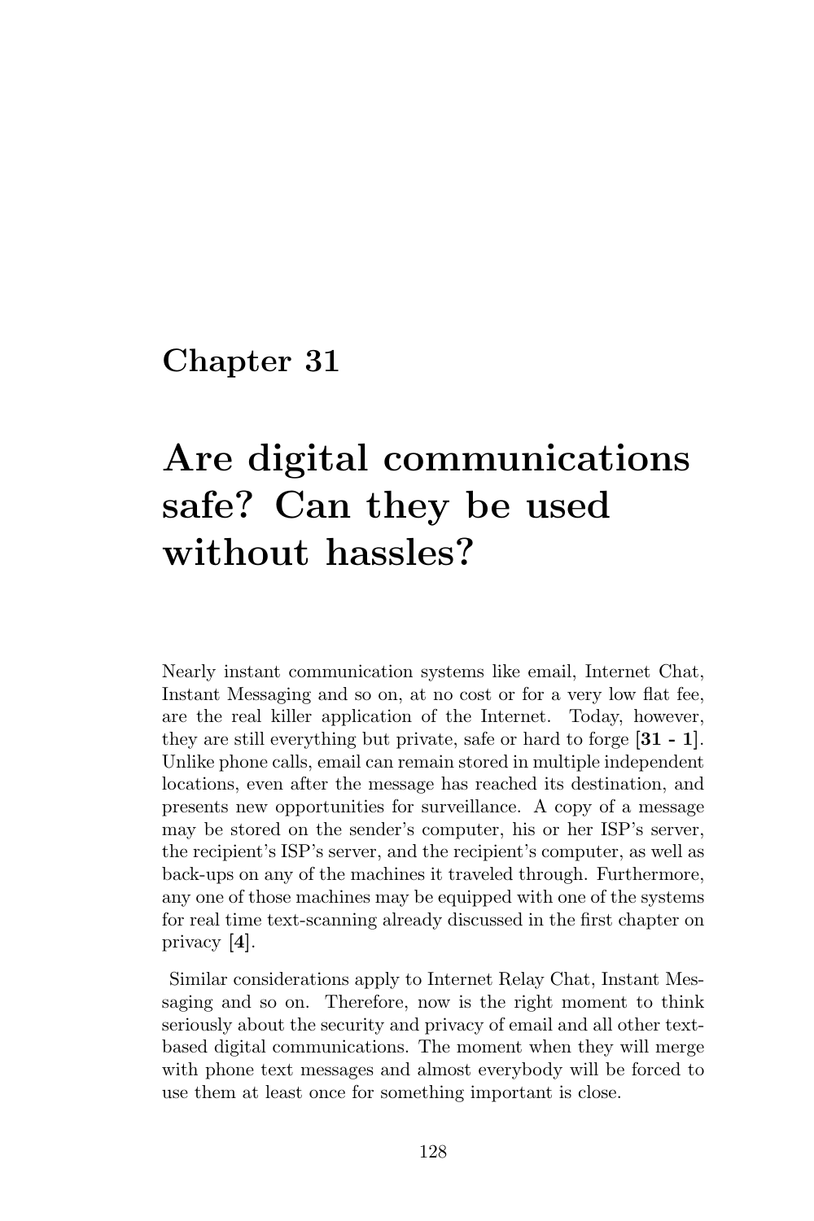# Chapter 31

# Are digital communications safe? Can they be used without hassles?

Nearly instant communication systems like email, Internet Chat, Instant Messaging and so on, at no cost or for a very low flat fee, are the real killer application of the Internet. Today, however, they are still everything but private, safe or hard to forge [**31 - 1**]. Unlike phone calls, email can remain stored in multiple independent locations, even after the message has reached its destination, and presents new opportunities for surveillance. A copy of a message may be stored on the sender's computer, his or her ISP's server, the recipient's ISP's server, and the recipient's computer, as well as back-ups on any of the machines it traveled through. Furthermore, any one of those machines may be equipped with one of the systems for real time text-scanning already discussed in the first chapter on privacy [**4**].

Similar considerations apply to Internet Relay Chat, Instant Messaging and so on. Therefore, now is the right moment to think seriously about the security and privacy of email and all other text-based digital communications. The moment when they will merge with phone text messages and almost everybody will be forced to use them at least once for something important is close.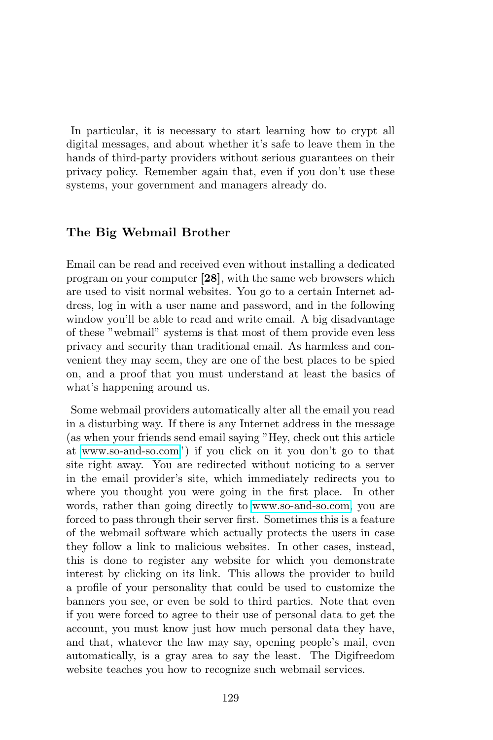In particular, it is necessary to start learning how to crypt all digital messages, and about whether it's safe to leave them in the hands of third-party providers without serious guarantees on their privacy policy. Remember again that, even if you don't use these systems, your government and managers already do.

### The Big Webmail Brother

Email can be read and received even without installing a dedicated program on your computer **[28]**, with the same web browsers which are used to visit normal websites. You go to a certain Internet address, log in with a user name and password, and in the following window you'll be able to read and write email. A big disadvantage of these "webmail" systems is that most of them provide even less privacy and security than traditional email. As harmless and convenient they may seem, they are one of the best places to be spied on, and a proof that you must understand at least the basics of what's happening around us.

Some webmail providers automatically alter all the email you read in a disturbing way. If there is any Internet address in the message (as when your friends send email saying "Hey, check out this article at www.so-and-so.com") if you click on it you don't go to that site right away. You are redirected without noticing to a server in the email provider's site, which immediately redirects you to where you thought you were going in the first place. In other words, rather than going directly to www.so-and-so.com, you are forced to pass through their server first. Sometimes this is a feature of the webmail software which actually protects the users in case they follow a link to malicious websites. In other cases, instead, this is done to register any website for which you demonstrate interest by clicking on its link. This allows the provider to build a profile of your personality that could be used to customize the banners you see, or even be sold to third parties. Note that even if you were forced to agree to their use of personal data to get the account, you must know just how much personal data they have, and that, whatever the law may say, opening people's mail, even automatically, is a gray area to say the least. The Digifreedom website teaches you how to recognize such webmail services.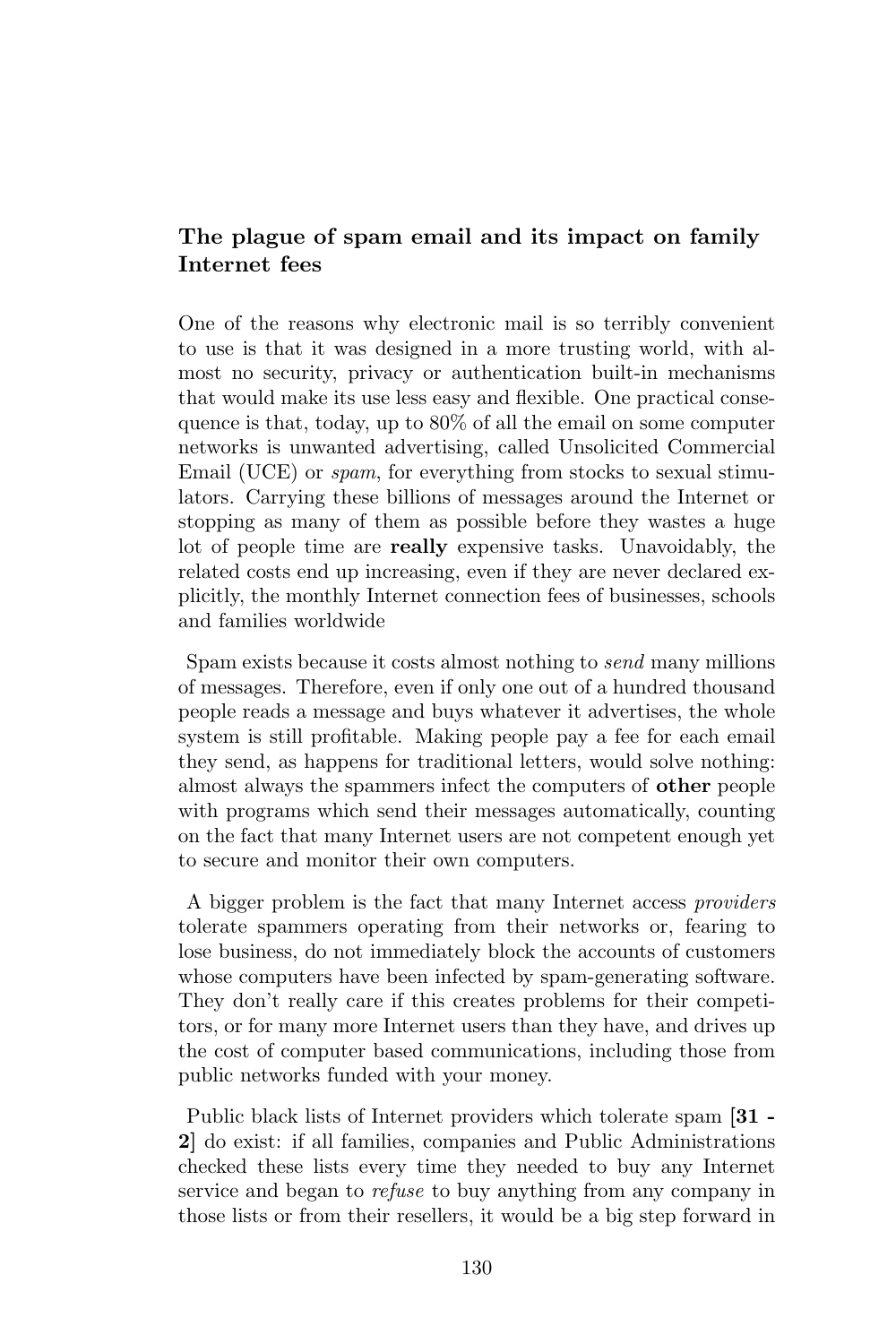### The plague of spam email and its impact on family Internet fees

One of the reasons why electronic mail is so terribly convenient to use is that it was designed in a more trusting world, with almost no security, privacy or authentication built-in mechanisms that would make its use less easy and flexible. One practical consequence is that, today, up to 80% of all the email on some computer networks is unwanted advertising, called Unsolicited Commercial Email (UCE) or *spam*, for everything from stocks to sexual stimulators. Carrying these billions of messages around the Internet or stopping as many of them as possible before they wastes a huge lot of people time are **really** expensive tasks. Unavoidably, the related costs end up increasing, even if they are never declared explicitly, the monthly Internet connection fees of businesses, schools and families worldwide

Spam exists because it costs almost nothing to *send* many millions of messages. Therefore, even if only one out of a hundred thousand people reads a message and buys whatever it advertises, the whole system is still profitable. Making people pay a fee for each email they send, as happens for traditional letters, would solve nothing: almost always the spammers infect the computers of **other** people with programs which send their messages automatically, counting on the fact that many Internet users are not competent enough yet to secure and monitor their own computers.

A bigger problem is the fact that many Internet access *providers* tolerate spammers operating from their networks or, fearing to lose business, do not immediately block the accounts of customers whose computers have been infected by spam-generating software. They don't really care if this creates problems for their competitors, or for many more Internet users than they have, and drives up the cost of computer based communications, including those from public networks funded with your money.

Public black lists of Internet providers which tolerate spam [**31 - 2**] do exist: if all families, companies and Public Administrations checked these lists every time they needed to buy any Internet service and began to *refuse* to buy anything from any company in those lists or from their resellers, it would be a big step forward in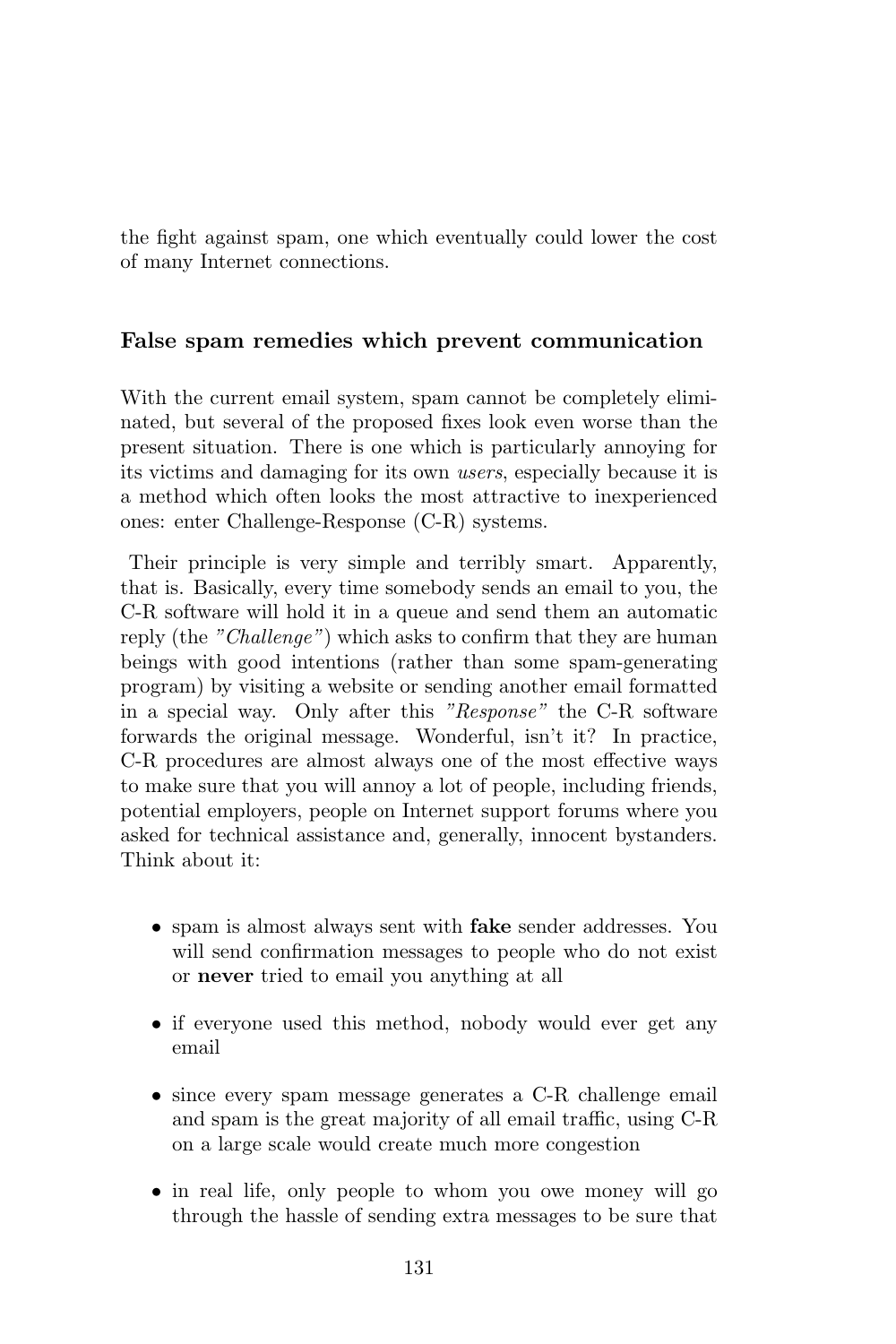the fight against spam, one which eventually could lower the cost of many Internet connections.

### False spam remedies which prevent communication

With the current email system, spam cannot be completely eliminated, but several of the proposed fixes look even worse than the present situation. There is one which is particularly annoying for its victims and damaging for its own *users*, especially because it is a method which often looks the most attractive to inexperienced ones: enter Challenge-Response (C-R) systems.

Their principle is very simple and terribly smart. Apparently, that is. Basically, every time somebody sends an email to you, the C-R software will hold it in a queue and send them an automatic reply (the *"Challenge"*) which asks to confirm that they are human beings with good intentions (rather than some spam-generating program) by visiting a website or sending another email formatted in a special way. Only after this *"Response"* the C-R software forwards the original message. Wonderful, isn't it? In practice, C-R procedures are almost always one of the most effective ways to make sure that you will annoy a lot of people, including friends, potential employers, people on Internet support forums where you asked for technical assistance and, generally, innocent bystanders. Think about it:

- spam is almost always sent with **fake** sender addresses. You will send confirmation messages to people who do not exist or **never** tried to email you anything at all
- if everyone used this method, nobody would ever get any email
- since every spam message generates a C-R challenge email and spam is the great majority of all email traffic, using C-R on a large scale would create much more congestion
- in real life, only people to whom you owe money will go through the hassle of sending extra messages to be sure that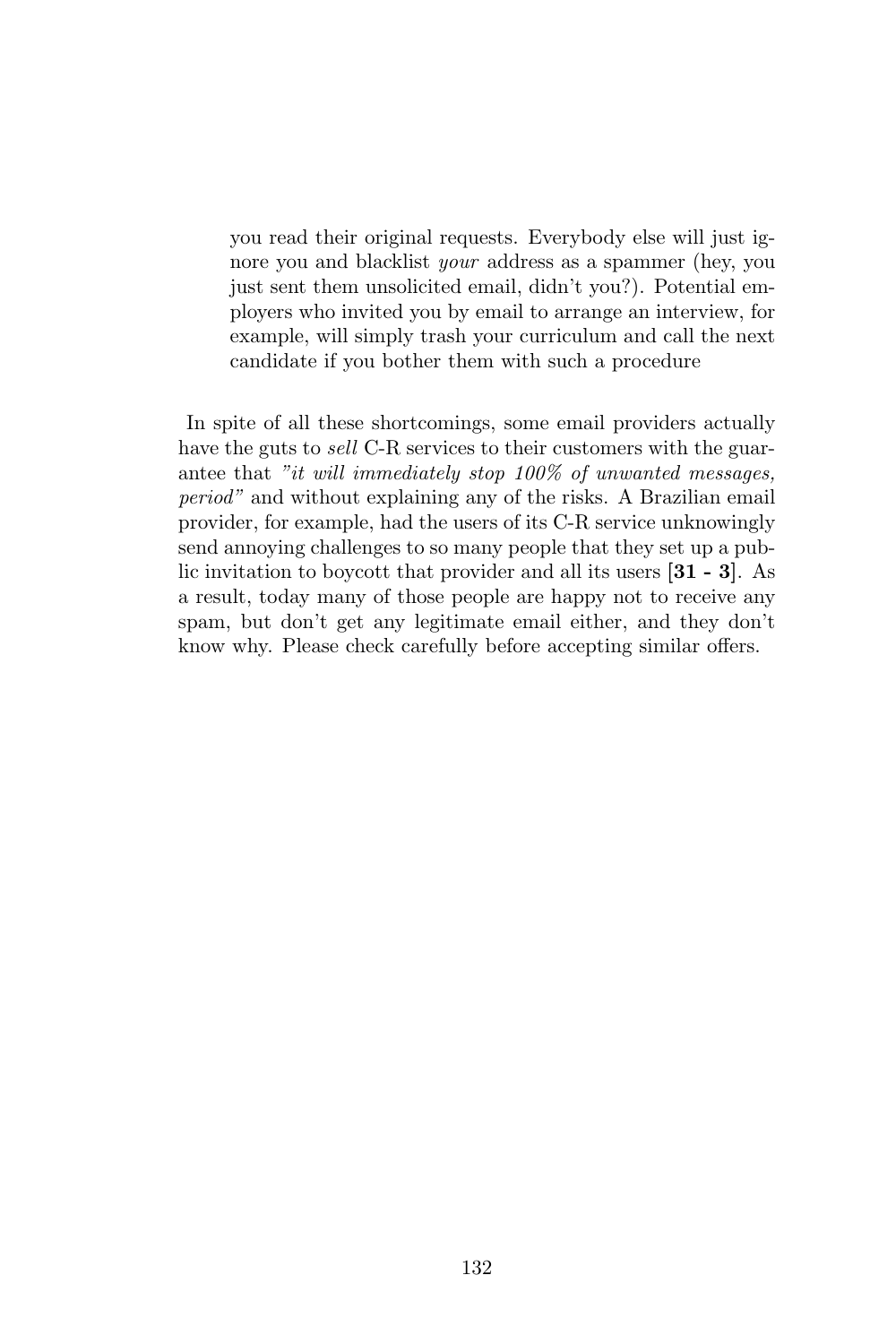you read their original requests. Everybody else will just ignore you and blacklist *your* address as a spammer (hey, you just sent them unsolicited email, didn't you?). Potential employers who invited you by email to arrange an interview, for example, will simply trash your curriculum and call the next candidate if you bother them with such a procedure

In spite of all these shortcomings, some email providers actually have the guts to *sell* C-R services to their customers with the guarantee that *"it will immediately stop 100% of unwanted messages, period"* and without explaining any of the risks. A Brazilian email provider, for example, had the users of its C-R service unknowingly send annoying challenges to so many people that they set up a public invitation to boycott that provider and all its users **[31 - 3]**. As a result, today many of those people are happy not to receive any spam, but don't get any legitimate email either, and they don't know why. Please check carefully before accepting similar offers.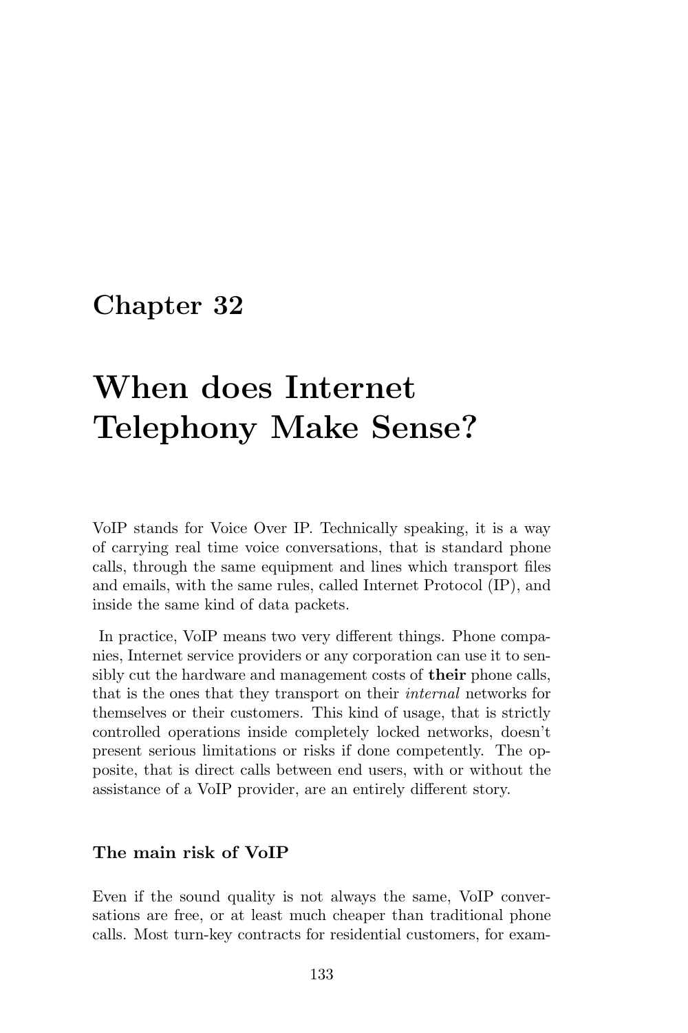# Chapter 32

# When does Internet Telephony Make Sense?

VoIP stands for Voice Over IP. Technically speaking, it is a way of carrying real time voice conversations, that is standard phone calls, through the same equipment and lines which transport files and emails, with the same rules, called Internet Protocol (IP), and inside the same kind of data packets.

In practice, VoIP means two very different things. Phone companies, Internet service providers or any corporation can use it to sensibly cut the hardware and management costs of **their** phone calls, that is the ones that they transport on their *internal* networks for themselves or their customers. This kind of usage, that is strictly controlled operations inside completely locked networks, doesn't present serious limitations or risks if done competently. The opposite, that is direct calls between end users, with or without the assistance of a VoIP provider, are an entirely different story.

### The main risk of VoIP

Even if the sound quality is not always the same, VoIP conversations are free, or at least much cheaper than traditional phone calls. Most turn-key contracts for residential customers, for exam-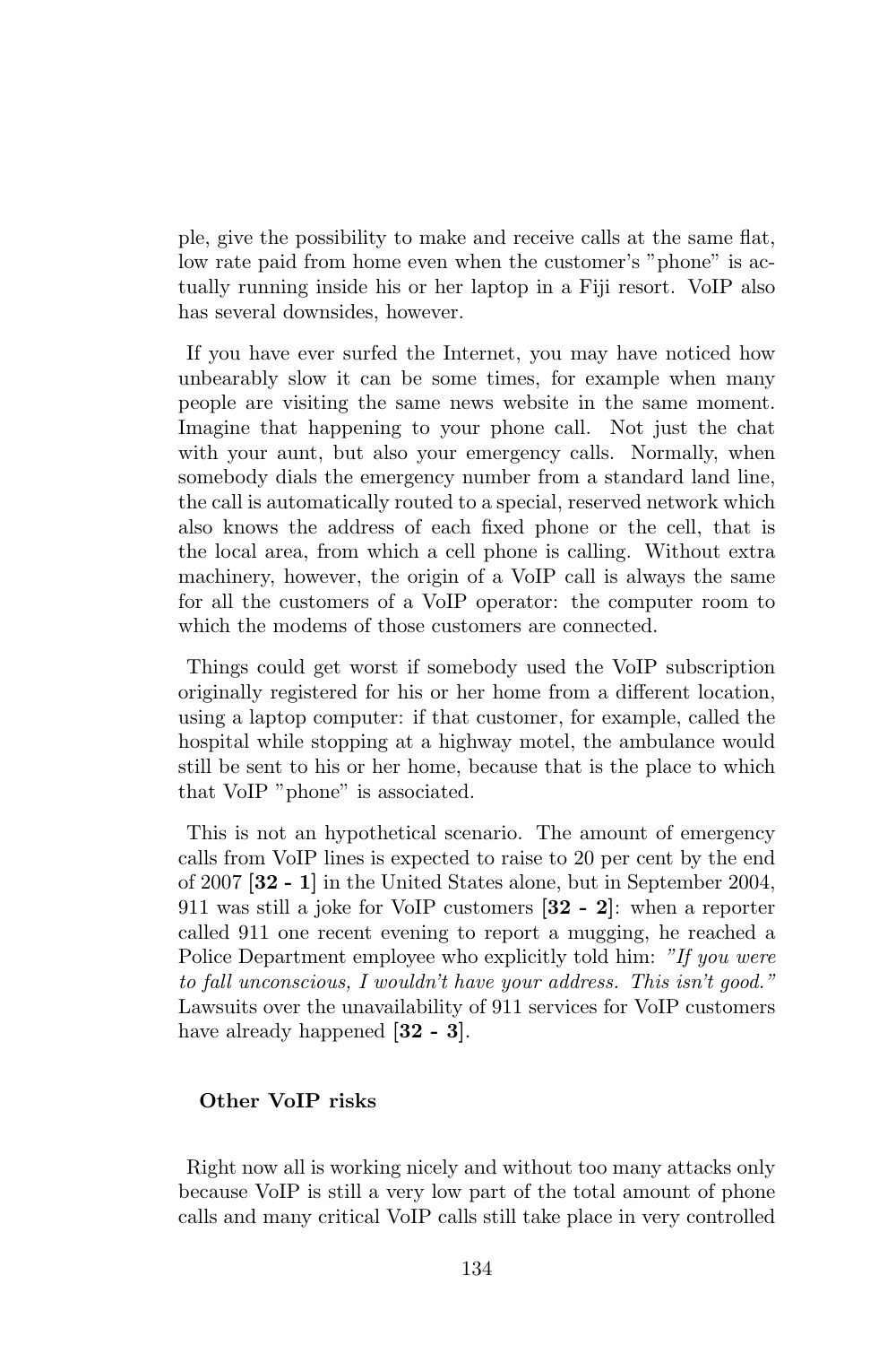ple, give the possibility to make and receive calls at the same flat, low rate paid from home even when the customer's "phone" is actually running inside his or her laptop in a Fiji resort. VoIP also has several downsides, however.

If you have ever surfed the Internet, you may have noticed how unbearably slow it can be some times, for example when many people are visiting the same news website in the same moment. Imagine that happening to your phone call. Not just the chat with your aunt, but also your emergency calls. Normally, when somebody dials the emergency number from a standard land line, the call is automatically routed to a special, reserved network which also knows the address of each fixed phone or the cell, that is the local area, from which a cell phone is calling. Without extra machinery, however, the origin of a VoIP call is always the same for all the customers of a VoIP operator: the computer room to which the modems of those customers are connected.

Things could get worst if somebody used the VoIP subscription originally registered for his or her home from a different location, using a laptop computer: if that customer, for example, called the hospital while stopping at a highway motel, the ambulance would still be sent to his or her home, because that is the place to which that VoIP "phone" is associated.

This is not an hypothetical scenario. The amount of emergency calls from VoIP lines is expected to raise to 20 per cent by the end of 2007 [**32 - 1**] in the United States alone, but in September 2004, 911 was still a joke for VoIP customers [**32 - 2**]: when a reporter called 911 one recent evening to report a mugging, he reached a Police Department employee who explicitly told him: *"If you were to fall unconscious, I wouldn't have your address. This isn't good."* Lawsuits over the unavailability of 911 services for VoIP customers have already happened [**32 - 3**].

#### Other VoIP risks

Right now all is working nicely and without too many attacks only because VoIP is still a very low part of the total amount of phone calls and many critical VoIP calls still take place in very controlled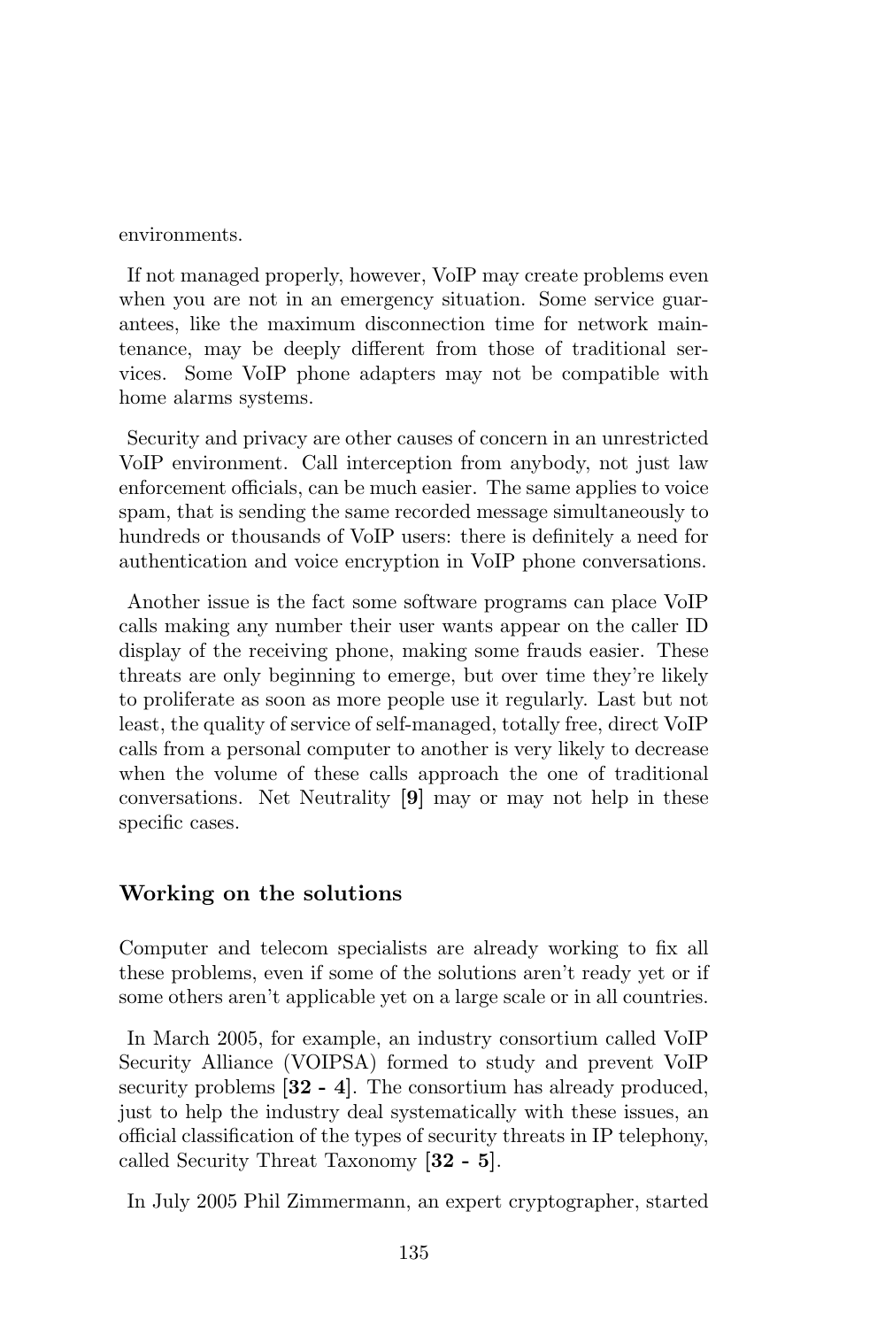environments.

If not managed properly, however, VoIP may create problems even when you are not in an emergency situation. Some service guarantees, like the maximum disconnection time for network maintenance, may be deeply different from those of traditional services. Some VoIP phone adapters may not be compatible with home alarms systems.

Security and privacy are other causes of concern in an unrestricted VoIP environment. Call interception from anybody, not just law enforcement officials, can be much easier. The same applies to voice spam, that is sending the same recorded message simultaneously to hundreds or thousands of VoIP users: there is definitely a need for authentication and voice encryption in VoIP phone conversations.

Another issue is the fact some software programs can place VoIP calls making any number their user wants appear on the caller ID display of the receiving phone, making some frauds easier. These threats are only beginning to emerge, but over time they're likely to proliferate as soon as more people use it regularly. Last but not least, the quality of service of self-managed, totally free, direct VoIP calls from a personal computer to another is very likely to decrease when the volume of these calls approach the one of traditional conversations. Net Neutrality **[9]** may or may not help in these specific cases.

### Working on the solutions

Computer and telecom specialists are already working to fix all these problems, even if some of the solutions aren't ready yet or if some others aren't applicable yet on a large scale or in all countries.

In March 2005, for example, an industry consortium called VoIP Security Alliance (VOIPSA) formed to study and prevent VoIP security problems **[32 - 4]**. The consortium has already produced, just to help the industry deal systematically with these issues, an official classification of the types of security threats in IP telephony, called Security Threat Taxonomy **[32 - 5]**.

In July 2005 Phil Zimmermann, an expert cryptographer, started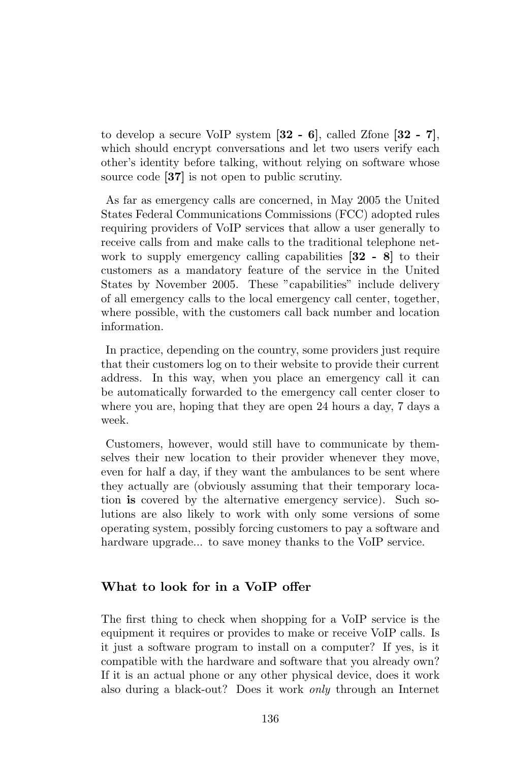to develop a secure VoIP system [**32 - 6**], called Zfone [**32 - 7**], which should encrypt conversations and let two users verify each other's identity before talking, without relying on software whose source code [**37**] is not open to public scrutiny.

As far as emergency calls are concerned, in May 2005 the United States Federal Communications Commissions (FCC) adopted rules requiring providers of VoIP services that allow a user generally to receive calls from and make calls to the traditional telephone network to supply emergency calling capabilities [**32 - 8**] to their customers as a mandatory feature of the service in the United States by November 2005. These "capabilities" include delivery of all emergency calls to the local emergency call center, together, where possible, with the customers call back number and location information.

In practice, depending on the country, some providers just require that their customers log on to their website to provide their current address. In this way, when you place an emergency call it can be automatically forwarded to the emergency call center closer to where you are, hoping that they are open 24 hours a day, 7 days a week.

Customers, however, would still have to communicate by themselves their new location to their provider whenever they move, even for half a day, if they want the ambulances to be sent where they actually are (obviously assuming that their temporary location **is** covered by the alternative emergency service). Such solutions are also likely to work with only some versions of some operating system, possibly forcing customers to pay a software and hardware upgrade... to save money thanks to the VoIP service.

### What to look for in a VoIP offer

The first thing to check when shopping for a VoIP service is the equipment it requires or provides to make or receive VoIP calls. Is it just a software program to install on a computer? If yes, is it compatible with the hardware and software that you already own? If it is an actual phone or any other physical device, does it work also during a black-out? Does it work *only* through an Internet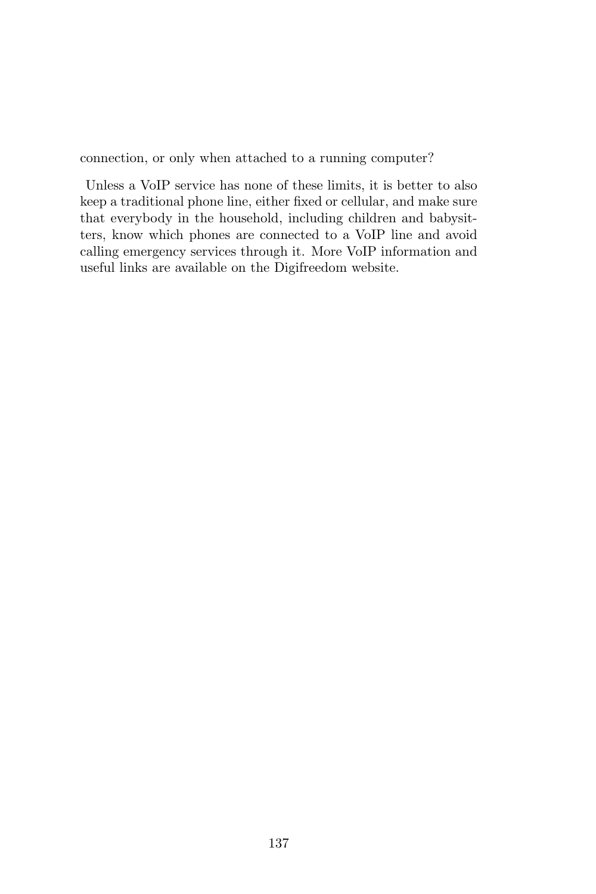connection, or only when attached to a running computer?

Unless a VoIP service has none of these limits, it is better to also keep a traditional phone line, either fixed or cellular, and make sure that everybody in the household, including children and babysitters, know which phones are connected to a VoIP line and avoid calling emergency services through it. More VoIP information and useful links are available on the Digifreedom website.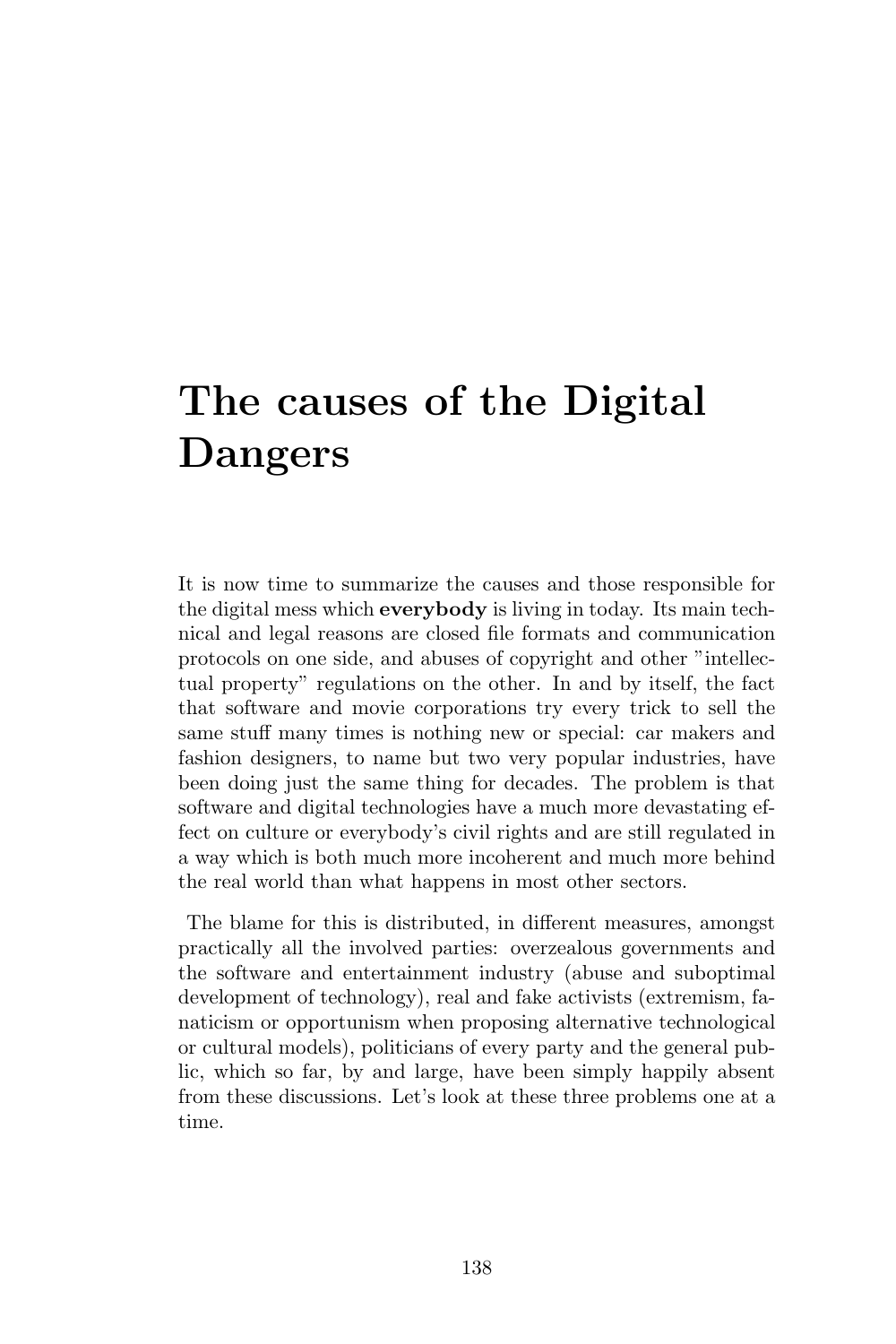# The causes of the Digital Dangers

It is now time to summarize the causes and those responsible for the digital mess which **everybody** is living in today. Its main technical and legal reasons are closed file formats and communication protocols on one side, and abuses of copyright and other "intellectual property" regulations on the other. In and by itself, the fact that software and movie corporations try every trick to sell the same stuff many times is nothing new or special: car makers and fashion designers, to name but two very popular industries, have been doing just the same thing for decades. The problem is that software and digital technologies have a much more devastating effect on culture or everybody's civil rights and are still regulated in a way which is both much more incoherent and much more behind the real world than what happens in most other sectors.

The blame for this is distributed, in different measures, amongst practically all the involved parties: overzealous governments and the software and entertainment industry (abuse and suboptimal development of technology), real and fake activists (extremism, fanaticism or opportunism when proposing alternative technological or cultural models), politicians of every party and the general public, which so far, by and large, have been simply happily absent from these discussions. Let's look at these three problems one at a time.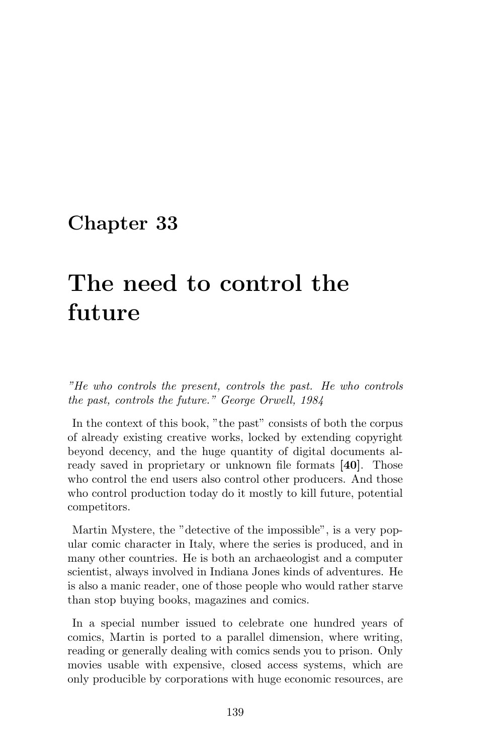# Chapter 33

# The need to control the future

*"He who controls the present, controls the past. He who controls the past, controls the future." George Orwell, 1984*

In the context of this book, "the past" consists of both the corpus of already existing creative works, locked by extending copyright beyond decency, and the huge quantity of digital documents already saved in proprietary or unknown file formats [**40**]. Those who control the end users also control other producers. And those who control production today do it mostly to kill future, potential competitors.

Martin Mystere, the "detective of the impossible", is a very popular comic character in Italy, where the series is produced, and in many other countries. He is both an archaeologist and a computer scientist, always involved in Indiana Jones kinds of adventures. He is also a manic reader, one of those people who would rather starve than stop buying books, magazines and comics.

In a special number issued to celebrate one hundred years of comics, Martin is ported to a parallel dimension, where writing, reading or generally dealing with comics sends you to prison. Only movies usable with expensive, closed access systems, which are only producible by corporations with huge economic resources, are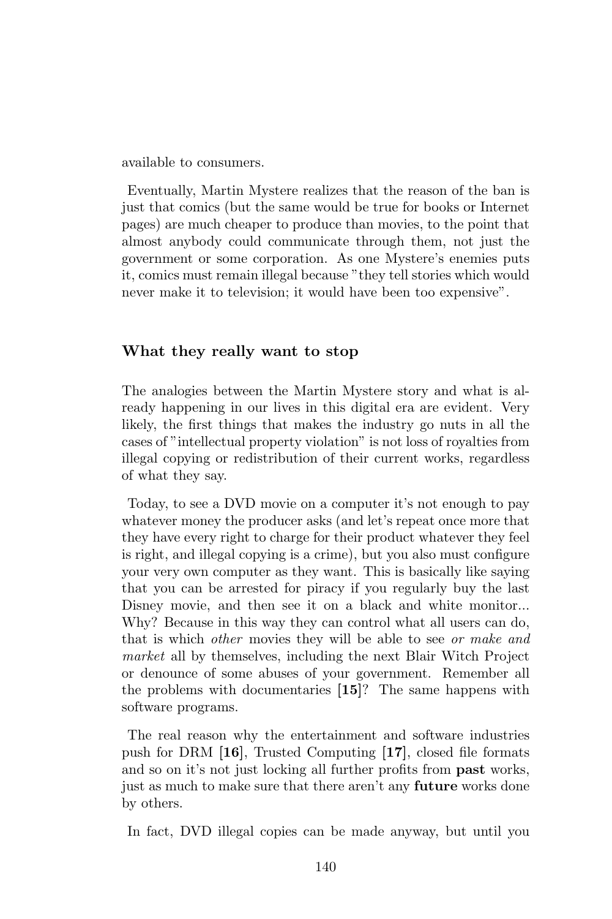available to consumers.

Eventually, Martin Mystere realizes that the reason of the ban is just that comics (but the same would be true for books or Internet pages) are much cheaper to produce than movies, to the point that almost anybody could communicate through them, not just the government or some corporation. As one Mystere's enemies puts it, comics must remain illegal because "they tell stories which would never make it to television; it would have been too expensive".

### What they really want to stop

The analogies between the Martin Mystere story and what is already happening in our lives in this digital era are evident. Very likely, the first things that makes the industry go nuts in all the cases of "intellectual property violation" is not loss of royalties from illegal copying or redistribution of their current works, regardless of what they say.

Today, to see a DVD movie on a computer it's not enough to pay whatever money the producer asks (and let's repeat once more that they have every right to charge for their product whatever they feel is right, and illegal copying is a crime), but you also must configure your very own computer as they want. This is basically like saying that you can be arrested for piracy if you regularly buy the last Disney movie, and then see it on a black and white monitor... Why? Because in this way they can control what all users can do, that is which *other* movies they will be able to see *or make and market* all by themselves, including the next Blair Witch Project or denounce of some abuses of your government. Remember all the problems with documentaries [**15**]? The same happens with software programs.

The real reason why the entertainment and software industries push for DRM [**16**], Trusted Computing [**17**], closed file formats and so on it's not just locking all further profits from **past** works, just as much to make sure that there aren't any **future** works done by others.

In fact, DVD illegal copies can be made anyway, but until you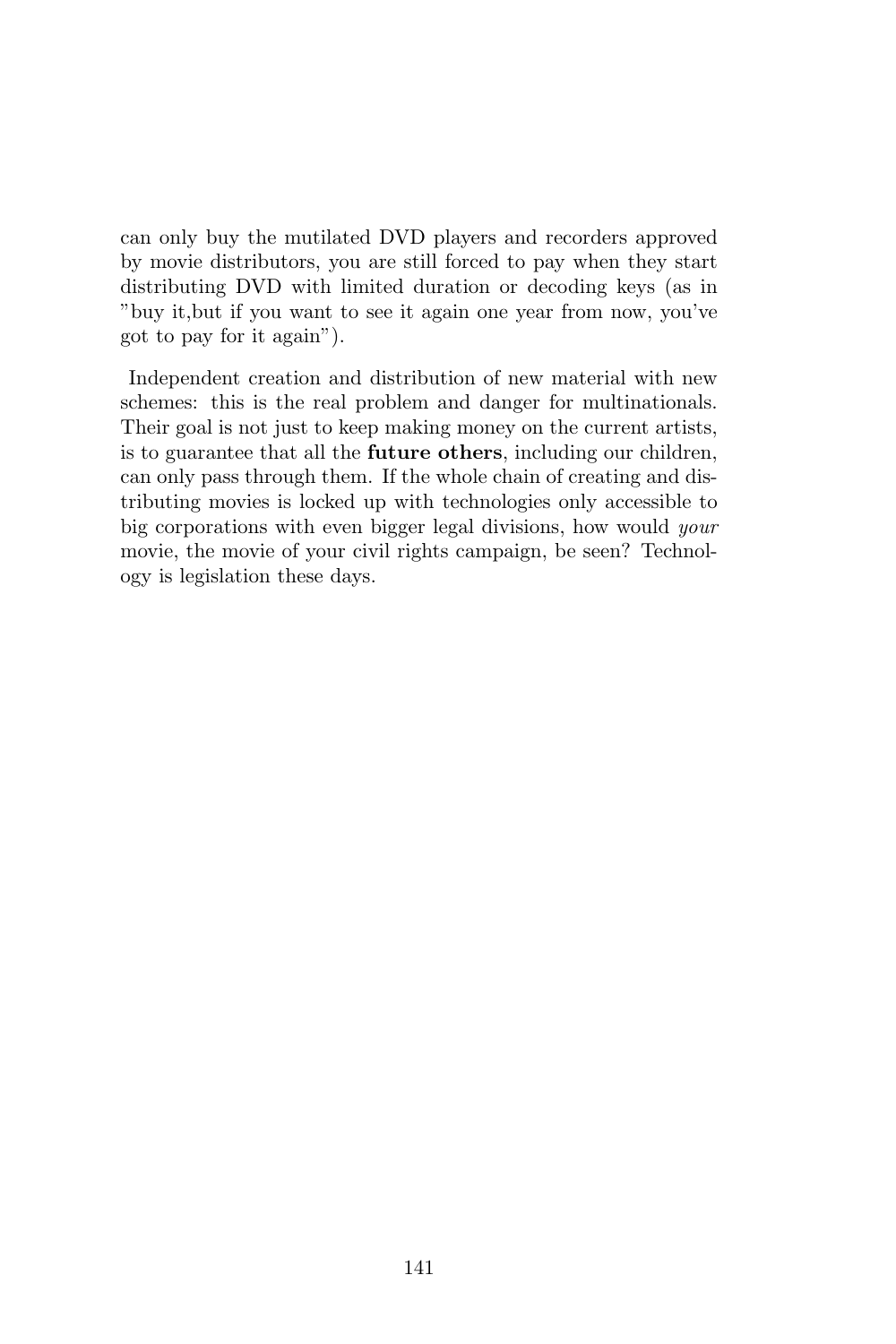can only buy the mutilated DVD players and recorders approved by movie distributors, you are still forced to pay when they start distributing DVD with limited duration or decoding keys (as in "buy it,but if you want to see it again one year from now, you've got to pay for it again").

Independent creation and distribution of new material with new schemes: this is the real problem and danger for multinationals. Their goal is not just to keep making money on the current artists, is to guarantee that all the **future others**, including our children, can only pass through them. If the whole chain of creating and distributing movies is locked up with technologies only accessible to big corporations with even bigger legal divisions, how would *your* movie, the movie of your civil rights campaign, be seen? Technology is legislation these days.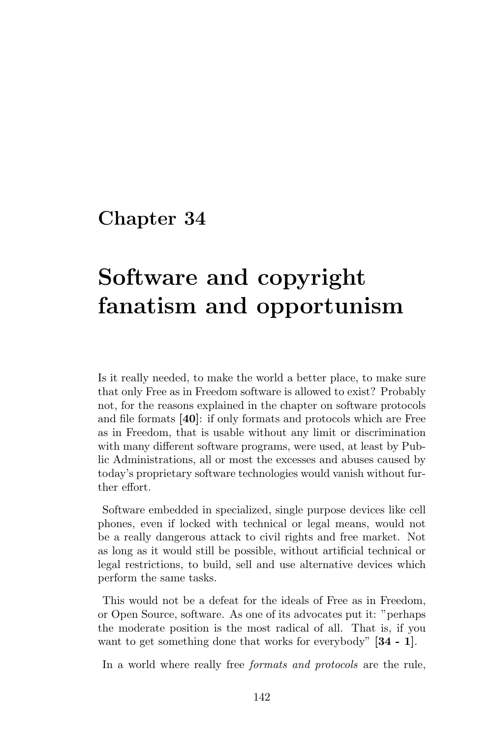# Chapter 34

# Software and copyright fanatism and opportunism

Is it really needed, to make the world a better place, to make sure that only Free as in Freedom software is allowed to exist? Probably not, for the reasons explained in the chapter on software protocols and file formats [**40**]: if only formats and protocols which are Free as in Freedom, that is usable without any limit or discrimination with many different software programs, were used, at least by Public Administrations, all or most the excesses and abuses caused by today's proprietary software technologies would vanish without further effort.

Software embedded in specialized, single purpose devices like cell phones, even if locked with technical or legal means, would not be a really dangerous attack to civil rights and free market. Not as long as it would still be possible, without artificial technical or legal restrictions, to build, sell and use alternative devices which perform the same tasks.

This would not be a defeat for the ideals of Free as in Freedom, or Open Source, software. As one of its advocates put it: "perhaps the moderate position is the most radical of all. That is, if you want to get something done that works for everybody" [**34 - 1**].

In a world where really free *formats and protocols* are the rule,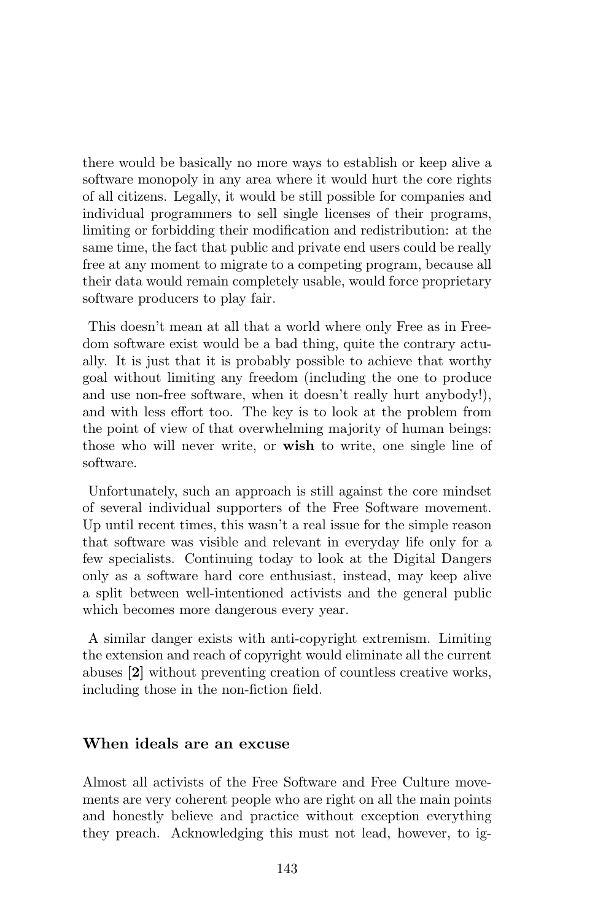there would be basically no more ways to establish or keep alive a software monopoly in any area where it would hurt the core rights of all citizens. Legally, it would be still possible for companies and individual programmers to sell single licenses of their programs, limiting or forbidding their modification and redistribution: at the same time, the fact that public and private end users could be really free at any moment to migrate to a competing program, because all their data would remain completely usable, would force proprietary software producers to play fair.

This doesn't mean at all that a world where only Free as in Freedom software exist would be a bad thing, quite the contrary actually. It is just that it is probably possible to achieve that worthy goal without limiting any freedom (including the one to produce and use non-free software, when it doesn't really hurt anybody!), and with less effort too. The key is to look at the problem from the point of view of that overwhelming majority of human beings: those who will never write, or **wish** to write, one single line of software.

Unfortunately, such an approach is still against the core mindset of several individual supporters of the Free Software movement. Up until recent times, this wasn't a real issue for the simple reason that software was visible and relevant in everyday life only for a few specialists. Continuing today to look at the Digital Dangers only as a software hard core enthusiast, instead, may keep alive a split between well-intentioned activists and the general public which becomes more dangerous every year.

A similar danger exists with anti-copyright extremism. Limiting the extension and reach of copyright would eliminate all the current abuses **[2]** without preventing creation of countless creative works, including those in the non-fiction field.

### When ideals are an excuse

Almost all activists of the Free Software and Free Culture movements are very coherent people who are right on all the main points and honestly believe and practice without exception everything they preach. Acknowledging this must not lead, however, to ig-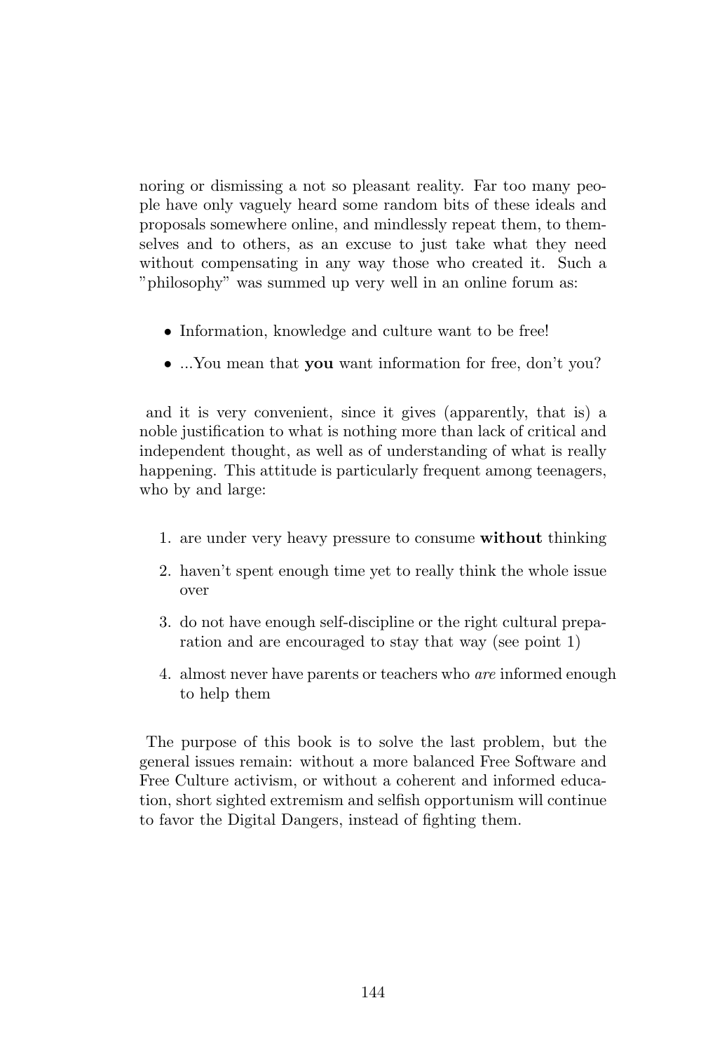noring or dismissing a not so pleasant reality. Far too many people have only vaguely heard some random bits of these ideals and proposals somewhere online, and mindlessly repeat them, to themselves and to others, as an excuse to just take what they need without compensating in any way those who created it. Such a "philosophy" was summed up very well in an online forum as:

- Information, knowledge and culture want to be free!
- ...You mean that **you** want information for free, don't you?

and it is very convenient, since it gives (apparently, that is) a noble justification to what is nothing more than lack of critical and independent thought, as well as of understanding of what is really happening. This attitude is particularly frequent among teenagers, who by and large:

1. are under very heavy pressure to consume **without** thinking
2. haven't spent enough time yet to really think the whole issue over
3. do not have enough self-discipline or the right cultural preparation and are encouraged to stay that way (see point 1)
4. almost never have parents or teachers who *are* informed enough to help them

The purpose of this book is to solve the last problem, but the general issues remain: without a more balanced Free Software and Free Culture activism, or without a coherent and informed education, short sighted extremism and selfish opportunism will continue to favor the Digital Dangers, instead of fighting them.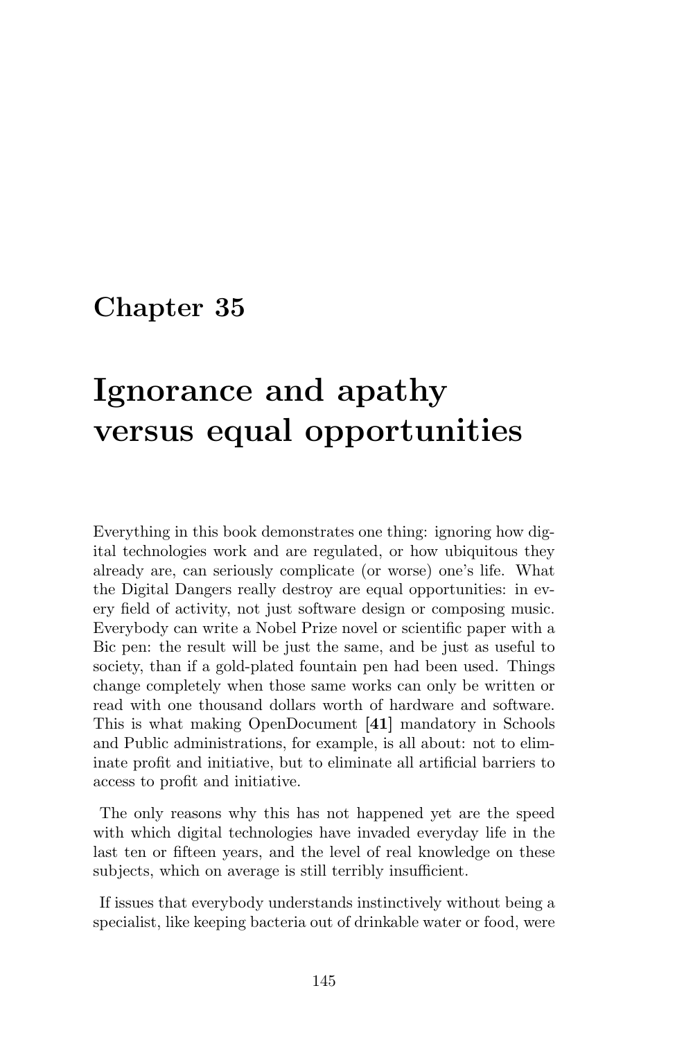# Chapter 35

# Ignorance and apathy versus equal opportunities

Everything in this book demonstrates one thing: ignoring how digital technologies work and are regulated, or how ubiquitous they already are, can seriously complicate (or worse) one's life. What the Digital Dangers really destroy are equal opportunities: in every field of activity, not just software design or composing music. Everybody can write a Nobel Prize novel or scientific paper with a Bic pen: the result will be just the same, and be just as useful to society, than if a gold-plated fountain pen had been used. Things change completely when those same works can only be written or read with one thousand dollars worth of hardware and software. This is what making OpenDocument [**41**] mandatory in Schools and Public administrations, for example, is all about: not to eliminate profit and initiative, but to eliminate all artificial barriers to access to profit and initiative.

The only reasons why this has not happened yet are the speed with which digital technologies have invaded everyday life in the last ten or fifteen years, and the level of real knowledge on these subjects, which on average is still terribly insufficient.

If issues that everybody understands instinctively without being a specialist, like keeping bacteria out of drinkable water or food, were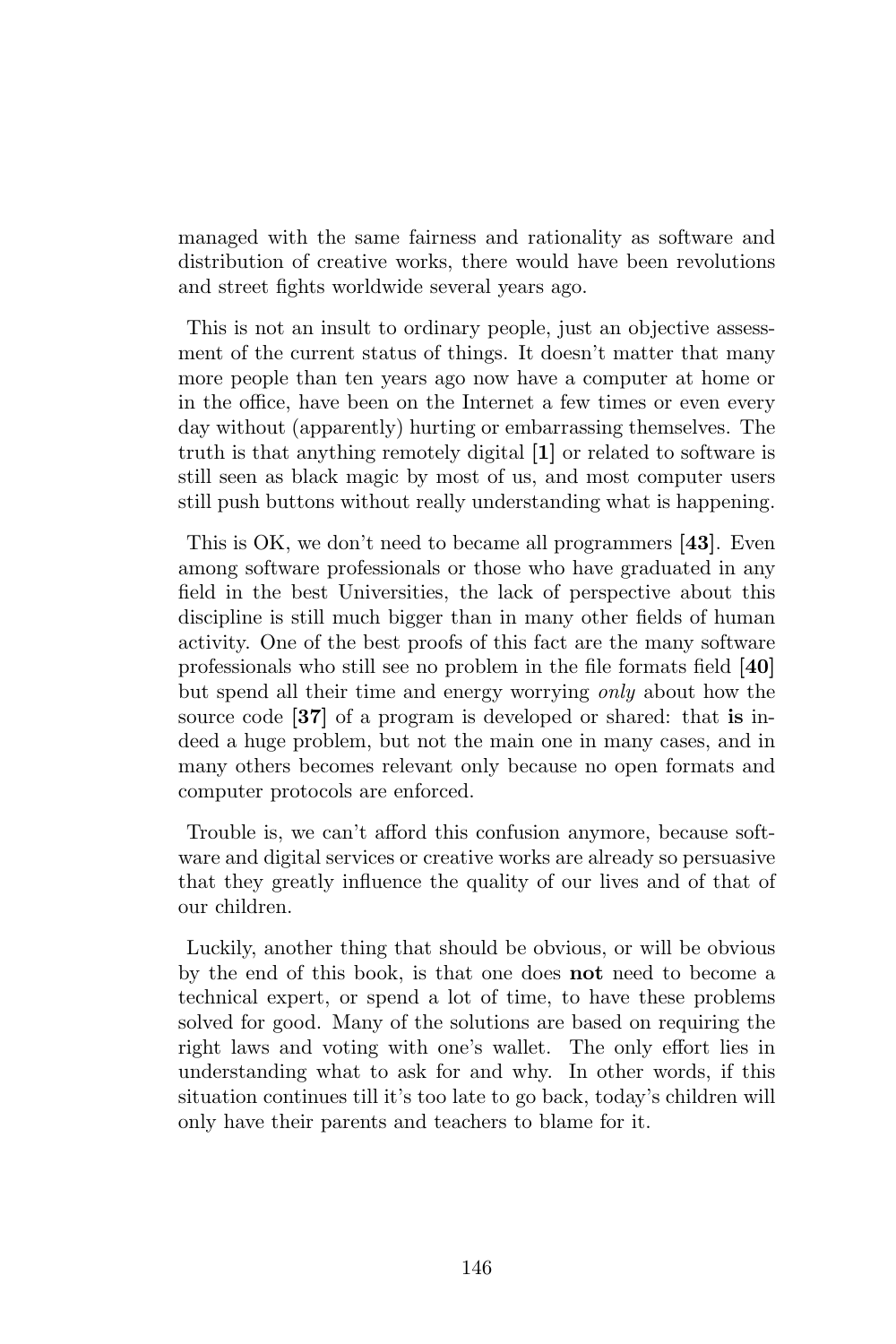managed with the same fairness and rationality as software and distribution of creative works, there would have been revolutions and street fights worldwide several years ago.

This is not an insult to ordinary people, just an objective assessment of the current status of things. It doesn't matter that many more people than ten years ago now have a computer at home or in the office, have been on the Internet a few times or even every day without (apparently) hurting or embarrassing themselves. The truth is that anything remotely digital **[1]** or related to software is still seen as black magic by most of us, and most computer users still push buttons without really understanding what is happening.

This is OK, we don't need to became all programmers **[43]**. Even among software professionals or those who have graduated in any field in the best Universities, the lack of perspective about this discipline is still much bigger than in many other fields of human activity. One of the best proofs of this fact are the many software professionals who still see no problem in the file formats field **[40]** but spend all their time and energy worrying *only* about how the source code **[37]** of a program is developed or shared: that **is** indeed a huge problem, but not the main one in many cases, and in many others becomes relevant only because no open formats and computer protocols are enforced.

Trouble is, we can't afford this confusion anymore, because software and digital services or creative works are already so persuasive that they greatly influence the quality of our lives and of that of our children.

Luckily, another thing that should be obvious, or will be obvious by the end of this book, is that one does **not** need to become a technical expert, or spend a lot of time, to have these problems solved for good. Many of the solutions are based on requiring the right laws and voting with one's wallet. The only effort lies in understanding what to ask for and why. In other words, if this situation continues till it's too late to go back, today's children will only have their parents and teachers to blame for it.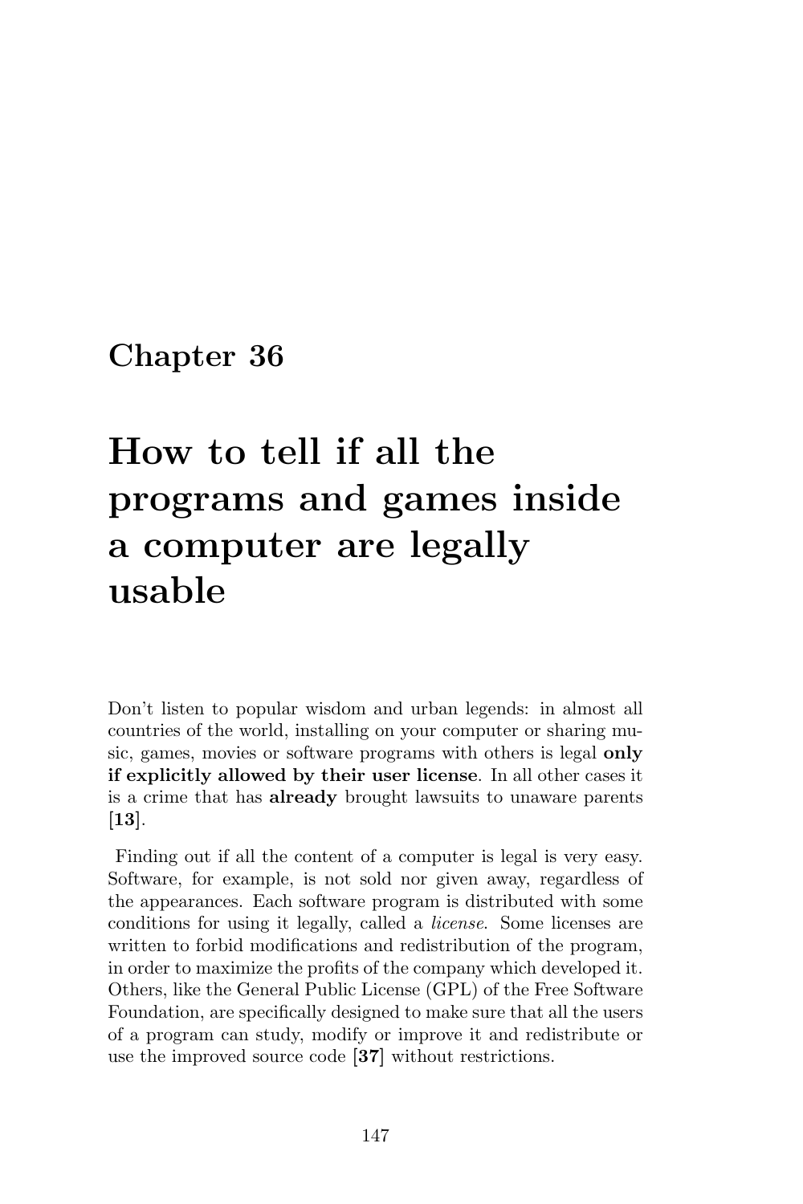# Chapter 36

# How to tell if all the programs and games inside a computer are legally usable

Don't listen to popular wisdom and urban legends: in almost all countries of the world, installing on your computer or sharing music, games, movies or software programs with others is legal **only if explicitly allowed by their user license**. In all other cases it is a crime that has **already** brought lawsuits to unaware parents [**13**].

Finding out if all the content of a computer is legal is very easy. Software, for example, is not sold nor given away, regardless of the appearances. Each software program is distributed with some conditions for using it legally, called a *license*. Some licenses are written to forbid modifications and redistribution of the program, in order to maximize the profits of the company which developed it. Others, like the General Public License (GPL) of the Free Software Foundation, are specifically designed to make sure that all the users of a program can study, modify or improve it and redistribute or use the improved source code [**37**] without restrictions.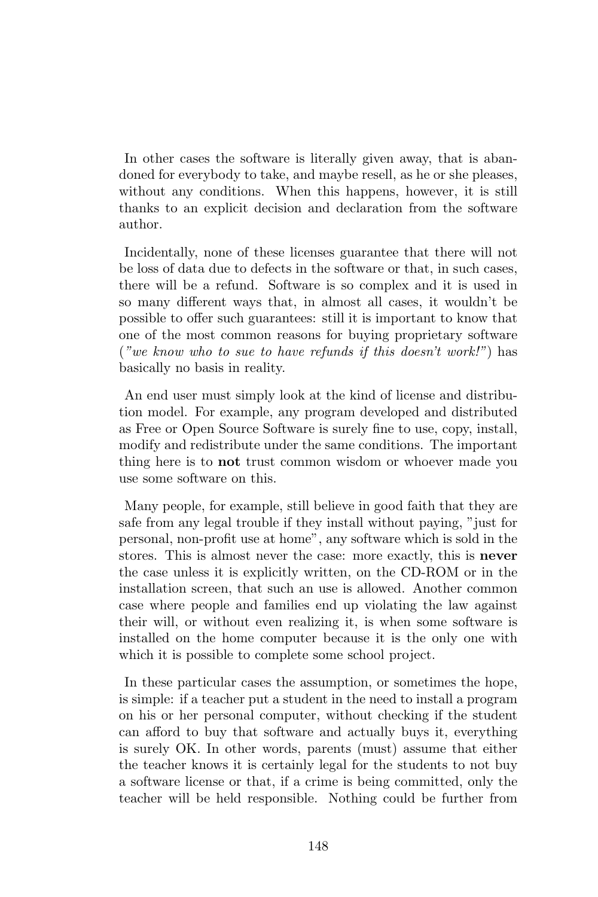In other cases the software is literally given away, that is abandoned for everybody to take, and maybe resell, as he or she pleases, without any conditions. When this happens, however, it is still thanks to an explicit decision and declaration from the software author.

Incidentally, none of these licenses guarantee that there will not be loss of data due to defects in the software or that, in such cases, there will be a refund. Software is so complex and it is used in so many different ways that, in almost all cases, it wouldn't be possible to offer such guarantees: still it is important to know that one of the most common reasons for buying proprietary software (*"we know who to sue to have refunds if this doesn't work!"*) has basically no basis in reality.

An end user must simply look at the kind of license and distribution model. For example, any program developed and distributed as Free or Open Source Software is surely fine to use, copy, install, modify and redistribute under the same conditions. The important thing here is to **not** trust common wisdom or whoever made you use some software on this.

Many people, for example, still believe in good faith that they are safe from any legal trouble if they install without paying, "just for personal, non-profit use at home", any software which is sold in the stores. This is almost never the case: more exactly, this is **never** the case unless it is explicitly written, on the CD-ROM or in the installation screen, that such an use is allowed. Another common case where people and families end up violating the law against their will, or without even realizing it, is when some software is installed on the home computer because it is the only one with which it is possible to complete some school project.

In these particular cases the assumption, or sometimes the hope, is simple: if a teacher put a student in the need to install a program on his or her personal computer, without checking if the student can afford to buy that software and actually buys it, everything is surely OK. In other words, parents (must) assume that either the teacher knows it is certainly legal for the students to not buy a software license or that, if a crime is being committed, only the teacher will be held responsible. Nothing could be further from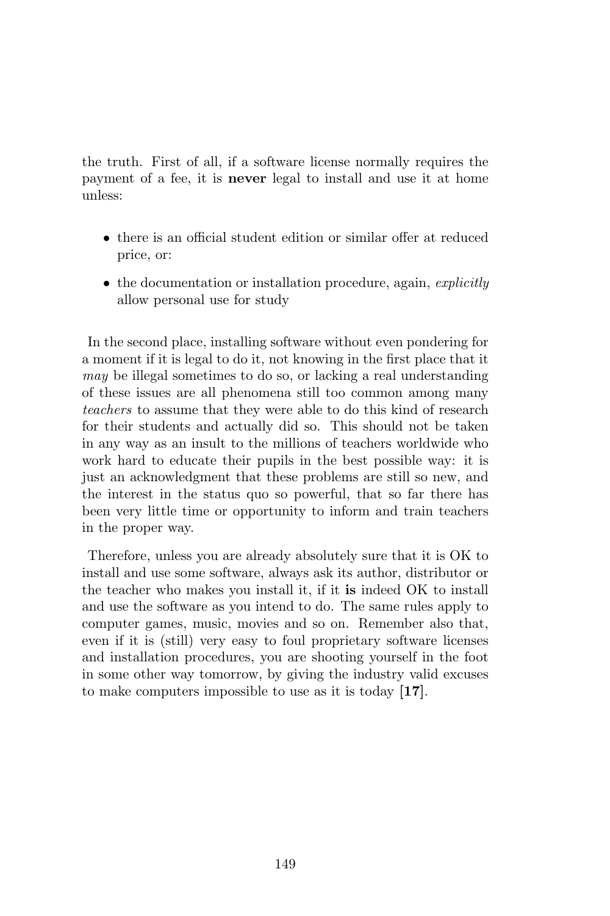the truth. First of all, if a software license normally requires the payment of a fee, it is **never** legal to install and use it at home unless:

- there is an official student edition or similar offer at reduced price, or:
- the documentation or installation procedure, again, *explicitly* allow personal use for study

In the second place, installing software without even pondering for a moment if it is legal to do it, not knowing in the first place that it *may* be illegal sometimes to do so, or lacking a real understanding of these issues are all phenomena still too common among many *teachers* to assume that they were able to do this kind of research for their students and actually did so. This should not be taken in any way as an insult to the millions of teachers worldwide who work hard to educate their pupils in the best possible way: it is just an acknowledgment that these problems are still so new, and the interest in the status quo so powerful, that so far there has been very little time or opportunity to inform and train teachers in the proper way.

Therefore, unless you are already absolutely sure that it is OK to install and use some software, always ask its author, distributor or the teacher who makes you install it, if it **is** indeed OK to install and use the software as you intend to do. The same rules apply to computer games, music, movies and so on. Remember also that, even if it is (still) very easy to foul proprietary software licenses and installation procedures, you are shooting yourself in the foot in some other way tomorrow, by giving the industry valid excuses to make computers impossible to use as it is today [**17**].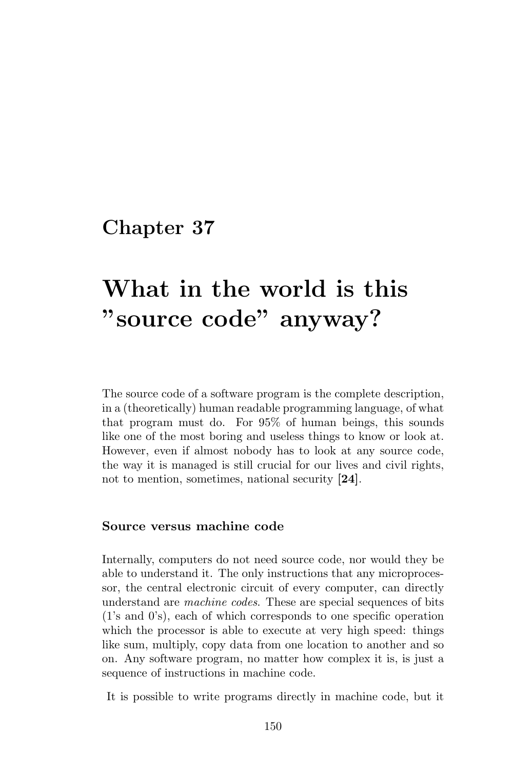# Chapter 37

# What in the world is this "source code" anyway?

The source code of a software program is the complete description, in a (theoretically) human readable programming language, of what that program must do. For 95% of human beings, this sounds like one of the most boring and useless things to know or look at. However, even if almost nobody has to look at any source code, the way it is managed is still crucial for our lives and civil rights, not to mention, sometimes, national security [**24**].

### Source versus machine code

Internally, computers do not need source code, nor would they be able to understand it. The only instructions that any microprocessor, the central electronic circuit of every computer, can directly understand are *machine codes*. These are special sequences of bits (1's and 0's), each of which corresponds to one specific operation which the processor is able to execute at very high speed: things like sum, multiply, copy data from one location to another and so on. Any software program, no matter how complex it is, is just a sequence of instructions in machine code.

It is possible to write programs directly in machine code, but it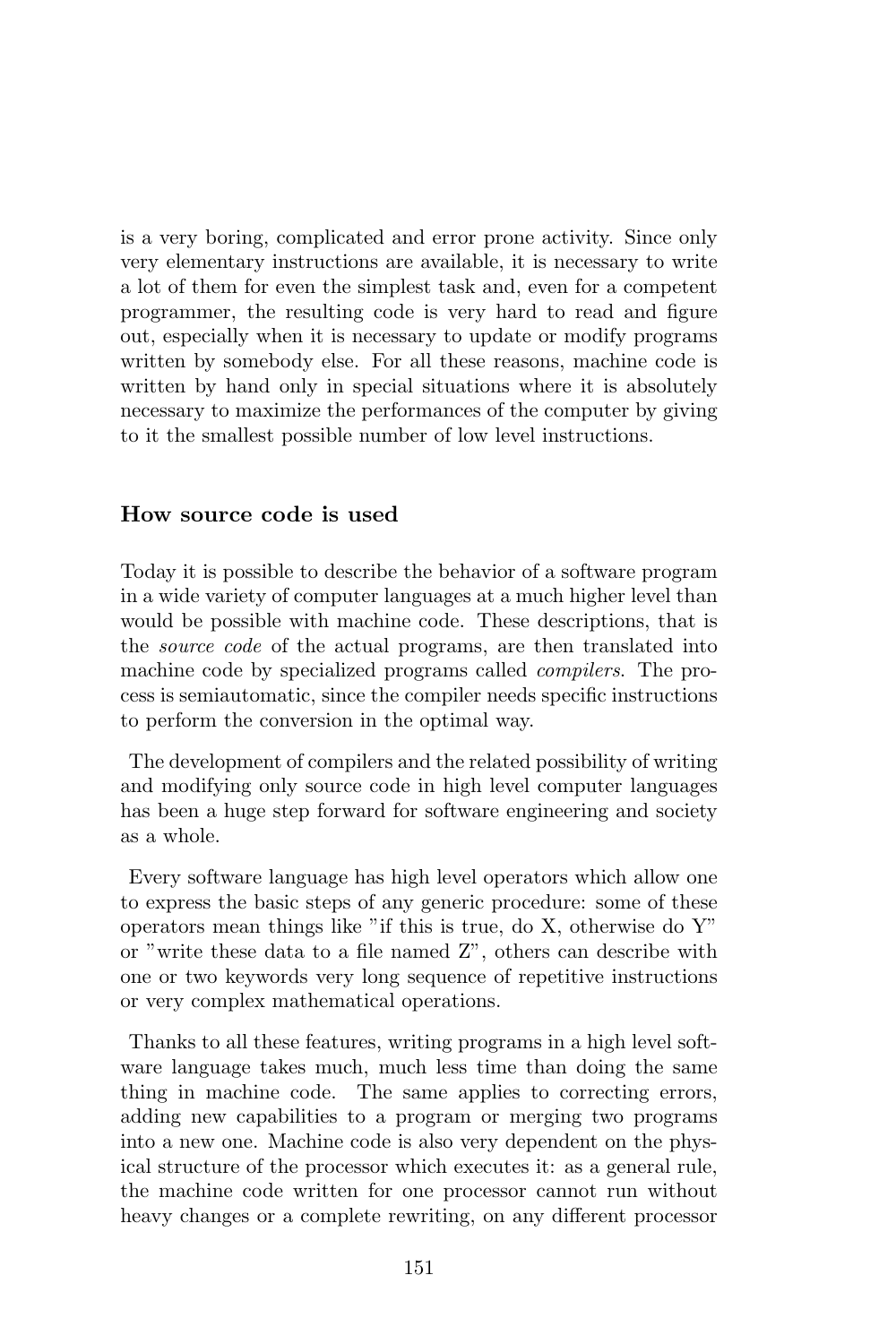is a very boring, complicated and error prone activity. Since only very elementary instructions are available, it is necessary to write a lot of them for even the simplest task and, even for a competent programmer, the resulting code is very hard to read and figure out, especially when it is necessary to update or modify programs written by somebody else. For all these reasons, machine code is written by hand only in special situations where it is absolutely necessary to maximize the performances of the computer by giving to it the smallest possible number of low level instructions.

### How source code is used

Today it is possible to describe the behavior of a software program in a wide variety of computer languages at a much higher level than would be possible with machine code. These descriptions, that is the *source code* of the actual programs, are then translated into machine code by specialized programs called *compilers*. The process is semiautomatic, since the compiler needs specific instructions to perform the conversion in the optimal way.

The development of compilers and the related possibility of writing and modifying only source code in high level computer languages has been a huge step forward for software engineering and society as a whole.

Every software language has high level operators which allow one to express the basic steps of any generic procedure: some of these operators mean things like "if this is true, do X, otherwise do Y" or "write these data to a file named Z", others can describe with one or two keywords very long sequence of repetitive instructions or very complex mathematical operations.

Thanks to all these features, writing programs in a high level software language takes much, much less time than doing the same thing in machine code. The same applies to correcting errors, adding new capabilities to a program or merging two programs into a new one. Machine code is also very dependent on the physical structure of the processor which executes it: as a general rule, the machine code written for one processor cannot run without heavy changes or a complete rewriting, on any different processor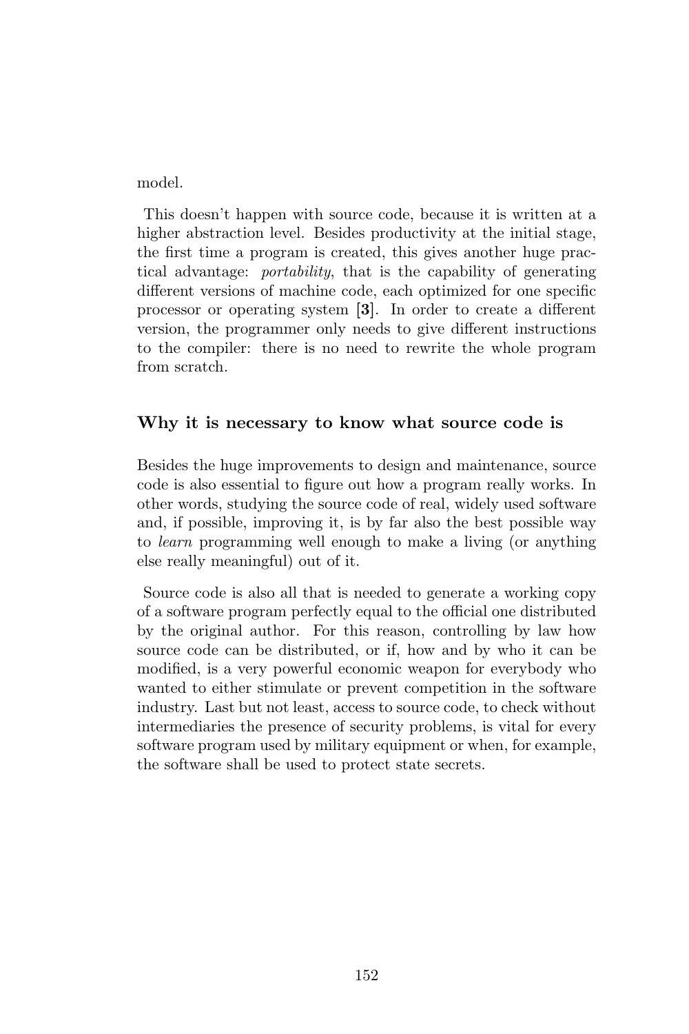model.

This doesn't happen with source code, because it is written at a higher abstraction level. Besides productivity at the initial stage, the first time a program is created, this gives another huge practical advantage: *portability*, that is the capability of generating different versions of machine code, each optimized for one specific processor or operating system [**3**]. In order to create a different version, the programmer only needs to give different instructions to the compiler: there is no need to rewrite the whole program from scratch.

### Why it is necessary to know what source code is

Besides the huge improvements to design and maintenance, source code is also essential to figure out how a program really works. In other words, studying the source code of real, widely used software and, if possible, improving it, is by far also the best possible way to *learn* programming well enough to make a living (or anything else really meaningful) out of it.

Source code is also all that is needed to generate a working copy of a software program perfectly equal to the official one distributed by the original author. For this reason, controlling by law how source code can be distributed, or if, how and by who it can be modified, is a very powerful economic weapon for everybody who wanted to either stimulate or prevent competition in the software industry. Last but not least, access to source code, to check without intermediaries the presence of security problems, is vital for every software program used by military equipment or when, for example, the software shall be used to protect state secrets.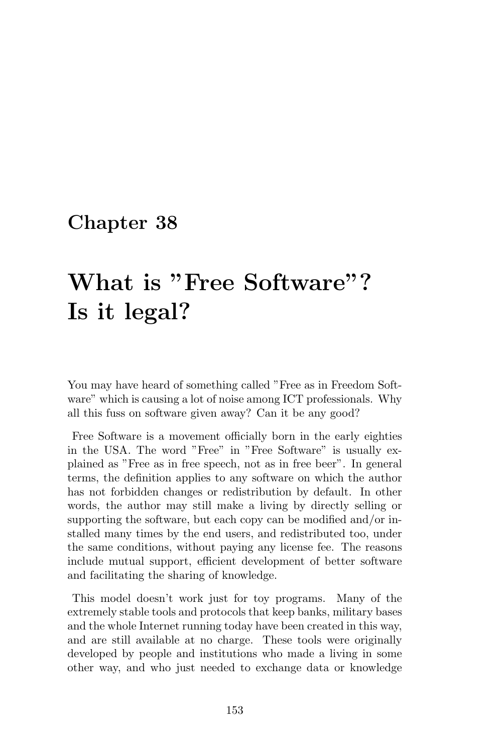# Chapter 38

# What is "Free Software"? Is it legal?

You may have heard of something called "Free as in Freedom Software" which is causing a lot of noise among ICT professionals. Why all this fuss on software given away? Can it be any good?

Free Software is a movement officially born in the early eighties in the USA. The word "Free" in "Free Software" is usually explained as "Free as in free speech, not as in free beer". In general terms, the definition applies to any software on which the author has not forbidden changes or redistribution by default. In other words, the author may still make a living by directly selling or supporting the software, but each copy can be modified and/or installed many times by the end users, and redistributed too, under the same conditions, without paying any license fee. The reasons include mutual support, efficient development of better software and facilitating the sharing of knowledge.

This model doesn't work just for toy programs. Many of the extremely stable tools and protocols that keep banks, military bases and the whole Internet running today have been created in this way, and are still available at no charge. These tools were originally developed by people and institutions who made a living in some other way, and who just needed to exchange data or knowledge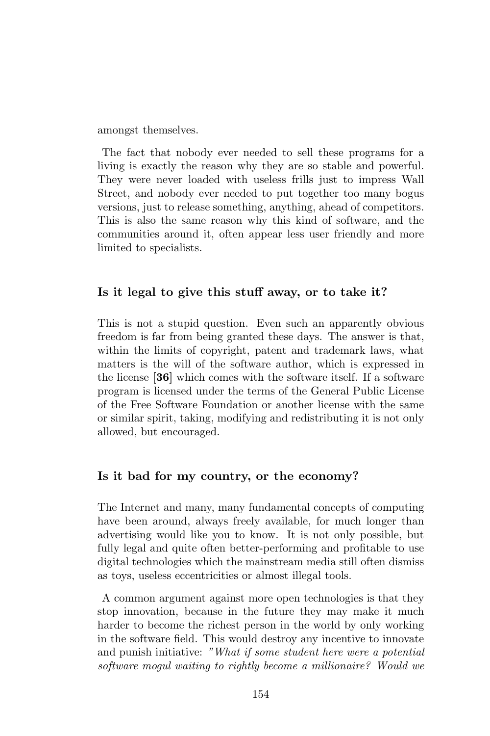amongst themselves.

The fact that nobody ever needed to sell these programs for a living is exactly the reason why they are so stable and powerful. They were never loaded with useless frills just to impress Wall Street, and nobody ever needed to put together too many bogus versions, just to release something, anything, ahead of competitors. This is also the same reason why this kind of software, and the communities around it, often appear less user friendly and more limited to specialists.

### Is it legal to give this stuff away, or to take it?

This is not a stupid question. Even such an apparently obvious freedom is far from being granted these days. The answer is that, within the limits of copyright, patent and trademark laws, what matters is the will of the software author, which is expressed in the license [**36**] which comes with the software itself. If a software program is licensed under the terms of the General Public License of the Free Software Foundation or another license with the same or similar spirit, taking, modifying and redistributing it is not only allowed, but encouraged.

### Is it bad for my country, or the economy?

The Internet and many, many fundamental concepts of computing have been around, always freely available, for much longer than advertising would like you to know. It is not only possible, but fully legal and quite often better-performing and profitable to use digital technologies which the mainstream media still often dismiss as toys, useless eccentricities or almost illegal tools.

A common argument against more open technologies is that they stop innovation, because in the future they may make it much harder to become the richest person in the world by only working in the software field. This would destroy any incentive to innovate and punish initiative: *"What if some student here were a potential software mogul waiting to rightly become a millionaire? Would we*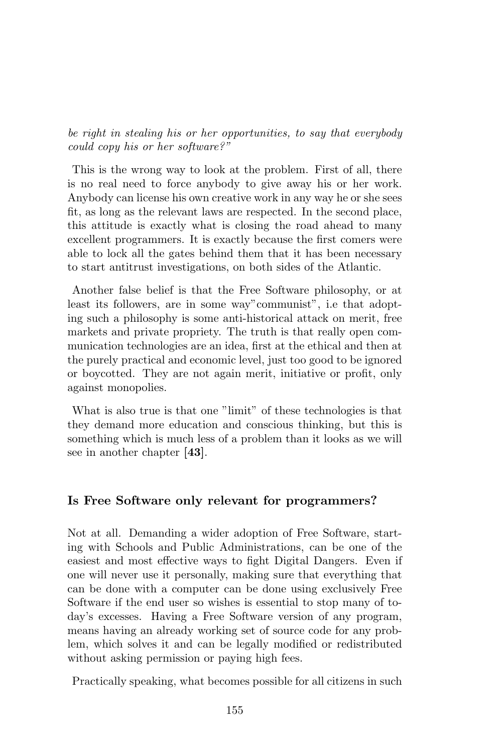*be right in stealing his or her opportunities, to say that everybody could copy his or her software?"*

This is the wrong way to look at the problem. First of all, there is no real need to force anybody to give away his or her work. Anybody can license his own creative work in any way he or she sees fit, as long as the relevant laws are respected. In the second place, this attitude is exactly what is closing the road ahead to many excellent programmers. It is exactly because the first comers were able to lock all the gates behind them that it has been necessary to start antitrust investigations, on both sides of the Atlantic.

Another false belief is that the Free Software philosophy, or at least its followers, are in some way"communist", i.e that adopting such a philosophy is some anti-historical attack on merit, free markets and private propriety. The truth is that really open communication technologies are an idea, first at the ethical and then at the purely practical and economic level, just too good to be ignored or boycotted. They are not again merit, initiative or profit, only against monopolies.

What is also true is that one "limit" of these technologies is that they demand more education and conscious thinking, but this is something which is much less of a problem than it looks as we will see in another chapter [**43**].

### Is Free Software only relevant for programmers?

Not at all. Demanding a wider adoption of Free Software, starting with Schools and Public Administrations, can be one of the easiest and most effective ways to fight Digital Dangers. Even if one will never use it personally, making sure that everything that can be done with a computer can be done using exclusively Free Software if the end user so wishes is essential to stop many of today's excesses. Having a Free Software version of any program, means having an already working set of source code for any problem, which solves it and can be legally modified or redistributed without asking permission or paying high fees.

Practically speaking, what becomes possible for all citizens in such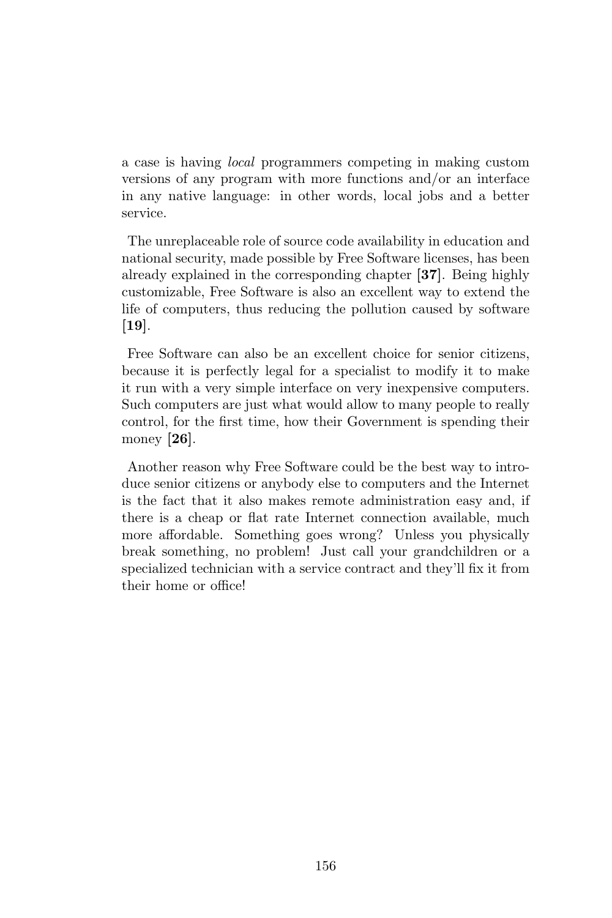a case is having *local* programmers competing in making custom versions of any program with more functions and/or an interface in any native language: in other words, local jobs and a better service.

The unreplaceable role of source code availability in education and national security, made possible by Free Software licenses, has been already explained in the corresponding chapter [**37**]. Being highly customizable, Free Software is also an excellent way to extend the life of computers, thus reducing the pollution caused by software [**19**].

Free Software can also be an excellent choice for senior citizens, because it is perfectly legal for a specialist to modify it to make it run with a very simple interface on very inexpensive computers. Such computers are just what would allow to many people to really control, for the first time, how their Government is spending their money [**26**].

Another reason why Free Software could be the best way to introduce senior citizens or anybody else to computers and the Internet is the fact that it also makes remote administration easy and, if there is a cheap or flat rate Internet connection available, much more affordable. Something goes wrong? Unless you physically break something, no problem! Just call your grandchildren or a specialized technician with a service contract and they'll fix it from their home or office!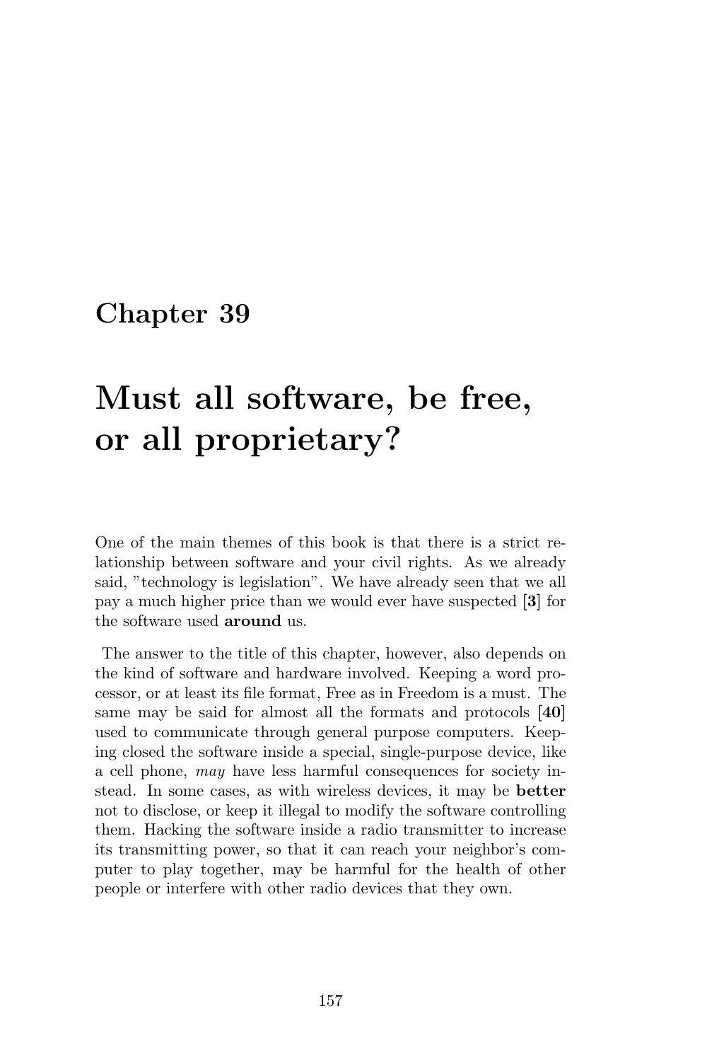# Chapter 39

# Must all software, be free, or all proprietary?

One of the main themes of this book is that there is a strict relationship between software and your civil rights. As we already said, "technology is legislation". We have already seen that we all pay a much higher price than we would ever have suspected [**3**] for the software used **around** us.

The answer to the title of this chapter, however, also depends on the kind of software and hardware involved. Keeping a word processor, or at least its file format, Free as in Freedom is a must. The same may be said for almost all the formats and protocols [**40**] used to communicate through general purpose computers. Keeping closed the software inside a special, single-purpose device, like a cell phone, *may* have less harmful consequences for society instead. In some cases, as with wireless devices, it may be **better** not to disclose, or keep it illegal to modify the software controlling them. Hacking the software inside a radio transmitter to increase its transmitting power, so that it can reach your neighbor's computer to play together, may be harmful for the health of other people or interfere with other radio devices that they own.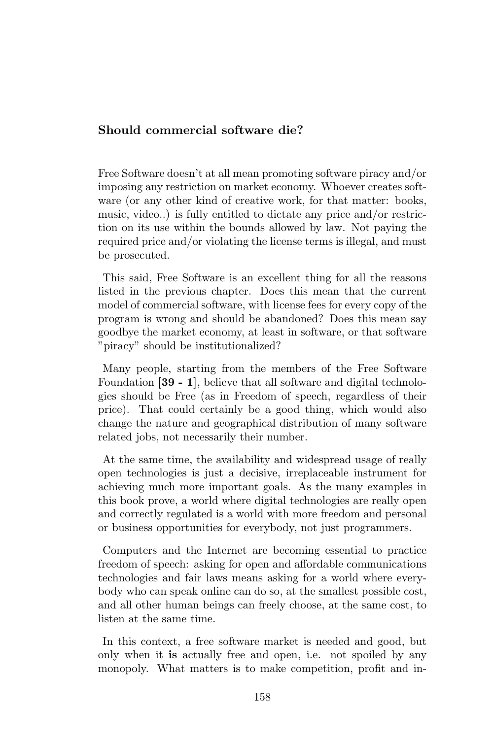## Should commercial software die?

Free Software doesn't at all mean promoting software piracy and/or imposing any restriction on market economy. Whoever creates software (or any other kind of creative work, for that matter: books, music, video..) is fully entitled to dictate any price and/or restriction on its use within the bounds allowed by law. Not paying the required price and/or violating the license terms is illegal, and must be prosecuted.

This said, Free Software is an excellent thing for all the reasons listed in the previous chapter. Does this mean that the current model of commercial software, with license fees for every copy of the program is wrong and should be abandoned? Does this mean say goodbye the market economy, at least in software, or that software "piracy" should be institutionalized?

Many people, starting from the members of the Free Software Foundation [**39 - 1**], believe that all software and digital technologies should be Free (as in Freedom of speech, regardless of their price). That could certainly be a good thing, which would also change the nature and geographical distribution of many software related jobs, not necessarily their number.

At the same time, the availability and widespread usage of really open technologies is just a decisive, irreplaceable instrument for achieving much more important goals. As the many examples in this book prove, a world where digital technologies are really open and correctly regulated is a world with more freedom and personal or business opportunities for everybody, not just programmers.

Computers and the Internet are becoming essential to practice freedom of speech: asking for open and affordable communications technologies and fair laws means asking for a world where everybody who can speak online can do so, at the smallest possible cost, and all other human beings can freely choose, at the same cost, to listen at the same time.

In this context, a free software market is needed and good, but only when it **is** actually free and open, i.e. not spoiled by any monopoly. What matters is to make competition, profit and in-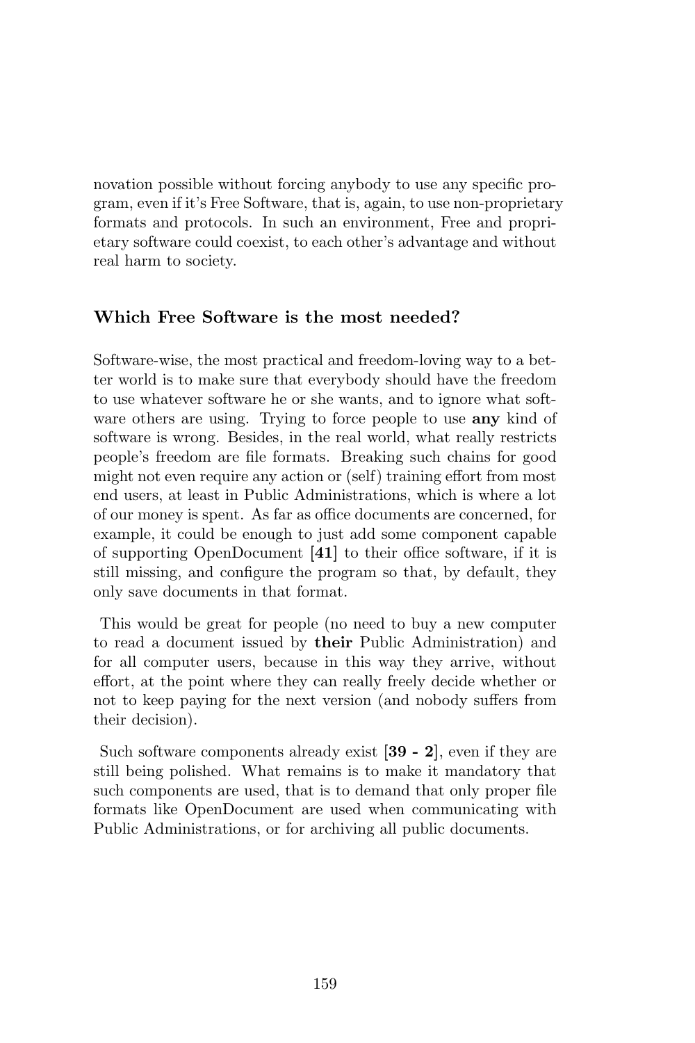novation possible without forcing anybody to use any specific program, even if it's Free Software, that is, again, to use non-proprietary formats and protocols. In such an environment, Free and proprietary software could coexist, to each other's advantage and without real harm to society.

### Which Free Software is the most needed?

Software-wise, the most practical and freedom-loving way to a better world is to make sure that everybody should have the freedom to use whatever software he or she wants, and to ignore what software others are using. Trying to force people to use **any** kind of software is wrong. Besides, in the real world, what really restricts people's freedom are file formats. Breaking such chains for good might not even require any action or (self) training effort from most end users, at least in Public Administrations, which is where a lot of our money is spent. As far as office documents are concerned, for example, it could be enough to just add some component capable of supporting OpenDocument [**41**] to their office software, if it is still missing, and configure the program so that, by default, they only save documents in that format.

This would be great for people (no need to buy a new computer to read a document issued by **their** Public Administration) and for all computer users, because in this way they arrive, without effort, at the point where they can really freely decide whether or not to keep paying for the next version (and nobody suffers from their decision).

Such software components already exist [**39 - 2**], even if they are still being polished. What remains is to make it mandatory that such components are used, that is to demand that only proper file formats like OpenDocument are used when communicating with Public Administrations, or for archiving all public documents.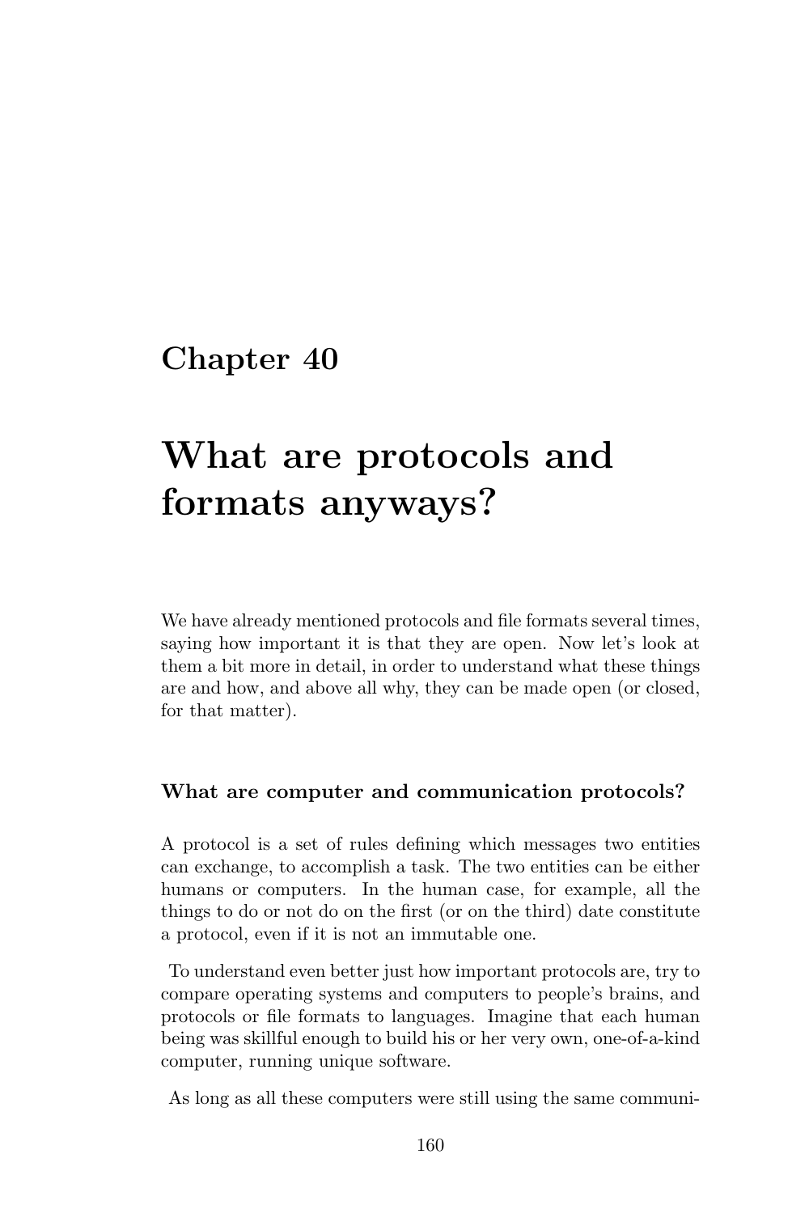# Chapter 40

# What are protocols and formats anyways?

We have already mentioned protocols and file formats several times, saying how important it is that they are open. Now let's look at them a bit more in detail, in order to understand what these things are and how, and above all why, they can be made open (or closed, for that matter).

### What are computer and communication protocols?

A protocol is a set of rules defining which messages two entities can exchange, to accomplish a task. The two entities can be either humans or computers. In the human case, for example, all the things to do or not do on the first (or on the third) date constitute a protocol, even if it is not an immutable one.

To understand even better just how important protocols are, try to compare operating systems and computers to people's brains, and protocols or file formats to languages. Imagine that each human being was skillful enough to build his or her very own, one-of-a-kind computer, running unique software.

As long as all these computers were still using the same communi-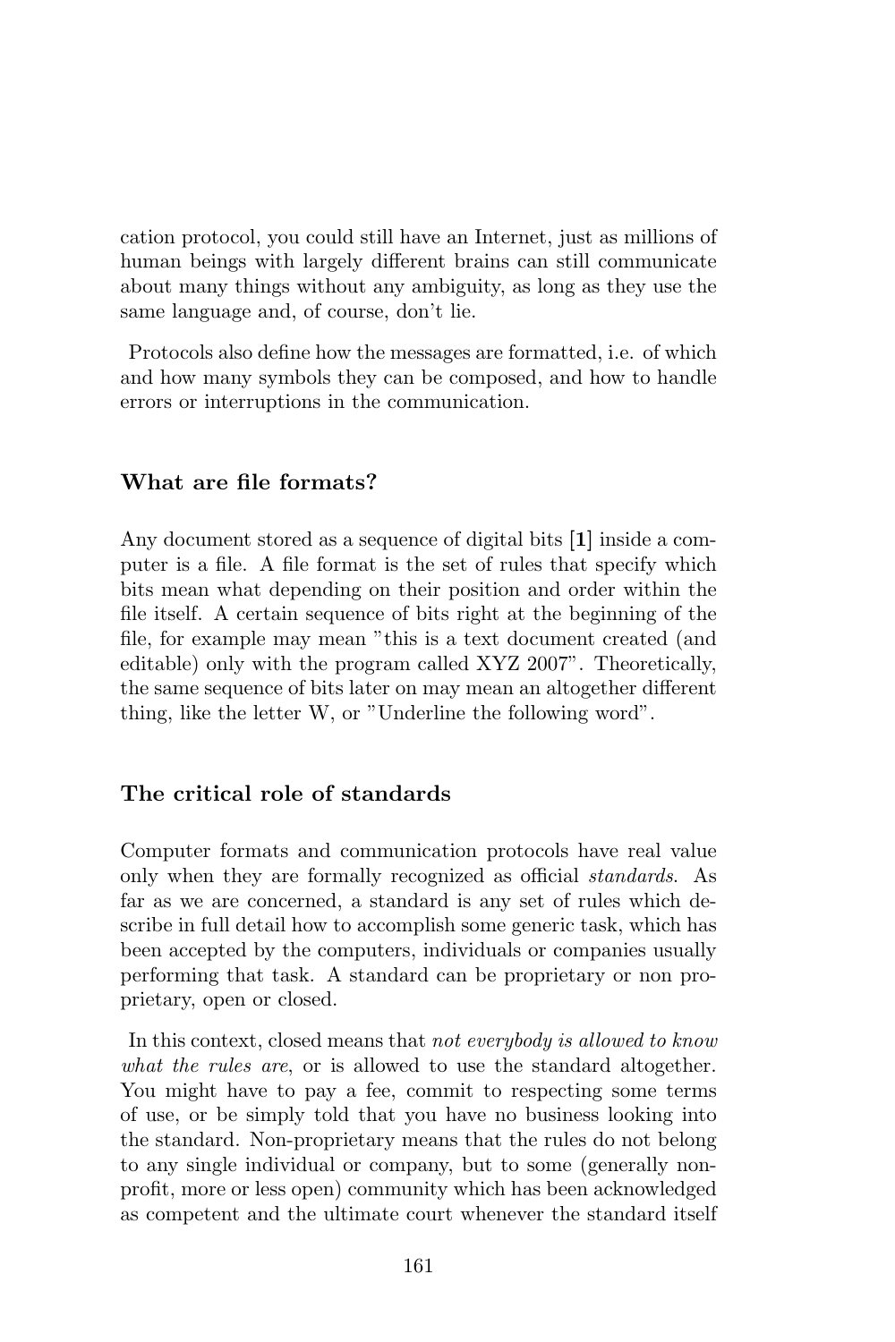cation protocol, you could still have an Internet, just as millions of human beings with largely different brains can still communicate about many things without any ambiguity, as long as they use the same language and, of course, don't lie.

Protocols also define how the messages are formatted, i.e. of which and how many symbols they can be composed, and how to handle errors or interruptions in the communication.

### What are file formats?

Any document stored as a sequence of digital bits **[1]** inside a computer is a file. A file format is the set of rules that specify which bits mean what depending on their position and order within the file itself. A certain sequence of bits right at the beginning of the file, for example may mean "this is a text document created (and editable) only with the program called XYZ 2007". Theoretically, the same sequence of bits later on may mean an altogether different thing, like the letter W, or "Underline the following word".

### The critical role of standards

Computer formats and communication protocols have real value only when they are formally recognized as official *standards*. As far as we are concerned, a standard is any set of rules which describe in full detail how to accomplish some generic task, which has been accepted by the computers, individuals or companies usually performing that task. A standard can be proprietary or non proprietary, open or closed.

In this context, closed means that *not everybody is allowed to know what the rules are*, or is allowed to use the standard altogether. You might have to pay a fee, commit to respecting some terms of use, or be simply told that you have no business looking into the standard. Non-proprietary means that the rules do not belong to any single individual or company, but to some (generally non-profit, more or less open) community which has been acknowledged as competent and the ultimate court whenever the standard itself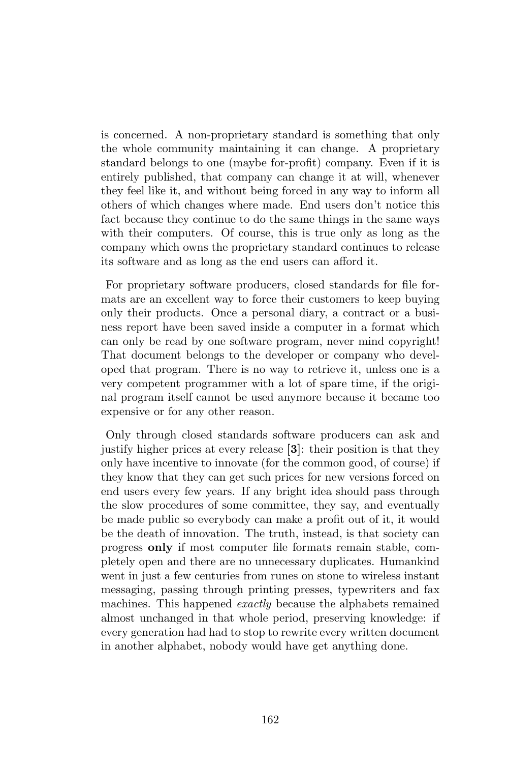is concerned. A non-proprietary standard is something that only the whole community maintaining it can change. A proprietary standard belongs to one (maybe for-profit) company. Even if it is entirely published, that company can change it at will, whenever they feel like it, and without being forced in any way to inform all others of which changes where made. End users don't notice this fact because they continue to do the same things in the same ways with their computers. Of course, this is true only as long as the company which owns the proprietary standard continues to release its software and as long as the end users can afford it.

For proprietary software producers, closed standards for file formats are an excellent way to force their customers to keep buying only their products. Once a personal diary, a contract or a business report have been saved inside a computer in a format which can only be read by one software program, never mind copyright! That document belongs to the developer or company who developed that program. There is no way to retrieve it, unless one is a very competent programmer with a lot of spare time, if the original program itself cannot be used anymore because it became too expensive or for any other reason.

Only through closed standards software producers can ask and justify higher prices at every release [**3**]: their position is that they only have incentive to innovate (for the common good, of course) if they know that they can get such prices for new versions forced on end users every few years. If any bright idea should pass through the slow procedures of some committee, they say, and eventually be made public so everybody can make a profit out of it, it would be the death of innovation. The truth, instead, is that society can progress **only** if most computer file formats remain stable, completely open and there are no unnecessary duplicates. Humankind went in just a few centuries from runes on stone to wireless instant messaging, passing through printing presses, typewriters and fax machines. This happened *exactly* because the alphabets remained almost unchanged in that whole period, preserving knowledge: if every generation had had to stop to rewrite every written document in another alphabet, nobody would have get anything done.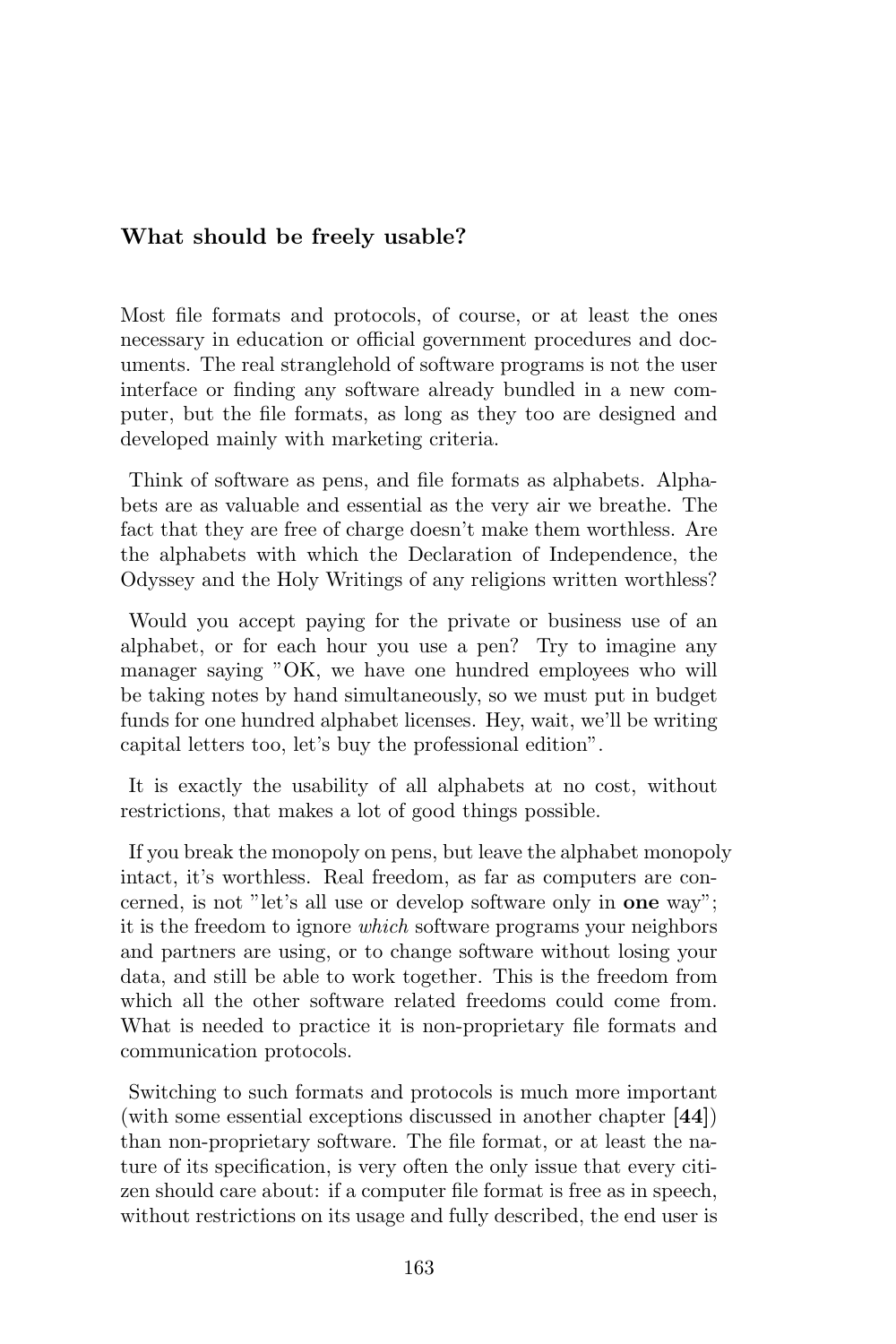## What should be freely usable?

Most file formats and protocols, of course, or at least the ones necessary in education or official government procedures and documents. The real stranglehold of software programs is not the user interface or finding any software already bundled in a new computer, but the file formats, as long as they too are designed and developed mainly with marketing criteria.

Think of software as pens, and file formats as alphabets. Alphabets are as valuable and essential as the very air we breathe. The fact that they are free of charge doesn't make them worthless. Are the alphabets with which the Declaration of Independence, the Odyssey and the Holy Writings of any religions written worthless?

Would you accept paying for the private or business use of an alphabet, or for each hour you use a pen? Try to imagine any manager saying "OK, we have one hundred employees who will be taking notes by hand simultaneously, so we must put in budget funds for one hundred alphabet licenses. Hey, wait, we'll be writing capital letters too, let's buy the professional edition".

It is exactly the usability of all alphabets at no cost, without restrictions, that makes a lot of good things possible.

If you break the monopoly on pens, but leave the alphabet monopoly intact, it's worthless. Real freedom, as far as computers are concerned, is not "let's all use or develop software only in **one** way"; it is the freedom to ignore *which* software programs your neighbors and partners are using, or to change software without losing your data, and still be able to work together. This is the freedom from which all the other software related freedoms could come from. What is needed to practice it is non-proprietary file formats and communication protocols.

Switching to such formats and protocols is much more important (with some essential exceptions discussed in another chapter [**44**]) than non-proprietary software. The file format, or at least the nature of its specification, is very often the only issue that every citizen should care about: if a computer file format is free as in speech, without restrictions on its usage and fully described, the end user is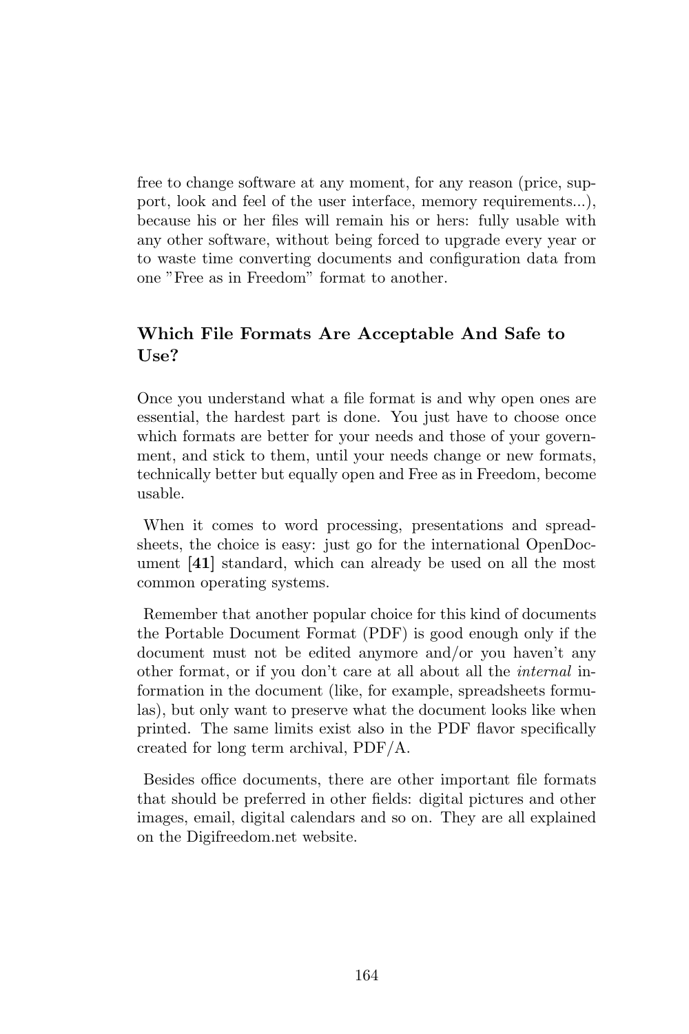free to change software at any moment, for any reason (price, support, look and feel of the user interface, memory requirements...), because his or her files will remain his or hers: fully usable with any other software, without being forced to upgrade every year or to waste time converting documents and configuration data from one "Free as in Freedom" format to another.

### Which File Formats Are Acceptable And Safe to Use?

Once you understand what a file format is and why open ones are essential, the hardest part is done. You just have to choose once which formats are better for your needs and those of your government, and stick to them, until your needs change or new formats, technically better but equally open and Free as in Freedom, become usable.

When it comes to word processing, presentations and spreadsheets, the choice is easy: just go for the international OpenDocument **[41]** standard, which can already be used on all the most common operating systems.

Remember that another popular choice for this kind of documents the Portable Document Format (PDF) is good enough only if the document must not be edited anymore and/or you haven't any other format, or if you don't care at all about all the *internal* information in the document (like, for example, spreadsheets formulas), but only want to preserve what the document looks like when printed. The same limits exist also in the PDF flavor specifically created for long term archival, PDF/A.

Besides office documents, there are other important file formats that should be preferred in other fields: digital pictures and other images, email, digital calendars and so on. They are all explained on the Digifreedom.net website.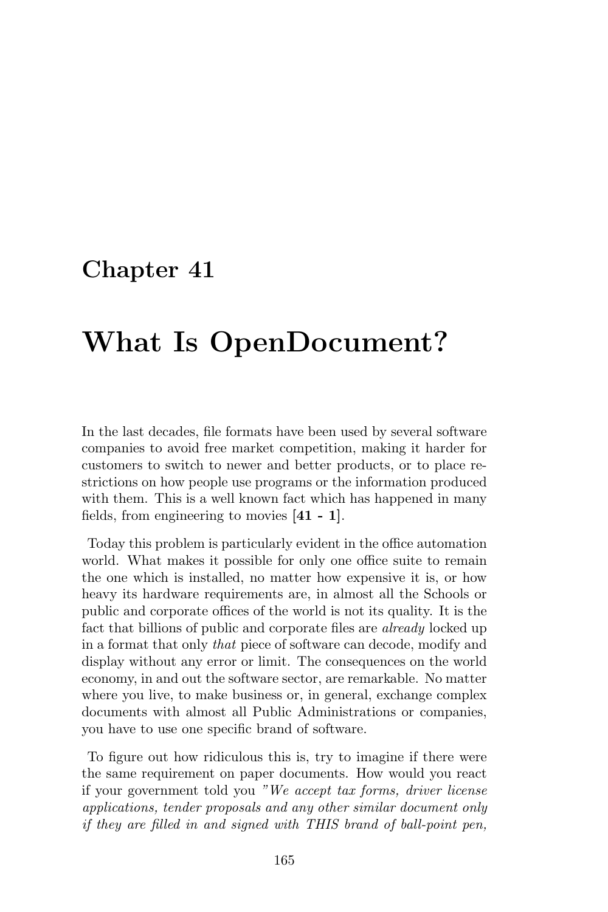# Chapter 41

# What Is OpenDocument?

In the last decades, file formats have been used by several software companies to avoid free market competition, making it harder for customers to switch to newer and better products, or to place restrictions on how people use programs or the information produced with them. This is a well known fact which has happened in many fields, from engineering to movies [**41 - 1**].

Today this problem is particularly evident in the office automation world. What makes it possible for only one office suite to remain the one which is installed, no matter how expensive it is, or how heavy its hardware requirements are, in almost all the Schools or public and corporate offices of the world is not its quality. It is the fact that billions of public and corporate files are *already* locked up in a format that only *that* piece of software can decode, modify and display without any error or limit. The consequences on the world economy, in and out the software sector, are remarkable. No matter where you live, to make business or, in general, exchange complex documents with almost all Public Administrations or companies, you have to use one specific brand of software.

To figure out how ridiculous this is, try to imagine if there were the same requirement on paper documents. How would you react if your government told you *"We accept tax forms, driver license applications, tender proposals and any other similar document only if they are filled in and signed with THIS brand of ball-point pen,*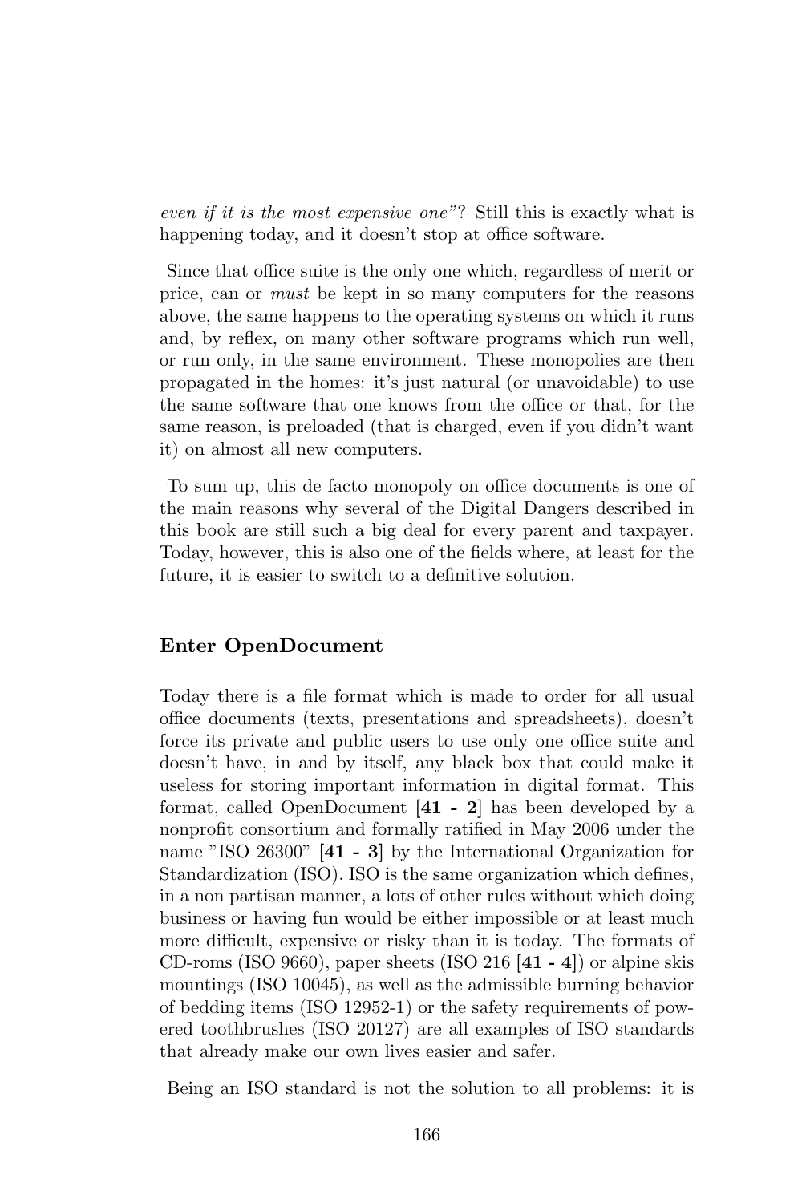*even if it is the most expensive one"*? Still this is exactly what is happening today, and it doesn't stop at office software.

Since that office suite is the only one which, regardless of merit or price, can or *must* be kept in so many computers for the reasons above, the same happens to the operating systems on which it runs and, by reflex, on many other software programs which run well, or run only, in the same environment. These monopolies are then propagated in the homes: it's just natural (or unavoidable) to use the same software that one knows from the office or that, for the same reason, is preloaded (that is charged, even if you didn't want it) on almost all new computers.

To sum up, this de facto monopoly on office documents is one of the main reasons why several of the Digital Dangers described in this book are still such a big deal for every parent and taxpayer. Today, however, this is also one of the fields where, at least for the future, it is easier to switch to a definitive solution.

### Enter OpenDocument

Today there is a file format which is made to order for all usual office documents (texts, presentations and spreadsheets), doesn't force its private and public users to use only one office suite and doesn't have, in and by itself, any black box that could make it useless for storing important information in digital format. This format, called OpenDocument [**41 - 2**] has been developed by a nonprofit consortium and formally ratified in May 2006 under the name "ISO 26300" [**41 - 3**] by the International Organization for Standardization (ISO). ISO is the same organization which defines, in a non partisan manner, a lots of other rules without which doing business or having fun would be either impossible or at least much more difficult, expensive or risky than it is today. The formats of CD-roms (ISO 9660), paper sheets (ISO 216 [**41 - 4**]) or alpine skis mountings (ISO 10045), as well as the admissible burning behavior of bedding items (ISO 12952-1) or the safety requirements of powered toothbrushes (ISO 20127) are all examples of ISO standards that already make our own lives easier and safer.

Being an ISO standard is not the solution to all problems: it is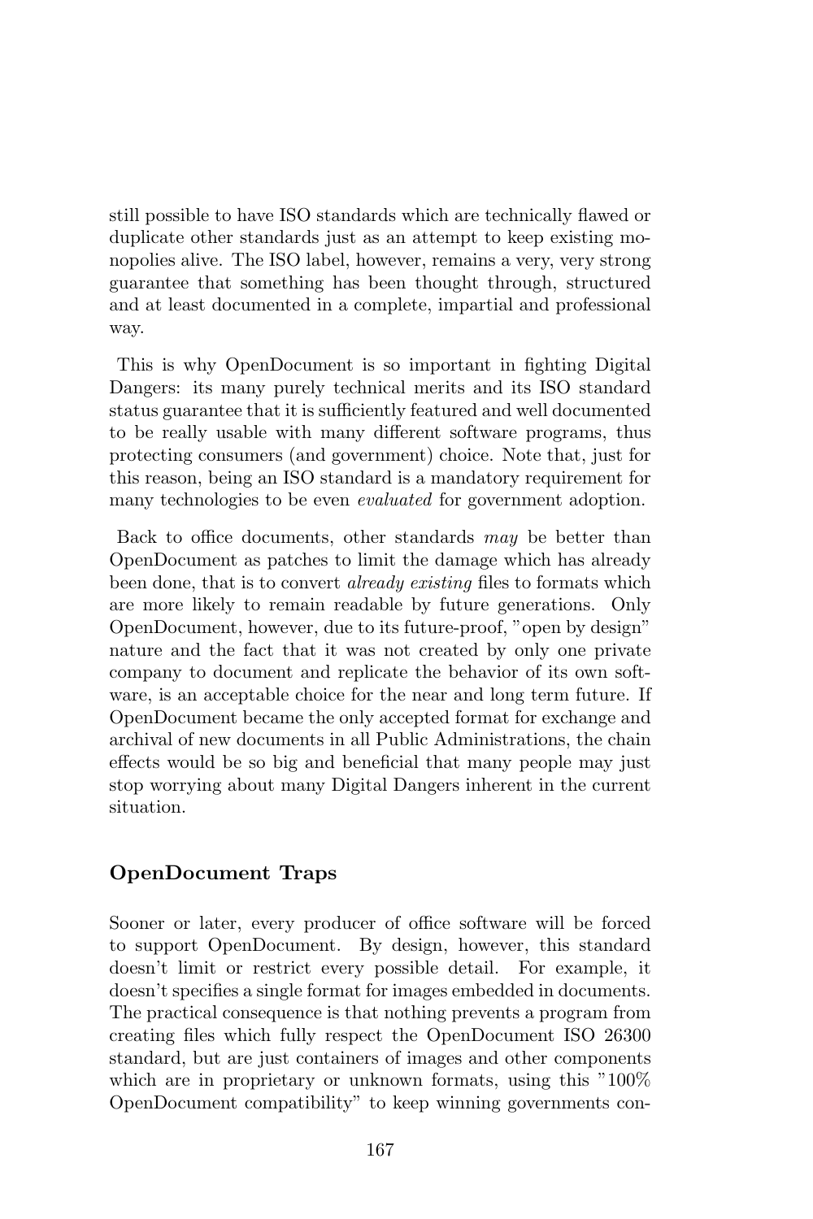still possible to have ISO standards which are technically flawed or duplicate other standards just as an attempt to keep existing monopolies alive. The ISO label, however, remains a very, very strong guarantee that something has been thought through, structured and at least documented in a complete, impartial and professional way.

This is why OpenDocument is so important in fighting Digital Dangers: its many purely technical merits and its ISO standard status guarantee that it is sufficiently featured and well documented to be really usable with many different software programs, thus protecting consumers (and government) choice. Note that, just for this reason, being an ISO standard is a mandatory requirement for many technologies to be even *evaluated* for government adoption.

Back to office documents, other standards *may* be better than OpenDocument as patches to limit the damage which has already been done, that is to convert *already existing* files to formats which are more likely to remain readable by future generations. Only OpenDocument, however, due to its future-proof, "open by design" nature and the fact that it was not created by only one private company to document and replicate the behavior of its own software, is an acceptable choice for the near and long term future. If OpenDocument became the only accepted format for exchange and archival of new documents in all Public Administrations, the chain effects would be so big and beneficial that many people may just stop worrying about many Digital Dangers inherent in the current situation.

### OpenDocument Traps

Sooner or later, every producer of office software will be forced to support OpenDocument. By design, however, this standard doesn't limit or restrict every possible detail. For example, it doesn't specifies a single format for images embedded in documents. The practical consequence is that nothing prevents a program from creating files which fully respect the OpenDocument ISO 26300 standard, but are just containers of images and other components which are in proprietary or unknown formats, using this "100% OpenDocument compatibility" to keep winning governments con-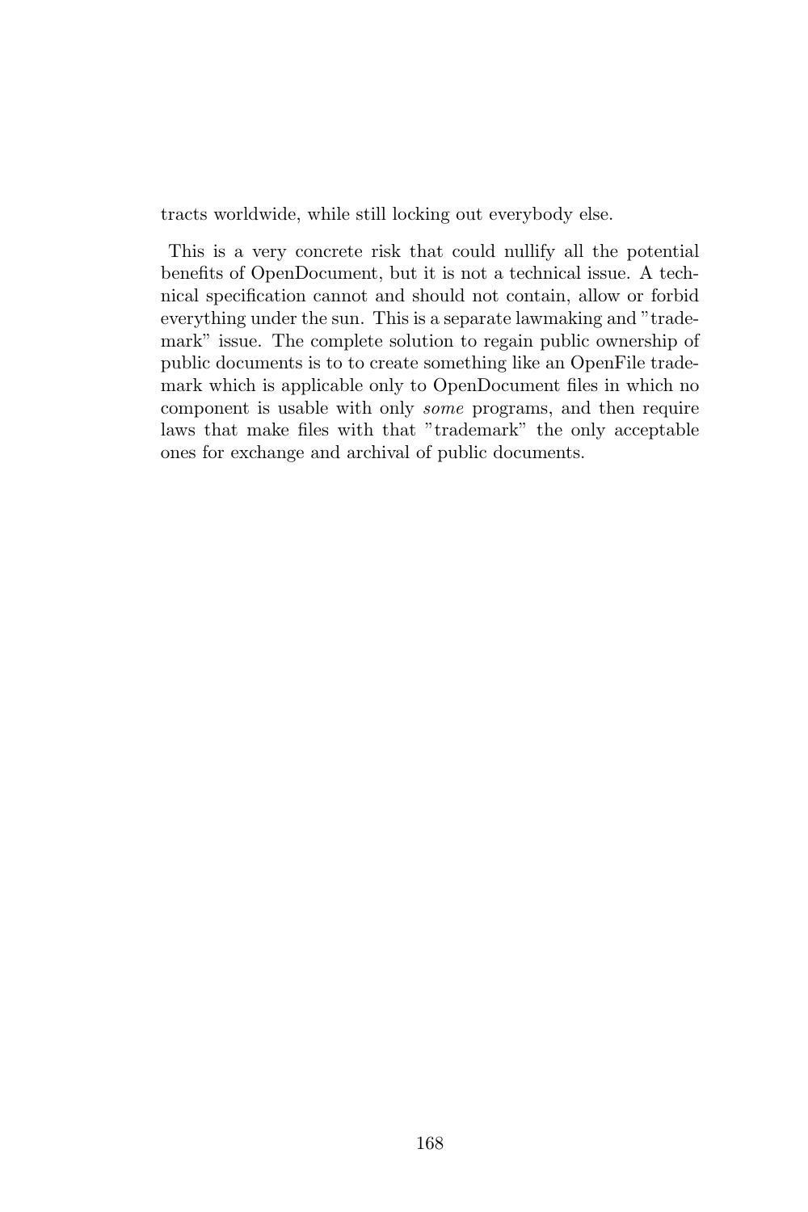tracts worldwide, while still locking out everybody else.

This is a very concrete risk that could nullify all the potential benefits of OpenDocument, but it is not a technical issue. A technical specification cannot and should not contain, allow or forbid everything under the sun. This is a separate lawmaking and "trademark" issue. The complete solution to regain public ownership of public documents is to to create something like an OpenFile trademark which is applicable only to OpenDocument files in which no component is usable with only *some* programs, and then require laws that make files with that "trademark" the only acceptable ones for exchange and archival of public documents.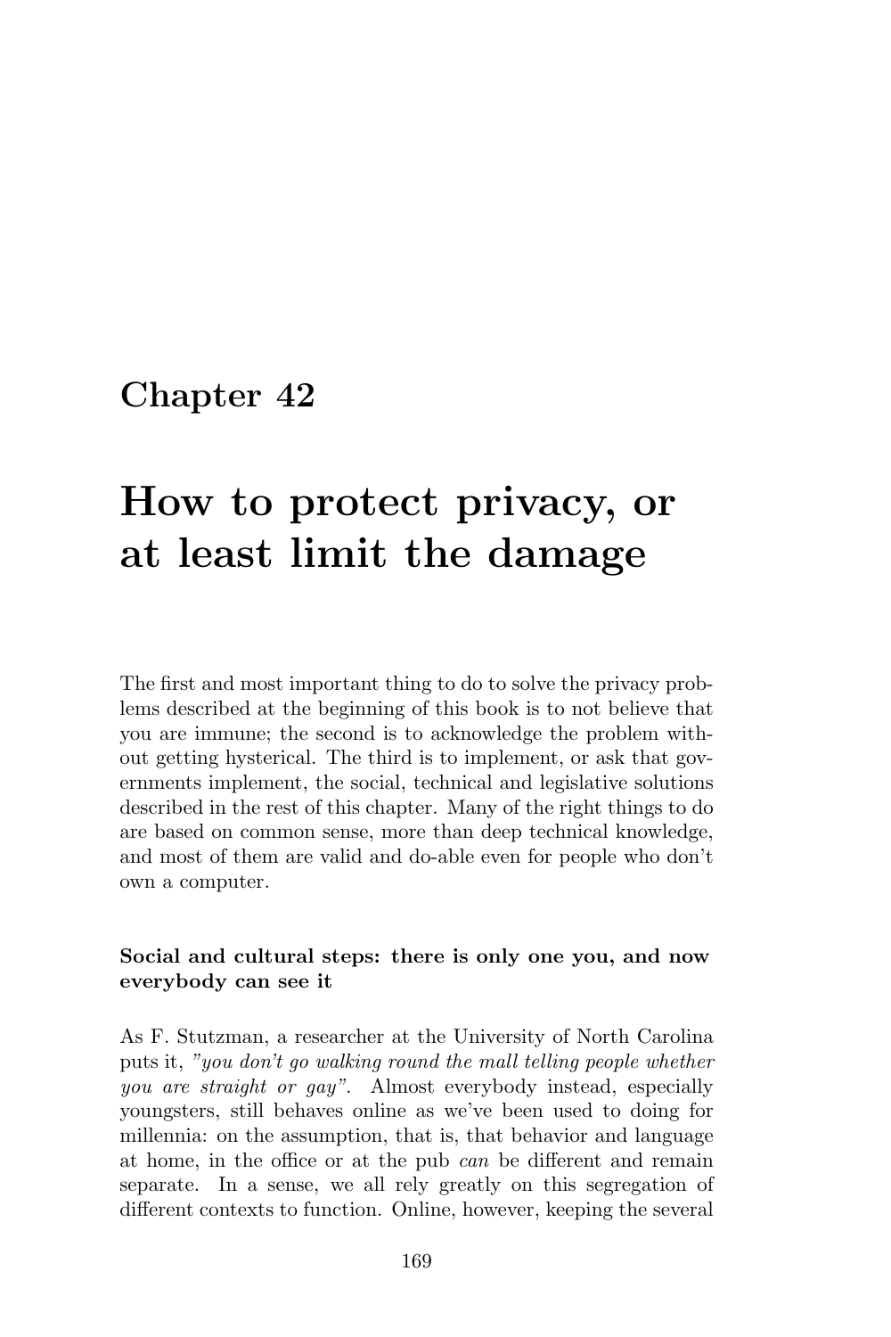# Chapter 42

# How to protect privacy, or at least limit the damage

The first and most important thing to do to solve the privacy problems described at the beginning of this book is to not believe that you are immune; the second is to acknowledge the problem without getting hysterical. The third is to implement, or ask that governments implement, the social, technical and legislative solutions described in the rest of this chapter. Many of the right things to do are based on common sense, more than deep technical knowledge, and most of them are valid and do-able even for people who don't own a computer.

**Social and cultural steps: there is only one you, and now everybody can see it**

As F. Stutzman, a researcher at the University of North Carolina puts it, *"you don't go walking round the mall telling people whether you are straight or gay"*. Almost everybody instead, especially youngsters, still behaves online as we've been used to doing for millennia: on the assumption, that is, that behavior and language at home, in the office or at the pub *can* be different and remain separate. In a sense, we all rely greatly on this segregation of different contexts to function. Online, however, keeping the several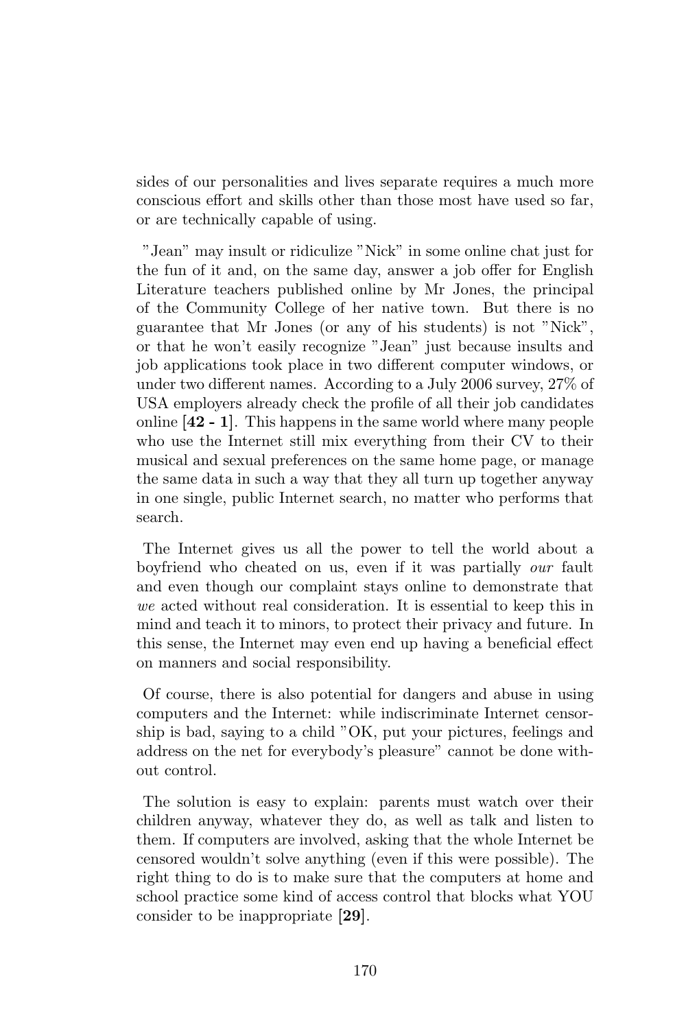sides of our personalities and lives separate requires a much more conscious effort and skills other than those most have used so far, or are technically capable of using.

"Jean" may insult or ridiculize "Nick" in some online chat just for the fun of it and, on the same day, answer a job offer for English Literature teachers published online by Mr Jones, the principal of the Community College of her native town. But there is no guarantee that Mr Jones (or any of his students) is not "Nick", or that he won't easily recognize "Jean" just because insults and job applications took place in two different computer windows, or under two different names. According to a July 2006 survey, 27% of USA employers already check the profile of all their job candidates online [**42 - 1**]. This happens in the same world where many people who use the Internet still mix everything from their CV to their musical and sexual preferences on the same home page, or manage the same data in such a way that they all turn up together anyway in one single, public Internet search, no matter who performs that search.

The Internet gives us all the power to tell the world about a boyfriend who cheated on us, even if it was partially *our* fault and even though our complaint stays online to demonstrate that *we* acted without real consideration. It is essential to keep this in mind and teach it to minors, to protect their privacy and future. In this sense, the Internet may even end up having a beneficial effect on manners and social responsibility.

Of course, there is also potential for dangers and abuse in using computers and the Internet: while indiscriminate Internet censorship is bad, saying to a child "OK, put your pictures, feelings and address on the net for everybody's pleasure" cannot be done without control.

The solution is easy to explain: parents must watch over their children anyway, whatever they do, as well as talk and listen to them. If computers are involved, asking that the whole Internet be censored wouldn't solve anything (even if this were possible). The right thing to do is to make sure that the computers at home and school practice some kind of access control that blocks what YOU consider to be inappropriate [**29**].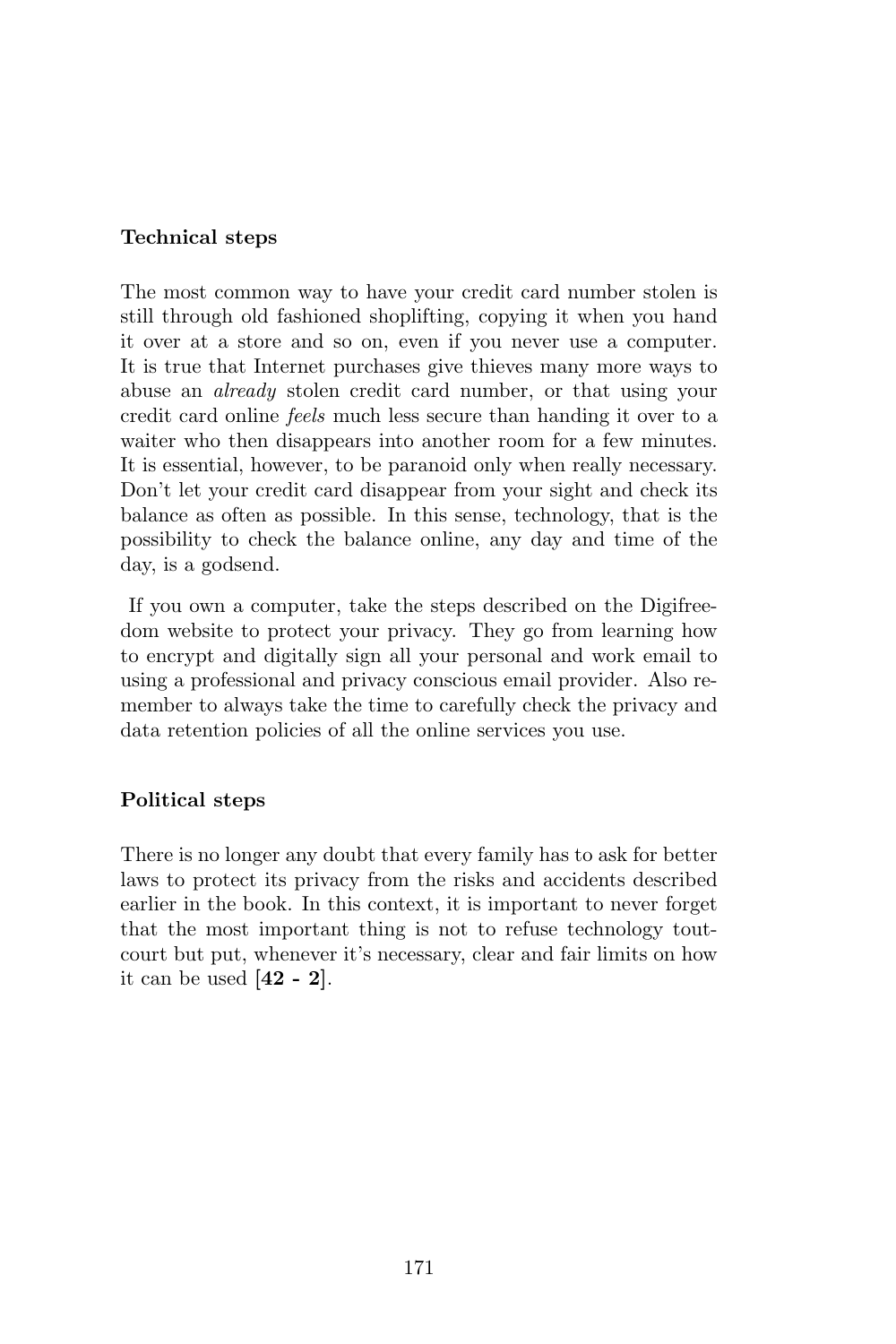### Technical steps

The most common way to have your credit card number stolen is still through old fashioned shoplifting, copying it when you hand it over at a store and so on, even if you never use a computer. It is true that Internet purchases give thieves many more ways to abuse an *already* stolen credit card number, or that using your credit card online *feels* much less secure than handing it over to a waiter who then disappears into another room for a few minutes. It is essential, however, to be paranoid only when really necessary. Don't let your credit card disappear from your sight and check its balance as often as possible. In this sense, technology, that is the possibility to check the balance online, any day and time of the day, is a godsend.

If you own a computer, take the steps described on the Digifreedom website to protect your privacy. They go from learning how to encrypt and digitally sign all your personal and work email to using a professional and privacy conscious email provider. Also remember to always take the time to carefully check the privacy and data retention policies of all the online services you use.

### Political steps

There is no longer any doubt that every family has to ask for better laws to protect its privacy from the risks and accidents described earlier in the book. In this context, it is important to never forget that the most important thing is not to refuse technology tout-court but put, whenever it's necessary, clear and fair limits on how it can be used [**42 - 2**].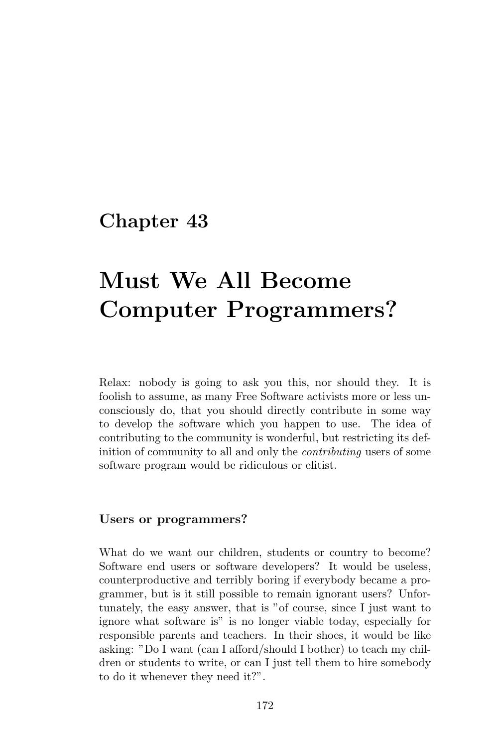# Chapter 43

# Must We All Become Computer Programmers?

Relax: nobody is going to ask you this, nor should they. It is foolish to assume, as many Free Software activists more or less unconsciously do, that you should directly contribute in some way to develop the software which you happen to use. The idea of contributing to the community is wonderful, but restricting its definition of community to all and only the *contributing* users of some software program would be ridiculous or elitist.

### Users or programmers?

What do we want our children, students or country to become? Software end users or software developers? It would be useless, counterproductive and terribly boring if everybody became a programmer, but is it still possible to remain ignorant users? Unfortunately, the easy answer, that is "of course, since I just want to ignore what software is" is no longer viable today, especially for responsible parents and teachers. In their shoes, it would be like asking: "Do I want (can I afford/should I bother) to teach my children or students to write, or can I just tell them to hire somebody to do it whenever they need it?".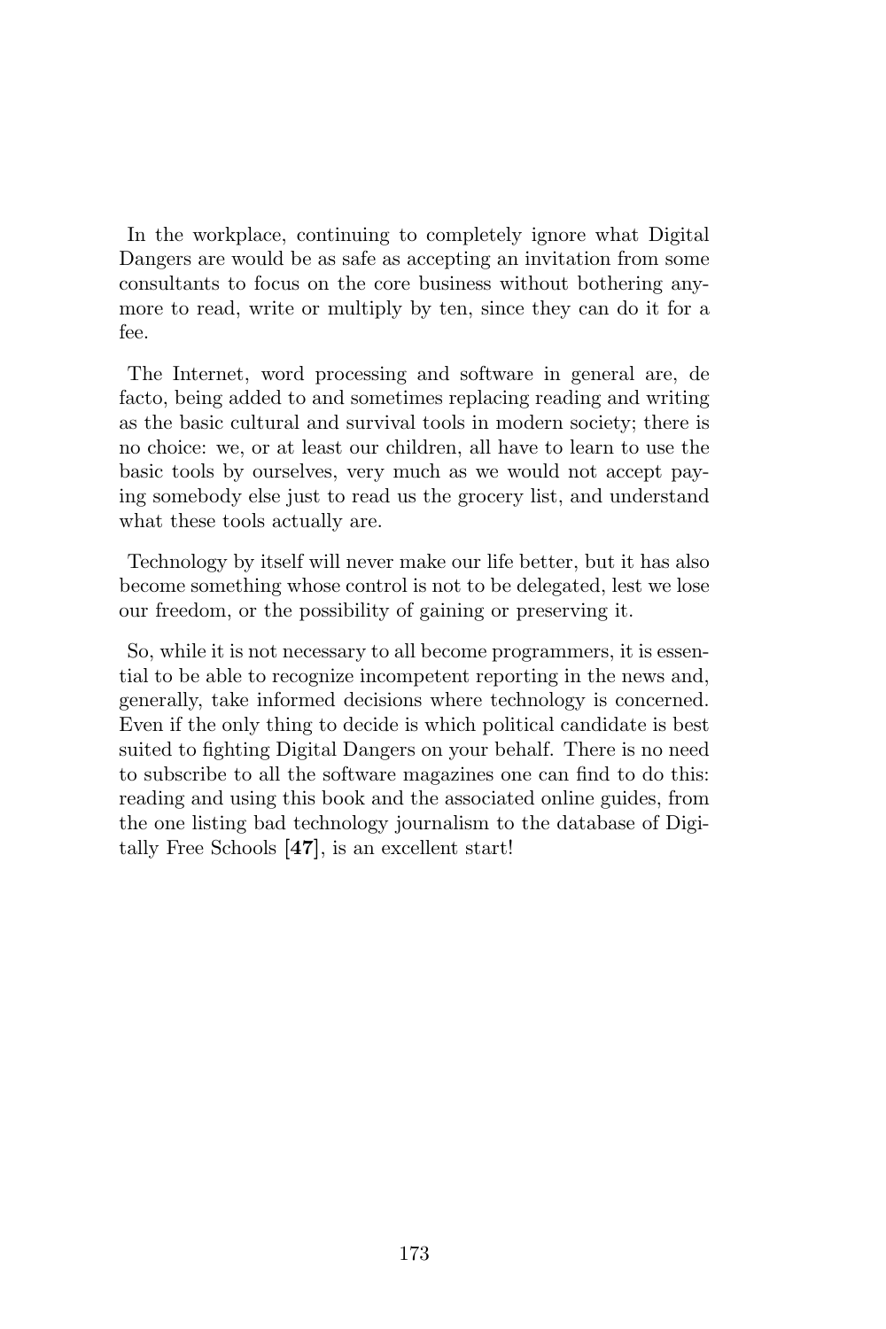In the workplace, continuing to completely ignore what Digital Dangers are would be as safe as accepting an invitation from some consultants to focus on the core business without bothering anymore to read, write or multiply by ten, since they can do it for a fee.

The Internet, word processing and software in general are, de facto, being added to and sometimes replacing reading and writing as the basic cultural and survival tools in modern society; there is no choice: we, or at least our children, all have to learn to use the basic tools by ourselves, very much as we would not accept paying somebody else just to read us the grocery list, and understand what these tools actually are.

Technology by itself will never make our life better, but it has also become something whose control is not to be delegated, lest we lose our freedom, or the possibility of gaining or preserving it.

So, while it is not necessary to all become programmers, it is essential to be able to recognize incompetent reporting in the news and, generally, take informed decisions where technology is concerned. Even if the only thing to decide is which political candidate is best suited to fighting Digital Dangers on your behalf. There is no need to subscribe to all the software magazines one can find to do this: reading and using this book and the associated online guides, from the one listing bad technology journalism to the database of Digitally Free Schools [**47**], is an excellent start!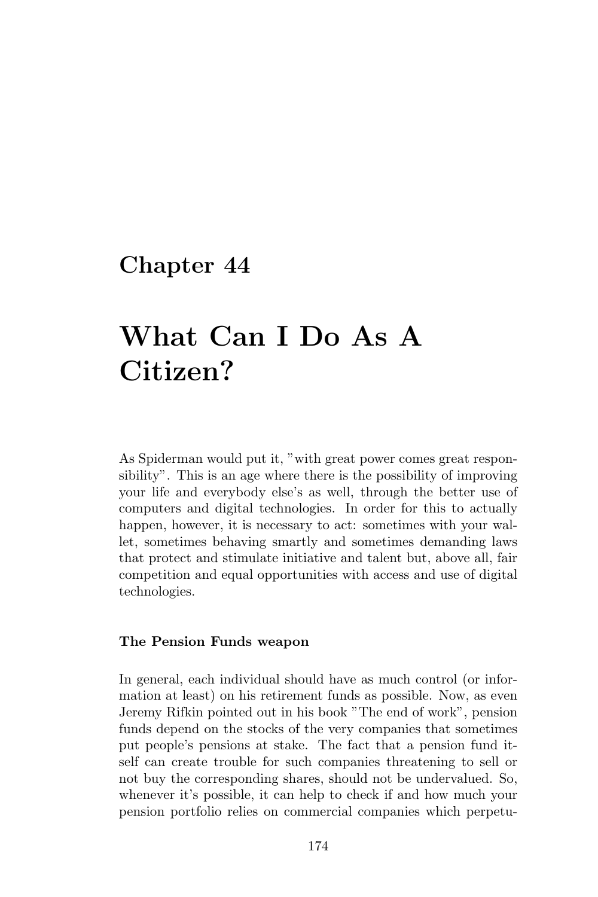# Chapter 44

# What Can I Do As A Citizen?

As Spiderman would put it, "with great power comes great responsibility". This is an age where there is the possibility of improving your life and everybody else's as well, through the better use of computers and digital technologies. In order for this to actually happen, however, it is necessary to act: sometimes with your wallet, sometimes behaving smartly and sometimes demanding laws that protect and stimulate initiative and talent but, above all, fair competition and equal opportunities with access and use of digital technologies.

**The Pension Funds weapon**

In general, each individual should have as much control (or information at least) on his retirement funds as possible. Now, as even Jeremy Rifkin pointed out in his book "The end of work", pension funds depend on the stocks of the very companies that sometimes put people's pensions at stake. The fact that a pension fund itself can create trouble for such companies threatening to sell or not buy the corresponding shares, should not be undervalued. So, whenever it's possible, it can help to check if and how much your pension portfolio relies on commercial companies which perpetu-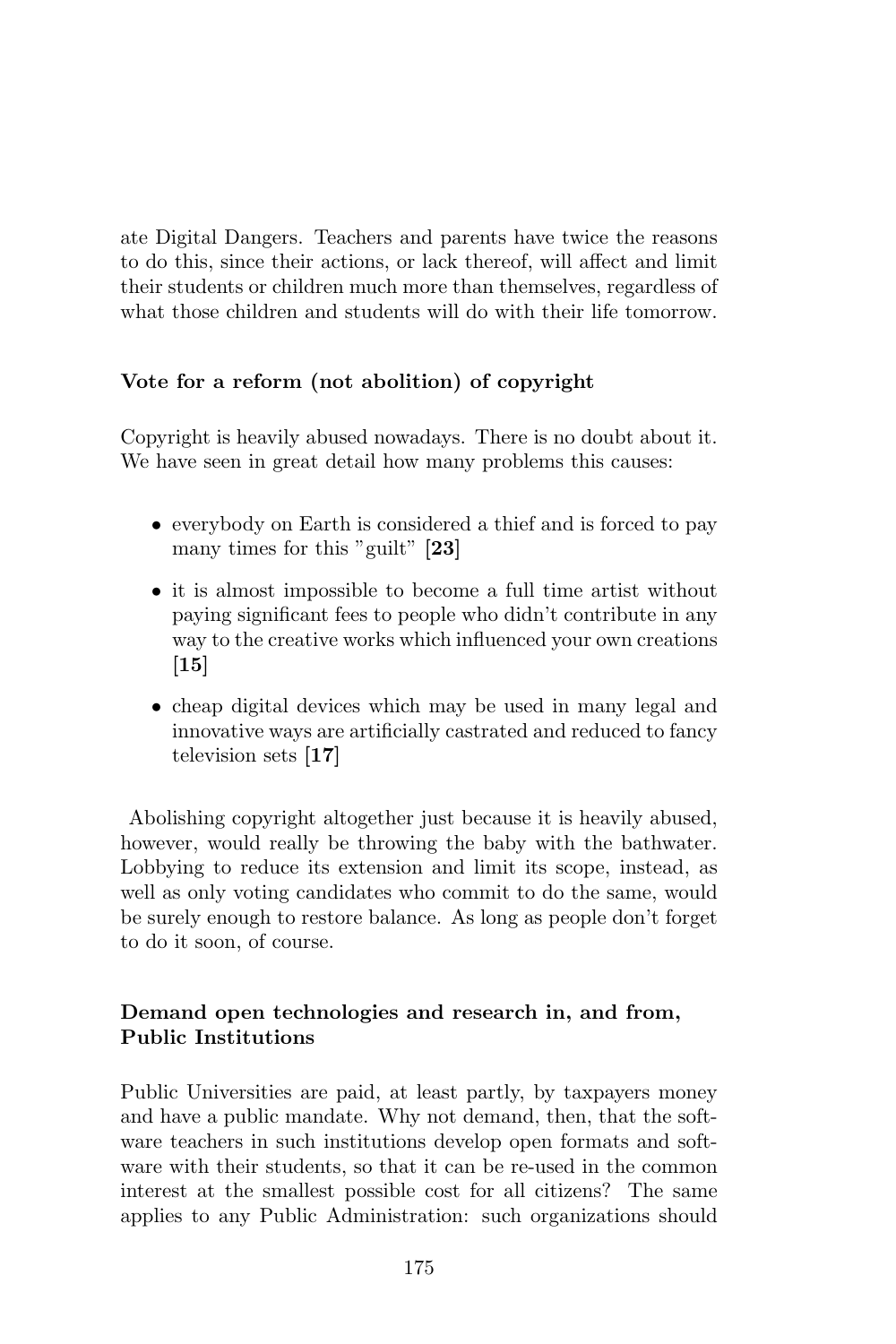ate Digital Dangers. Teachers and parents have twice the reasons to do this, since their actions, or lack thereof, will affect and limit their students or children much more than themselves, regardless of what those children and students will do with their life tomorrow.

**Vote for a reform (not abolition) of copyright**

Copyright is heavily abused nowadays. There is no doubt about it. We have seen in great detail how many problems this causes:

- everybody on Earth is considered a thief and is forced to pay many times for this "guilt" **[23]**
- it is almost impossible to become a full time artist without paying significant fees to people who didn't contribute in any way to the creative works which influenced your own creations **[15]**
- cheap digital devices which may be used in many legal and innovative ways are artificially castrated and reduced to fancy television sets **[17]**

Abolishing copyright altogether just because it is heavily abused, however, would really be throwing the baby with the bathwater. Lobbying to reduce its extension and limit its scope, instead, as well as only voting candidates who commit to do the same, would be surely enough to restore balance. As long as people don't forget to do it soon, of course.

**Demand open technologies and research in, and from, Public Institutions**

Public Universities are paid, at least partly, by taxpayers money and have a public mandate. Why not demand, then, that the software teachers in such institutions develop open formats and software with their students, so that it can be re-used in the common interest at the smallest possible cost for all citizens? The same applies to any Public Administration: such organizations should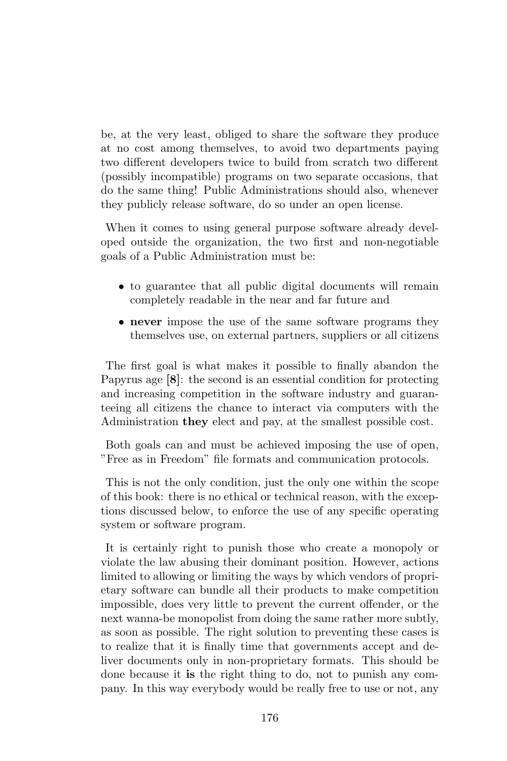be, at the very least, obliged to share the software they produce at no cost among themselves, to avoid two departments paying two different developers twice to build from scratch two different (possibly incompatible) programs on two separate occasions, that do the same thing! Public Administrations should also, whenever they publicly release software, do so under an open license.

When it comes to using general purpose software already developed outside the organization, the two first and non-negotiable goals of a Public Administration must be:

- to guarantee that all public digital documents will remain completely readable in the near and far future and
- **never** impose the use of the same software programs they themselves use, on external partners, suppliers or all citizens

The first goal is what makes it possible to finally abandon the Papyrus age [**8**]: the second is an essential condition for protecting and increasing competition in the software industry and guaranteeing all citizens the chance to interact via computers with the Administration **they** elect and pay, at the smallest possible cost.

Both goals can and must be achieved imposing the use of open, "Free as in Freedom" file formats and communication protocols.

This is not the only condition, just the only one within the scope of this book: there is no ethical or technical reason, with the exceptions discussed below, to enforce the use of any specific operating system or software program.

It is certainly right to punish those who create a monopoly or violate the law abusing their dominant position. However, actions limited to allowing or limiting the ways by which vendors of proprietary software can bundle all their products to make competition impossible, does very little to prevent the current offender, or the next wanna-be monopolist from doing the same rather more subtly, as soon as possible. The right solution to preventing these cases is to realize that it is finally time that governments accept and deliver documents only in non-proprietary formats. This should be done because it **is** the right thing to do, not to punish any company. In this way everybody would be really free to use or not, any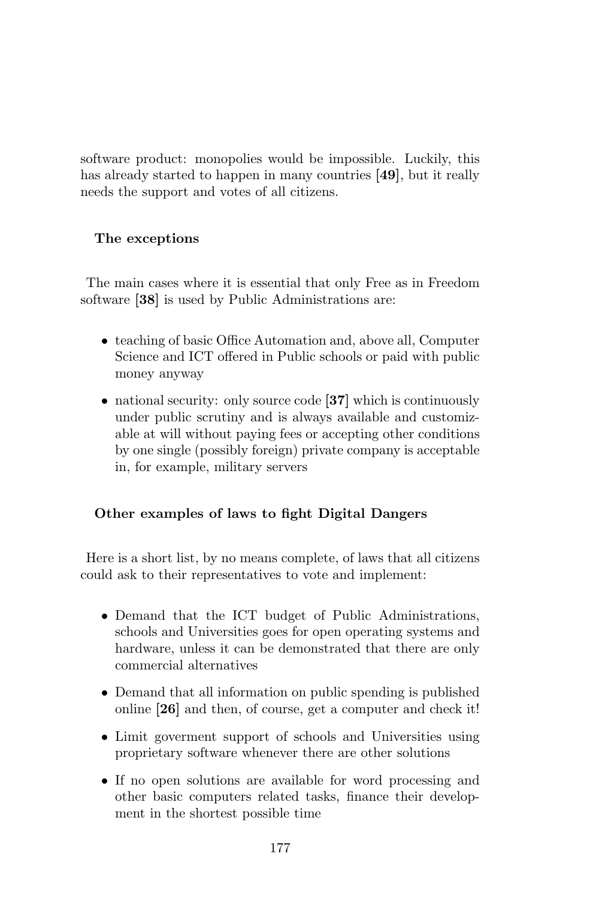software product: monopolies would be impossible. Luckily, this has already started to happen in many countries [**49**], but it really needs the support and votes of all citizens.

### The exceptions

The main cases where it is essential that only Free as in Freedom software [**38**] is used by Public Administrations are:

- teaching of basic Office Automation and, above all, Computer Science and ICT offered in Public schools or paid with public money anyway
- national security: only source code [**37**] which is continuously under public scrutiny and is always available and customizable at will without paying fees or accepting other conditions by one single (possibly foreign) private company is acceptable in, for example, military servers

### Other examples of laws to fight Digital Dangers

Here is a short list, by no means complete, of laws that all citizens could ask to their representatives to vote and implement:

- Demand that the ICT budget of Public Administrations, schools and Universities goes for open operating systems and hardware, unless it can be demonstrated that there are only commercial alternatives
- Demand that all information on public spending is published online [**26**] and then, of course, get a computer and check it!
- Limit goverment support of schools and Universities using proprietary software whenever there are other solutions
- If no open solutions are available for word processing and other basic computers related tasks, finance their development in the shortest possible time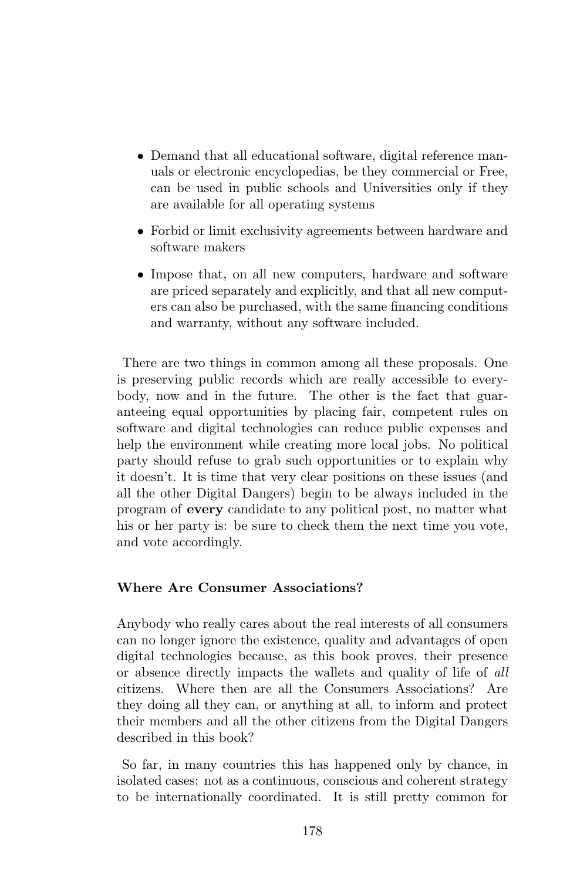- Demand that all educational software, digital reference manuals or electronic encyclopedias, be they commercial or Free, can be used in public schools and Universities only if they are available for all operating systems
- Forbid or limit exclusivity agreements between hardware and software makers
- Impose that, on all new computers, hardware and software are priced separately and explicitly, and that all new computers can also be purchased, with the same financing conditions and warranty, without any software included.

There are two things in common among all these proposals. One is preserving public records which are really accessible to everybody, now and in the future. The other is the fact that guaranteeing equal opportunities by placing fair, competent rules on software and digital technologies can reduce public expenses and help the environment while creating more local jobs. No political party should refuse to grab such opportunities or to explain why it doesn't. It is time that very clear positions on these issues (and all the other Digital Dangers) begin to be always included in the program of **every** candidate to any political post, no matter what his or her party is: be sure to check them the next time you vote, and vote accordingly.

### Where Are Consumer Associations?

Anybody who really cares about the real interests of all consumers can no longer ignore the existence, quality and advantages of open digital technologies because, as this book proves, their presence or absence directly impacts the wallets and quality of life of *all* citizens. Where then are all the Consumers Associations? Are they doing all they can, or anything at all, to inform and protect their members and all the other citizens from the Digital Dangers described in this book?

So far, in many countries this has happened only by chance, in isolated cases: not as a continuous, conscious and coherent strategy to be internationally coordinated. It is still pretty common for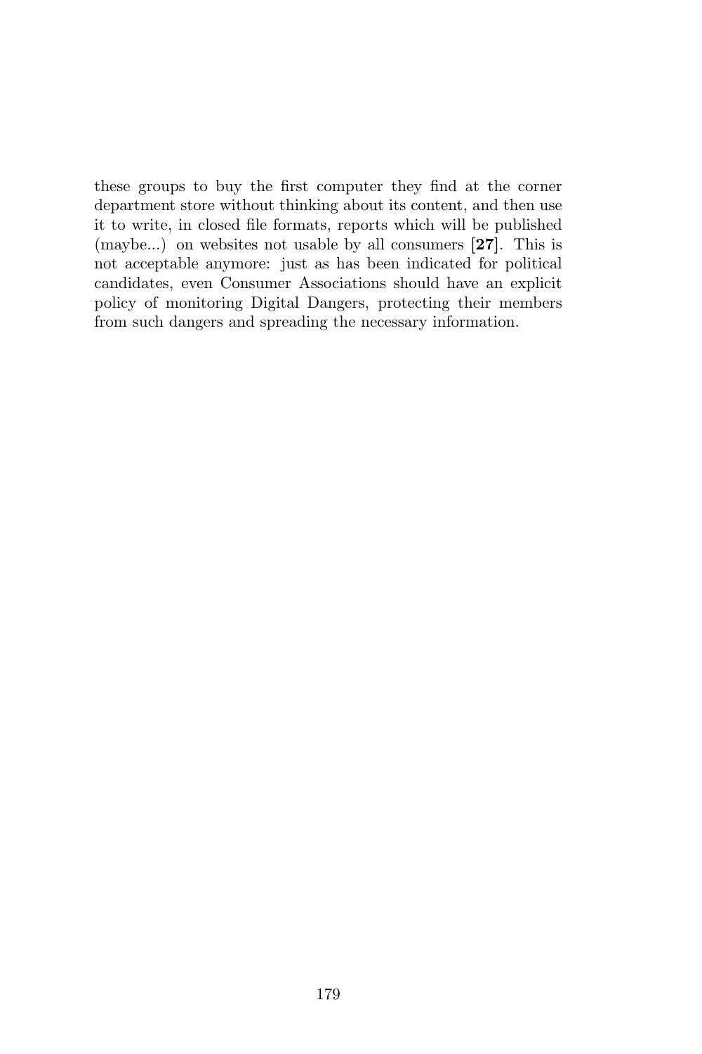these groups to buy the first computer they find at the corner department store without thinking about its content, and then use it to write, in closed file formats, reports which will be published (maybe...) on websites not usable by all consumers [**27**]. This is not acceptable anymore: just as has been indicated for political candidates, even Consumer Associations should have an explicit policy of monitoring Digital Dangers, protecting their members from such dangers and spreading the necessary information.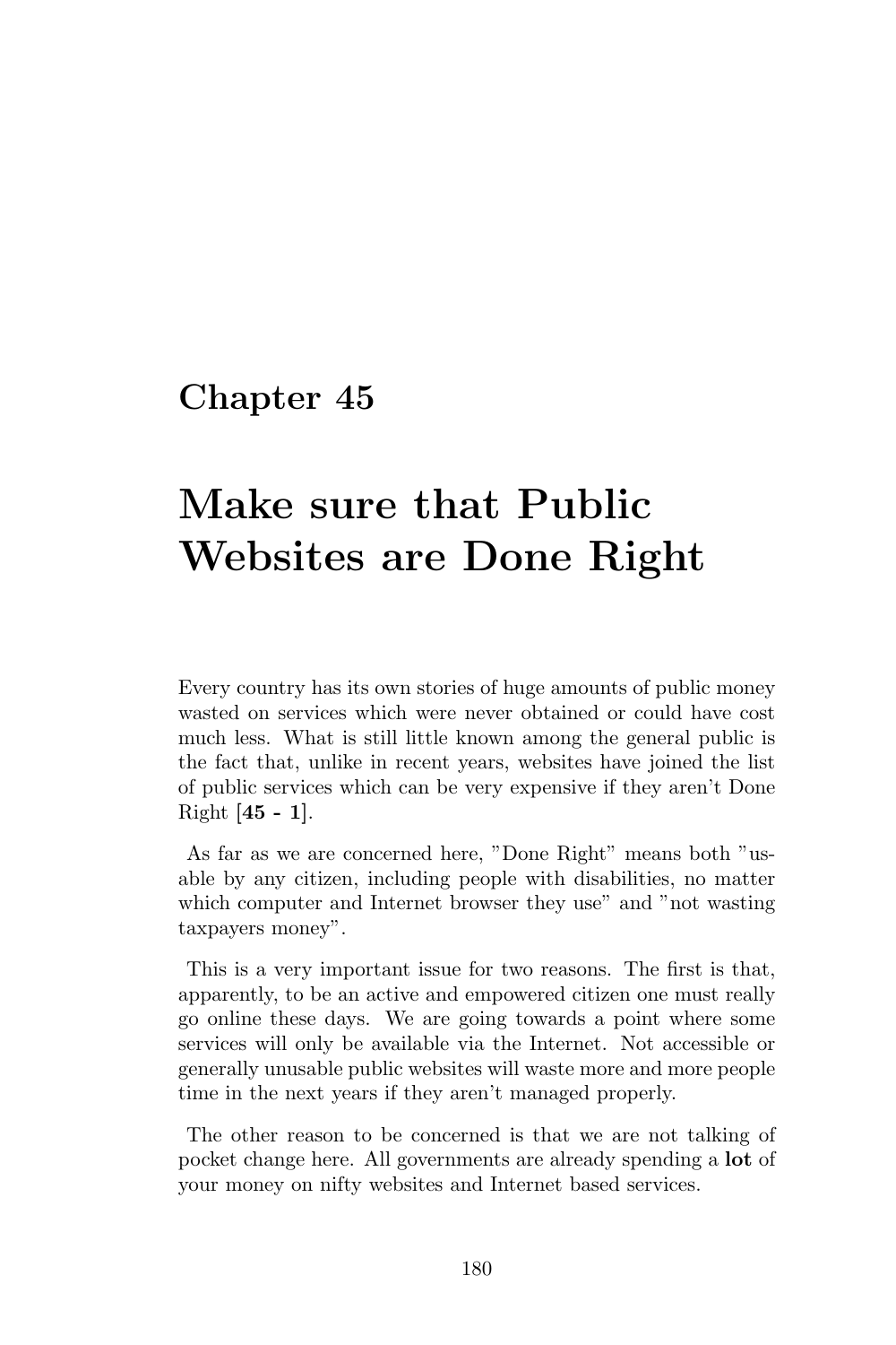# Chapter 45

# Make sure that Public Websites are Done Right

Every country has its own stories of huge amounts of public money wasted on services which were never obtained or could have cost much less. What is still little known among the general public is the fact that, unlike in recent years, websites have joined the list of public services which can be very expensive if they aren't Done Right [**45 - 1**].

As far as we are concerned here, "Done Right" means both "usable by any citizen, including people with disabilities, no matter which computer and Internet browser they use" and "not wasting taxpayers money".

This is a very important issue for two reasons. The first is that, apparently, to be an active and empowered citizen one must really go online these days. We are going towards a point where some services will only be available via the Internet. Not accessible or generally unusable public websites will waste more and more people time in the next years if they aren't managed properly.

The other reason to be concerned is that we are not talking of pocket change here. All governments are already spending a **lot** of your money on nifty websites and Internet based services.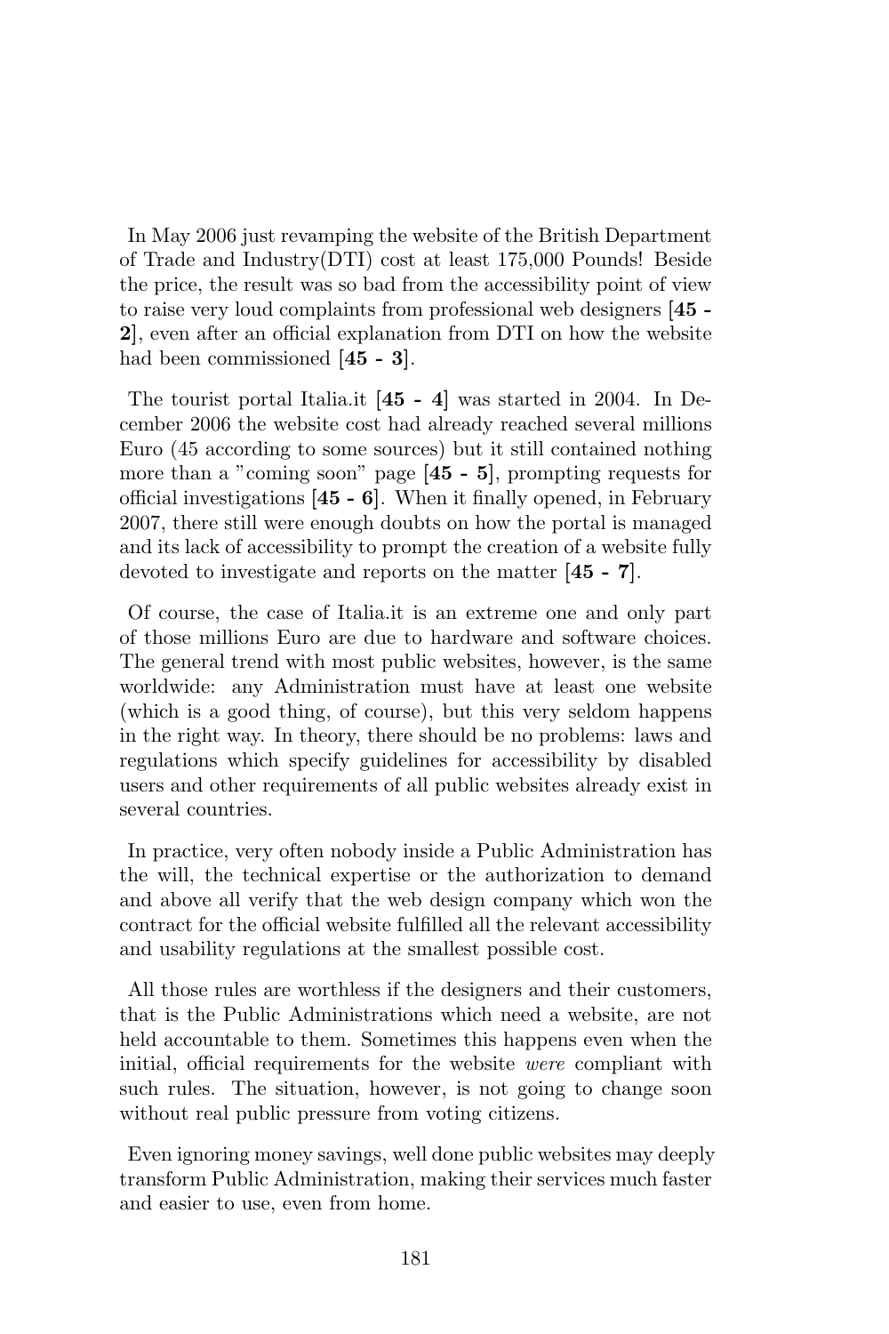In May 2006 just revamping the website of the British Department of Trade and Industry(DTI) cost at least 175,000 Pounds! Beside the price, the result was so bad from the accessibility point of view to raise very loud complaints from professional web designers [**45 - 2**], even after an official explanation from DTI on how the website had been commissioned [**45 - 3**].

The tourist portal Italia.it [**45 - 4**] was started in 2004. In December 2006 the website cost had already reached several millions Euro (45 according to some sources) but it still contained nothing more than a "coming soon" page [**45 - 5**], prompting requests for official investigations [**45 - 6**]. When it finally opened, in February 2007, there still were enough doubts on how the portal is managed and its lack of accessibility to prompt the creation of a website fully devoted to investigate and reports on the matter [**45 - 7**].

Of course, the case of Italia.it is an extreme one and only part of those millions Euro are due to hardware and software choices. The general trend with most public websites, however, is the same worldwide: any Administration must have at least one website (which is a good thing, of course), but this very seldom happens in the right way. In theory, there should be no problems: laws and regulations which specify guidelines for accessibility by disabled users and other requirements of all public websites already exist in several countries.

In practice, very often nobody inside a Public Administration has the will, the technical expertise or the authorization to demand and above all verify that the web design company which won the contract for the official website fulfilled all the relevant accessibility and usability regulations at the smallest possible cost.

All those rules are worthless if the designers and their customers, that is the Public Administrations which need a website, are not held accountable to them. Sometimes this happens even when the initial, official requirements for the website *were* compliant with such rules. The situation, however, is not going to change soon without real public pressure from voting citizens.

Even ignoring money savings, well done public websites may deeply transform Public Administration, making their services much faster and easier to use, even from home.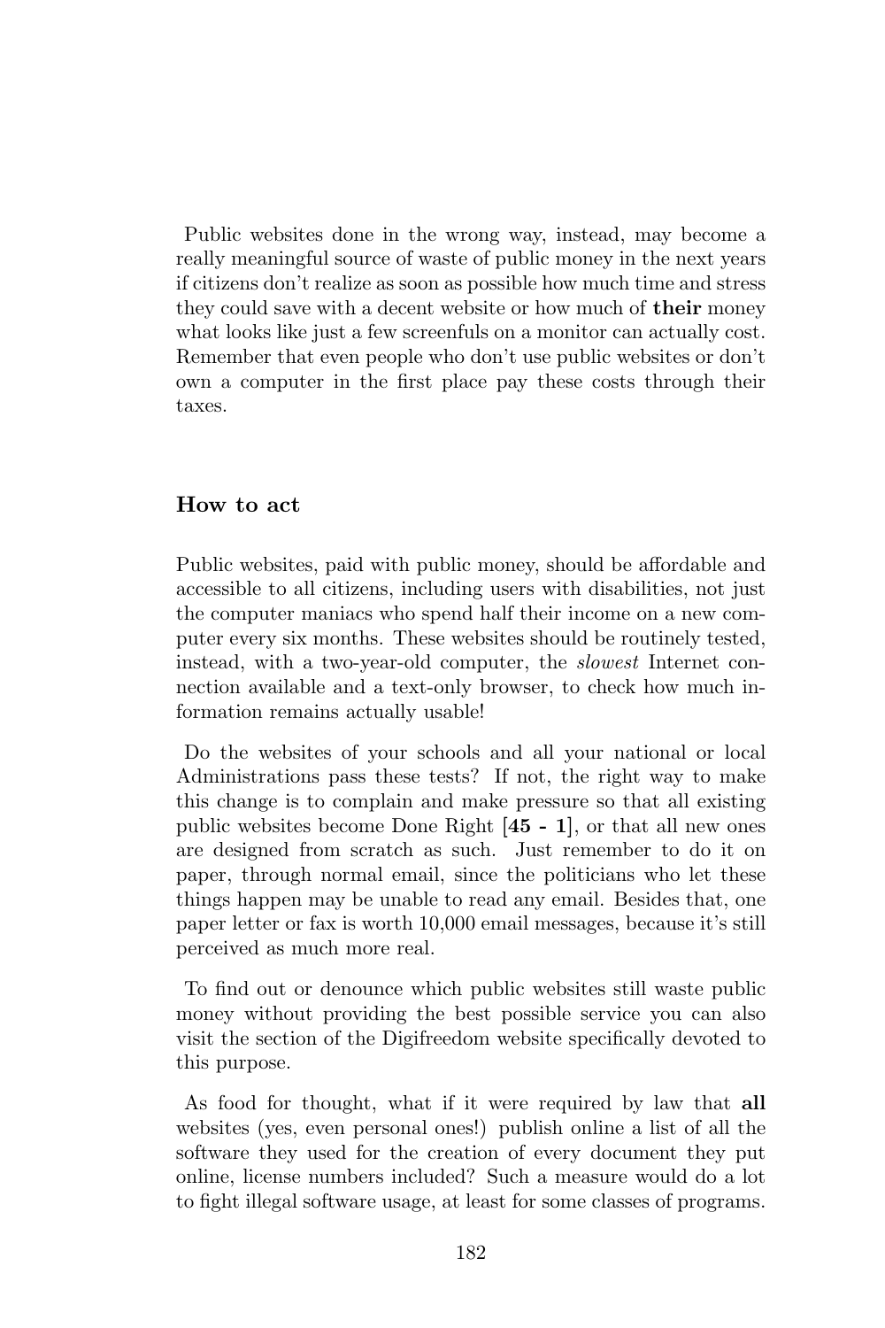Public websites done in the wrong way, instead, may become a really meaningful source of waste of public money in the next years if citizens don't realize as soon as possible how much time and stress they could save with a decent website or how much of **their** money what looks like just a few screenfuls on a monitor can actually cost. Remember that even people who don't use public websites or don't own a computer in the first place pay these costs through their taxes.

### How to act

Public websites, paid with public money, should be affordable and accessible to all citizens, including users with disabilities, not just the computer maniacs who spend half their income on a new computer every six months. These websites should be routinely tested, instead, with a two-year-old computer, the *slowest* Internet connection available and a text-only browser, to check how much information remains actually usable!

Do the websites of your schools and all your national or local Administrations pass these tests? If not, the right way to make this change is to complain and make pressure so that all existing public websites become Done Right [**45 - 1**], or that all new ones are designed from scratch as such. Just remember to do it on paper, through normal email, since the politicians who let these things happen may be unable to read any email. Besides that, one paper letter or fax is worth 10,000 email messages, because it's still perceived as much more real.

To find out or denounce which public websites still waste public money without providing the best possible service you can also visit the section of the Digifreedom website specifically devoted to this purpose.

As food for thought, what if it were required by law that **all** websites (yes, even personal ones!) publish online a list of all the software they used for the creation of every document they put online, license numbers included? Such a measure would do a lot to fight illegal software usage, at least for some classes of programs.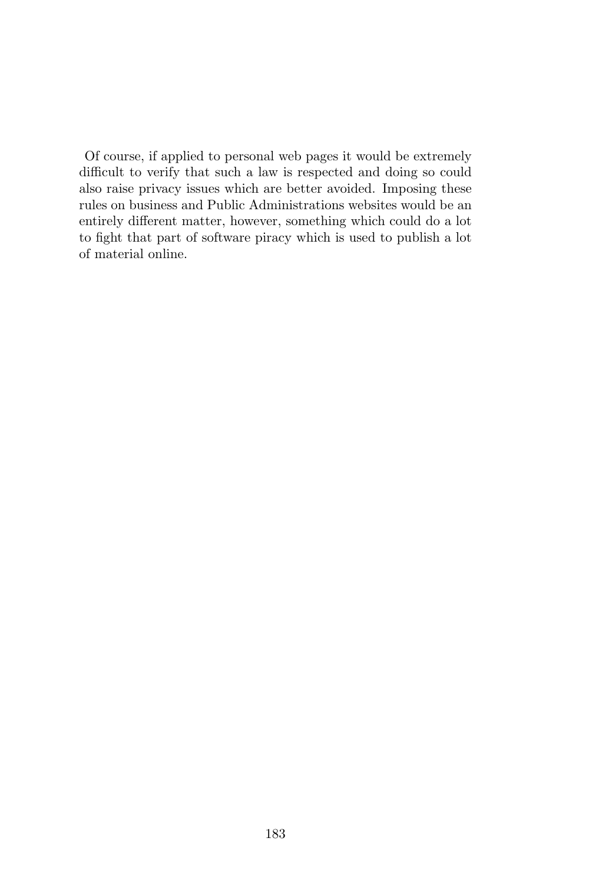Of course, if applied to personal web pages it would be extremely difficult to verify that such a law is respected and doing so could also raise privacy issues which are better avoided. Imposing these rules on business and Public Administrations websites would be an entirely different matter, however, something which could do a lot to fight that part of software piracy which is used to publish a lot of material online.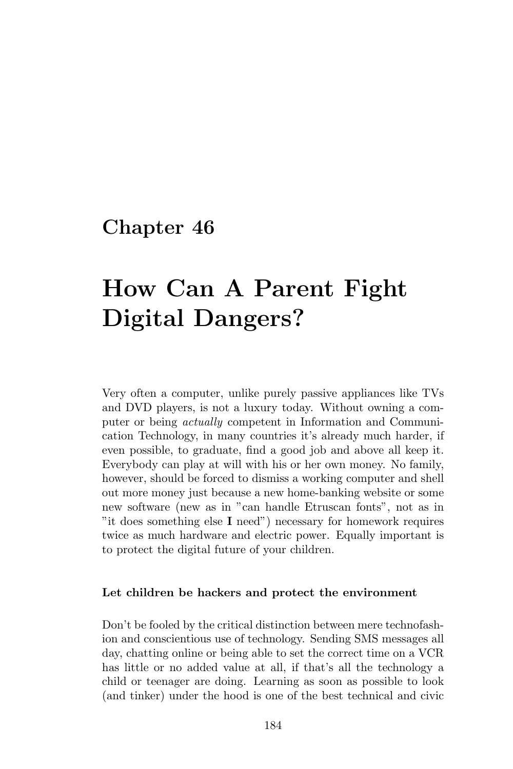# Chapter 46

# How Can A Parent Fight Digital Dangers?

Very often a computer, unlike purely passive appliances like TVs and DVD players, is not a luxury today. Without owning a computer or being *actually* competent in Information and Communication Technology, in many countries it's already much harder, if even possible, to graduate, find a good job and above all keep it. Everybody can play at will with his or her own money. No family, however, should be forced to dismiss a working computer and shell out more money just because a new home-banking website or some new software (new as in "can handle Etruscan fonts", not as in "it does something else **I** need") necessary for homework requires twice as much hardware and electric power. Equally important is to protect the digital future of your children.

### Let children be hackers and protect the environment

Don't be fooled by the critical distinction between mere technofashion and conscientious use of technology. Sending SMS messages all day, chatting online or being able to set the correct time on a VCR has little or no added value at all, if that's all the technology a child or teenager are doing. Learning as soon as possible to look (and tinker) under the hood is one of the best technical and civic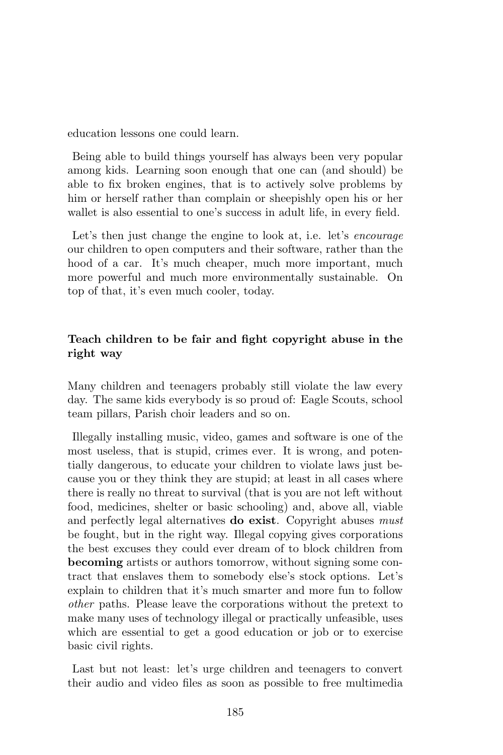education lessons one could learn.

Being able to build things yourself has always been very popular among kids. Learning soon enough that one can (and should) be able to fix broken engines, that is to actively solve problems by him or herself rather than complain or sheepishly open his or her wallet is also essential to one's success in adult life, in every field.

Let's then just change the engine to look at, i.e. let's *encourage* our children to open computers and their software, rather than the hood of a car. It's much cheaper, much more important, much more powerful and much more environmentally sustainable. On top of that, it's even much cooler, today.

### Teach children to be fair and fight copyright abuse in the right way

Many children and teenagers probably still violate the law every day. The same kids everybody is so proud of: Eagle Scouts, school team pillars, Parish choir leaders and so on.

Illegally installing music, video, games and software is one of the most useless, that is stupid, crimes ever. It is wrong, and potentially dangerous, to educate your children to violate laws just because you or they think they are stupid; at least in all cases where there is really no threat to survival (that is you are not left without food, medicines, shelter or basic schooling) and, above all, viable and perfectly legal alternatives **do exist**. Copyright abuses *must* be fought, but in the right way. Illegal copying gives corporations the best excuses they could ever dream of to block children from **becoming** artists or authors tomorrow, without signing some contract that enslaves them to somebody else's stock options. Let's explain to children that it's much smarter and more fun to follow *other* paths. Please leave the corporations without the pretext to make many uses of technology illegal or practically unfeasible, uses which are essential to get a good education or job or to exercise basic civil rights.

Last but not least: let's urge children and teenagers to convert their audio and video files as soon as possible to free multimedia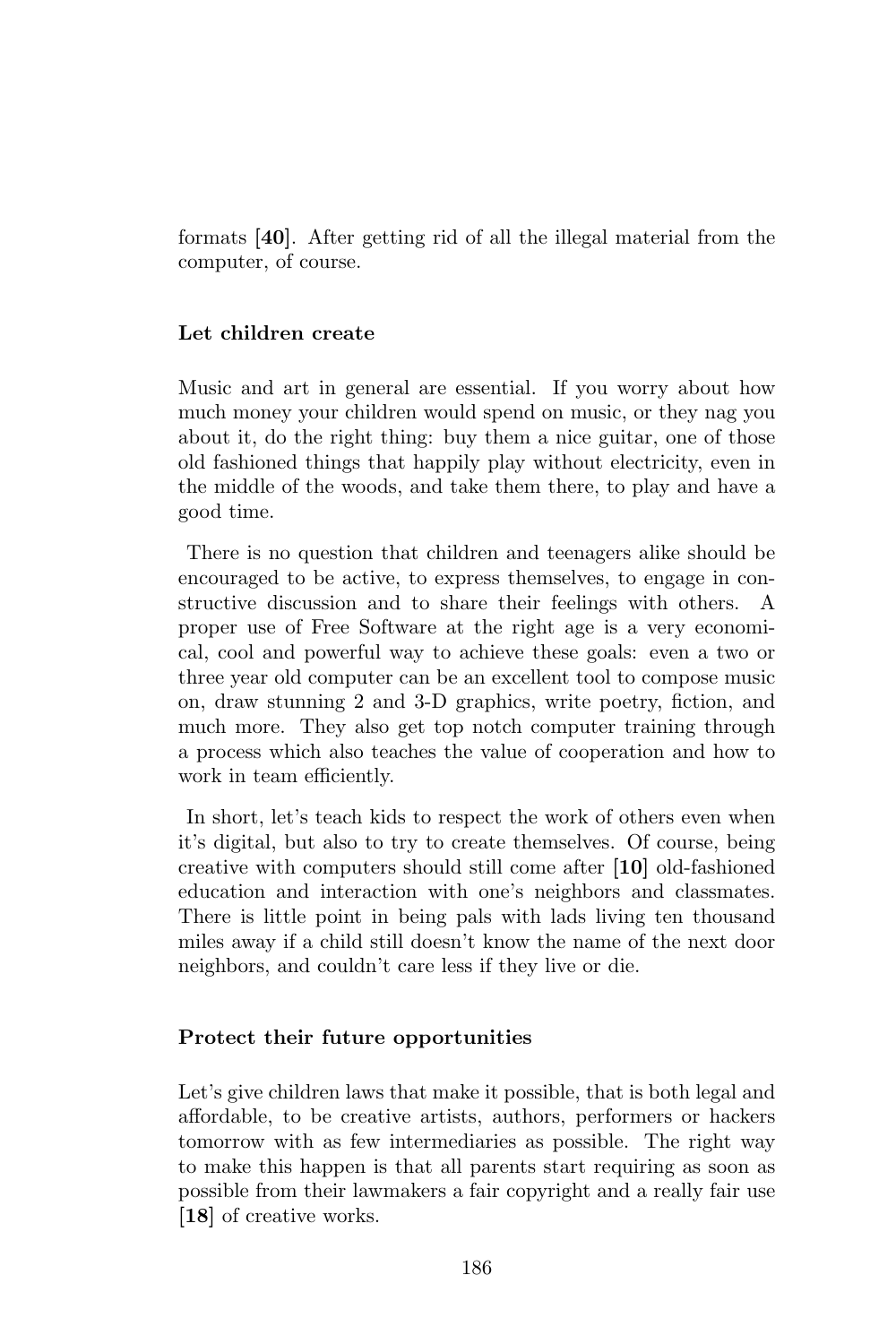formats [**40**]. After getting rid of all the illegal material from the computer, of course.

### Let children create

Music and art in general are essential. If you worry about how much money your children would spend on music, or they nag you about it, do the right thing: buy them a nice guitar, one of those old fashioned things that happily play without electricity, even in the middle of the woods, and take them there, to play and have a good time.

There is no question that children and teenagers alike should be encouraged to be active, to express themselves, to engage in constructive discussion and to share their feelings with others. A proper use of Free Software at the right age is a very economical, cool and powerful way to achieve these goals: even a two or three year old computer can be an excellent tool to compose music on, draw stunning 2 and 3-D graphics, write poetry, fiction, and much more. They also get top notch computer training through a process which also teaches the value of cooperation and how to work in team efficiently.

In short, let's teach kids to respect the work of others even when it's digital, but also to try to create themselves. Of course, being creative with computers should still come after [**10**] old-fashioned education and interaction with one's neighbors and classmates. There is little point in being pals with lads living ten thousand miles away if a child still doesn't know the name of the next door neighbors, and couldn't care less if they live or die.

### Protect their future opportunities

Let's give children laws that make it possible, that is both legal and affordable, to be creative artists, authors, performers or hackers tomorrow with as few intermediaries as possible. The right way to make this happen is that all parents start requiring as soon as possible from their lawmakers a fair copyright and a really fair use [**18**] of creative works.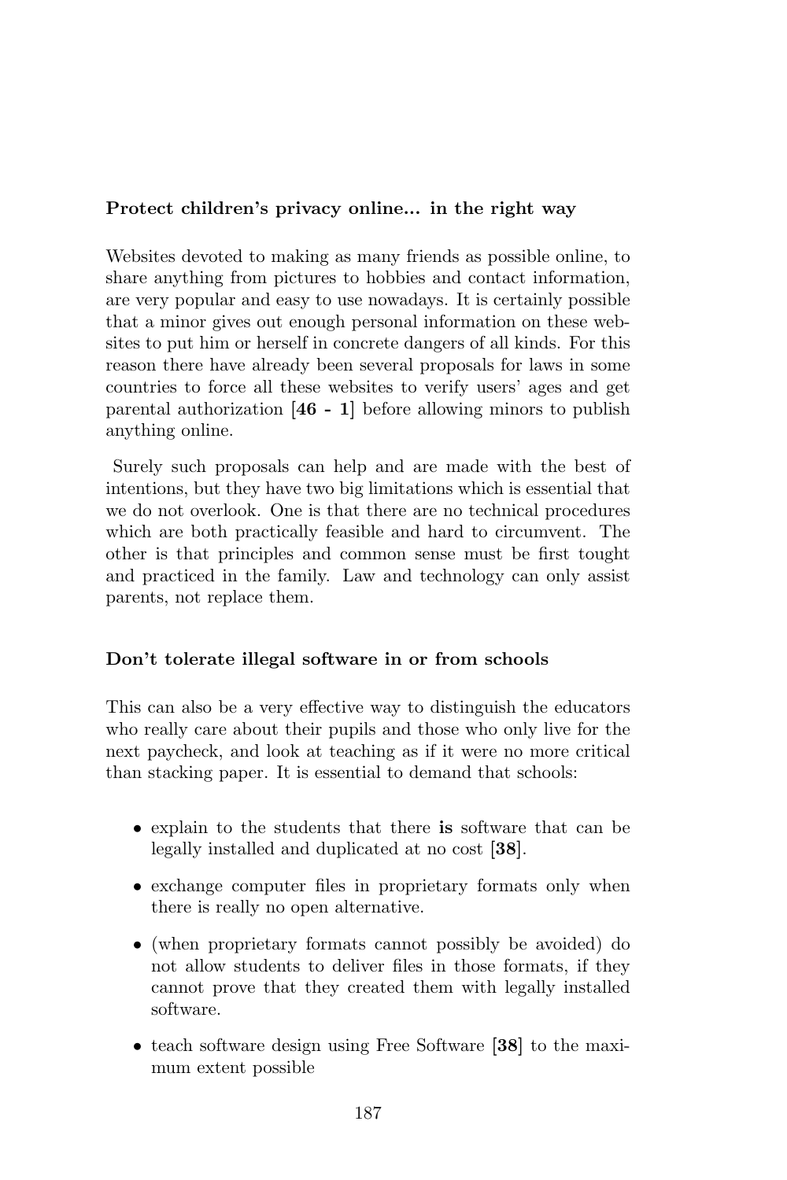**Protect children's privacy online... in the right way**

Websites devoted to making as many friends as possible online, to share anything from pictures to hobbies and contact information, are very popular and easy to use nowadays. It is certainly possible that a minor gives out enough personal information on these websites to put him or herself in concrete dangers of all kinds. For this reason there have already been several proposals for laws in some countries to force all these websites to verify users' ages and get parental authorization [**46 - 1**] before allowing minors to publish anything online.

Surely such proposals can help and are made with the best of intentions, but they have two big limitations which is essential that we do not overlook. One is that there are no technical procedures which are both practically feasible and hard to circumvent. The other is that principles and common sense must be first tought and practiced in the family. Law and technology can only assist parents, not replace them.

**Don't tolerate illegal software in or from schools**

This can also be a very effective way to distinguish the educators who really care about their pupils and those who only live for the next paycheck, and look at teaching as if it were no more critical than stacking paper. It is essential to demand that schools:

- explain to the students that there **is** software that can be legally installed and duplicated at no cost [**38**].
- exchange computer files in proprietary formats only when there is really no open alternative.
- (when proprietary formats cannot possibly be avoided) do not allow students to deliver files in those formats, if they cannot prove that they created them with legally installed software.
- teach software design using Free Software [**38**] to the maximum extent possible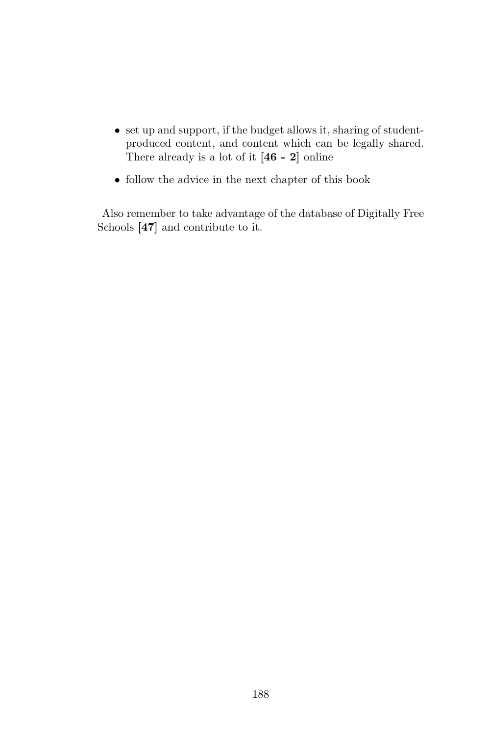- set up and support, if the budget allows it, sharing of student-produced content, and content which can be legally shared. There already is a lot of it [**46 - 2**] online
- follow the advice in the next chapter of this book

Also remember to take advantage of the database of Digitally Free Schools [**47**] and contribute to it.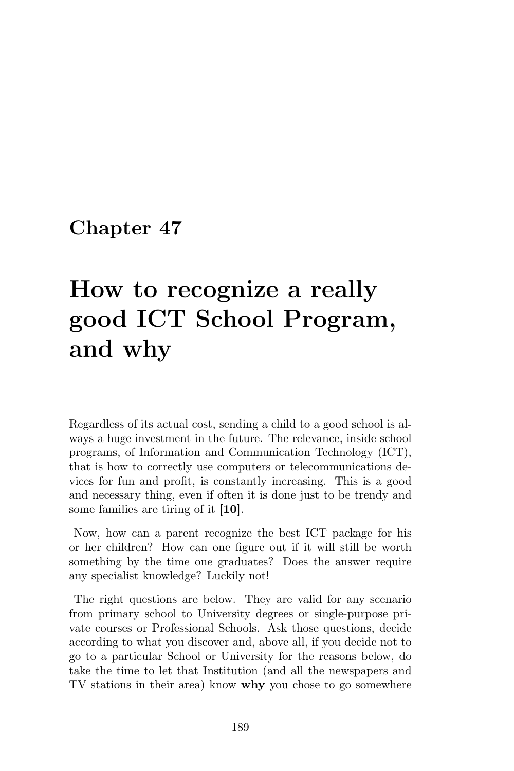# Chapter 47

# How to recognize a really good ICT School Program, and why

Regardless of its actual cost, sending a child to a good school is always a huge investment in the future. The relevance, inside school programs, of Information and Communication Technology (ICT), that is how to correctly use computers or telecommunications devices for fun and profit, is constantly increasing. This is a good and necessary thing, even if often it is done just to be trendy and some families are tiring of it [**10**].

Now, how can a parent recognize the best ICT package for his or her children? How can one figure out if it will still be worth something by the time one graduates? Does the answer require any specialist knowledge? Luckily not!

The right questions are below. They are valid for any scenario from primary school to University degrees or single-purpose private courses or Professional Schools. Ask those questions, decide according to what you discover and, above all, if you decide not to go to a particular School or University for the reasons below, do take the time to let that Institution (and all the newspapers and TV stations in their area) know **why** you chose to go somewhere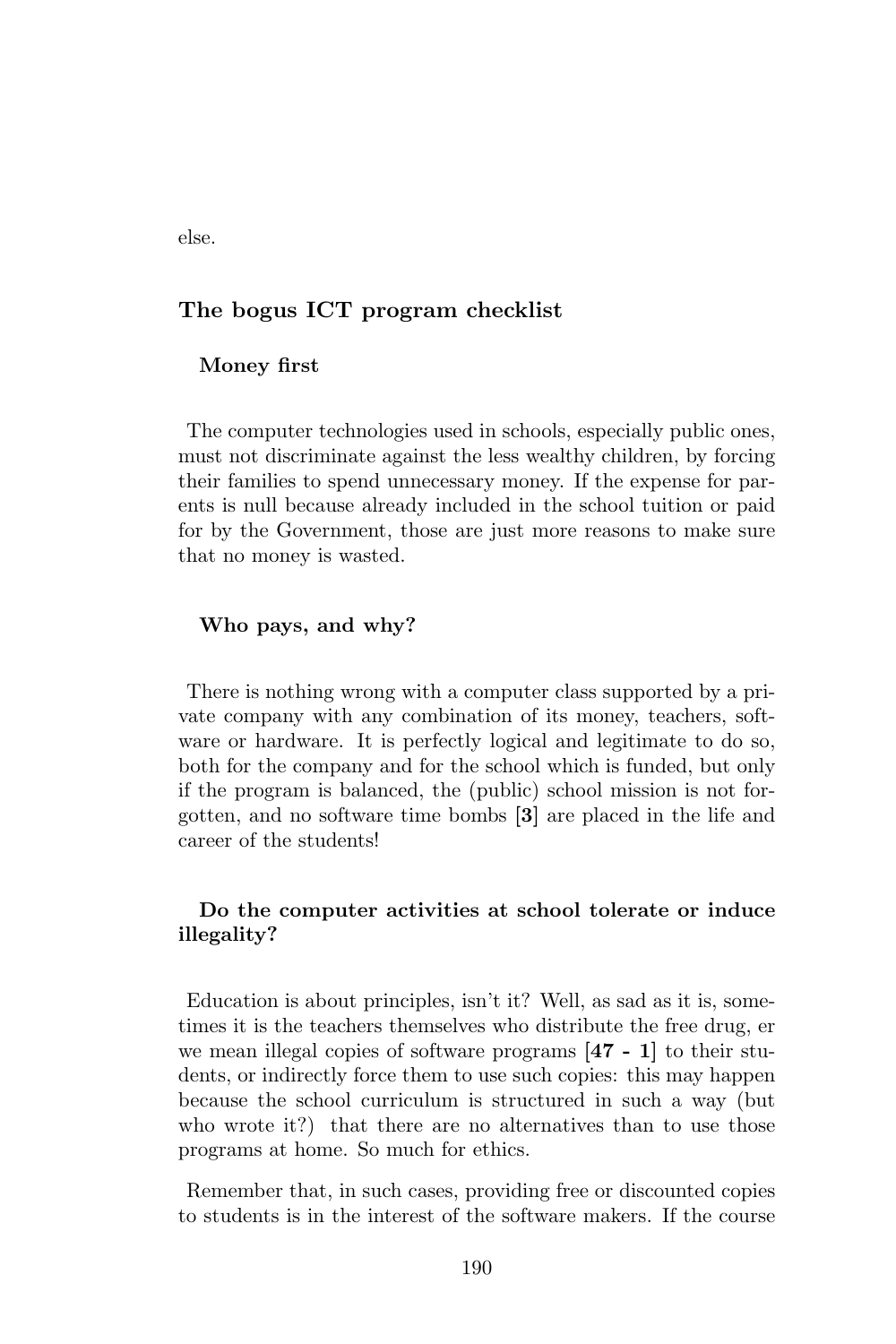else.

## The bogus ICT program checklist

### Money first

The computer technologies used in schools, especially public ones, must not discriminate against the less wealthy children, by forcing their families to spend unnecessary money. If the expense for parents is null because already included in the school tuition or paid for by the Government, those are just more reasons to make sure that no money is wasted.

### Who pays, and why?

There is nothing wrong with a computer class supported by a private company with any combination of its money, teachers, software or hardware. It is perfectly logical and legitimate to do so, both for the company and for the school which is funded, but only if the program is balanced, the (public) school mission is not forgotten, and no software time bombs **[3]** are placed in the life and career of the students!

### Do the computer activities at school tolerate or induce illegality?

Education is about principles, isn't it? Well, as sad as it is, sometimes it is the teachers themselves who distribute the free drug, er we mean illegal copies of software programs **[47 - 1]** to their students, or indirectly force them to use such copies: this may happen because the school curriculum is structured in such a way (but who wrote it?) that there are no alternatives than to use those programs at home. So much for ethics.

Remember that, in such cases, providing free or discounted copies to students is in the interest of the software makers. If the course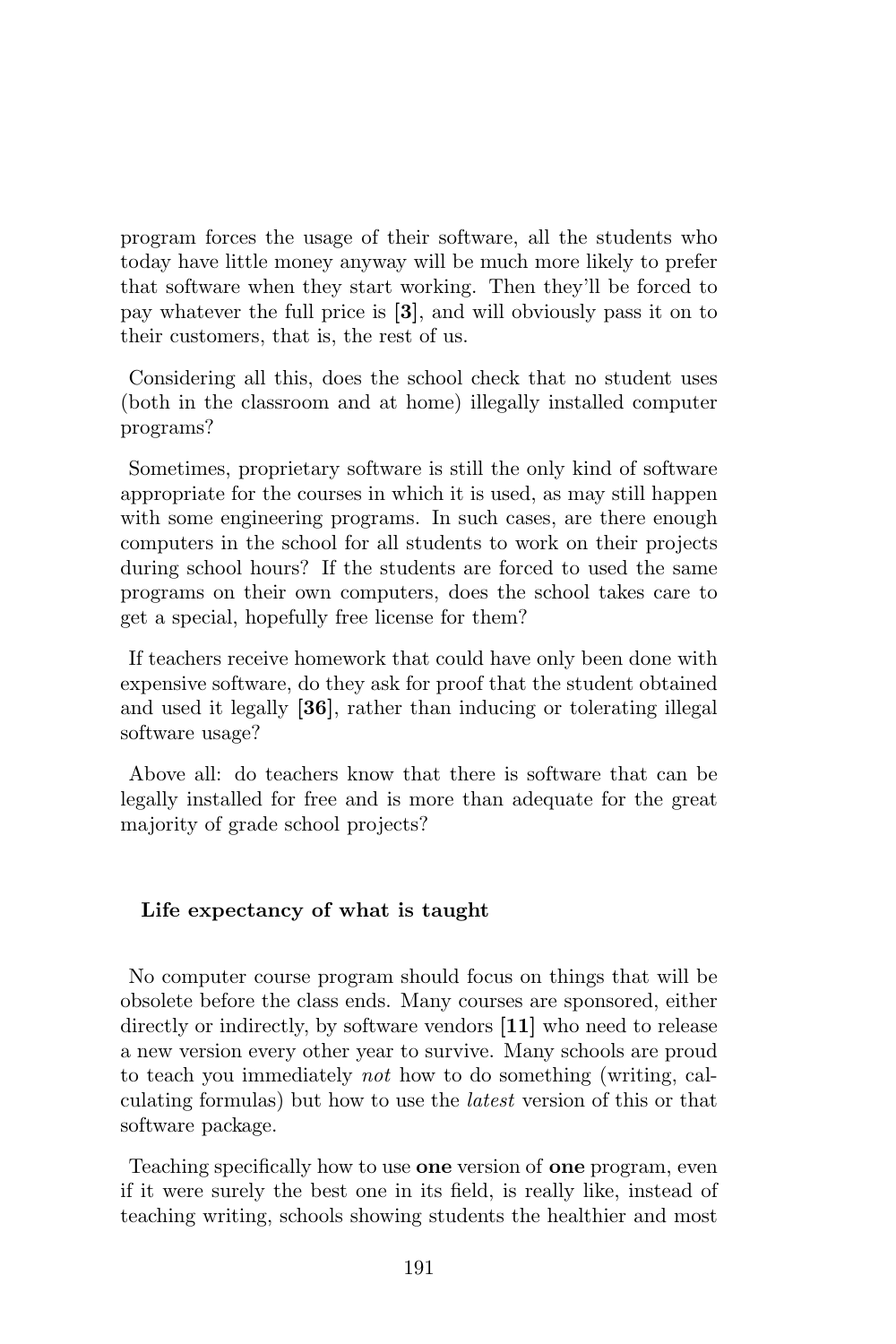program forces the usage of their software, all the students who today have little money anyway will be much more likely to prefer that software when they start working. Then they'll be forced to pay whatever the full price is **[3]**, and will obviously pass it on to their customers, that is, the rest of us.

Considering all this, does the school check that no student uses (both in the classroom and at home) illegally installed computer programs?

Sometimes, proprietary software is still the only kind of software appropriate for the courses in which it is used, as may still happen with some engineering programs. In such cases, are there enough computers in the school for all students to work on their projects during school hours? If the students are forced to used the same programs on their own computers, does the school takes care to get a special, hopefully free license for them?

If teachers receive homework that could have only been done with expensive software, do they ask for proof that the student obtained and used it legally **[36]**, rather than inducing or tolerating illegal software usage?

Above all: do teachers know that there is software that can be legally installed for free and is more than adequate for the great majority of grade school projects?

### Life expectancy of what is taught

No computer course program should focus on things that will be obsolete before the class ends. Many courses are sponsored, either directly or indirectly, by software vendors **[11]** who need to release a new version every other year to survive. Many schools are proud to teach you immediately *not* how to do something (writing, calculating formulas) but how to use the *latest* version of this or that software package.

Teaching specifically how to use **one** version of **one** program, even if it were surely the best one in its field, is really like, instead of teaching writing, schools showing students the healthier and most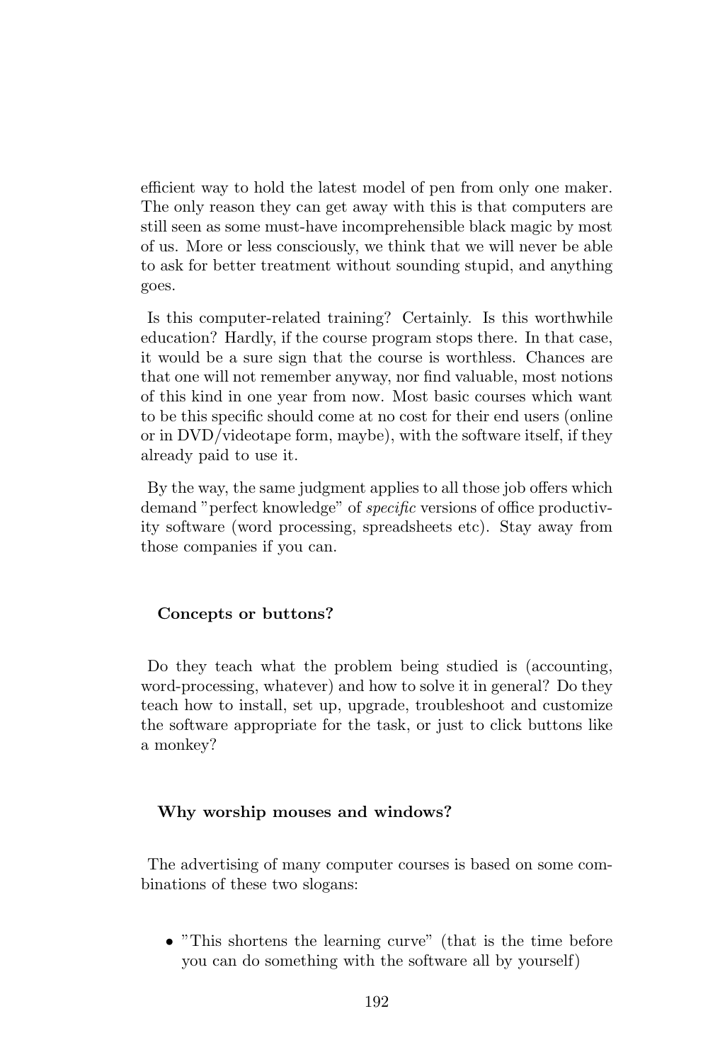efficient way to hold the latest model of pen from only one maker. The only reason they can get away with this is that computers are still seen as some must-have incomprehensible black magic by most of us. More or less consciously, we think that we will never be able to ask for better treatment without sounding stupid, and anything goes.

Is this computer-related training? Certainly. Is this worthwhile education? Hardly, if the course program stops there. In that case, it would be a sure sign that the course is worthless. Chances are that one will not remember anyway, nor find valuable, most notions of this kind in one year from now. Most basic courses which want to be this specific should come at no cost for their end users (online or in DVD/videotape form, maybe), with the software itself, if they already paid to use it.

By the way, the same judgment applies to all those job offers which demand "perfect knowledge" of *specific* versions of office productivity software (word processing, spreadsheets etc). Stay away from those companies if you can.

### Concepts or buttons?

Do they teach what the problem being studied is (accounting, word-processing, whatever) and how to solve it in general? Do they teach how to install, set up, upgrade, troubleshoot and customize the software appropriate for the task, or just to click buttons like a monkey?

### Why worship mouses and windows?

The advertising of many computer courses is based on some combinations of these two slogans:

- "This shortens the learning curve" (that is the time before you can do something with the software all by yourself)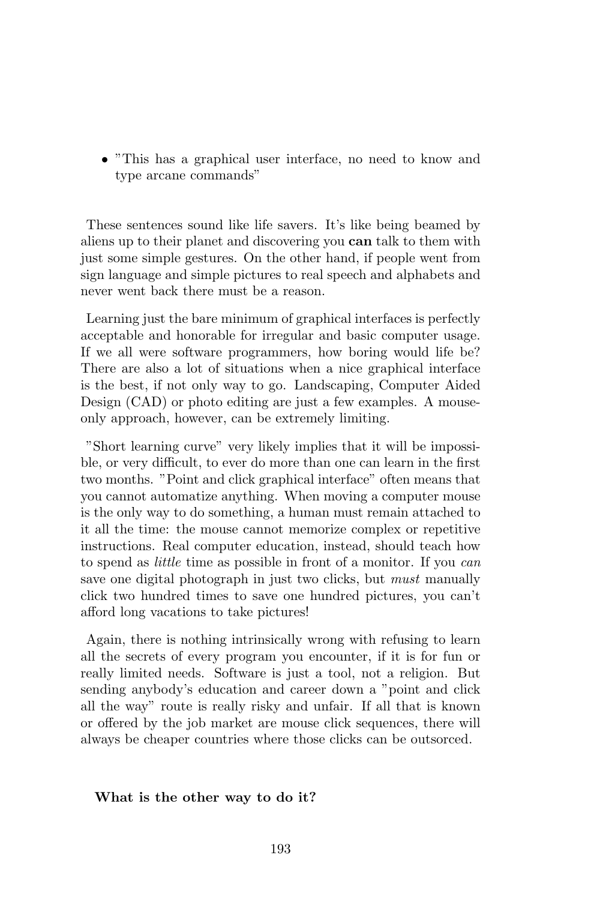- "This has a graphical user interface, no need to know and type arcane commands"

These sentences sound like life savers. It's like being beamed by aliens up to their planet and discovering you **can** talk to them with just some simple gestures. On the other hand, if people went from sign language and simple pictures to real speech and alphabets and never went back there must be a reason.

Learning just the bare minimum of graphical interfaces is perfectly acceptable and honorable for irregular and basic computer usage. If we all were software programmers, how boring would life be? There are also a lot of situations when a nice graphical interface is the best, if not only way to go. Landscaping, Computer Aided Design (CAD) or photo editing are just a few examples. A mouse-only approach, however, can be extremely limiting.

"Short learning curve" very likely implies that it will be impossible, or very difficult, to ever do more than one can learn in the first two months. "Point and click graphical interface" often means that you cannot automatize anything. When moving a computer mouse is the only way to do something, a human must remain attached to it all the time: the mouse cannot memorize complex or repetitive instructions. Real computer education, instead, should teach how to spend as *little* time as possible in front of a monitor. If you *can* save one digital photograph in just two clicks, but *must* manually click two hundred times to save one hundred pictures, you can't afford long vacations to take pictures!

Again, there is nothing intrinsically wrong with refusing to learn all the secrets of every program you encounter, if it is for fun or really limited needs. Software is just a tool, not a religion. But sending anybody's education and career down a "point and click all the way" route is really risky and unfair. If all that is known or offered by the job market are mouse click sequences, there will always be cheaper countries where those clicks can be outsorced.

**What is the other way to do it?**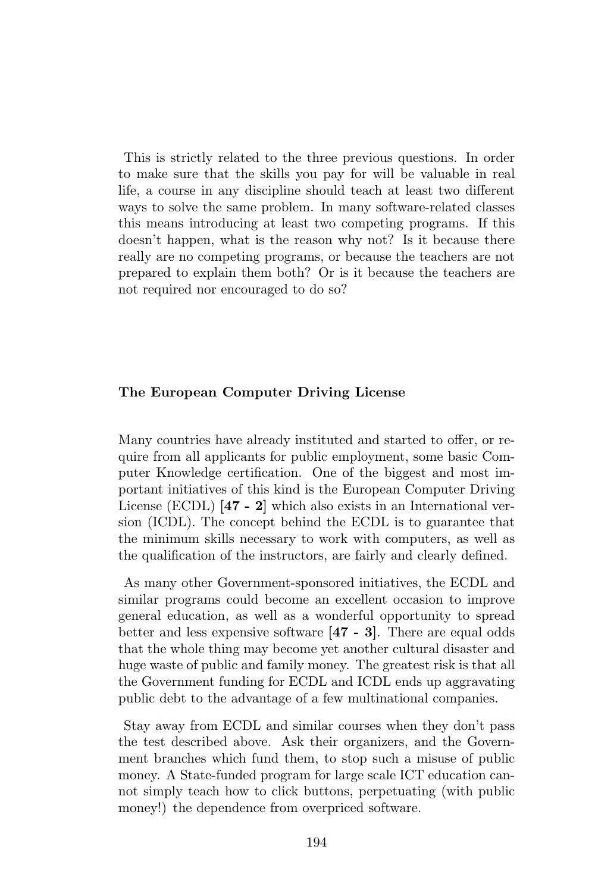This is strictly related to the three previous questions. In order to make sure that the skills you pay for will be valuable in real life, a course in any discipline should teach at least two different ways to solve the same problem. In many software-related classes this means introducing at least two competing programs. If this doesn't happen, what is the reason why not? Is it because there really are no competing programs, or because the teachers are not prepared to explain them both? Or is it because the teachers are not required nor encouraged to do so?

### The European Computer Driving License

Many countries have already instituted and started to offer, or require from all applicants for public employment, some basic Computer Knowledge certification. One of the biggest and most important initiatives of this kind is the European Computer Driving License (ECDL) [**47 - 2**] which also exists in an International version (ICDL). The concept behind the ECDL is to guarantee that the minimum skills necessary to work with computers, as well as the qualification of the instructors, are fairly and clearly defined.

As many other Government-sponsored initiatives, the ECDL and similar programs could become an excellent occasion to improve general education, as well as a wonderful opportunity to spread better and less expensive software [**47 - 3**]. There are equal odds that the whole thing may become yet another cultural disaster and huge waste of public and family money. The greatest risk is that all the Government funding for ECDL and ICDL ends up aggravating public debt to the advantage of a few multinational companies.

Stay away from ECDL and similar courses when they don't pass the test described above. Ask their organizers, and the Government branches which fund them, to stop such a misuse of public money. A State-funded program for large scale ICT education cannot simply teach how to click buttons, perpetuating (with public money!) the dependence from overpriced software.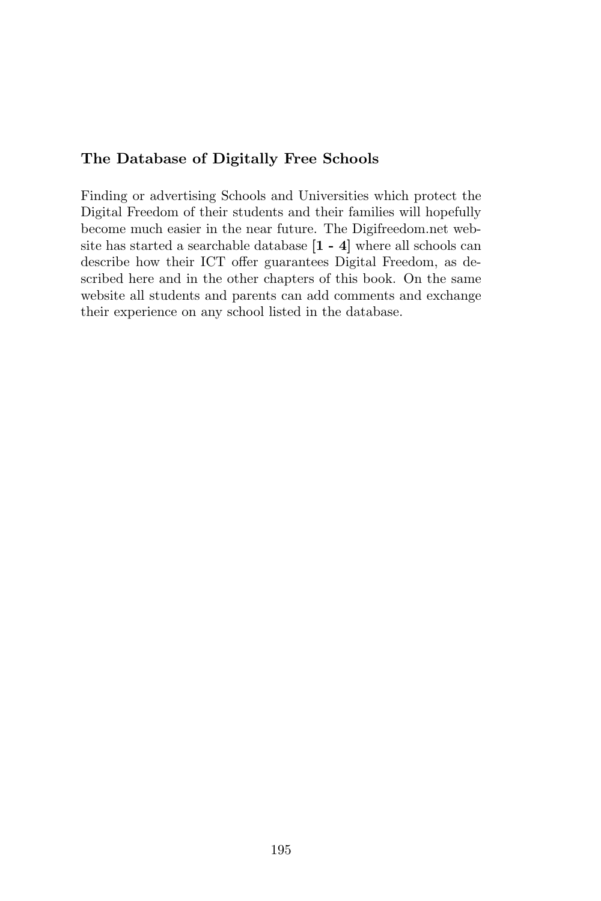### The Database of Digitally Free Schools

Finding or advertising Schools and Universities which protect the Digital Freedom of their students and their families will hopefully become much easier in the near future. The Digifreedom.net website has started a searchable database **[1 - 4]** where all schools can describe how their ICT offer guarantees Digital Freedom, as described here and in the other chapters of this book. On the same website all students and parents can add comments and exchange their experience on any school listed in the database.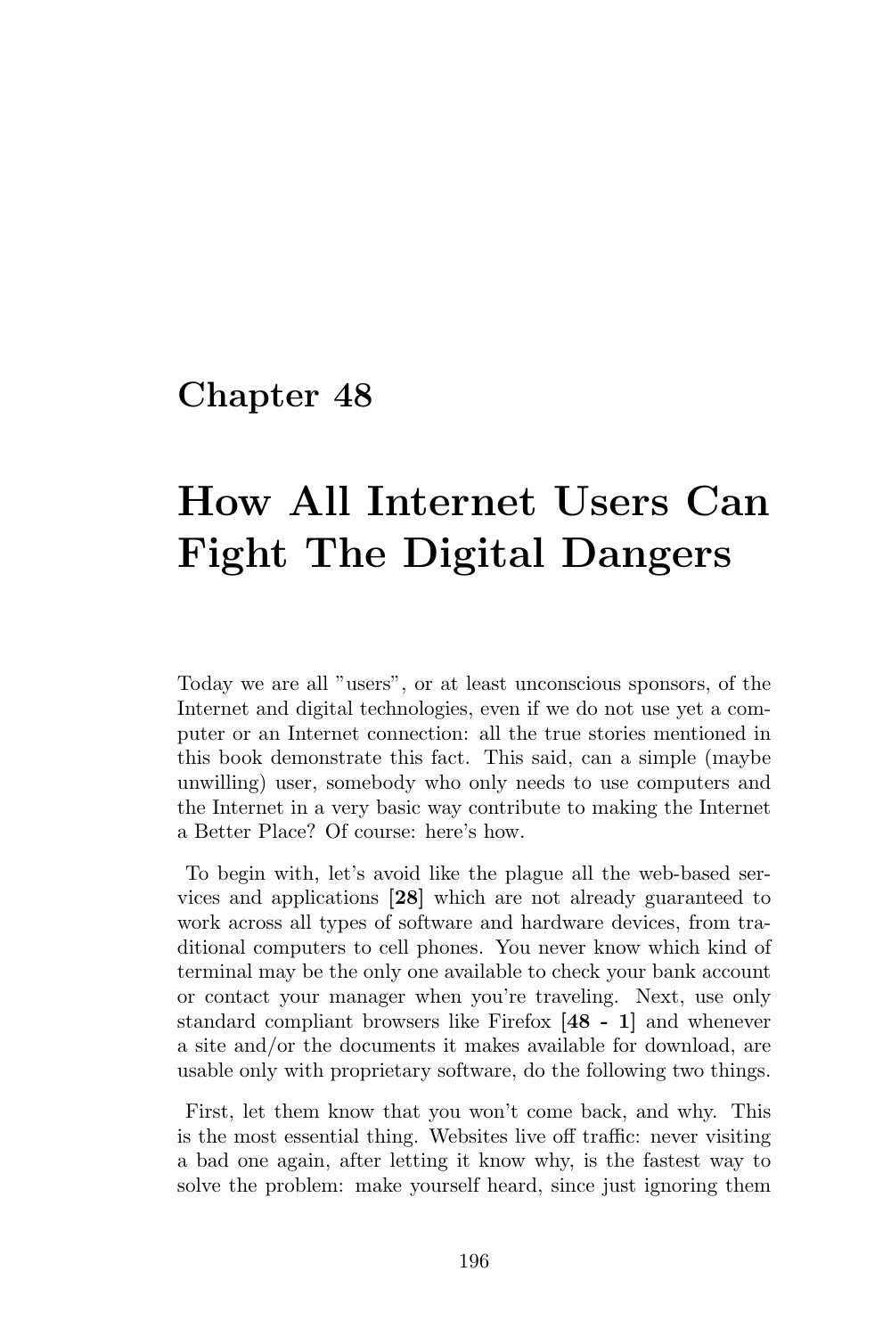# Chapter 48

# How All Internet Users Can Fight The Digital Dangers

Today we are all "users", or at least unconscious sponsors, of the Internet and digital technologies, even if we do not use yet a computer or an Internet connection: all the true stories mentioned in this book demonstrate this fact. This said, can a simple (maybe unwilling) user, somebody who only needs to use computers and the Internet in a very basic way contribute to making the Internet a Better Place? Of course: here's how.

To begin with, let's avoid like the plague all the web-based services and applications [**28**] which are not already guaranteed to work across all types of software and hardware devices, from traditional computers to cell phones. You never know which kind of terminal may be the only one available to check your bank account or contact your manager when you're traveling. Next, use only standard compliant browsers like Firefox [**48 - 1**] and whenever a site and/or the documents it makes available for download, are usable only with proprietary software, do the following two things.

First, let them know that you won't come back, and why. This is the most essential thing. Websites live off traffic: never visiting a bad one again, after letting it know why, is the fastest way to solve the problem: make yourself heard, since just ignoring them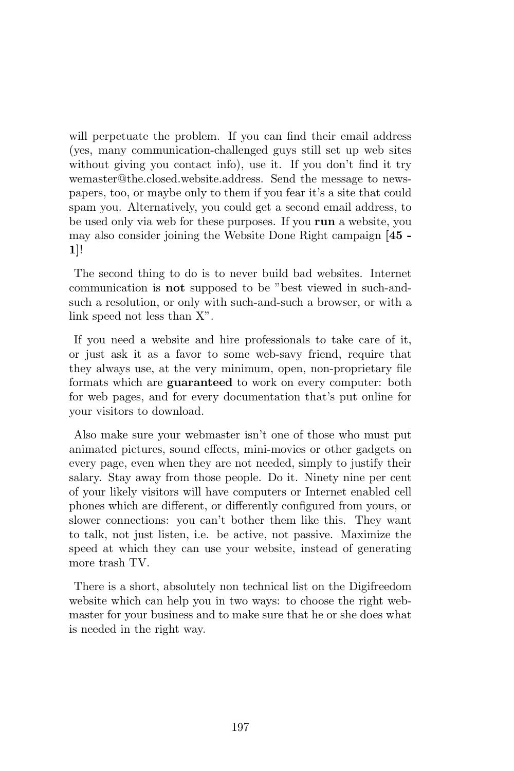will perpetuate the problem. If you can find their email address (yes, many communication-challenged guys still set up web sites without giving you contact info), use it. If you don't find it try wemaster@the.closed.website.address. Send the message to newspapers, too, or maybe only to them if you fear it's a site that could spam you. Alternatively, you could get a second email address, to be used only via web for these purposes. If you **run** a website, you may also consider joining the Website Done Right campaign [**45 - 1**]!

The second thing to do is to never build bad websites. Internet communication is **not** supposed to be "best viewed in such-and-such a resolution, or only with such-and-such a browser, or with a link speed not less than X".

If you need a website and hire professionals to take care of it, or just ask it as a favor to some web-savy friend, require that they always use, at the very minimum, open, non-proprietary file formats which are **guaranteed** to work on every computer: both for web pages, and for every documentation that's put online for your visitors to download.

Also make sure your webmaster isn't one of those who must put animated pictures, sound effects, mini-movies or other gadgets on every page, even when they are not needed, simply to justify their salary. Stay away from those people. Do it. Ninety nine per cent of your likely visitors will have computers or Internet enabled cell phones which are different, or differently configured from yours, or slower connections: you can't bother them like this. They want to talk, not just listen, i.e. be active, not passive. Maximize the speed at which they can use your website, instead of generating more trash TV.

There is a short, absolutely non technical list on the Digifreedom website which can help you in two ways: to choose the right webmaster for your business and to make sure that he or she does what is needed in the right way.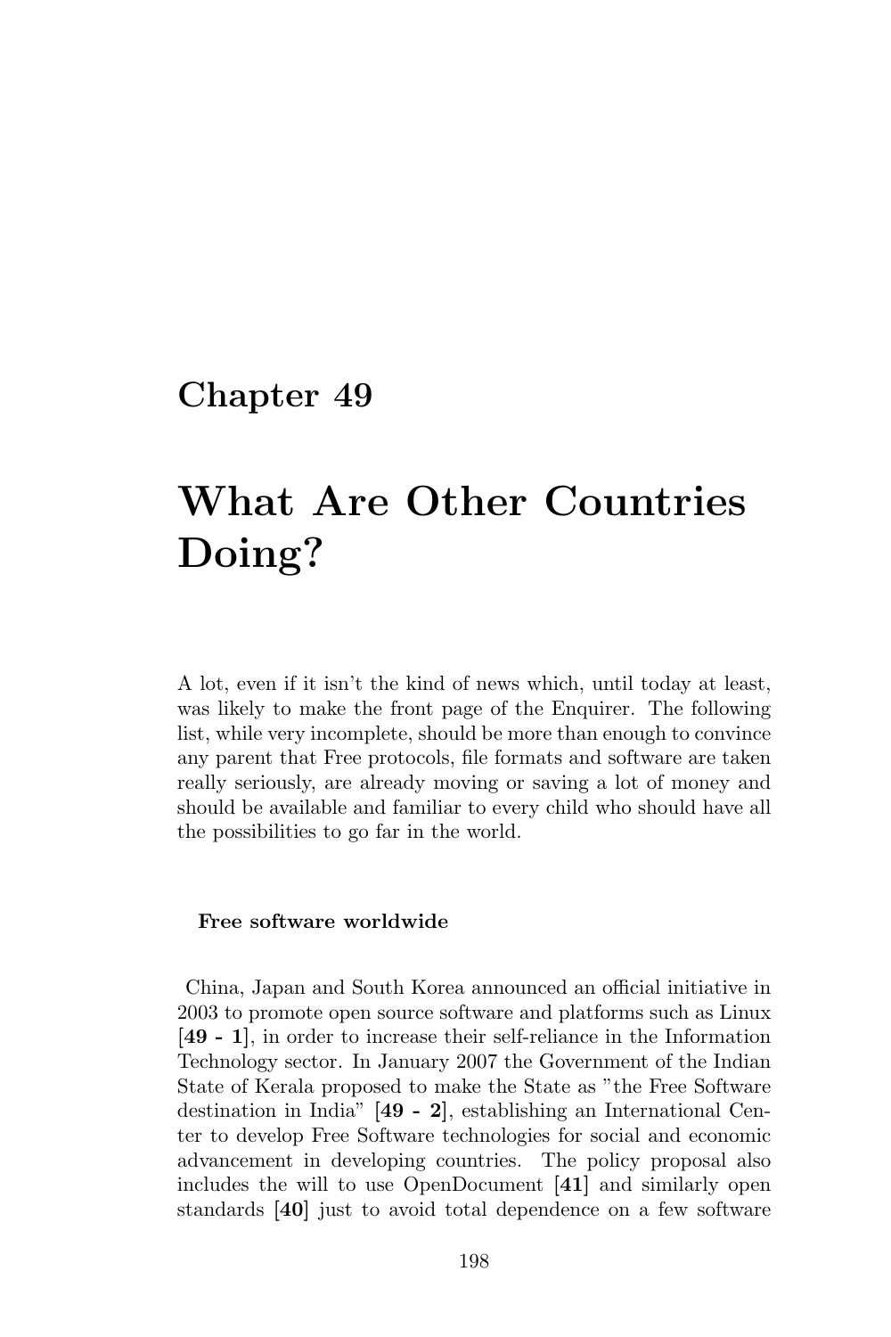# Chapter 49

# What Are Other Countries Doing?

A lot, even if it isn't the kind of news which, until today at least, was likely to make the front page of the Enquirer. The following list, while very incomplete, should be more than enough to convince any parent that Free protocols, file formats and software are taken really seriously, are already moving or saving a lot of money and should be available and familiar to every child who should have all the possibilities to go far in the world.

### Free software worldwide

China, Japan and South Korea announced an official initiative in 2003 to promote open source software and platforms such as Linux [**49 - 1**], in order to increase their self-reliance in the Information Technology sector. In January 2007 the Government of the Indian State of Kerala proposed to make the State as "the Free Software destination in India" [**49 - 2**], establishing an International Center to develop Free Software technologies for social and economic advancement in developing countries. The policy proposal also includes the will to use OpenDocument [**41**] and similarly open standards [**40**] just to avoid total dependence on a few software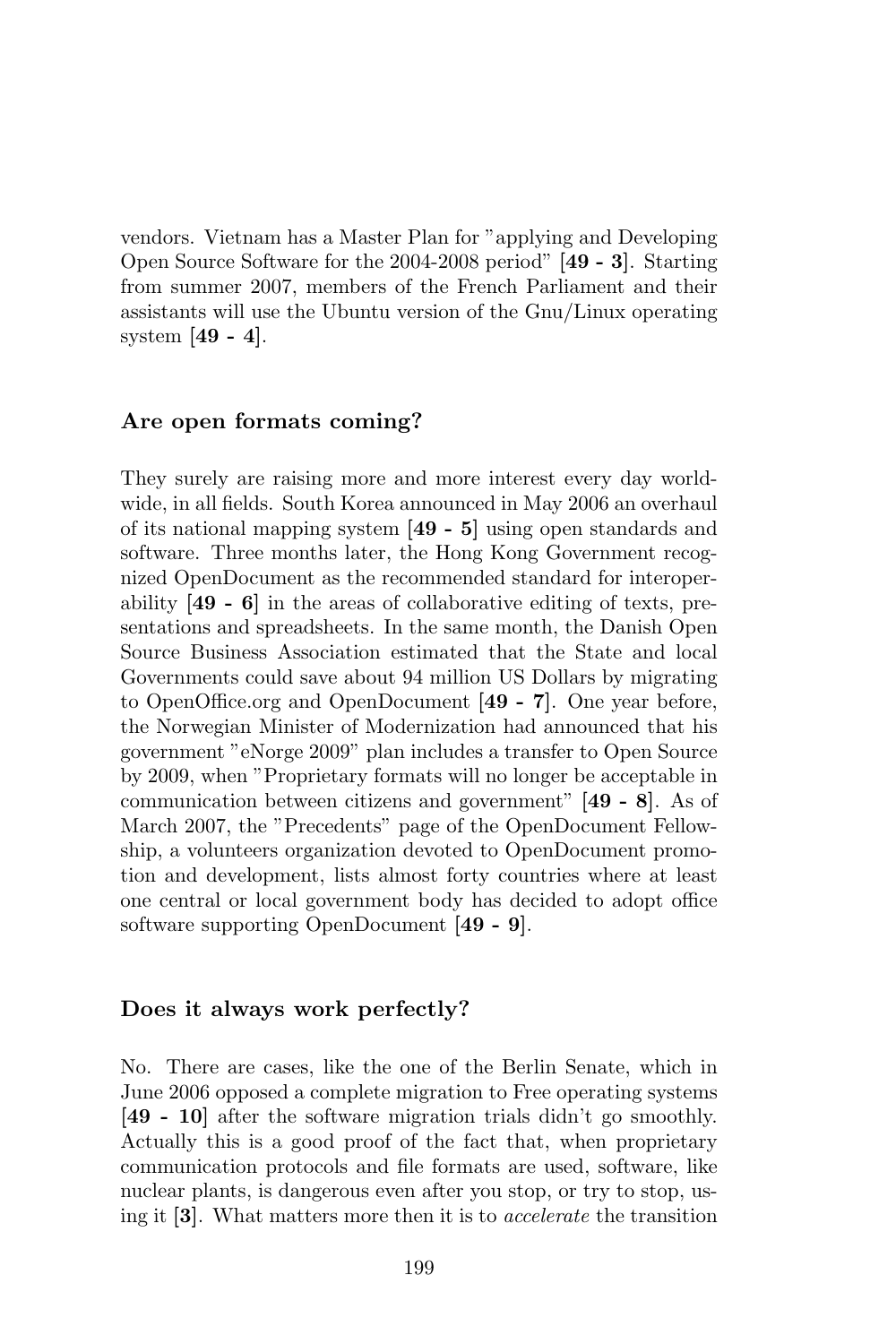vendors. Vietnam has a Master Plan for "applying and Developing Open Source Software for the 2004-2008 period" [**49 - 3**]. Starting from summer 2007, members of the French Parliament and their assistants will use the Ubuntu version of the Gnu/Linux operating system [**49 - 4**].

### Are open formats coming?

They surely are raising more and more interest every day worldwide, in all fields. South Korea announced in May 2006 an overhaul of its national mapping system [**49 - 5**] using open standards and software. Three months later, the Hong Kong Government recognized OpenDocument as the recommended standard for interoperability [**49 - 6**] in the areas of collaborative editing of texts, presentations and spreadsheets. In the same month, the Danish Open Source Business Association estimated that the State and local Governments could save about 94 million US Dollars by migrating to OpenOffice.org and OpenDocument [**49 - 7**]. One year before, the Norwegian Minister of Modernization had announced that his government "eNorge 2009" plan includes a transfer to Open Source by 2009, when "Proprietary formats will no longer be acceptable in communication between citizens and government" [**49 - 8**]. As of March 2007, the "Precedents" page of the OpenDocument Fellowship, a volunteers organization devoted to OpenDocument promotion and development, lists almost forty countries where at least one central or local government body has decided to adopt office software supporting OpenDocument [**49 - 9**].

### Does it always work perfectly?

No. There are cases, like the one of the Berlin Senate, which in June 2006 opposed a complete migration to Free operating systems [**49 - 10**] after the software migration trials didn't go smoothly. Actually this is a good proof of the fact that, when proprietary communication protocols and file formats are used, software, like nuclear plants, is dangerous even after you stop, or try to stop, using it [**3**]. What matters more then it is to *accelerate* the transition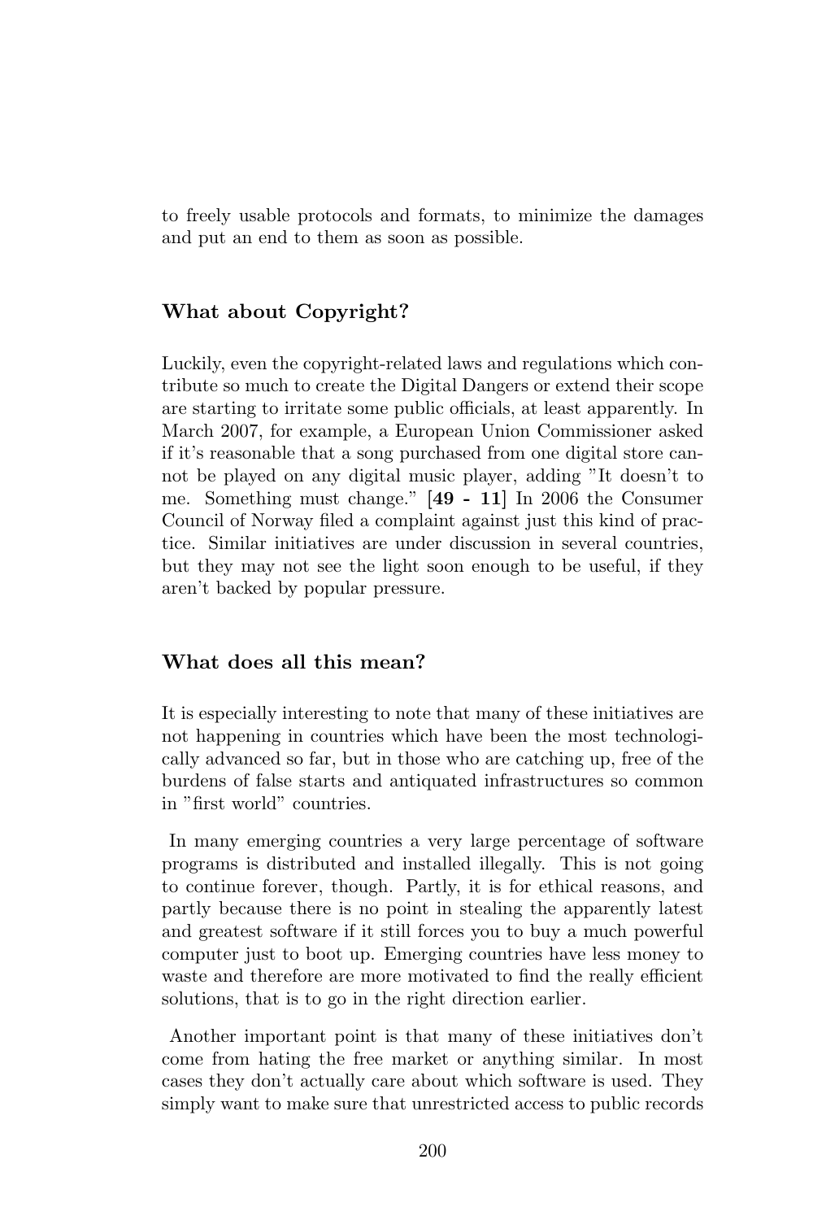to freely usable protocols and formats, to minimize the damages and put an end to them as soon as possible.

## What about Copyright?

Luckily, even the copyright-related laws and regulations which contribute so much to create the Digital Dangers or extend their scope are starting to irritate some public officials, at least apparently. In March 2007, for example, a European Union Commissioner asked if it's reasonable that a song purchased from one digital store cannot be played on any digital music player, adding "It doesn't to me. Something must change." **[49 - 11]** In 2006 the Consumer Council of Norway filed a complaint against just this kind of practice. Similar initiatives are under discussion in several countries, but they may not see the light soon enough to be useful, if they aren't backed by popular pressure.

## What does all this mean?

It is especially interesting to note that many of these initiatives are not happening in countries which have been the most technologically advanced so far, but in those who are catching up, free of the burdens of false starts and antiquated infrastructures so common in "first world" countries.

In many emerging countries a very large percentage of software programs is distributed and installed illegally. This is not going to continue forever, though. Partly, it is for ethical reasons, and partly because there is no point in stealing the apparently latest and greatest software if it still forces you to buy a much powerful computer just to boot up. Emerging countries have less money to waste and therefore are more motivated to find the really efficient solutions, that is to go in the right direction earlier.

Another important point is that many of these initiatives don't come from hating the free market or anything similar. In most cases they don't actually care about which software is used. They simply want to make sure that unrestricted access to public records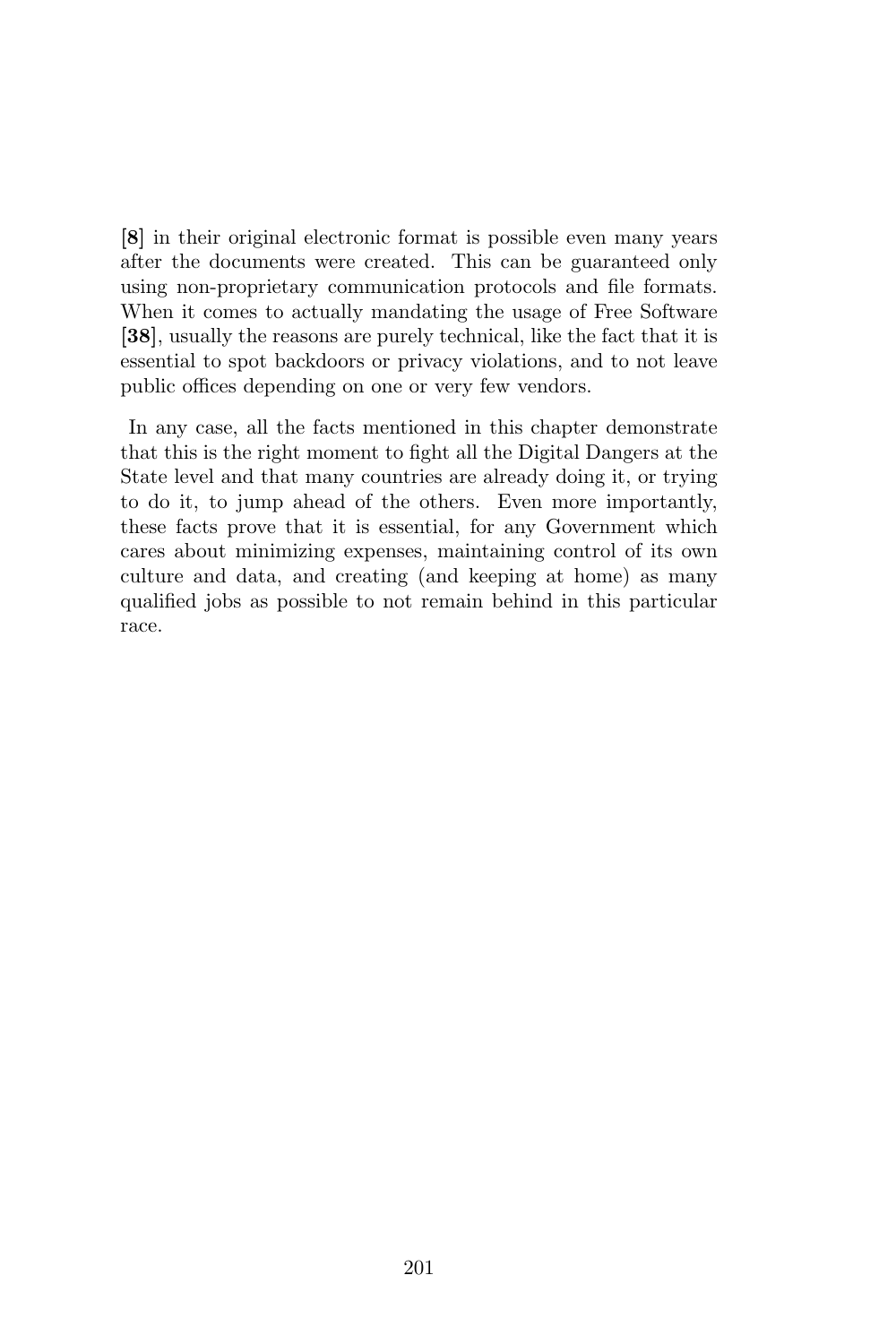**[8]** in their original electronic format is possible even many years after the documents were created. This can be guaranteed only using non-proprietary communication protocols and file formats. When it comes to actually mandating the usage of Free Software **[38]**, usually the reasons are purely technical, like the fact that it is essential to spot backdoors or privacy violations, and to not leave public offices depending on one or very few vendors.

In any case, all the facts mentioned in this chapter demonstrate that this is the right moment to fight all the Digital Dangers at the State level and that many countries are already doing it, or trying to do it, to jump ahead of the others. Even more importantly, these facts prove that it is essential, for any Government which cares about minimizing expenses, maintaining control of its own culture and data, and creating (and keeping at home) as many qualified jobs as possible to not remain behind in this particular race.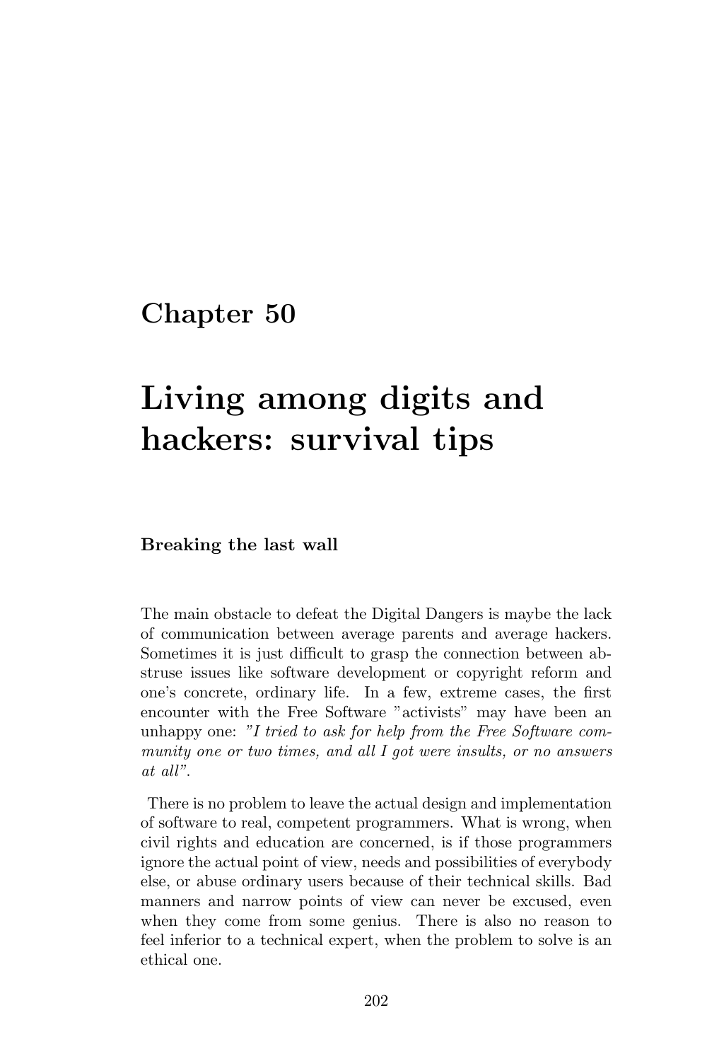# Chapter 50

# Living among digits and hackers: survival tips

### Breaking the last wall

The main obstacle to defeat the Digital Dangers is maybe the lack of communication between average parents and average hackers. Sometimes it is just difficult to grasp the connection between abstruse issues like software development or copyright reform and one's concrete, ordinary life. In a few, extreme cases, the first encounter with the Free Software "activists" may have been an unhappy one: *"I tried to ask for help from the Free Software community one or two times, and all I got were insults, or no answers at all"*.

There is no problem to leave the actual design and implementation of software to real, competent programmers. What is wrong, when civil rights and education are concerned, is if those programmers ignore the actual point of view, needs and possibilities of everybody else, or abuse ordinary users because of their technical skills. Bad manners and narrow points of view can never be excused, even when they come from some genius. There is also no reason to feel inferior to a technical expert, when the problem to solve is an ethical one.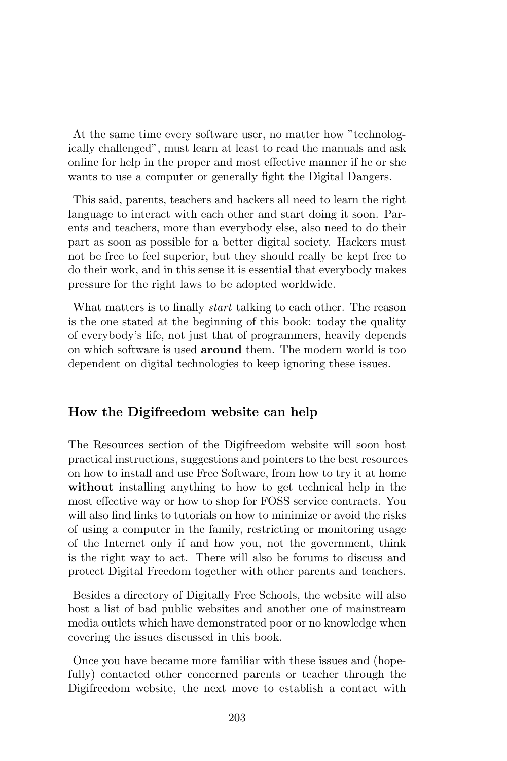At the same time every software user, no matter how "technologically challenged", must learn at least to read the manuals and ask online for help in the proper and most effective manner if he or she wants to use a computer or generally fight the Digital Dangers.

This said, parents, teachers and hackers all need to learn the right language to interact with each other and start doing it soon. Parents and teachers, more than everybody else, also need to do their part as soon as possible for a better digital society. Hackers must not be free to feel superior, but they should really be kept free to do their work, and in this sense it is essential that everybody makes pressure for the right laws to be adopted worldwide.

What matters is to finally *start* talking to each other. The reason is the one stated at the beginning of this book: today the quality of everybody's life, not just that of programmers, heavily depends on which software is used **around** them. The modern world is too dependent on digital technologies to keep ignoring these issues.

### How the Digifreedom website can help

The Resources section of the Digifreedom website will soon host practical instructions, suggestions and pointers to the best resources on how to install and use Free Software, from how to try it at home **without** installing anything to how to get technical help in the most effective way or how to shop for FOSS service contracts. You will also find links to tutorials on how to minimize or avoid the risks of using a computer in the family, restricting or monitoring usage of the Internet only if and how you, not the government, think is the right way to act. There will also be forums to discuss and protect Digital Freedom together with other parents and teachers.

Besides a directory of Digitally Free Schools, the website will also host a list of bad public websites and another one of mainstream media outlets which have demonstrated poor or no knowledge when covering the issues discussed in this book.

Once you have became more familiar with these issues and (hopefully) contacted other concerned parents or teacher through the Digifreedom website, the next move to establish a contact with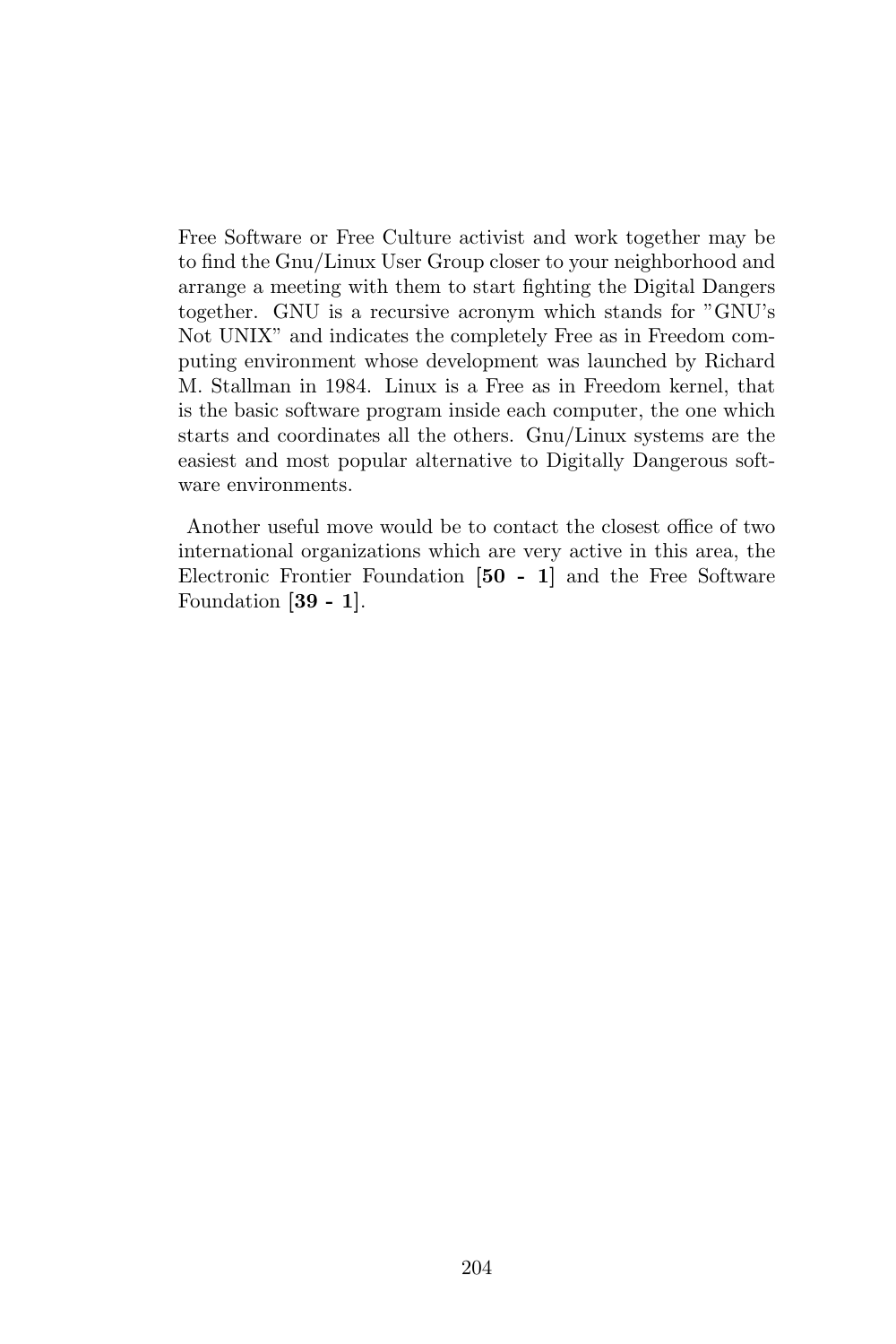Free Software or Free Culture activist and work together may be to find the Gnu/Linux User Group closer to your neighborhood and arrange a meeting with them to start fighting the Digital Dangers together. GNU is a recursive acronym which stands for "GNU's Not UNIX" and indicates the completely Free as in Freedom computing environment whose development was launched by Richard M. Stallman in 1984. Linux is a Free as in Freedom kernel, that is the basic software program inside each computer, the one which starts and coordinates all the others. Gnu/Linux systems are the easiest and most popular alternative to Digitally Dangerous software environments.

Another useful move would be to contact the closest office of two international organizations which are very active in this area, the Electronic Frontier Foundation [**50 - 1**] and the Free Software Foundation [**39 - 1**].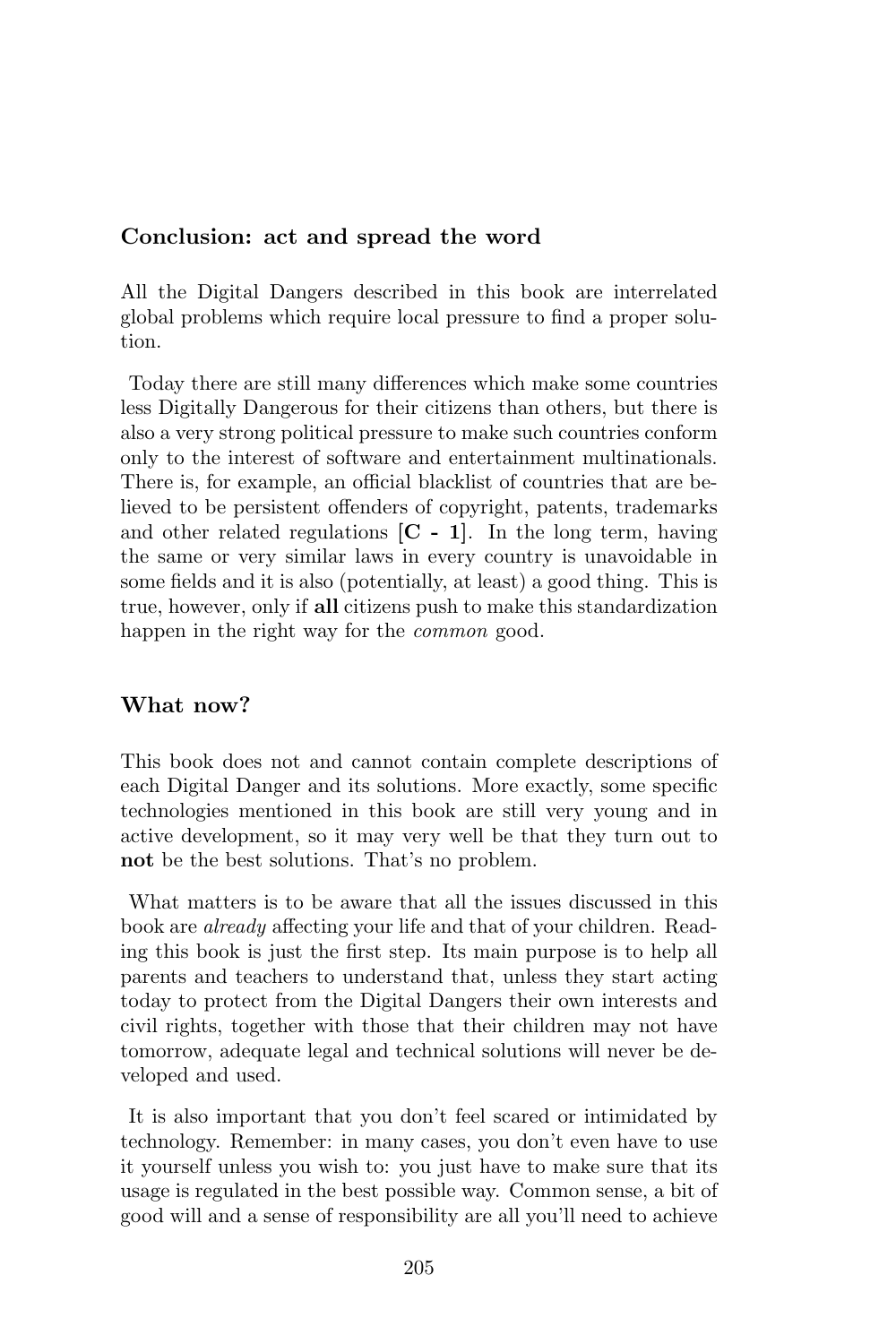## Conclusion: act and spread the word

All the Digital Dangers described in this book are interrelated global problems which require local pressure to find a proper solution.

Today there are still many differences which make some countries less Digitally Dangerous for their citizens than others, but there is also a very strong political pressure to make such countries conform only to the interest of software and entertainment multinationals. There is, for example, an official blacklist of countries that are believed to be persistent offenders of copyright, patents, trademarks and other related regulations [**C - 1**]. In the long term, having the same or very similar laws in every country is unavoidable in some fields and it is also (potentially, at least) a good thing. This is true, however, only if **all** citizens push to make this standardization happen in the right way for the *common* good.

## What now?

This book does not and cannot contain complete descriptions of each Digital Danger and its solutions. More exactly, some specific technologies mentioned in this book are still very young and in active development, so it may very well be that they turn out to **not** be the best solutions. That's no problem.

What matters is to be aware that all the issues discussed in this book are *already* affecting your life and that of your children. Reading this book is just the first step. Its main purpose is to help all parents and teachers to understand that, unless they start acting today to protect from the Digital Dangers their own interests and civil rights, together with those that their children may not have tomorrow, adequate legal and technical solutions will never be developed and used.

It is also important that you don't feel scared or intimidated by technology. Remember: in many cases, you don't even have to use it yourself unless you wish to: you just have to make sure that its usage is regulated in the best possible way. Common sense, a bit of good will and a sense of responsibility are all you'll need to achieve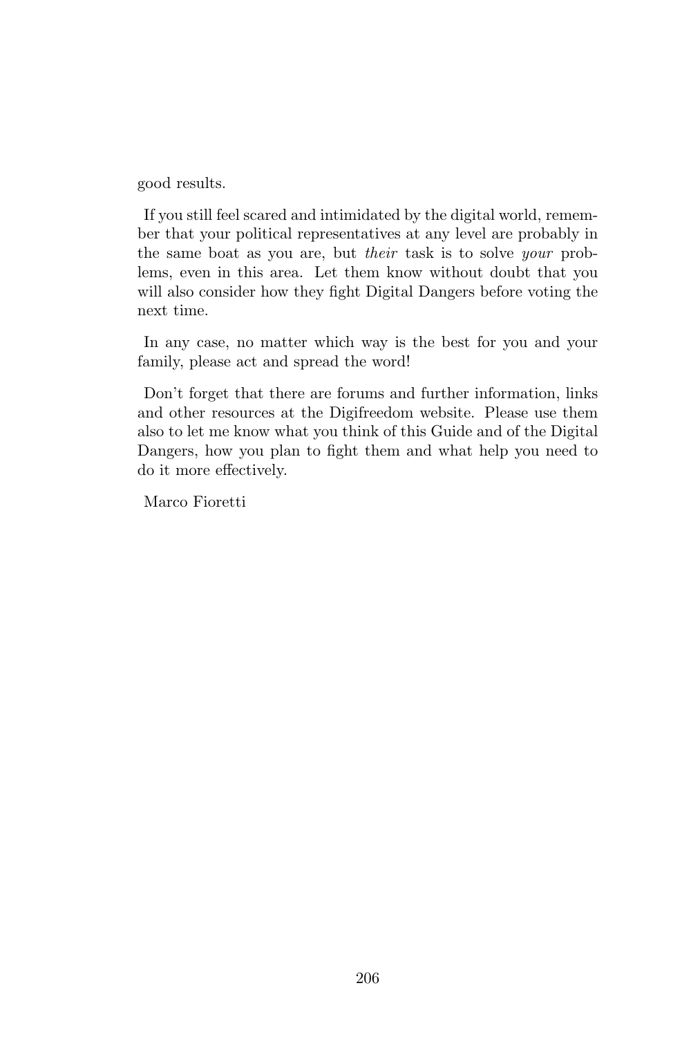good results.

If you still feel scared and intimidated by the digital world, remember that your political representatives at any level are probably in the same boat as you are, but *their* task is to solve *your* problems, even in this area. Let them know without doubt that you will also consider how they fight Digital Dangers before voting the next time.

In any case, no matter which way is the best for you and your family, please act and spread the word!

Don't forget that there are forums and further information, links and other resources at the Digifreedom website. Please use them also to let me know what you think of this Guide and of the Digital Dangers, how you plan to fight them and what help you need to do it more effectively.

Marco Fioretti